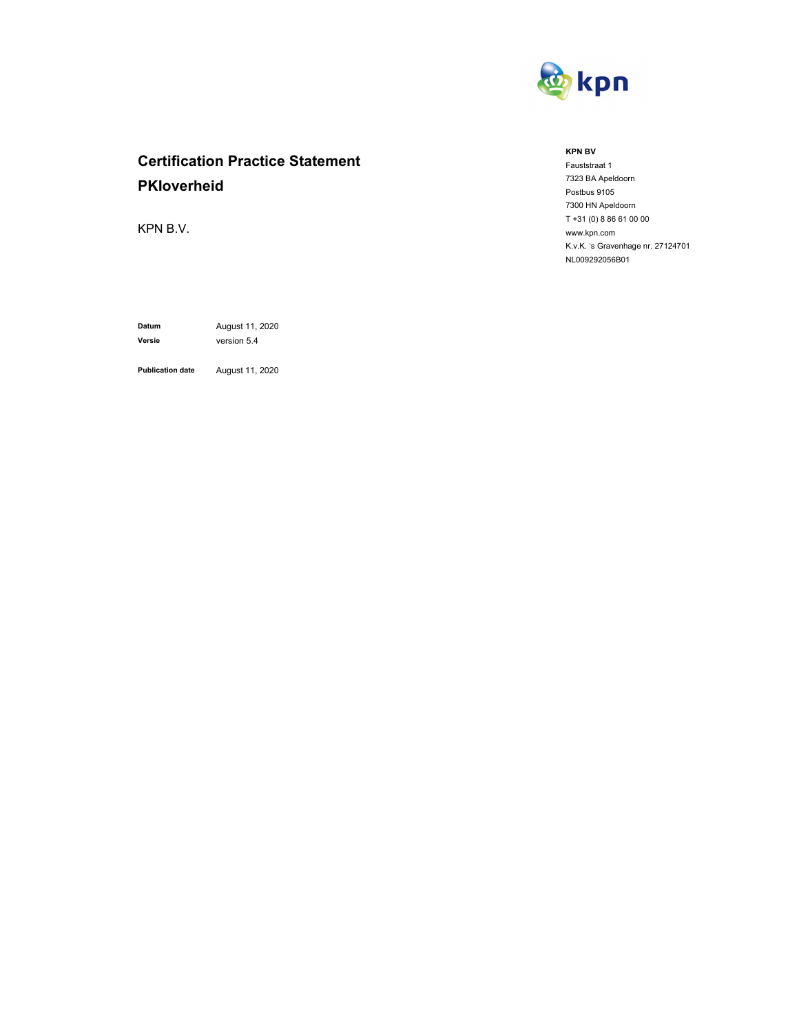# Certification Practice Statement PKIoverheid

KPN B.V.

**KPN BV**
Fauststraat 1
7323 BA Apeldoorn
Postbus 9105
7300 HN Apeldoorn
T +31 (0) 8 86 61 00 00
www.kpn.com
K.v.K. 's Gravenhage nr. 27124701
NL009292056B01

**Datum** August 11, 2020
**Versie** version 5.4

**Publication date** August 11, 2020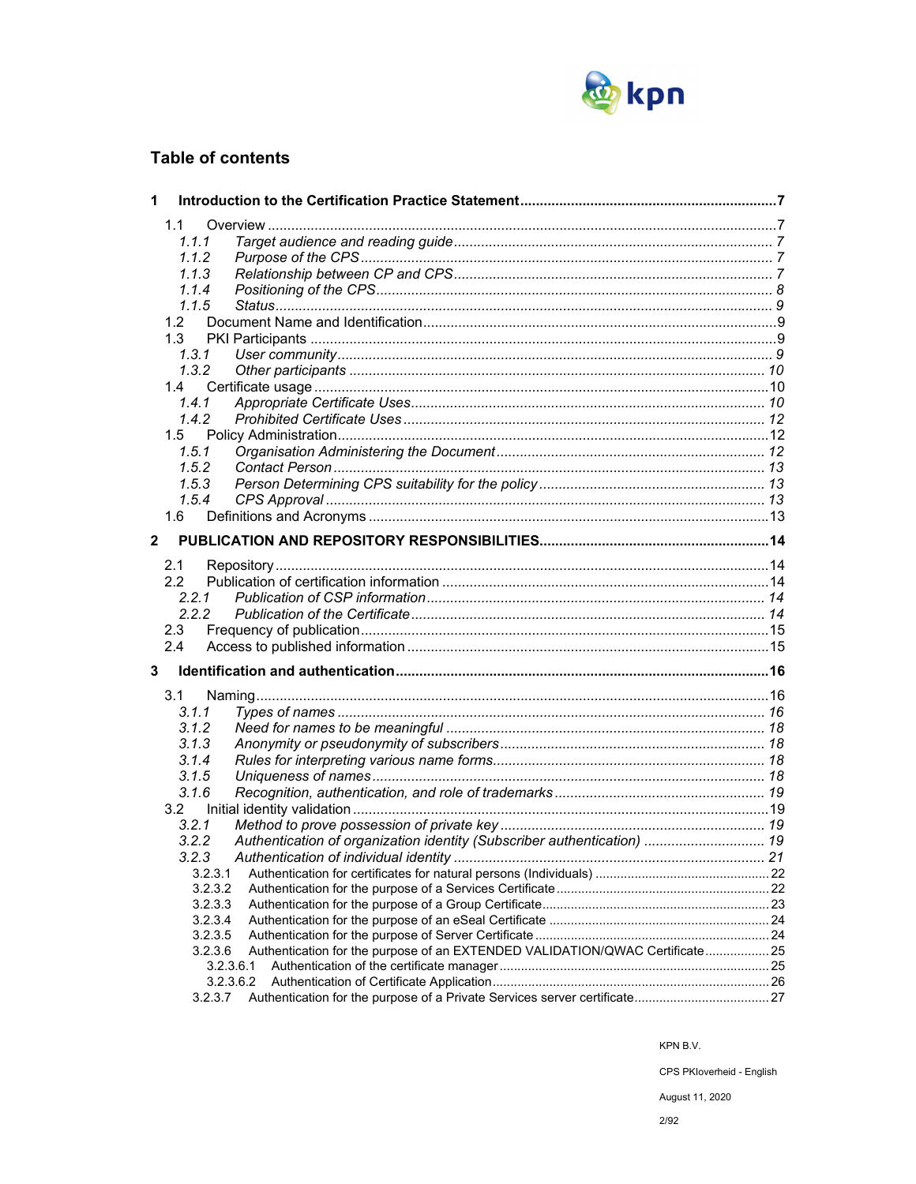## Table of contents

**1 Introduction to the Certification Practice Statement ....... 7**

- 1.1 Overview ....... 7
  - *1.1.1 Target audience and reading guide ....... 7*
  - *1.1.2 Purpose of the CPS ....... 7*
  - *1.1.3 Relationship between CP and CPS ....... 7*
  - *1.1.4 Positioning of the CPS ....... 8*
  - *1.1.5 Status ....... 9*
- 1.2 Document Name and Identification ....... 9
- 1.3 PKI Participants ....... 9
  - *1.3.1 User community ....... 9*
  - *1.3.2 Other participants ....... 10*
- 1.4 Certificate usage ....... 10
  - *1.4.1 Appropriate Certificate Uses ....... 10*
  - *1.4.2 Prohibited Certificate Uses ....... 12*
- 1.5 Policy Administration ....... 12
  - *1.5.1 Organisation Administering the Document ....... 12*
  - *1.5.2 Contact Person ....... 13*
  - *1.5.3 Person Determining CPS suitability for the policy ....... 13*
  - *1.5.4 CPS Approval ....... 13*
- 1.6 Definitions and Acronyms ....... 13

**2 PUBLICATION AND REPOSITORY RESPONSIBILITIES ....... 14**

- 2.1 Repository ....... 14
- 2.2 Publication of certification information ....... 14
  - *2.2.1 Publication of CSP information ....... 14*
  - *2.2.2 Publication of the Certificate ....... 14*
- 2.3 Frequency of publication ....... 15
- 2.4 Access to published information ....... 15

**3 Identification and authentication ....... 16**

- 3.1 Naming ....... 16
  - *3.1.1 Types of names ....... 16*
  - *3.1.2 Need for names to be meaningful ....... 18*
  - *3.1.3 Anonymity or pseudonymity of subscribers ....... 18*
  - *3.1.4 Rules for interpreting various name forms ....... 18*
  - *3.1.5 Uniqueness of names ....... 18*
  - *3.1.6 Recognition, authentication, and role of trademarks ....... 19*
- 3.2 Initial identity validation ....... 19
  - *3.2.1 Method to prove possession of private key ....... 19*
  - *3.2.2 Authentication of organization identity (Subscriber authentication) ....... 19*
  - *3.2.3 Authentication of individual identity ....... 21*
    - 3.2.3.1 Authentication for certificates for natural persons (Individuals) ....... 22
    - 3.2.3.2 Authentication for the purpose of a Services Certificate ....... 22
    - 3.2.3.3 Authentication for the purpose of a Group Certificate ....... 23
    - 3.2.3.4 Authentication for the purpose of an eSeal Certificate ....... 24
    - 3.2.3.5 Authentication for the purpose of Server Certificate ....... 24
    - 3.2.3.6 Authentication for the purpose of an EXTENDED VALIDATION/QWAC Certificate ....... 25
      - 3.2.3.6.1 Authentication of the certificate manager ....... 25
      - 3.2.3.6.2 Authentication of Certificate Application ....... 26
    - 3.2.3.7 Authentication for the purpose of a Private Services server certificate ....... 27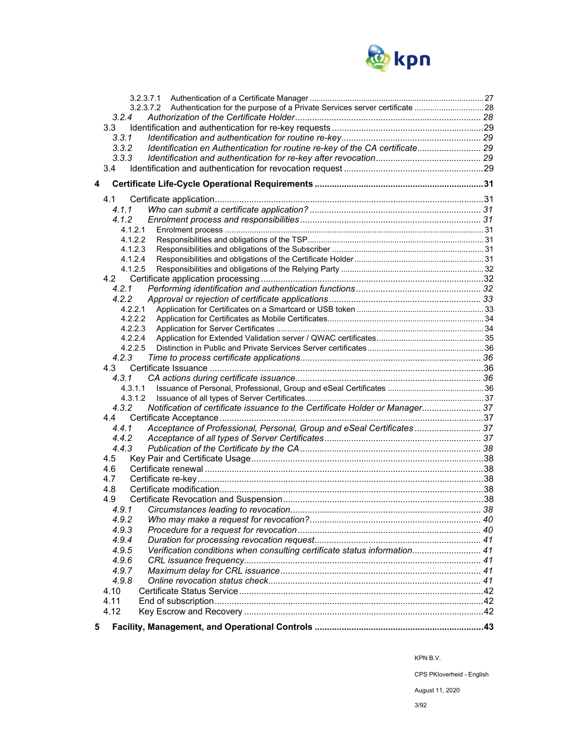3.2.3.7.1 Authentication of a Certificate Manager ........ 27
3.2.3.7.2 Authentication for the purpose of a Private Services server certificate ........ 28
*3.2.4 Authorization of the Certificate Holder ........ 28*
3.3 Identification and authentication for re-key requests ........ 29
*3.3.1 Identification and authentication for routine re-key ........ 29*
*3.3.2 Identification en Authentication for routine re-key of the CA certificate ........ 29*
*3.3.3 Identification and authentication for re-key after revocation ........ 29*
3.4 Identification and authentication for revocation request ........ 29

**4 Certificate Life-Cycle Operational Requirements ........ 31**

4.1 Certificate application ........ 31
*4.1.1 Who can submit a certificate application? ........ 31*
*4.1.2 Enrolment process and responsibilities ........ 31*
4.1.2.1 Enrolment process ........ 31
4.1.2.2 Responsibilities and obligations of the TSP ........ 31
4.1.2.3 Responsibilities and obligations of the Subscriber ........ 31
4.1.2.4 Responsibilities and obligations of the Certificate Holder ........ 31
4.1.2.5 Responsibilities and obligations of the Relying Party ........ 32
4.2 Certificate application processing ........ 32
*4.2.1 Performing identification and authentication functions ........ 32*
*4.2.2 Approval or rejection of certificate applications ........ 33*
4.2.2.1 Application for Certificates on a Smartcard or USB token ........ 33
4.2.2.2 Application for Certificates as Mobile Certificates ........ 34
4.2.2.3 Application for Server Certificates ........ 34
4.2.2.4 Application for Extended Validation server / QWAC certificates ........ 35
4.2.2.5 Distinction in Public and Private Services Server certificates ........ 36
*4.2.3 Time to process certificate applications ........ 36*
4.3 Certificate Issuance ........ 36
*4.3.1 CA actions during certificate issuance ........ 36*
4.3.1.1 Issuance of Personal, Professional, Group and eSeal Certificates ........ 36
4.3.1.2 Issuance of all types of Server Certificates ........ 37
*4.3.2 Notification of certificate issuance to the Certificate Holder or Manager ........ 37*
4.4 Certificate Acceptance ........ 37
*4.4.1 Acceptance of Professional, Personal, Group and eSeal Certificates ........ 37*
*4.4.2 Acceptance of all types of Server Certificates ........ 37*
*4.4.3 Publication of the Certificate by the CA ........ 38*
4.5 Key Pair and Certificate Usage ........ 38
4.6 Certificate renewal ........ 38
4.7 Certificate re-key ........ 38
4.8 Certificate modification ........ 38
4.9 Certificate Revocation and Suspension ........ 38
*4.9.1 Circumstances leading to revocation ........ 38*
*4.9.2 Who may make a request for revocation? ........ 40*
*4.9.3 Procedure for a request for revocation ........ 40*
*4.9.4 Duration for processing revocation request ........ 41*
*4.9.5 Verification conditions when consulting certificate status information ........ 41*
*4.9.6 CRL issuance frequency ........ 41*
*4.9.7 Maximum delay for CRL issuance ........ 41*
*4.9.8 Online revocation status check ........ 41*
4.10 Certificate Status Service ........ 42
4.11 End of subscription ........ 42
4.12 Key Escrow and Recovery ........ 42

**5 Facility, Management, and Operational Controls ........ 43**

KPN B.V.

CPS PKIoverheid - English

August 11, 2020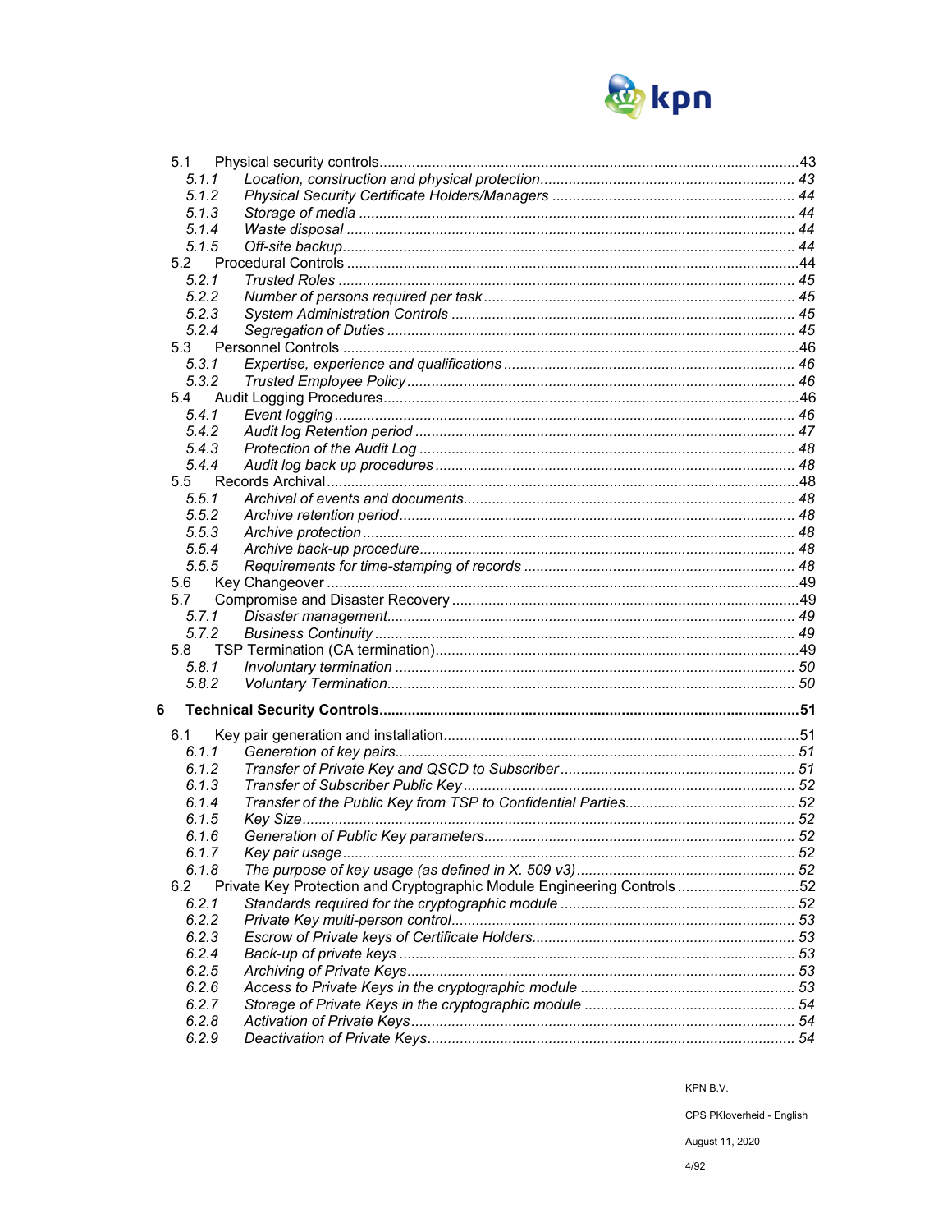5.1 Physical security controls......................................................................................................43
  *5.1.1 Location, construction and physical protection............................................................. 43*
  *5.1.2 Physical Security Certificate Holders/Managers ........................................................... 44*
  *5.1.3 Storage of media .......................................................................................................... 44*
  *5.1.4 Waste disposal ............................................................................................................. 44*
  *5.1.5 Off-site backup.............................................................................................................. 44*

5.2 Procedural Controls ..............................................................................................................44
  *5.2.1 Trusted Roles ............................................................................................................... 45*
  *5.2.2 Number of persons required per task ............................................................................ 45*
  *5.2.3 System Administration Controls .................................................................................... 45*
  *5.2.4 Segregation of Duties .................................................................................................... 45*

5.3 Personnel Controls ................................................................................................................46
  *5.3.1 Expertise, experience and qualifications ....................................................................... 46*
  *5.3.2 Trusted Employee Policy ............................................................................................... 46*

5.4 Audit Logging Procedures.....................................................................................................46
  *5.4.1 Event logging ................................................................................................................. 46*
  *5.4.2 Audit log Retention period ............................................................................................. 47*
  *5.4.3 Protection of the Audit Log ............................................................................................ 48*
  *5.4.4 Audit log back up procedures ........................................................................................ 48*

5.5 Records Archival...................................................................................................................48
  *5.5.1 Archival of events and documents................................................................................. 48*
  *5.5.2 Archive retention period................................................................................................. 48*
  *5.5.3 Archive protection .......................................................................................................... 48*
  *5.5.4 Archive back-up procedure............................................................................................ 48*
  *5.5.5 Requirements for time-stamping of records .................................................................. 48*

5.6 Key Changeover ...................................................................................................................49

5.7 Compromise and Disaster Recovery .....................................................................................49
  *5.7.1 Disaster management.................................................................................................... 49*
  *5.7.2 Business Continuity ....................................................................................................... 49*

5.8 TSP Termination (CA termination).........................................................................................49
  *5.8.1 Involuntary termination .................................................................................................. 50*
  *5.8.2 Voluntary Termination.................................................................................................... 50*

**6 Technical Security Controls.......................................................................................................51**

6.1 Key pair generation and installation.......................................................................................51
  *6.1.1 Generation of key pairs.................................................................................................. 51*
  *6.1.2 Transfer of Private Key and QSCD to Subscriber ......................................................... 51*
  *6.1.3 Transfer of Subscriber Public Key................................................................................. 52*
  *6.1.4 Transfer of the Public Key from TSP to Confidential Parties.......................................... 52*
  *6.1.5 Key Size......................................................................................................................... 52*
  *6.1.6 Generation of Public Key parameters............................................................................ 52*
  *6.1.7 Key pair usage ............................................................................................................... 52*
  *6.1.8 The purpose of key usage (as defined in X. 509 v3)...................................................... 52*

6.2 Private Key Protection and Cryptographic Module Engineering Controls ..............................52
  *6.2.1 Standards required for the cryptographic module .......................................................... 52*
  *6.2.2 Private Key multi-person control.................................................................................... 53*
  *6.2.3 Escrow of Private keys of Certificate Holders................................................................ 53*
  *6.2.4 Back-up of private keys ................................................................................................. 53*
  *6.2.5 Archiving of Private Keys............................................................................................... 53*
  *6.2.6 Access to Private Keys in the cryptographic module ..................................................... 53*
  *6.2.7 Storage of Private Keys in the cryptographic module .................................................... 54*
  *6.2.8 Activation of Private Keys.............................................................................................. 54*
  *6.2.9 Deactivation of Private Keys.......................................................................................... 54*

KPN B.V.

CPS PKIoverheid - English

August 11, 2020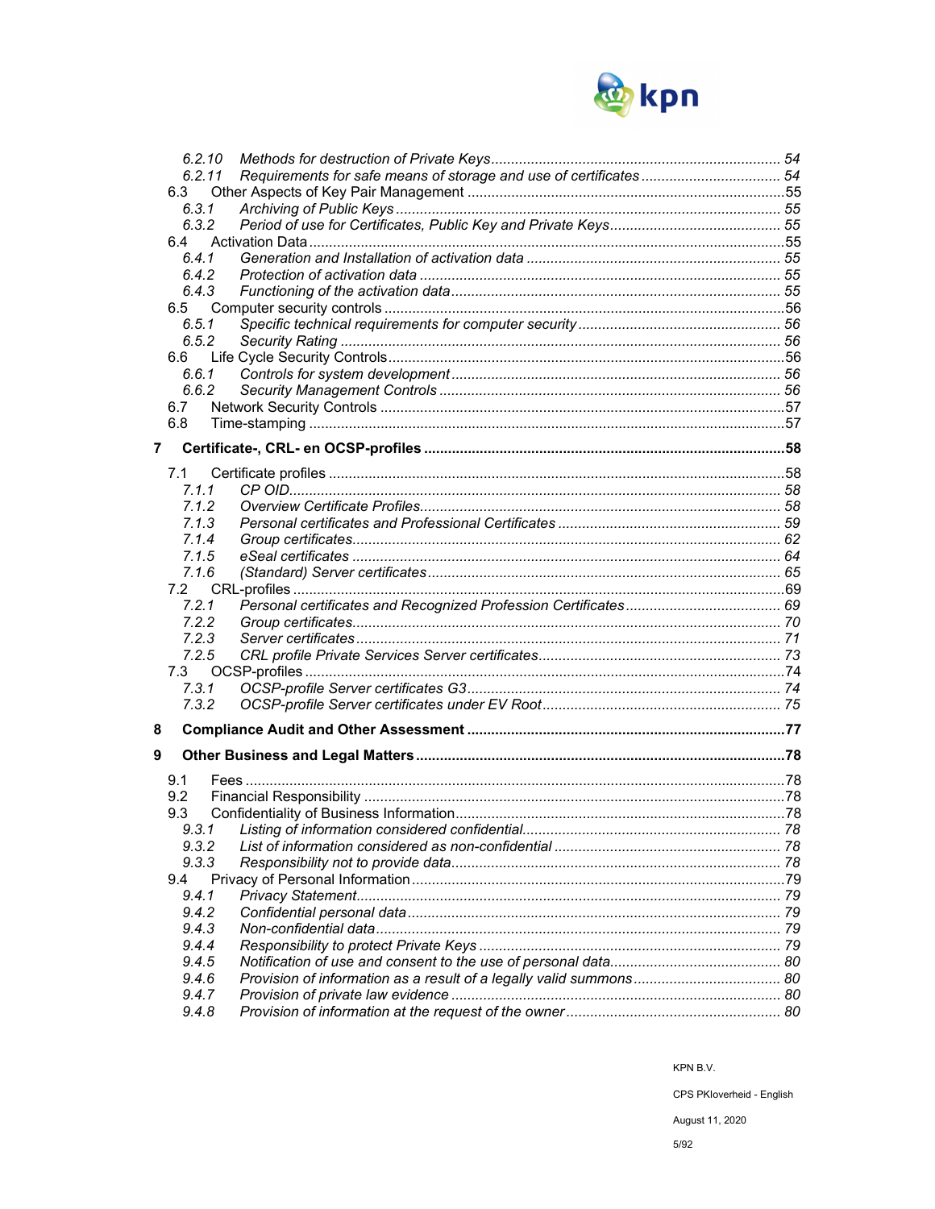6.2.10 *Methods for destruction of Private Keys* ........ 54
6.2.11 *Requirements for safe means of storage and use of certificates* ........ 54
6.3 Other Aspects of Key Pair Management ........ 55
6.3.1 *Archiving of Public Keys* ........ 55
6.3.2 *Period of use for Certificates, Public Key and Private Keys* ........ 55
6.4 Activation Data ........ 55
6.4.1 *Generation and Installation of activation data* ........ 55
6.4.2 *Protection of activation data* ........ 55
6.4.3 *Functioning of the activation data* ........ 55
6.5 Computer security controls ........ 56
6.5.1 *Specific technical requirements for computer security* ........ 56
6.5.2 *Security Rating* ........ 56
6.6 Life Cycle Security Controls ........ 56
6.6.1 *Controls for system development* ........ 56
6.6.2 *Security Management Controls* ........ 56
6.7 Network Security Controls ........ 57
6.8 Time-stamping ........ 57

**7 Certificate-, CRL- en OCSP-profiles ........ 58**

7.1 Certificate profiles ........ 58
7.1.1 *CP OID* ........ 58
7.1.2 *Overview Certificate Profiles* ........ 58
7.1.3 *Personal certificates and Professional Certificates* ........ 59
7.1.4 *Group certificates* ........ 62
7.1.5 *eSeal certificates* ........ 64
7.1.6 *(Standard) Server certificates* ........ 65
7.2 CRL-profiles ........ 69
7.2.1 *Personal certificates and Recognized Profession Certificates* ........ 69
7.2.2 *Group certificates* ........ 70
7.2.3 *Server certificates* ........ 71
7.2.5 *CRL profile Private Services Server certificates* ........ 73
7.3 OCSP-profiles ........ 74
7.3.1 *OCSP-profile Server certificates G3* ........ 74
7.3.2 *OCSP-profile Server certificates under EV Root* ........ 75

**8 Compliance Audit and Other Assessment ........ 77**

**9 Other Business and Legal Matters ........ 78**

9.1 Fees ........ 78
9.2 Financial Responsibility ........ 78
9.3 Confidentiality of Business Information ........ 78
9.3.1 *Listing of information considered confidential* ........ 78
9.3.2 *List of information considered as non-confidential* ........ 78
9.3.3 *Responsibility not to provide data* ........ 78
9.4 Privacy of Personal Information ........ 79
9.4.1 *Privacy Statement* ........ 79
9.4.2 *Confidential personal data* ........ 79
9.4.3 *Non-confidential data* ........ 79
9.4.4 *Responsibility to protect Private Keys* ........ 79
9.4.5 *Notification of use and consent to the use of personal data* ........ 80
9.4.6 *Provision of information as a result of a legally valid summons* ........ 80
9.4.7 *Provision of private law evidence* ........ 80
9.4.8 *Provision of information at the request of the owner* ........ 80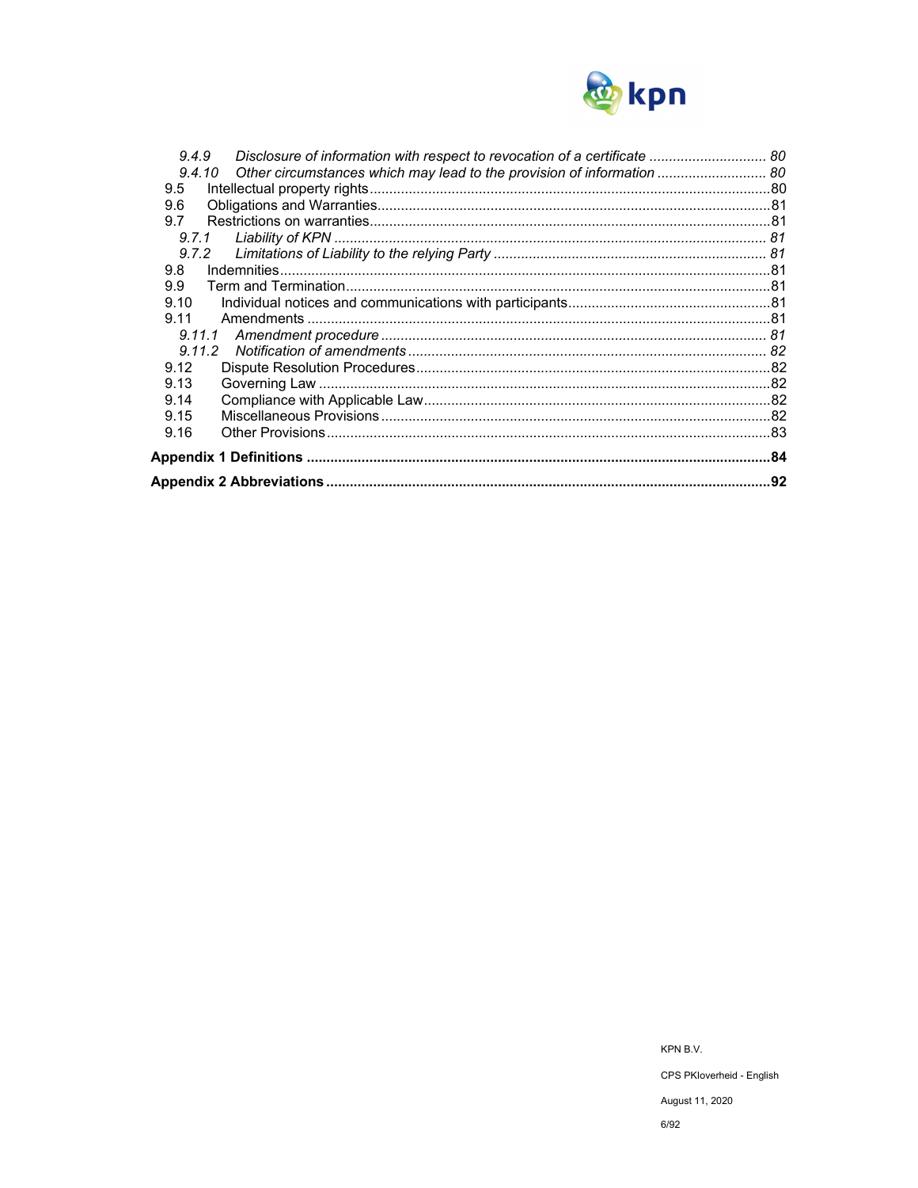9.4.9 *Disclosure of information with respect to revocation of a certificate* ... 80
9.4.10 *Other circumstances which may lead to the provision of information* ... 80
9.5 Intellectual property rights ... 80
9.6 Obligations and Warranties ... 81
9.7 Restrictions on warranties ... 81
9.7.1 *Liability of KPN* ... 81
9.7.2 *Limitations of Liability to the relying Party* ... 81
9.8 Indemnities ... 81
9.9 Term and Termination ... 81
9.10 Individual notices and communications with participants ... 81
9.11 Amendments ... 81
9.11.1 *Amendment procedure* ... 81
9.11.2 *Notification of amendments* ... 82
9.12 Dispute Resolution Procedures ... 82
9.13 Governing Law ... 82
9.14 Compliance with Applicable Law ... 82
9.15 Miscellaneous Provisions ... 82
9.16 Other Provisions ... 83

**Appendix 1 Definitions ... 84**

**Appendix 2 Abbreviations ... 92**

KPN B.V.

CPS PKIoverheid - English

August 11, 2020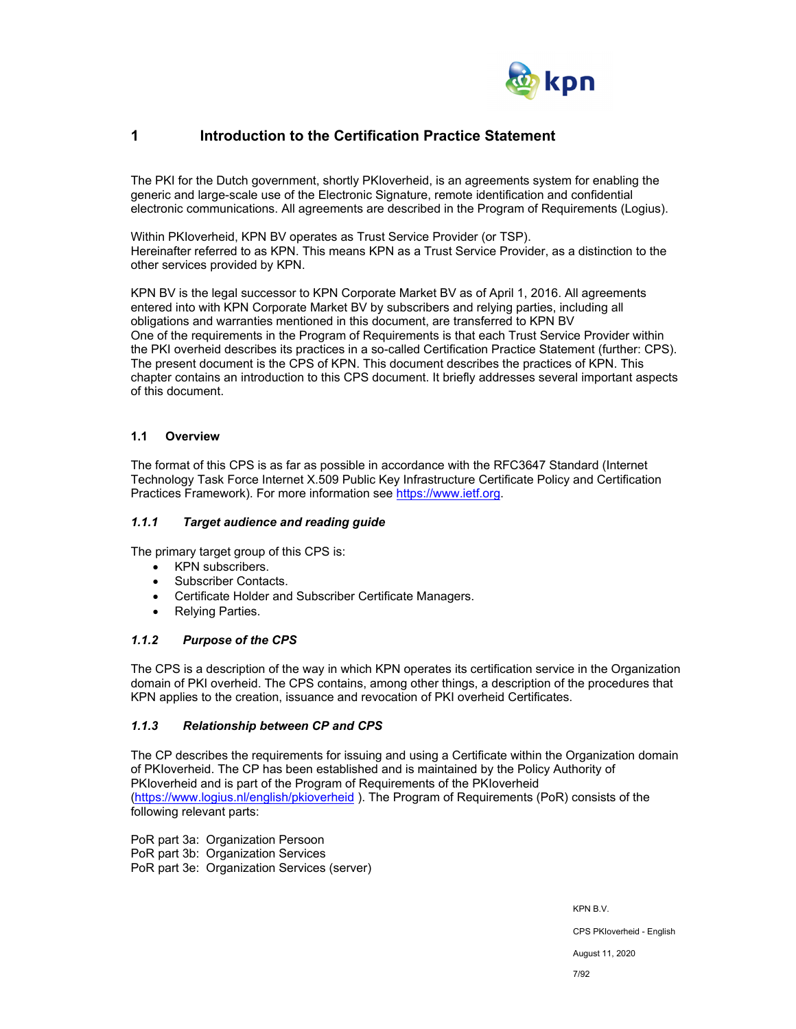# 1 Introduction to the Certification Practice Statement

The PKI for the Dutch government, shortly PKIoverheid, is an agreements system for enabling the generic and large-scale use of the Electronic Signature, remote identification and confidential electronic communications. All agreements are described in the Program of Requirements (Logius).

Within PKIoverheid, KPN BV operates as Trust Service Provider (or TSP).
Hereinafter referred to as KPN. This means KPN as a Trust Service Provider, as a distinction to the other services provided by KPN.

KPN BV is the legal successor to KPN Corporate Market BV as of April 1, 2016. All agreements entered into with KPN Corporate Market BV by subscribers and relying parties, including all obligations and warranties mentioned in this document, are transferred to KPN BV
One of the requirements in the Program of Requirements is that each Trust Service Provider within the PKI overheid describes its practices in a so-called Certification Practice Statement (further: CPS). The present document is the CPS of KPN. This document describes the practices of KPN. This chapter contains an introduction to this CPS document. It briefly addresses several important aspects of this document.

## 1.1 Overview

The format of this CPS is as far as possible in accordance with the RFC3647 Standard (Internet Technology Task Force Internet X.509 Public Key Infrastructure Certificate Policy and Certification Practices Framework). For more information see https://www.ietf.org.

### *1.1.1 Target audience and reading guide*

The primary target group of this CPS is:

- KPN subscribers.
- Subscriber Contacts.
- Certificate Holder and Subscriber Certificate Managers.
- Relying Parties.

### *1.1.2 Purpose of the CPS*

The CPS is a description of the way in which KPN operates its certification service in the Organization domain of PKI overheid. The CPS contains, among other things, a description of the procedures that KPN applies to the creation, issuance and revocation of PKI overheid Certificates.

### *1.1.3 Relationship between CP and CPS*

The CP describes the requirements for issuing and using a Certificate within the Organization domain of PKIoverheid. The CP has been established and is maintained by the Policy Authority of PKIoverheid and is part of the Program of Requirements of the PKIoverheid (https://www.logius.nl/english/pkioverheid ). The Program of Requirements (PoR) consists of the following relevant parts:

PoR part 3a: Organization Persoon
PoR part 3b: Organization Services
PoR part 3e: Organization Services (server)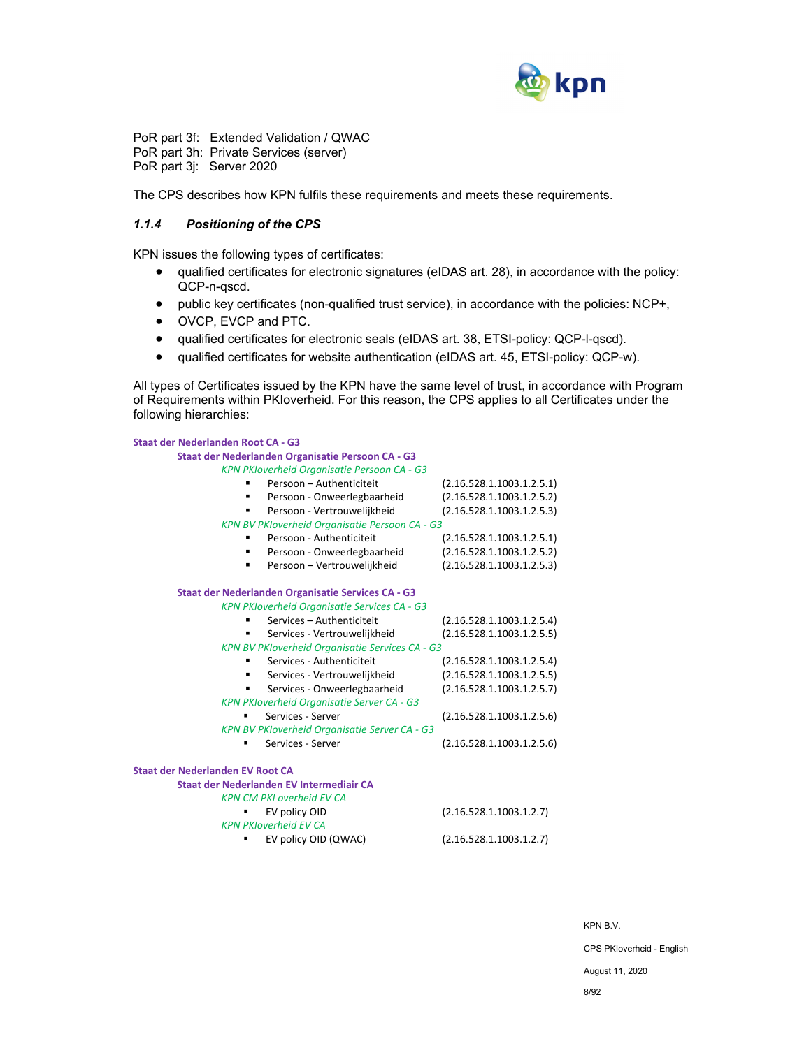PoR part 3f: Extended Validation / QWAC
PoR part 3h: Private Services (server)
PoR part 3j: Server 2020

The CPS describes how KPN fulfils these requirements and meets these requirements.

### *1.1.4 Positioning of the CPS*

KPN issues the following types of certificates:

- qualified certificates for electronic signatures (eIDAS art. 28), in accordance with the policy: QCP-n-qscd.
- public key certificates (non-qualified trust service), in accordance with the policies: NCP+,
- OVCP, EVCP and PTC.
- qualified certificates for electronic seals (eIDAS art. 38, ETSI-policy: QCP-l-qscd).
- qualified certificates for website authentication (eIDAS art. 45, ETSI-policy: QCP-w).

All types of Certificates issued by the KPN have the same level of trust, in accordance with Program of Requirements within PKIoverheid. For this reason, the CPS applies to all Certificates under the following hierarchies:

**Staat der Nederlanden Root CA - G3**

- **Staat der Nederlanden Organisatie Persoon CA - G3**
  - *KPN PKIoverheid Organisatie Persoon CA - G3*
    - Persoon – Authenticiteit (2.16.528.1.1003.1.2.5.1)
    - Persoon - Onweerlegbaarheid (2.16.528.1.1003.1.2.5.2)
    - Persoon - Vertrouwelijkheid (2.16.528.1.1003.1.2.5.3)
  - *KPN BV PKIoverheid Organisatie Persoon CA - G3*
    - Persoon - Authenticiteit (2.16.528.1.1003.1.2.5.1)
    - Persoon - Onweerlegbaarheid (2.16.528.1.1003.1.2.5.2)
    - Persoon – Vertrouwelijkheid (2.16.528.1.1003.1.2.5.3)
- **Staat der Nederlanden Organisatie Services CA - G3**
  - *KPN PKIoverheid Organisatie Services CA - G3*
    - Services – Authenticiteit (2.16.528.1.1003.1.2.5.4)
    - Services - Vertrouwelijkheid (2.16.528.1.1003.1.2.5.5)
  - *KPN BV PKIoverheid Organisatie Services CA - G3*
    - Services - Authenticiteit (2.16.528.1.1003.1.2.5.4)
    - Services - Vertrouwelijkheid (2.16.528.1.1003.1.2.5.5)
    - Services - Onweerlegbaarheid (2.16.528.1.1003.1.2.5.7)
  - *KPN PKIoverheid Organisatie Server CA - G3*
    - Services - Server (2.16.528.1.1003.1.2.5.6)
  - *KPN BV PKIoverheid Organisatie Server CA - G3*
    - Services - Server (2.16.528.1.1003.1.2.5.6)

**Staat der Nederlanden EV Root CA**

- **Staat der Nederlanden EV Intermediair CA**
  - *KPN CM PKI overheid EV CA*
    - EV policy OID (2.16.528.1.1003.1.2.7)
  - *KPN PKIoverheid EV CA*
    - EV policy OID (QWAC) (2.16.528.1.1003.1.2.7)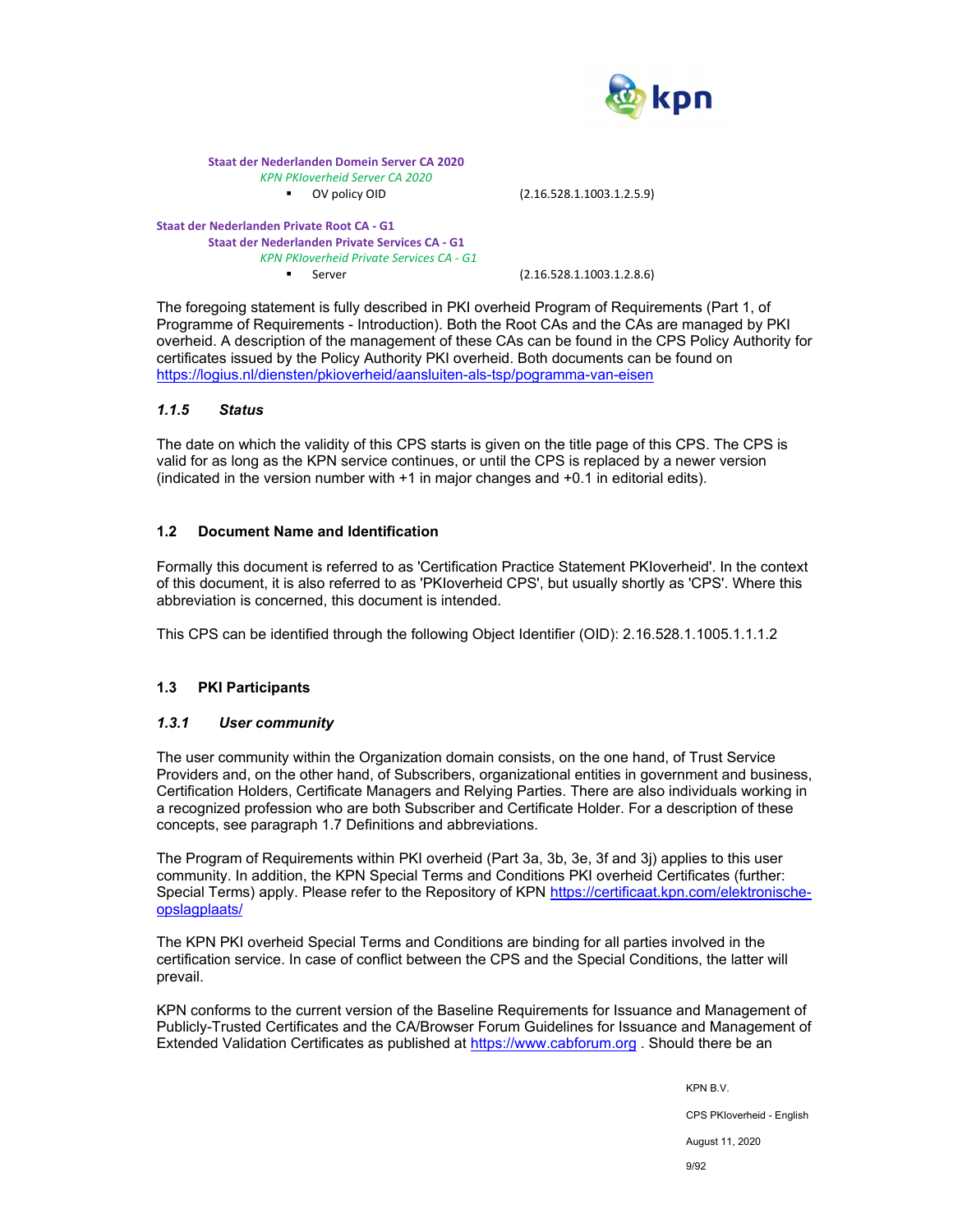**Staat der Nederlanden Domein Server CA 2020**

*KPN PKIoverheid Server CA 2020*

- OV policy OID (2.16.528.1.1003.1.2.5.9)

**Staat der Nederlanden Private Root CA - G1**

**Staat der Nederlanden Private Services CA - G1**

*KPN PKIoverheid Private Services CA - G1*

- Server (2.16.528.1.1003.1.2.8.6)

The foregoing statement is fully described in PKI overheid Program of Requirements (Part 1, of Programme of Requirements - Introduction). Both the Root CAs and the CAs are managed by PKI overheid. A description of the management of these CAs can be found in the CPS Policy Authority for certificates issued by the Policy Authority PKI overheid. Both documents can be found on https://logius.nl/diensten/pkioverheid/aansluiten-als-tsp/pogramma-van-eisen

### *1.1.5 Status*

The date on which the validity of this CPS starts is given on the title page of this CPS. The CPS is valid for as long as the KPN service continues, or until the CPS is replaced by a newer version (indicated in the version number with +1 in major changes and +0.1 in editorial edits).

## 1.2 Document Name and Identification

Formally this document is referred to as 'Certification Practice Statement PKIoverheid'. In the context of this document, it is also referred to as 'PKIoverheid CPS', but usually shortly as 'CPS'. Where this abbreviation is concerned, this document is intended.

This CPS can be identified through the following Object Identifier (OID): 2.16.528.1.1005.1.1.1.2

## 1.3 PKI Participants

### *1.3.1 User community*

The user community within the Organization domain consists, on the one hand, of Trust Service Providers and, on the other hand, of Subscribers, organizational entities in government and business, Certification Holders, Certificate Managers and Relying Parties. There are also individuals working in a recognized profession who are both Subscriber and Certificate Holder. For a description of these concepts, see paragraph 1.7 Definitions and abbreviations.

The Program of Requirements within PKI overheid (Part 3a, 3b, 3e, 3f and 3j) applies to this user community. In addition, the KPN Special Terms and Conditions PKI overheid Certificates (further: Special Terms) apply. Please refer to the Repository of KPN https://certificaat.kpn.com/elektronische-opslagplaats/

The KPN PKI overheid Special Terms and Conditions are binding for all parties involved in the certification service. In case of conflict between the CPS and the Special Conditions, the latter will prevail.

KPN conforms to the current version of the Baseline Requirements for Issuance and Management of Publicly-Trusted Certificates and the CA/Browser Forum Guidelines for Issuance and Management of Extended Validation Certificates as published at https://www.cabforum.org . Should there be an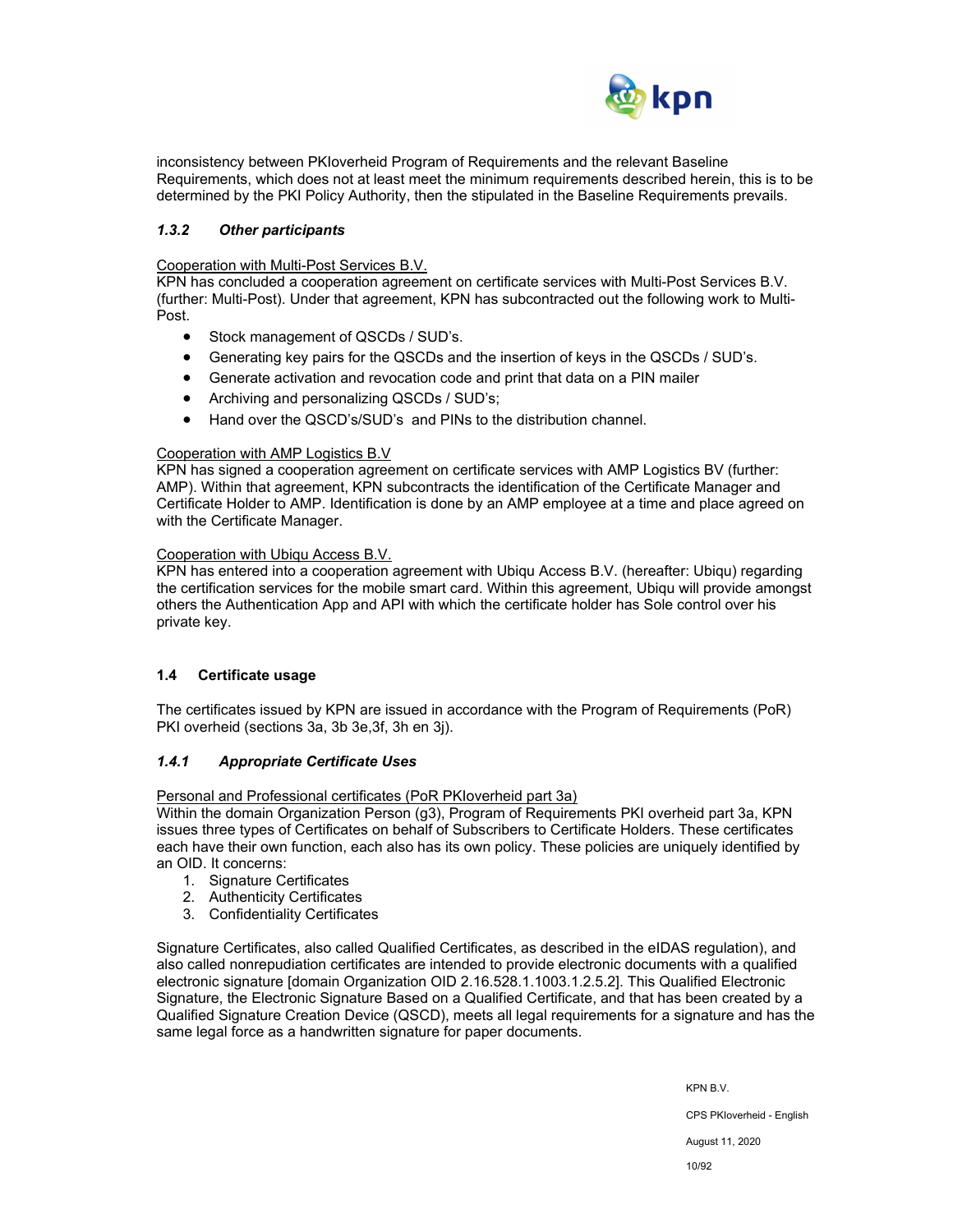inconsistency between PKIoverheid Program of Requirements and the relevant Baseline Requirements, which does not at least meet the minimum requirements described herein, this is to be determined by the PKI Policy Authority, then the stipulated in the Baseline Requirements prevails.

### *1.3.2 Other participants*

Cooperation with Multi-Post Services B.V.
KPN has concluded a cooperation agreement on certificate services with Multi-Post Services B.V. (further: Multi-Post). Under that agreement, KPN has subcontracted out the following work to Multi-Post.

- Stock management of QSCDs / SUD's.
- Generating key pairs for the QSCDs and the insertion of keys in the QSCDs / SUD's.
- Generate activation and revocation code and print that data on a PIN mailer
- Archiving and personalizing QSCDs / SUD's;
- Hand over the QSCD's/SUD's and PINs to the distribution channel.

Cooperation with AMP Logistics B.V
KPN has signed a cooperation agreement on certificate services with AMP Logistics BV (further: AMP). Within that agreement, KPN subcontracts the identification of the Certificate Manager and Certificate Holder to AMP. Identification is done by an AMP employee at a time and place agreed on with the Certificate Manager.

Cooperation with Ubiqu Access B.V.
KPN has entered into a cooperation agreement with Ubiqu Access B.V. (hereafter: Ubiqu) regarding the certification services for the mobile smart card. Within this agreement, Ubiqu will provide amongst others the Authentication App and API with which the certificate holder has Sole control over his private key.

## 1.4 Certificate usage

The certificates issued by KPN are issued in accordance with the Program of Requirements (PoR) PKI overheid (sections 3a, 3b 3e,3f, 3h en 3j).

### *1.4.1 Appropriate Certificate Uses*

Personal and Professional certificates (PoR PKIoverheid part 3a)
Within the domain Organization Person (g3), Program of Requirements PKI overheid part 3a, KPN issues three types of Certificates on behalf of Subscribers to Certificate Holders. These certificates each have their own function, each also has its own policy. These policies are uniquely identified by an OID. It concerns:

1. Signature Certificates
2. Authenticity Certificates
3. Confidentiality Certificates

Signature Certificates, also called Qualified Certificates, as described in the eIDAS regulation), and also called nonrepudiation certificates are intended to provide electronic documents with a qualified electronic signature [domain Organization OID 2.16.528.1.1003.1.2.5.2]. This Qualified Electronic Signature, the Electronic Signature Based on a Qualified Certificate, and that has been created by a Qualified Signature Creation Device (QSCD), meets all legal requirements for a signature and has the same legal force as a handwritten signature for paper documents.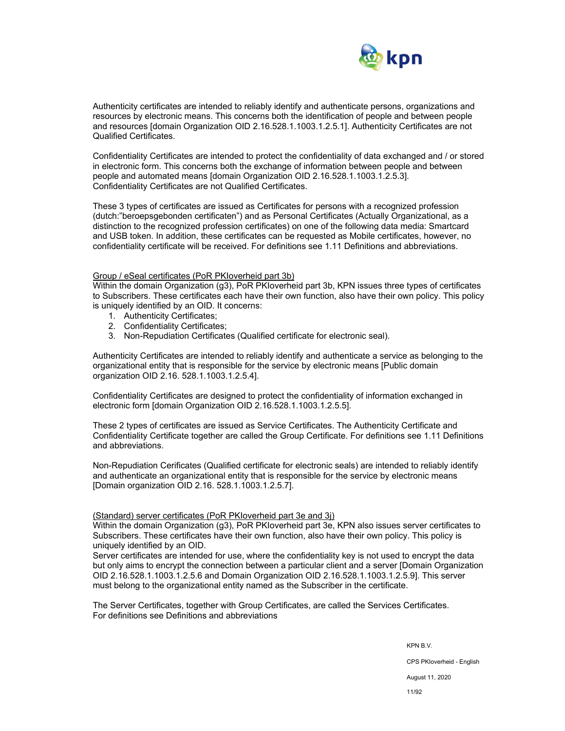Authenticity certificates are intended to reliably identify and authenticate persons, organizations and resources by electronic means. This concerns both the identification of people and between people and resources [domain Organization OID 2.16.528.1.1003.1.2.5.1]. Authenticity Certificates are not Qualified Certificates.

Confidentiality Certificates are intended to protect the confidentiality of data exchanged and / or stored in electronic form. This concerns both the exchange of information between people and between people and automated means [domain Organization OID 2.16.528.1.1003.1.2.5.3]. Confidentiality Certificates are not Qualified Certificates.

These 3 types of certificates are issued as Certificates for persons with a recognized profession (dutch:"beroepsgebonden certificaten") and as Personal Certificates (Actually Organizational, as a distinction to the recognized profession certificates) on one of the following data media: Smartcard and USB token. In addition, these certificates can be requested as Mobile certificates, however, no confidentiality certificate will be received. For definitions see 1.11 Definitions and abbreviations.

<u>Group / eSeal certificates (PoR PKIoverheid part 3b)</u>

Within the domain Organization (g3), PoR PKIoverheid part 3b, KPN issues three types of certificates to Subscribers. These certificates each have their own function, also have their own policy. This policy is uniquely identified by an OID. It concerns:

1. Authenticity Certificates;
2. Confidentiality Certificates;
3. Non-Repudiation Certificates (Qualified certificate for electronic seal).

Authenticity Certificates are intended to reliably identify and authenticate a service as belonging to the organizational entity that is responsible for the service by electronic means [Public domain organization OID 2.16. 528.1.1003.1.2.5.4].

Confidentiality Certificates are designed to protect the confidentiality of information exchanged in electronic form [domain Organization OID 2.16.528.1.1003.1.2.5.5].

These 2 types of certificates are issued as Service Certificates. The Authenticity Certificate and Confidentiality Certificate together are called the Group Certificate. For definitions see 1.11 Definitions and abbreviations.

Non-Repudiation Cerificates (Qualified certificate for electronic seals) are intended to reliably identify and authenticate an organizational entity that is responsible for the service by electronic means [Domain organization OID 2.16. 528.1.1003.1.2.5.7].

<u>(Standard) server certificates (PoR PKIoverheid part 3e and 3j)</u>

Within the domain Organization (g3), PoR PKIoverheid part 3e, KPN also issues server certificates to Subscribers. These certificates have their own function, also have their own policy. This policy is uniquely identified by an OID.

Server certificates are intended for use, where the confidentiality key is not used to encrypt the data but only aims to encrypt the connection between a particular client and a server [Domain Organization OID 2.16.528.1.1003.1.2.5.6 and Domain Organization OID 2.16.528.1.1003.1.2.5.9]. This server must belong to the organizational entity named as the Subscriber in the certificate.

The Server Certificates, together with Group Certificates, are called the Services Certificates. For definitions see Definitions and abbreviations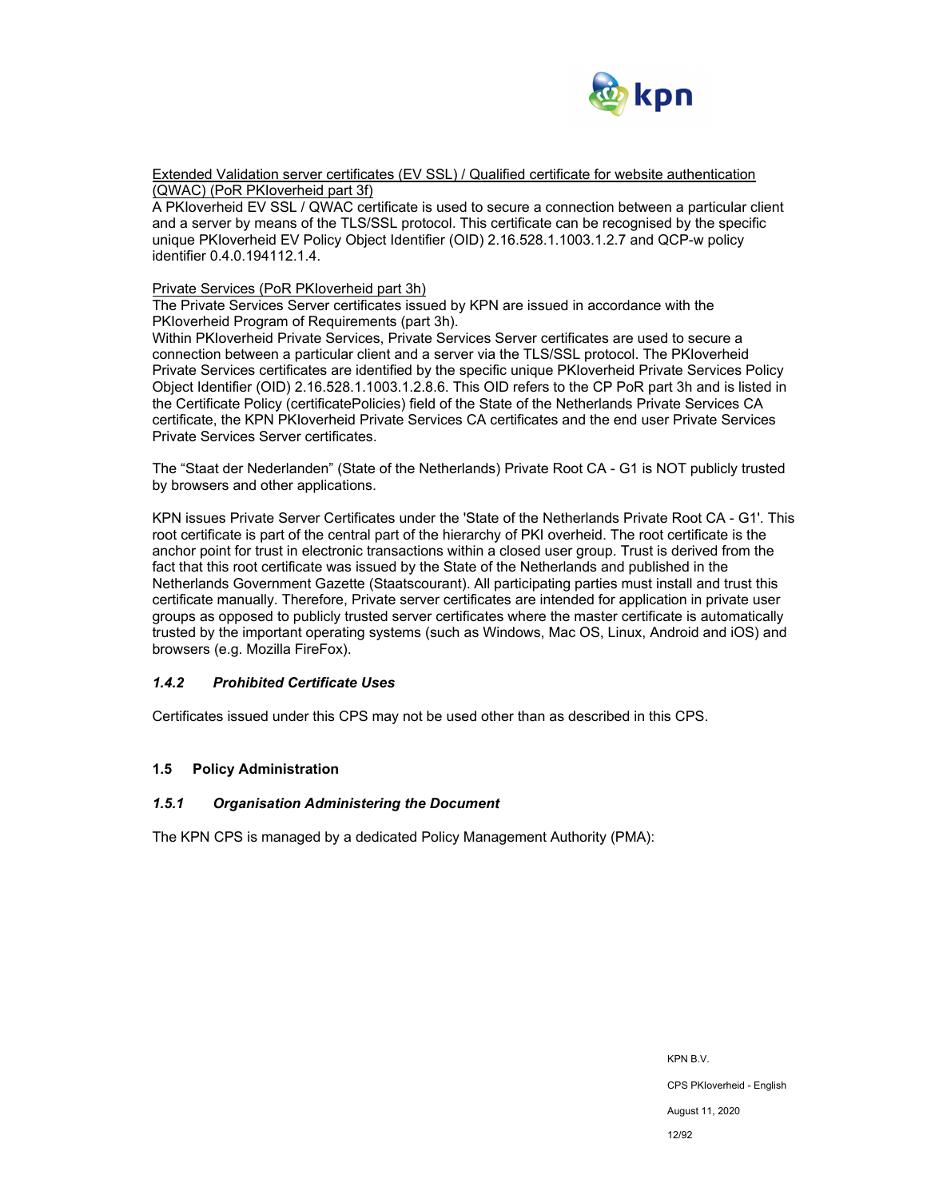Extended Validation server certificates (EV SSL) / Qualified certificate for website authentication (QWAC) (PoR PKIoverheid part 3f)

A PKIoverheid EV SSL / QWAC certificate is used to secure a connection between a particular client and a server by means of the TLS/SSL protocol. This certificate can be recognised by the specific unique PKIoverheid EV Policy Object Identifier (OID) 2.16.528.1.1003.1.2.7 and QCP-w policy identifier 0.4.0.194112.1.4.

Private Services (PoR PKIoverheid part 3h)

The Private Services Server certificates issued by KPN are issued in accordance with the PKIoverheid Program of Requirements (part 3h).

Within PKIoverheid Private Services, Private Services Server certificates are used to secure a connection between a particular client and a server via the TLS/SSL protocol. The PKIoverheid Private Services certificates are identified by the specific unique PKIoverheid Private Services Policy Object Identifier (OID) 2.16.528.1.1003.1.2.8.6. This OID refers to the CP PoR part 3h and is listed in the Certificate Policy (certificatePolicies) field of the State of the Netherlands Private Services CA certificate, the KPN PKIoverheid Private Services CA certificates and the end user Private Services Private Services Server certificates.

The “Staat der Nederlanden” (State of the Netherlands) Private Root CA - G1 is NOT publicly trusted by browsers and other applications.

KPN issues Private Server Certificates under the 'State of the Netherlands Private Root CA - G1'. This root certificate is part of the central part of the hierarchy of PKI overheid. The root certificate is the anchor point for trust in electronic transactions within a closed user group. Trust is derived from the fact that this root certificate was issued by the State of the Netherlands and published in the Netherlands Government Gazette (Staatscourant). All participating parties must install and trust this certificate manually. Therefore, Private server certificates are intended for application in private user groups as opposed to publicly trusted server certificates where the master certificate is automatically trusted by the important operating systems (such as Windows, Mac OS, Linux, Android and iOS) and browsers (e.g. Mozilla FireFox).

### *1.4.2 Prohibited Certificate Uses*

Certificates issued under this CPS may not be used other than as described in this CPS.

## 1.5 Policy Administration

### *1.5.1 Organisation Administering the Document*

The KPN CPS is managed by a dedicated Policy Management Authority (PMA):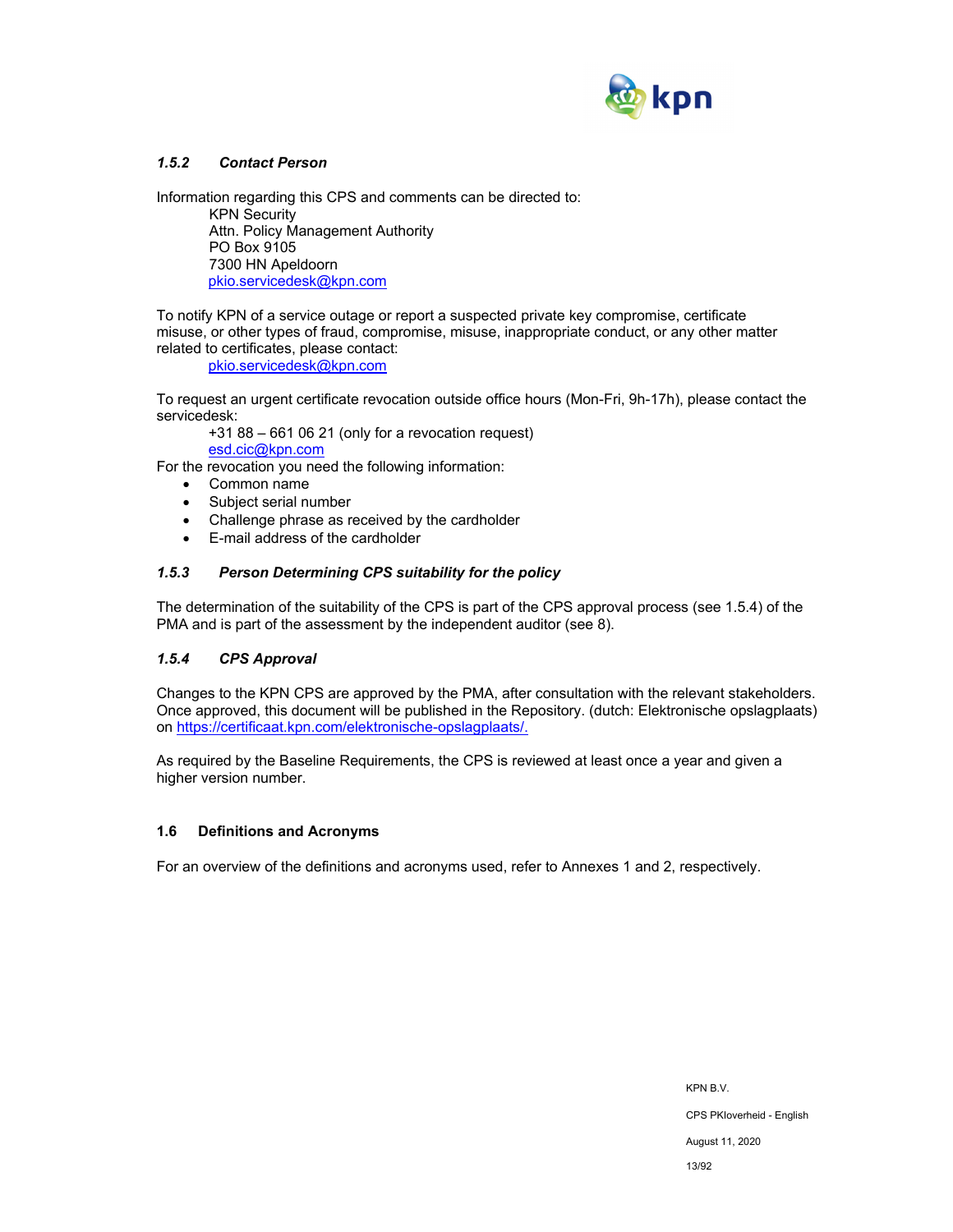### *1.5.2 Contact Person*

Information regarding this CPS and comments can be directed to:

KPN Security
Attn. Policy Management Authority
PO Box 9105
7300 HN Apeldoorn
pkio.servicedesk@kpn.com

To notify KPN of a service outage or report a suspected private key compromise, certificate misuse, or other types of fraud, compromise, misuse, inappropriate conduct, or any other matter related to certificates, please contact:

pkio.servicedesk@kpn.com

To request an urgent certificate revocation outside office hours (Mon-Fri, 9h-17h), please contact the servicedesk:

+31 88 – 661 06 21 (only for a revocation request)
esd.cic@kpn.com

For the revocation you need the following information:

- Common name
- Subject serial number
- Challenge phrase as received by the cardholder
- E-mail address of the cardholder

### *1.5.3 Person Determining CPS suitability for the policy*

The determination of the suitability of the CPS is part of the CPS approval process (see 1.5.4) of the PMA and is part of the assessment by the independent auditor (see 8).

### *1.5.4 CPS Approval*

Changes to the KPN CPS are approved by the PMA, after consultation with the relevant stakeholders. Once approved, this document will be published in the Repository. (dutch: Elektronische opslagplaats) on https://certificaat.kpn.com/elektronische-opslagplaats/.

As required by the Baseline Requirements, the CPS is reviewed at least once a year and given a higher version number.

## 1.6 Definitions and Acronyms

For an overview of the definitions and acronyms used, refer to Annexes 1 and 2, respectively.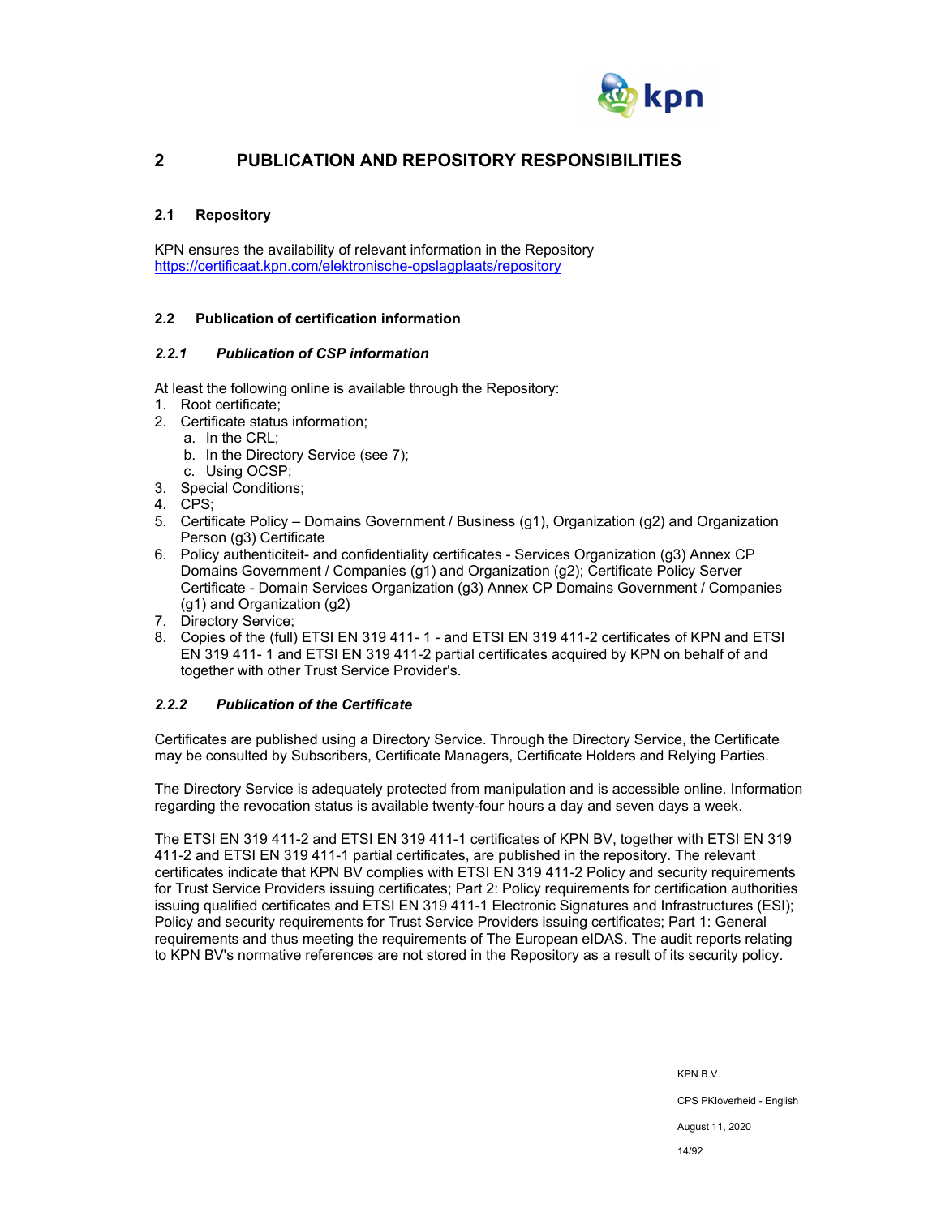# 2 PUBLICATION AND REPOSITORY RESPONSIBILITIES

## 2.1 Repository

KPN ensures the availability of relevant information in the Repository
https://certificaat.kpn.com/elektronische-opslagplaats/repository

## 2.2 Publication of certification information

### *2.2.1 Publication of CSP information*

At least the following online is available through the Repository:

1. Root certificate;
2. Certificate status information;
   a. In the CRL;
   b. In the Directory Service (see 7);
   c. Using OCSP;
3. Special Conditions;
4. CPS;
5. Certificate Policy – Domains Government / Business (g1), Organization (g2) and Organization Person (g3) Certificate
6. Policy authenticiteit- and confidentiality certificates - Services Organization (g3) Annex CP Domains Government / Companies (g1) and Organization (g2); Certificate Policy Server Certificate - Domain Services Organization (g3) Annex CP Domains Government / Companies (g1) and Organization (g2)
7. Directory Service;
8. Copies of the (full) ETSI EN 319 411- 1 - and ETSI EN 319 411-2 certificates of KPN and ETSI EN 319 411- 1 and ETSI EN 319 411-2 partial certificates acquired by KPN on behalf of and together with other Trust Service Provider's.

### *2.2.2 Publication of the Certificate*

Certificates are published using a Directory Service. Through the Directory Service, the Certificate may be consulted by Subscribers, Certificate Managers, Certificate Holders and Relying Parties.

The Directory Service is adequately protected from manipulation and is accessible online. Information regarding the revocation status is available twenty-four hours a day and seven days a week.

The ETSI EN 319 411-2 and ETSI EN 319 411-1 certificates of KPN BV, together with ETSI EN 319 411-2 and ETSI EN 319 411-1 partial certificates, are published in the repository. The relevant certificates indicate that KPN BV complies with ETSI EN 319 411-2 Policy and security requirements for Trust Service Providers issuing certificates; Part 2: Policy requirements for certification authorities issuing qualified certificates and ETSI EN 319 411-1 Electronic Signatures and Infrastructures (ESI); Policy and security requirements for Trust Service Providers issuing certificates; Part 1: General requirements and thus meeting the requirements of The European eIDAS. The audit reports relating to KPN BV's normative references are not stored in the Repository as a result of its security policy.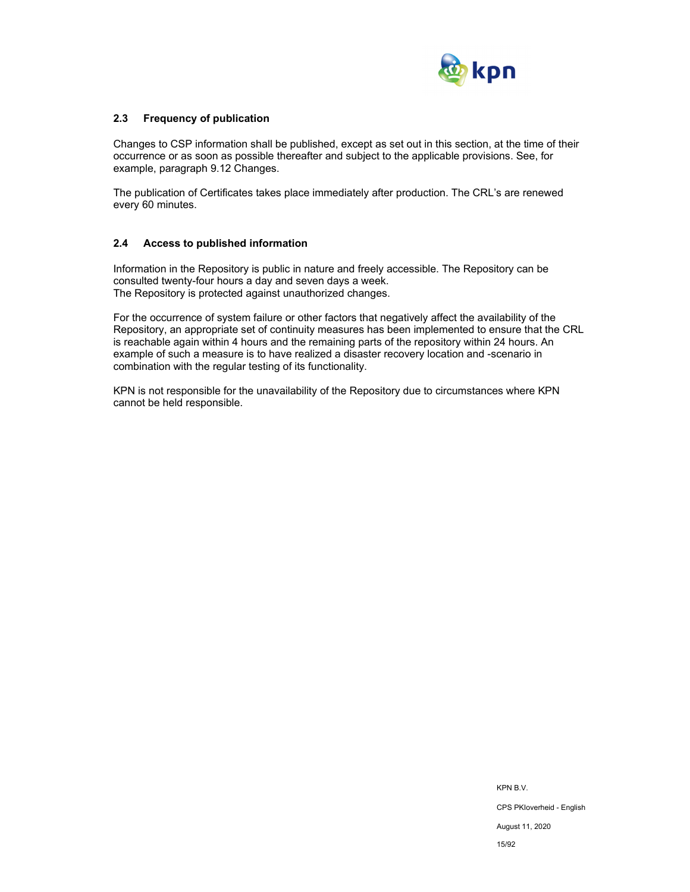## 2.3 Frequency of publication

Changes to CSP information shall be published, except as set out in this section, at the time of their occurrence or as soon as possible thereafter and subject to the applicable provisions. See, for example, paragraph 9.12 Changes.

The publication of Certificates takes place immediately after production. The CRL's are renewed every 60 minutes.

## 2.4 Access to published information

Information in the Repository is public in nature and freely accessible. The Repository can be consulted twenty-four hours a day and seven days a week.
The Repository is protected against unauthorized changes.

For the occurrence of system failure or other factors that negatively affect the availability of the Repository, an appropriate set of continuity measures has been implemented to ensure that the CRL is reachable again within 4 hours and the remaining parts of the repository within 24 hours. An example of such a measure is to have realized a disaster recovery location and -scenario in combination with the regular testing of its functionality.

KPN is not responsible for the unavailability of the Repository due to circumstances where KPN cannot be held responsible.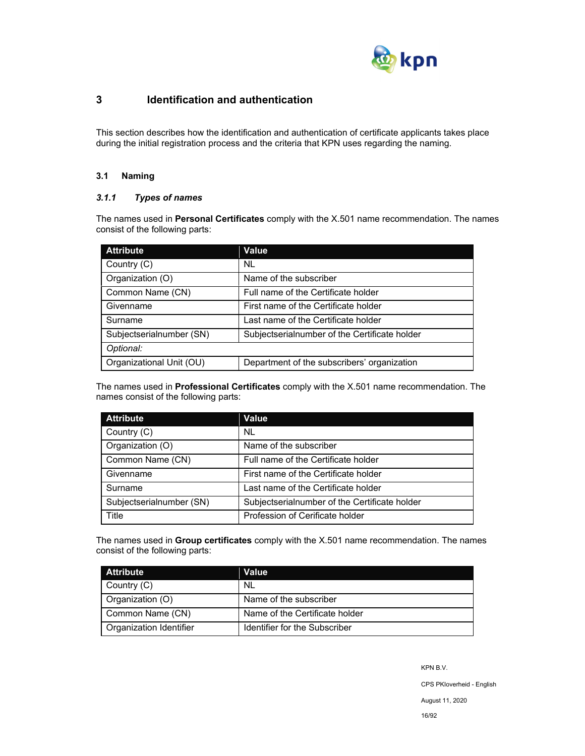# 3 Identification and authentication

This section describes how the identification and authentication of certificate applicants takes place during the initial registration process and the criteria that KPN uses regarding the naming.

## 3.1 Naming

### *3.1.1 Types of names*

The names used in **Personal Certificates** comply with the X.501 name recommendation. The names consist of the following parts:

| Attribute | Value |
|---|---|
| Country (C) | NL |
| Organization (O) | Name of the subscriber |
| Common Name (CN) | Full name of the Certificate holder |
| Givenname | First name of the Certificate holder |
| Surname | Last name of the Certificate holder |
| Subjectserialnumber (SN) | Subjectserialnumber of the Certificate holder |
| *Optional:* | |
| Organizational Unit (OU) | Department of the subscribers' organization |

The names used in **Professional Certificates** comply with the X.501 name recommendation. The names consist of the following parts:

| Attribute | Value |
|---|---|
| Country (C) | NL |
| Organization (O) | Name of the subscriber |
| Common Name (CN) | Full name of the Certificate holder |
| Givenname | First name of the Certificate holder |
| Surname | Last name of the Certificate holder |
| Subjectserialnumber (SN) | Subjectserialnumber of the Certificate holder |
| Title | Profession of Cerificate holder |

The names used in **Group certificates** comply with the X.501 name recommendation. The names consist of the following parts:

| Attribute | Value |
|---|---|
| Country (C) | NL |
| Organization (O) | Name of the subscriber |
| Common Name (CN) | Name of the Certificate holder |
| Organization Identifier | Identifier for the Subscriber |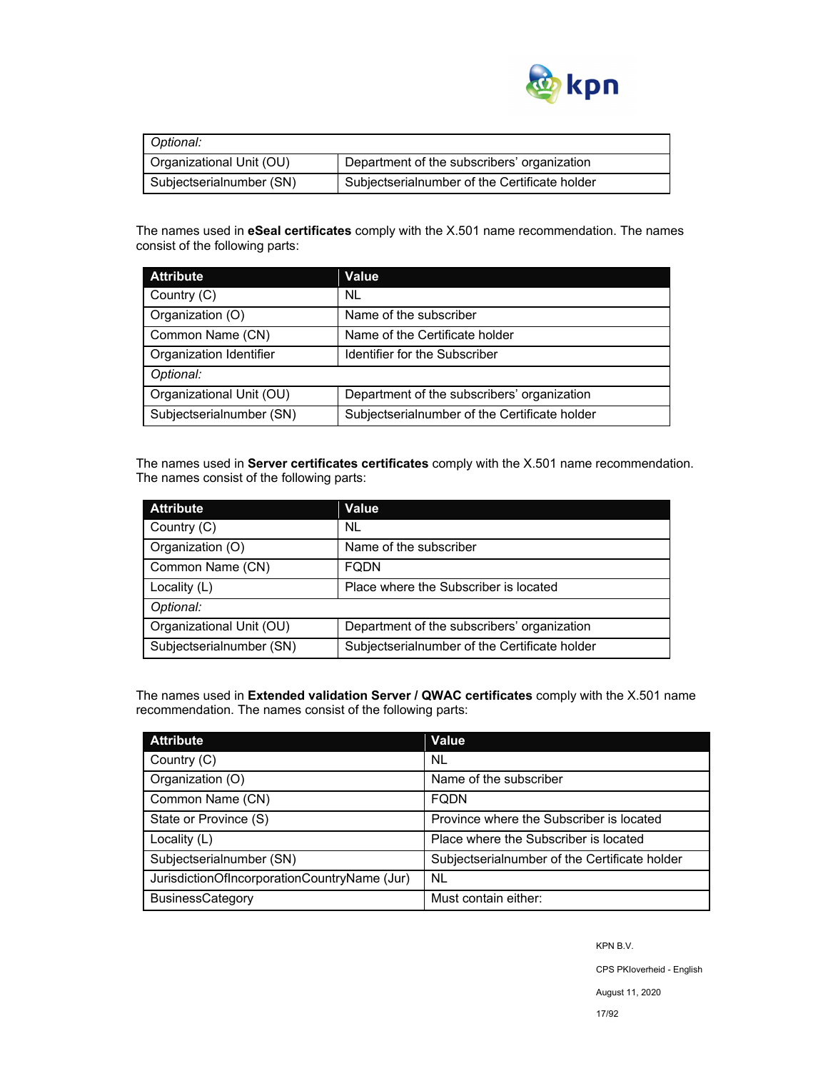| *Optional:* | |
|---|---|
| Organizational Unit (OU) | Department of the subscribers' organization |
| Subjectserialnumber (SN) | Subjectserialnumber of the Certificate holder |

The names used in **eSeal certificates** comply with the X.501 name recommendation. The names consist of the following parts:

| Attribute | Value |
|---|---|
| Country (C) | NL |
| Organization (O) | Name of the subscriber |
| Common Name (CN) | Name of the Certificate holder |
| Organization Identifier | Identifier for the Subscriber |
| *Optional:* | |
| Organizational Unit (OU) | Department of the subscribers' organization |
| Subjectserialnumber (SN) | Subjectserialnumber of the Certificate holder |

The names used in **Server certificates certificates** comply with the X.501 name recommendation. The names consist of the following parts:

| Attribute | Value |
|---|---|
| Country (C) | NL |
| Organization (O) | Name of the subscriber |
| Common Name (CN) | FQDN |
| Locality (L) | Place where the Subscriber is located |
| *Optional:* | |
| Organizational Unit (OU) | Department of the subscribers' organization |
| Subjectserialnumber (SN) | Subjectserialnumber of the Certificate holder |

The names used in **Extended validation Server / QWAC certificates** comply with the X.501 name recommendation. The names consist of the following parts:

| Attribute | Value |
|---|---|
| Country (C) | NL |
| Organization (O) | Name of the subscriber |
| Common Name (CN) | FQDN |
| State or Province (S) | Province where the Subscriber is located |
| Locality (L) | Place where the Subscriber is located |
| Subjectserialnumber (SN) | Subjectserialnumber of the Certificate holder |
| JurisdictionOfIncorporationCountryName (Jur) | NL |
| BusinessCategory | Must contain either: |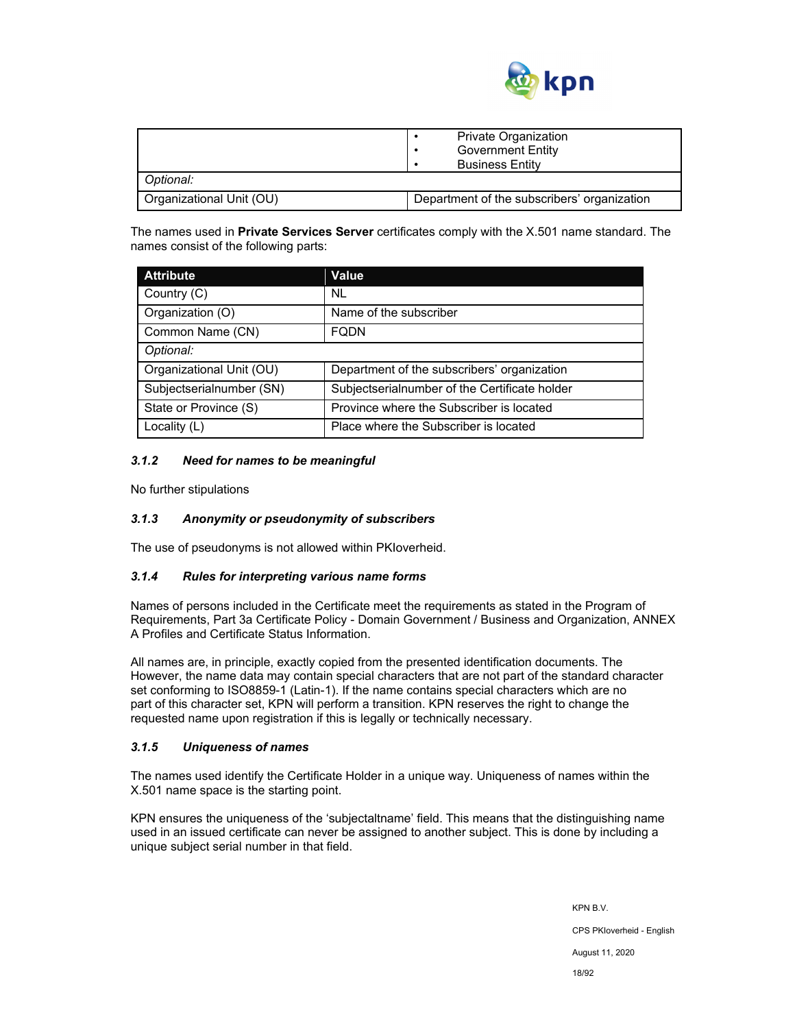| | |
|---|---|
| | • Private Organization<br>• Government Entity<br>• Business Entity |
| *Optional:* | |
| Organizational Unit (OU) | Department of the subscribers' organization |

The names used in **Private Services Server** certificates comply with the X.501 name standard. The names consist of the following parts:

| Attribute | Value |
|---|---|
| Country (C) | NL |
| Organization (O) | Name of the subscriber |
| Common Name (CN) | FQDN |
| *Optional:* | |
| Organizational Unit (OU) | Department of the subscribers' organization |
| Subjectserialnumber (SN) | Subjectserialnumber of the Certificate holder |
| State or Province (S) | Province where the Subscriber is located |
| Locality (L) | Place where the Subscriber is located |

### *3.1.2 Need for names to be meaningful*

No further stipulations

### *3.1.3 Anonymity or pseudonymity of subscribers*

The use of pseudonyms is not allowed within PKIoverheid.

### *3.1.4 Rules for interpreting various name forms*

Names of persons included in the Certificate meet the requirements as stated in the Program of Requirements, Part 3a Certificate Policy - Domain Government / Business and Organization, ANNEX A Profiles and Certificate Status Information.

All names are, in principle, exactly copied from the presented identification documents. The However, the name data may contain special characters that are not part of the standard character set conforming to ISO8859-1 (Latin-1). If the name contains special characters which are no part of this character set, KPN will perform a transition. KPN reserves the right to change the requested name upon registration if this is legally or technically necessary.

### *3.1.5 Uniqueness of names*

The names used identify the Certificate Holder in a unique way. Uniqueness of names within the X.501 name space is the starting point.

KPN ensures the uniqueness of the 'subjectaltname' field. This means that the distinguishing name used in an issued certificate can never be assigned to another subject. This is done by including a unique subject serial number in that field.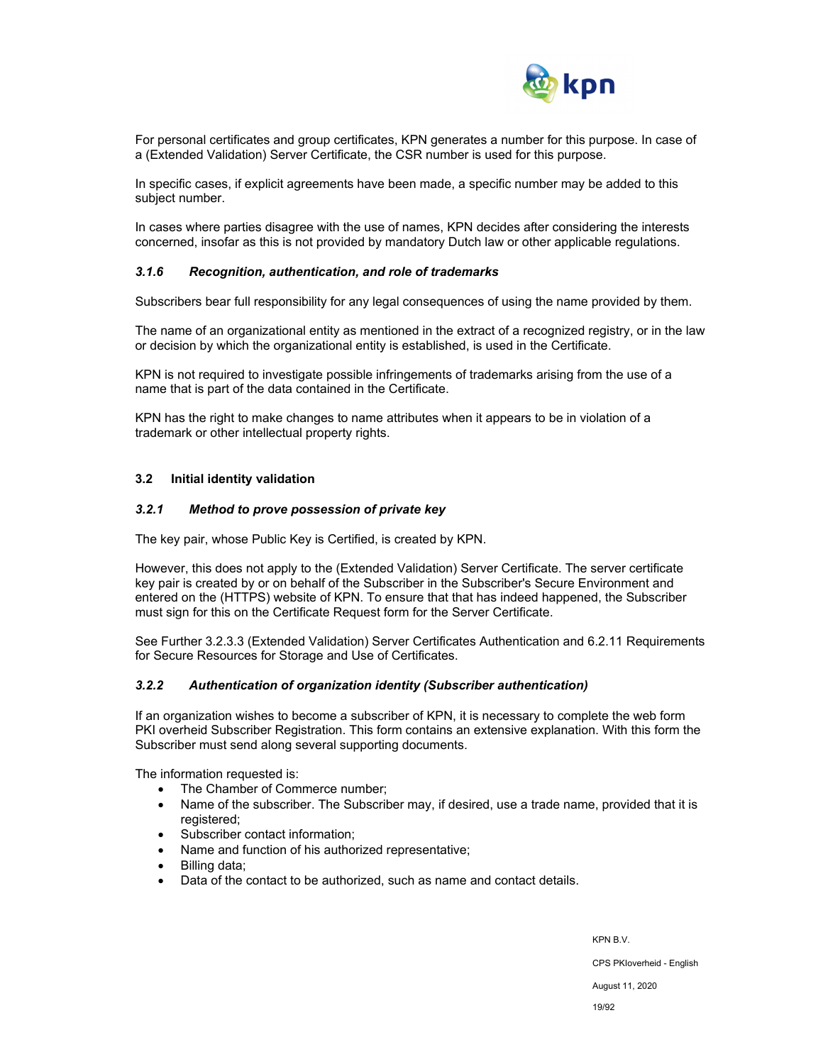For personal certificates and group certificates, KPN generates a number for this purpose. In case of a (Extended Validation) Server Certificate, the CSR number is used for this purpose.

In specific cases, if explicit agreements have been made, a specific number may be added to this subject number.

In cases where parties disagree with the use of names, KPN decides after considering the interests concerned, insofar as this is not provided by mandatory Dutch law or other applicable regulations.

### *3.1.6 Recognition, authentication, and role of trademarks*

Subscribers bear full responsibility for any legal consequences of using the name provided by them.

The name of an organizational entity as mentioned in the extract of a recognized registry, or in the law or decision by which the organizational entity is established, is used in the Certificate.

KPN is not required to investigate possible infringements of trademarks arising from the use of a name that is part of the data contained in the Certificate.

KPN has the right to make changes to name attributes when it appears to be in violation of a trademark or other intellectual property rights.

## 3.2 Initial identity validation

### *3.2.1 Method to prove possession of private key*

The key pair, whose Public Key is Certified, is created by KPN.

However, this does not apply to the (Extended Validation) Server Certificate. The server certificate key pair is created by or on behalf of the Subscriber in the Subscriber's Secure Environment and entered on the (HTTPS) website of KPN. To ensure that that has indeed happened, the Subscriber must sign for this on the Certificate Request form for the Server Certificate.

See Further 3.2.3.3 (Extended Validation) Server Certificates Authentication and 6.2.11 Requirements for Secure Resources for Storage and Use of Certificates.

### *3.2.2 Authentication of organization identity (Subscriber authentication)*

If an organization wishes to become a subscriber of KPN, it is necessary to complete the web form PKI overheid Subscriber Registration. This form contains an extensive explanation. With this form the Subscriber must send along several supporting documents.

The information requested is:

- The Chamber of Commerce number;
- Name of the subscriber. The Subscriber may, if desired, use a trade name, provided that it is registered;
- Subscriber contact information;
- Name and function of his authorized representative;
- Billing data;
- Data of the contact to be authorized, such as name and contact details.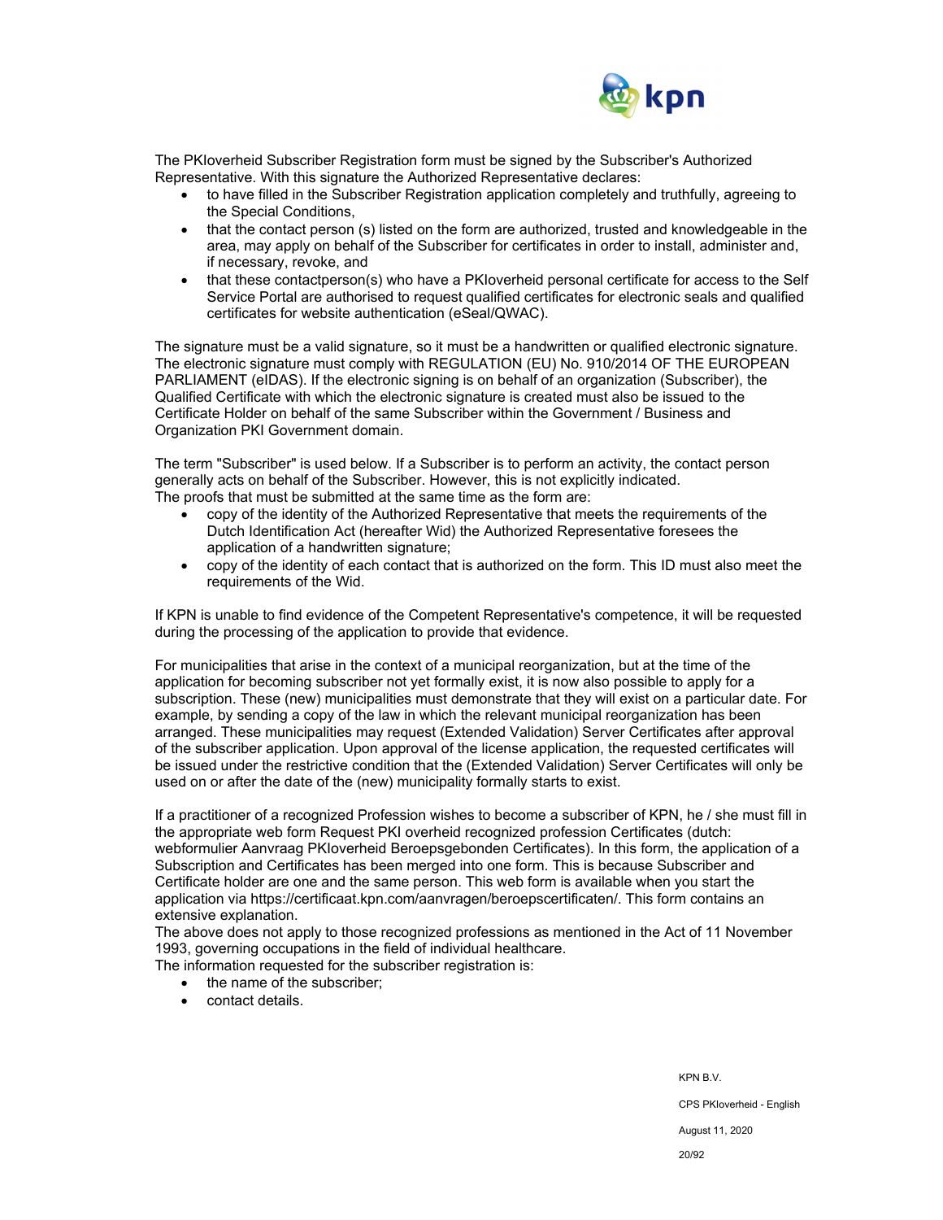The PKIoverheid Subscriber Registration form must be signed by the Subscriber's Authorized Representative. With this signature the Authorized Representative declares:

- to have filled in the Subscriber Registration application completely and truthfully, agreeing to the Special Conditions,
- that the contact person (s) listed on the form are authorized, trusted and knowledgeable in the area, may apply on behalf of the Subscriber for certificates in order to install, administer and, if necessary, revoke, and
- that these contactperson(s) who have a PKIoverheid personal certificate for access to the Self Service Portal are authorised to request qualified certificates for electronic seals and qualified certificates for website authentication (eSeal/QWAC).

The signature must be a valid signature, so it must be a handwritten or qualified electronic signature. The electronic signature must comply with REGULATION (EU) No. 910/2014 OF THE EUROPEAN PARLIAMENT (eIDAS). If the electronic signing is on behalf of an organization (Subscriber), the Qualified Certificate with which the electronic signature is created must also be issued to the Certificate Holder on behalf of the same Subscriber within the Government / Business and Organization PKI Government domain.

The term "Subscriber" is used below. If a Subscriber is to perform an activity, the contact person generally acts on behalf of the Subscriber. However, this is not explicitly indicated.
The proofs that must be submitted at the same time as the form are:

- copy of the identity of the Authorized Representative that meets the requirements of the Dutch Identification Act (hereafter Wid) the Authorized Representative foresees the application of a handwritten signature;
- copy of the identity of each contact that is authorized on the form. This ID must also meet the requirements of the Wid.

If KPN is unable to find evidence of the Competent Representative's competence, it will be requested during the processing of the application to provide that evidence.

For municipalities that arise in the context of a municipal reorganization, but at the time of the application for becoming subscriber not yet formally exist, it is now also possible to apply for a subscription. These (new) municipalities must demonstrate that they will exist on a particular date. For example, by sending a copy of the law in which the relevant municipal reorganization has been arranged. These municipalities may request (Extended Validation) Server Certificates after approval of the subscriber application. Upon approval of the license application, the requested certificates will be issued under the restrictive condition that the (Extended Validation) Server Certificates will only be used on or after the date of the (new) municipality formally starts to exist.

If a practitioner of a recognized Profession wishes to become a subscriber of KPN, he / she must fill in the appropriate web form Request PKI overheid recognized profession Certificates (dutch: webformulier Aanvraag PKIoverheid Beroepsgebonden Certificates). In this form, the application of a Subscription and Certificates has been merged into one form. This is because Subscriber and Certificate holder are one and the same person. This web form is available when you start the application via https://certificaat.kpn.com/aanvragen/beroepscertificaten/. This form contains an extensive explanation.
The above does not apply to those recognized professions as mentioned in the Act of 11 November 1993, governing occupations in the field of individual healthcare.
The information requested for the subscriber registration is:

- the name of the subscriber;
- contact details.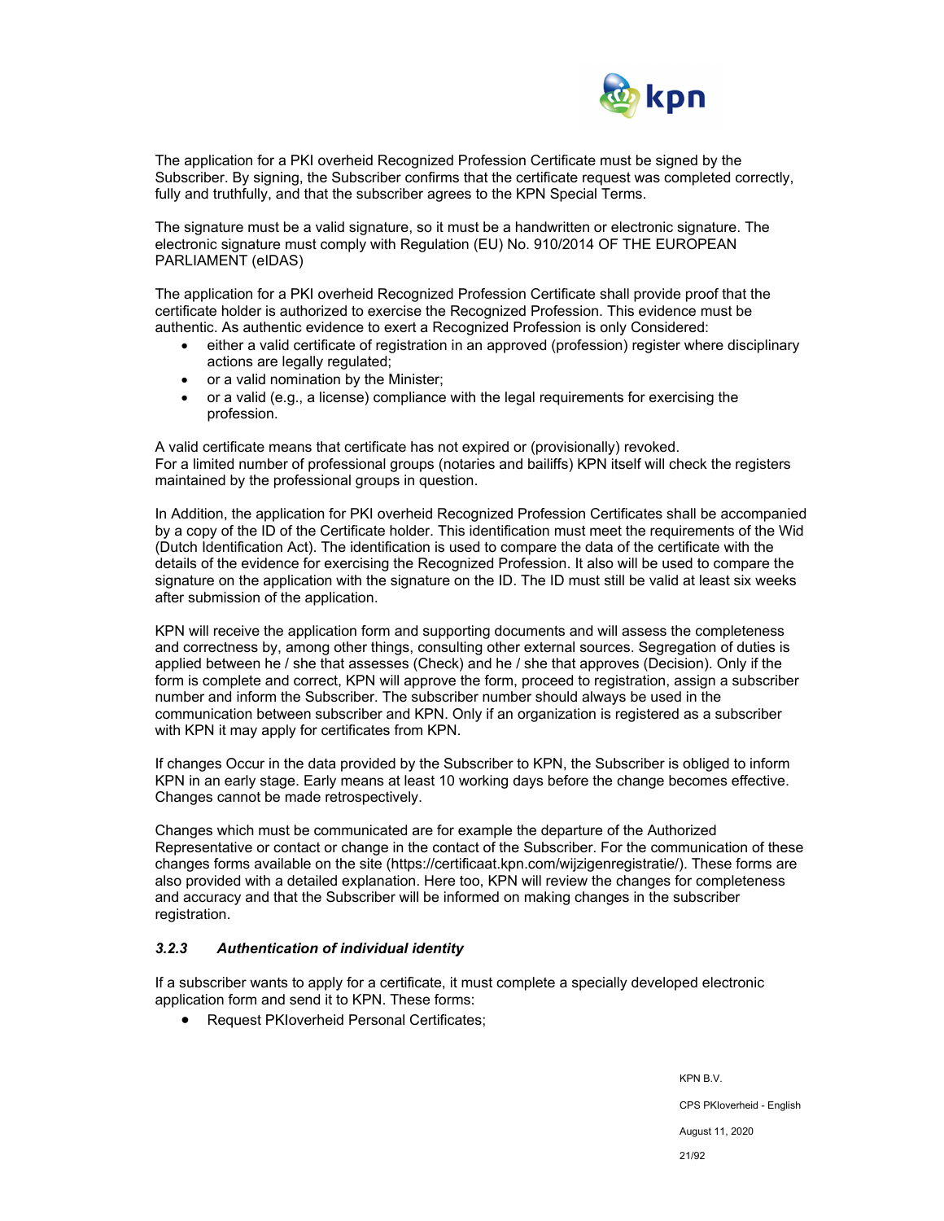The application for a PKI overheid Recognized Profession Certificate must be signed by the Subscriber. By signing, the Subscriber confirms that the certificate request was completed correctly, fully and truthfully, and that the subscriber agrees to the KPN Special Terms.

The signature must be a valid signature, so it must be a handwritten or electronic signature. The electronic signature must comply with Regulation (EU) No. 910/2014 OF THE EUROPEAN PARLIAMENT (eIDAS)

The application for a PKI overheid Recognized Profession Certificate shall provide proof that the certificate holder is authorized to exercise the Recognized Profession. This evidence must be authentic. As authentic evidence to exert a Recognized Profession is only Considered:

- either a valid certificate of registration in an approved (profession) register where disciplinary actions are legally regulated;
- or a valid nomination by the Minister;
- or a valid (e.g., a license) compliance with the legal requirements for exercising the profession.

A valid certificate means that certificate has not expired or (provisionally) revoked.
For a limited number of professional groups (notaries and bailiffs) KPN itself will check the registers maintained by the professional groups in question.

In Addition, the application for PKI overheid Recognized Profession Certificates shall be accompanied by a copy of the ID of the Certificate holder. This identification must meet the requirements of the Wid (Dutch Identification Act). The identification is used to compare the data of the certificate with the details of the evidence for exercising the Recognized Profession. It also will be used to compare the signature on the application with the signature on the ID. The ID must still be valid at least six weeks after submission of the application.

KPN will receive the application form and supporting documents and will assess the completeness and correctness by, among other things, consulting other external sources. Segregation of duties is applied between he / she that assesses (Check) and he / she that approves (Decision). Only if the form is complete and correct, KPN will approve the form, proceed to registration, assign a subscriber number and inform the Subscriber. The subscriber number should always be used in the communication between subscriber and KPN. Only if an organization is registered as a subscriber with KPN it may apply for certificates from KPN.

If changes Occur in the data provided by the Subscriber to KPN, the Subscriber is obliged to inform KPN in an early stage. Early means at least 10 working days before the change becomes effective. Changes cannot be made retrospectively.

Changes which must be communicated are for example the departure of the Authorized Representative or contact or change in the contact of the Subscriber. For the communication of these changes forms available on the site (https://certificaat.kpn.com/wijzigenregistratie/). These forms are also provided with a detailed explanation. Here too, KPN will review the changes for completeness and accuracy and that the Subscriber will be informed on making changes in the subscriber registration.

### *3.2.3 Authentication of individual identity*

If a subscriber wants to apply for a certificate, it must complete a specially developed electronic application form and send it to KPN. These forms:

- Request PKIoverheid Personal Certificates;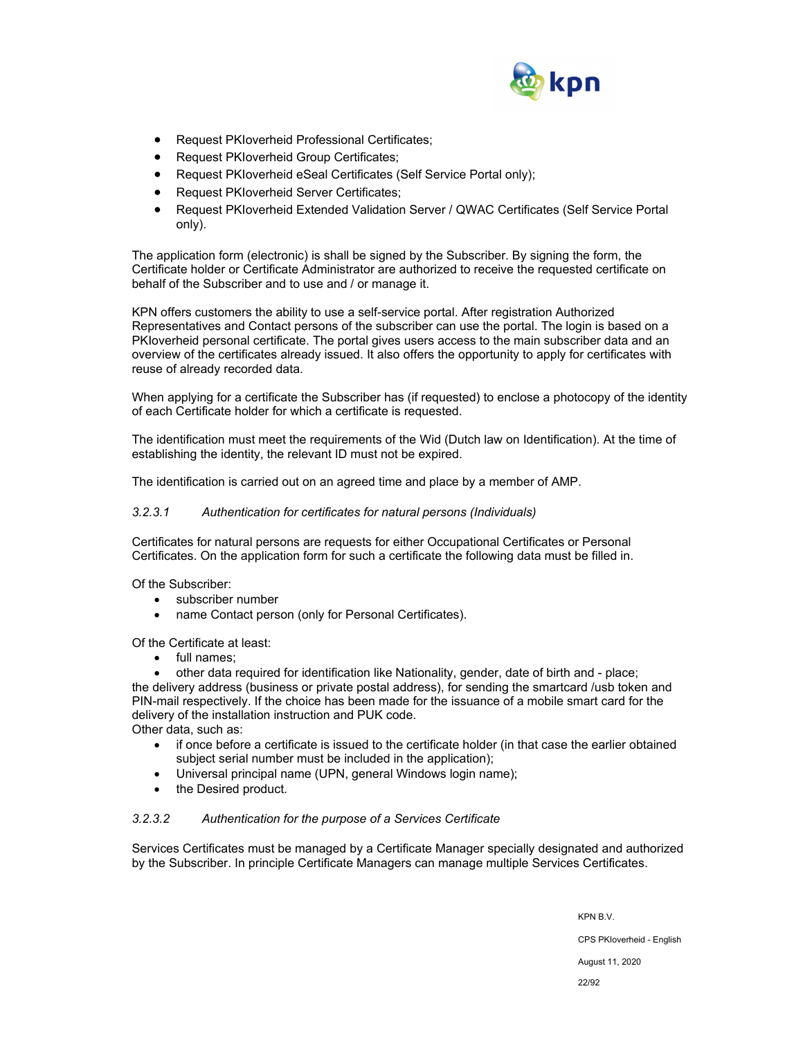- Request PKIoverheid Professional Certificates;
- Request PKIoverheid Group Certificates;
- Request PKIoverheid eSeal Certificates (Self Service Portal only);
- Request PKIoverheid Server Certificates;
- Request PKIoverheid Extended Validation Server / QWAC Certificates (Self Service Portal only).

The application form (electronic) is shall be signed by the Subscriber. By signing the form, the Certificate holder or Certificate Administrator are authorized to receive the requested certificate on behalf of the Subscriber and to use and / or manage it.

KPN offers customers the ability to use a self-service portal. After registration Authorized Representatives and Contact persons of the subscriber can use the portal. The login is based on a PKIoverheid personal certificate. The portal gives users access to the main subscriber data and an overview of the certificates already issued. It also offers the opportunity to apply for certificates with reuse of already recorded data.

When applying for a certificate the Subscriber has (if requested) to enclose a photocopy of the identity of each Certificate holder for which a certificate is requested.

The identification must meet the requirements of the Wid (Dutch law on Identification). At the time of establishing the identity, the relevant ID must not be expired.

The identification is carried out on an agreed time and place by a member of AMP.

#### *3.2.3.1 Authentication for certificates for natural persons (Individuals)*

Certificates for natural persons are requests for either Occupational Certificates or Personal Certificates. On the application form for such a certificate the following data must be filled in.

Of the Subscriber:

- subscriber number
- name Contact person (only for Personal Certificates).

Of the Certificate at least:

- full names;
- other data required for identification like Nationality, gender, date of birth and - place;

the delivery address (business or private postal address), for sending the smartcard /usb token and PIN-mail respectively. If the choice has been made for the issuance of a mobile smart card for the delivery of the installation instruction and PUK code.

Other data, such as:

- if once before a certificate is issued to the certificate holder (in that case the earlier obtained subject serial number must be included in the application);
- Universal principal name (UPN, general Windows login name);
- the Desired product.

#### *3.2.3.2 Authentication for the purpose of a Services Certificate*

Services Certificates must be managed by a Certificate Manager specially designated and authorized by the Subscriber. In principle Certificate Managers can manage multiple Services Certificates.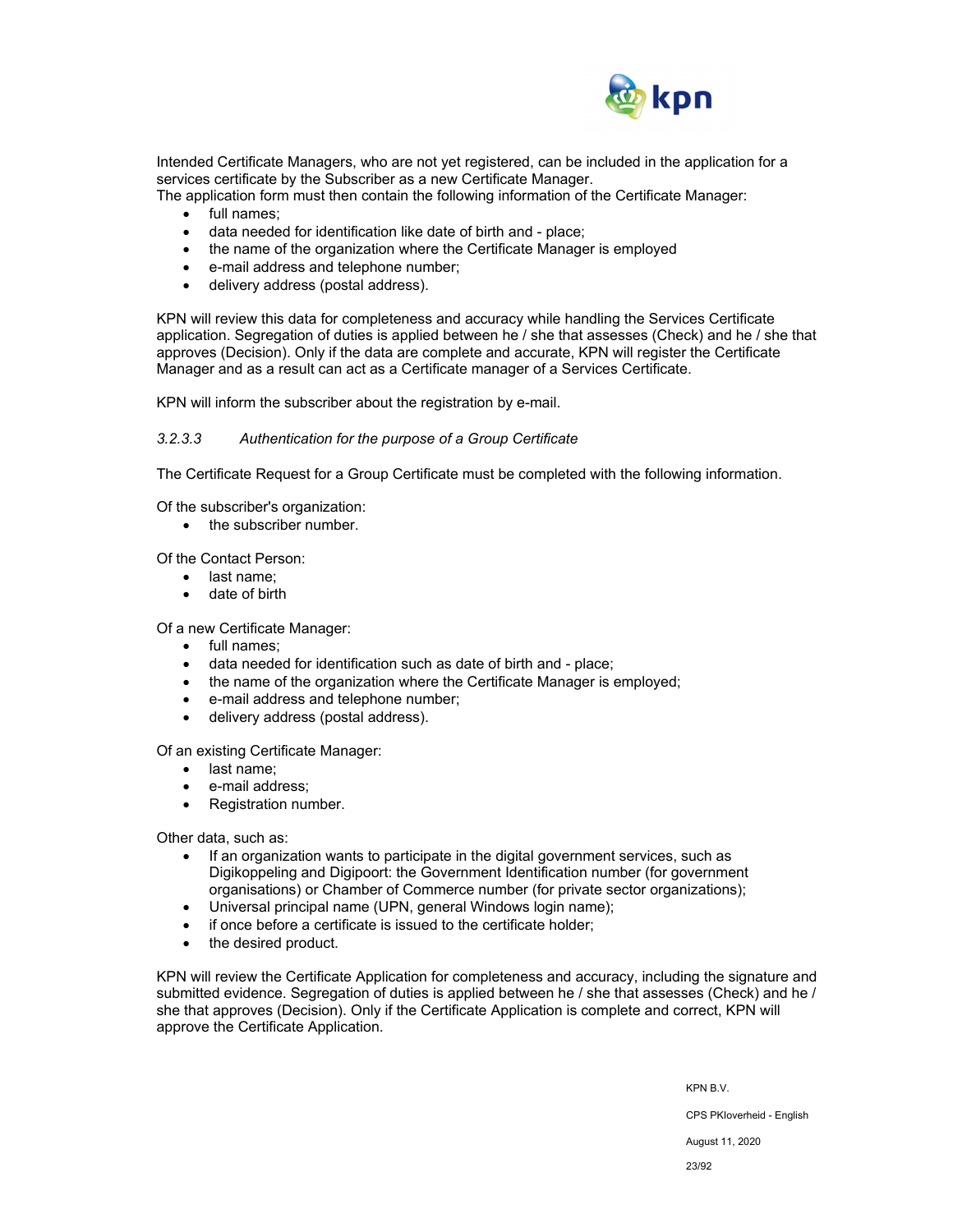Intended Certificate Managers, who are not yet registered, can be included in the application for a services certificate by the Subscriber as a new Certificate Manager.
The application form must then contain the following information of the Certificate Manager:

- full names;
- data needed for identification like date of birth and - place;
- the name of the organization where the Certificate Manager is employed
- e-mail address and telephone number;
- delivery address (postal address).

KPN will review this data for completeness and accuracy while handling the Services Certificate application. Segregation of duties is applied between he / she that assesses (Check) and he / she that approves (Decision). Only if the data are complete and accurate, KPN will register the Certificate Manager and as a result can act as a Certificate manager of a Services Certificate.

KPN will inform the subscriber about the registration by e-mail.

#### *3.2.3.3 Authentication for the purpose of a Group Certificate*

The Certificate Request for a Group Certificate must be completed with the following information.

Of the subscriber's organization:

- the subscriber number.

Of the Contact Person:

- last name;
- date of birth

Of a new Certificate Manager:

- full names;
- data needed for identification such as date of birth and - place;
- the name of the organization where the Certificate Manager is employed;
- e-mail address and telephone number;
- delivery address (postal address).

Of an existing Certificate Manager:

- last name;
- e-mail address;
- Registration number.

Other data, such as:

- If an organization wants to participate in the digital government services, such as Digikoppeling and Digipoort: the Government Identification number (for government organisations) or Chamber of Commerce number (for private sector organizations);
- Universal principal name (UPN, general Windows login name);
- if once before a certificate is issued to the certificate holder;
- the desired product.

KPN will review the Certificate Application for completeness and accuracy, including the signature and submitted evidence. Segregation of duties is applied between he / she that assesses (Check) and he / she that approves (Decision). Only if the Certificate Application is complete and correct, KPN will approve the Certificate Application.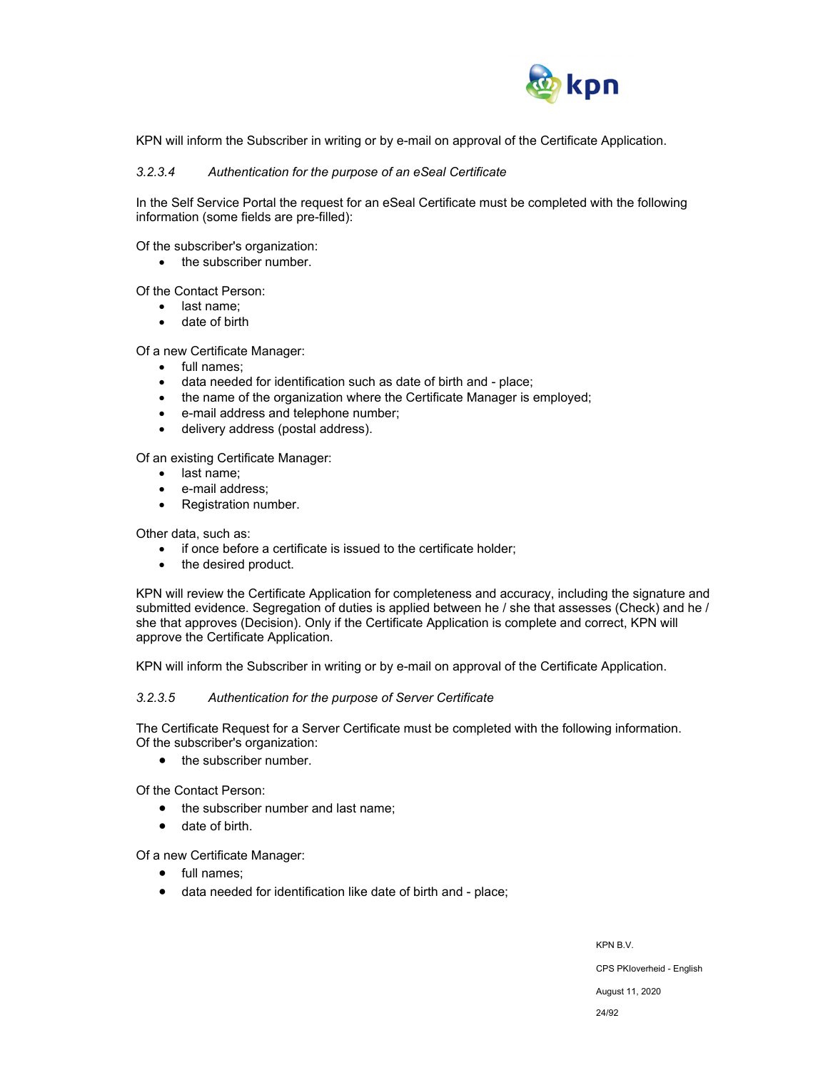KPN will inform the Subscriber in writing or by e-mail on approval of the Certificate Application.

#### *3.2.3.4 Authentication for the purpose of an eSeal Certificate*

In the Self Service Portal the request for an eSeal Certificate must be completed with the following information (some fields are pre-filled):

Of the subscriber's organization:

- the subscriber number.

Of the Contact Person:

- last name;
- date of birth

Of a new Certificate Manager:

- full names;
- data needed for identification such as date of birth and - place;
- the name of the organization where the Certificate Manager is employed;
- e-mail address and telephone number;
- delivery address (postal address).

Of an existing Certificate Manager:

- last name;
- e-mail address;
- Registration number.

Other data, such as:

- if once before a certificate is issued to the certificate holder;
- the desired product.

KPN will review the Certificate Application for completeness and accuracy, including the signature and submitted evidence. Segregation of duties is applied between he / she that assesses (Check) and he / she that approves (Decision). Only if the Certificate Application is complete and correct, KPN will approve the Certificate Application.

KPN will inform the Subscriber in writing or by e-mail on approval of the Certificate Application.

#### *3.2.3.5 Authentication for the purpose of Server Certificate*

The Certificate Request for a Server Certificate must be completed with the following information.
Of the subscriber's organization:

- the subscriber number.

Of the Contact Person:

- the subscriber number and last name;
- date of birth.

Of a new Certificate Manager:

- full names;
- data needed for identification like date of birth and - place;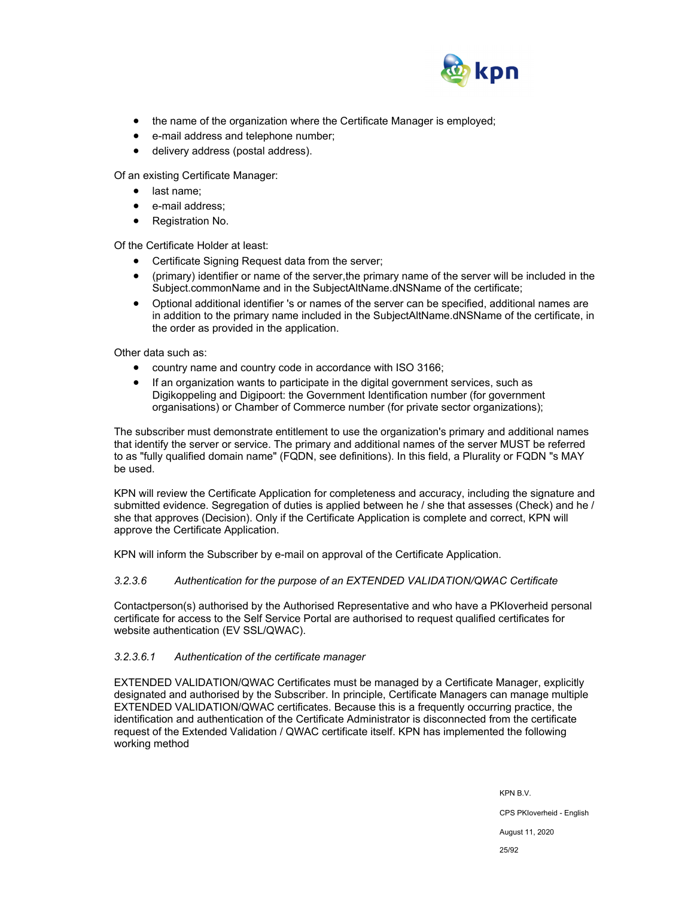- the name of the organization where the Certificate Manager is employed;
- e-mail address and telephone number;
- delivery address (postal address).

Of an existing Certificate Manager:

- last name;
- e-mail address;
- Registration No.

Of the Certificate Holder at least:

- Certificate Signing Request data from the server;
- (primary) identifier or name of the server,the primary name of the server will be included in the Subject.commonName and in the SubjectAltName.dNSName of the certificate;
- Optional additional identifier 's or names of the server can be specified, additional names are in addition to the primary name included in the SubjectAltName.dNSName of the certificate, in the order as provided in the application.

Other data such as:

- country name and country code in accordance with ISO 3166;
- If an organization wants to participate in the digital government services, such as Digikoppeling and Digipoort: the Government Identification number (for government organisations) or Chamber of Commerce number (for private sector organizations);

The subscriber must demonstrate entitlement to use the organization's primary and additional names that identify the server or service. The primary and additional names of the server MUST be referred to as "fully qualified domain name" (FQDN, see definitions). In this field, a Plurality or FQDN "s MAY be used.

KPN will review the Certificate Application for completeness and accuracy, including the signature and submitted evidence. Segregation of duties is applied between he / she that assesses (Check) and he / she that approves (Decision). Only if the Certificate Application is complete and correct, KPN will approve the Certificate Application.

KPN will inform the Subscriber by e-mail on approval of the Certificate Application.

#### *3.2.3.6 Authentication for the purpose of an EXTENDED VALIDATION/QWAC Certificate*

Contactperson(s) authorised by the Authorised Representative and who have a PKIoverheid personal certificate for access to the Self Service Portal are authorised to request qualified certificates for website authentication (EV SSL/QWAC).

##### *3.2.3.6.1 Authentication of the certificate manager*

EXTENDED VALIDATION/QWAC Certificates must be managed by a Certificate Manager, explicitly designated and authorised by the Subscriber. In principle, Certificate Managers can manage multiple EXTENDED VALIDATION/QWAC certificates. Because this is a frequently occurring practice, the identification and authentication of the Certificate Administrator is disconnected from the certificate request of the Extended Validation / QWAC certificate itself. KPN has implemented the following working method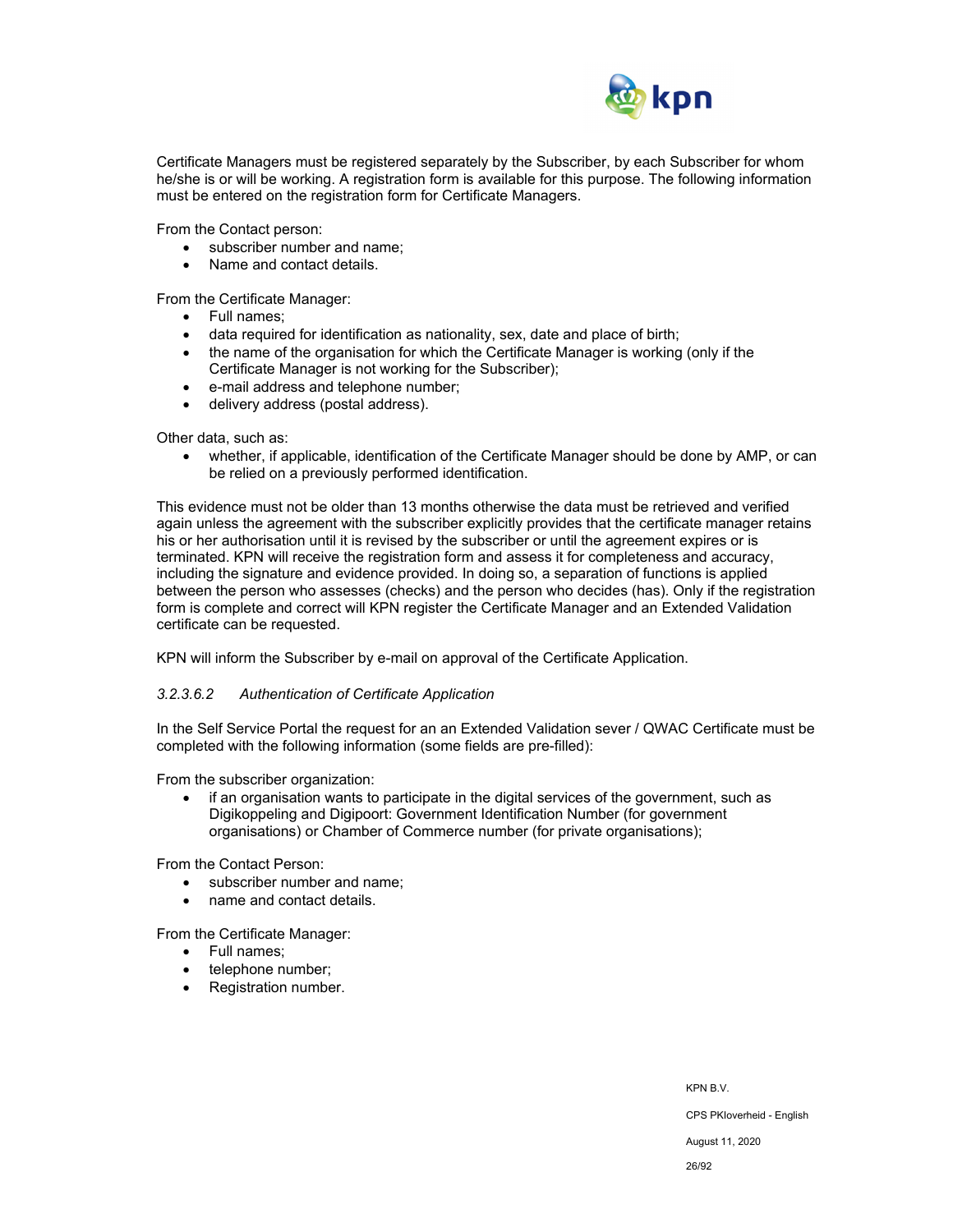Certificate Managers must be registered separately by the Subscriber, by each Subscriber for whom he/she is or will be working. A registration form is available for this purpose. The following information must be entered on the registration form for Certificate Managers.

From the Contact person:

- subscriber number and name;
- Name and contact details.

From the Certificate Manager:

- Full names;
- data required for identification as nationality, sex, date and place of birth;
- the name of the organisation for which the Certificate Manager is working (only if the Certificate Manager is not working for the Subscriber);
- e-mail address and telephone number;
- delivery address (postal address).

Other data, such as:

- whether, if applicable, identification of the Certificate Manager should be done by AMP, or can be relied on a previously performed identification.

This evidence must not be older than 13 months otherwise the data must be retrieved and verified again unless the agreement with the subscriber explicitly provides that the certificate manager retains his or her authorisation until it is revised by the subscriber or until the agreement expires or is terminated. KPN will receive the registration form and assess it for completeness and accuracy, including the signature and evidence provided. In doing so, a separation of functions is applied between the person who assesses (checks) and the person who decides (has). Only if the registration form is complete and correct will KPN register the Certificate Manager and an Extended Validation certificate can be requested.

KPN will inform the Subscriber by e-mail on approval of the Certificate Application.

#### *3.2.3.6.2 Authentication of Certificate Application*

In the Self Service Portal the request for an an Extended Validation sever / QWAC Certificate must be completed with the following information (some fields are pre-filled):

From the subscriber organization:

- if an organisation wants to participate in the digital services of the government, such as Digikoppeling and Digipoort: Government Identification Number (for government organisations) or Chamber of Commerce number (for private organisations);

From the Contact Person:

- subscriber number and name;
- name and contact details.

From the Certificate Manager:

- Full names;
- telephone number;
- Registration number.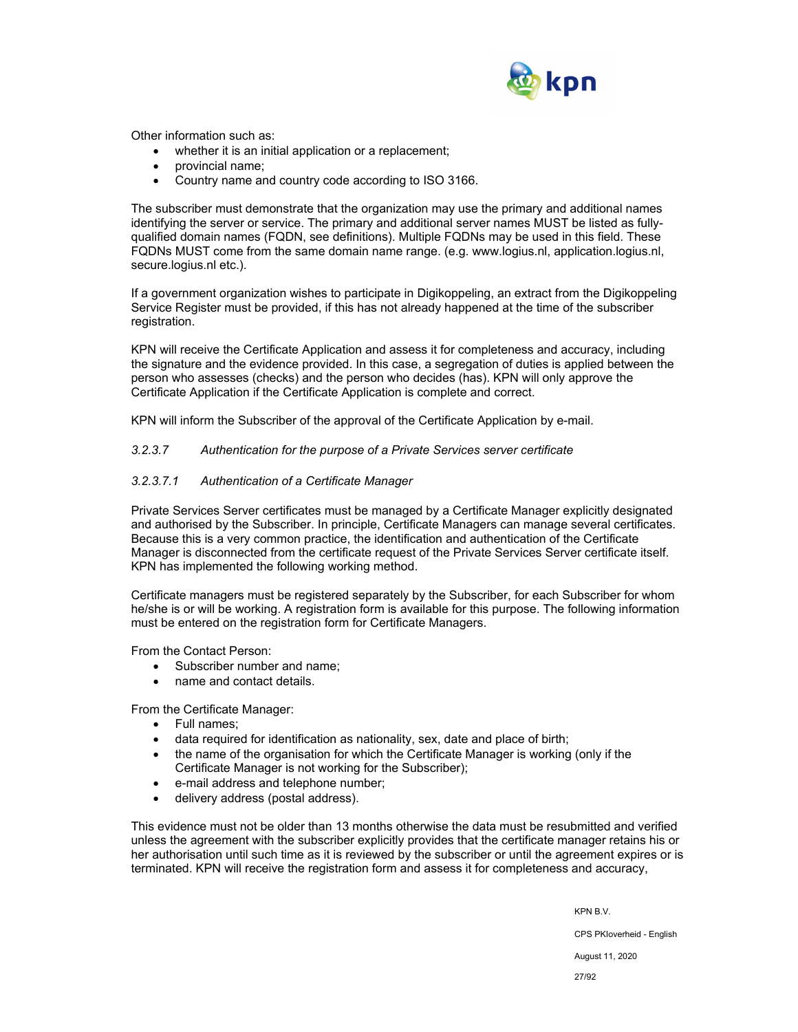Other information such as:

- whether it is an initial application or a replacement;
- provincial name;
- Country name and country code according to ISO 3166.

The subscriber must demonstrate that the organization may use the primary and additional names identifying the server or service. The primary and additional server names MUST be listed as fully-qualified domain names (FQDN, see definitions). Multiple FQDNs may be used in this field. These FQDNs MUST come from the same domain name range. (e.g. www.logius.nl, application.logius.nl, secure.logius.nl etc.).

If a government organization wishes to participate in Digikoppeling, an extract from the Digikoppeling Service Register must be provided, if this has not already happened at the time of the subscriber registration.

KPN will receive the Certificate Application and assess it for completeness and accuracy, including the signature and the evidence provided. In this case, a segregation of duties is applied between the person who assesses (checks) and the person who decides (has). KPN will only approve the Certificate Application if the Certificate Application is complete and correct.

KPN will inform the Subscriber of the approval of the Certificate Application by e-mail.

*3.2.3.7 Authentication for the purpose of a Private Services server certificate*

*3.2.3.7.1 Authentication of a Certificate Manager*

Private Services Server certificates must be managed by a Certificate Manager explicitly designated and authorised by the Subscriber. In principle, Certificate Managers can manage several certificates. Because this is a very common practice, the identification and authentication of the Certificate Manager is disconnected from the certificate request of the Private Services Server certificate itself. KPN has implemented the following working method.

Certificate managers must be registered separately by the Subscriber, for each Subscriber for whom he/she is or will be working. A registration form is available for this purpose. The following information must be entered on the registration form for Certificate Managers.

From the Contact Person:

- Subscriber number and name;
- name and contact details.

From the Certificate Manager:

- Full names;
- data required for identification as nationality, sex, date and place of birth;
- the name of the organisation for which the Certificate Manager is working (only if the Certificate Manager is not working for the Subscriber);
- e-mail address and telephone number;
- delivery address (postal address).

This evidence must not be older than 13 months otherwise the data must be resubmitted and verified unless the agreement with the subscriber explicitly provides that the certificate manager retains his or her authorisation until such time as it is reviewed by the subscriber or until the agreement expires or is terminated. KPN will receive the registration form and assess it for completeness and accuracy,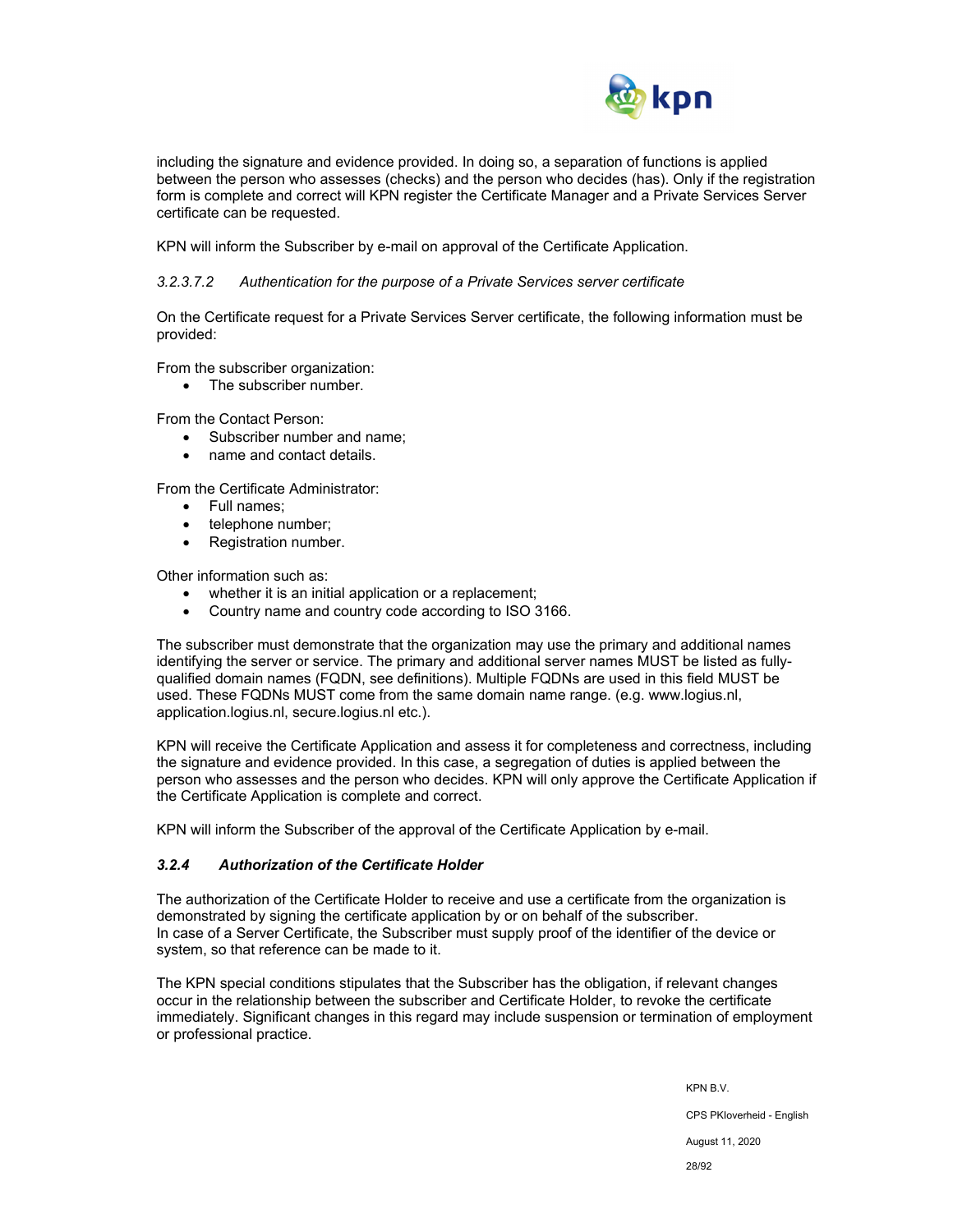including the signature and evidence provided. In doing so, a separation of functions is applied between the person who assesses (checks) and the person who decides (has). Only if the registration form is complete and correct will KPN register the Certificate Manager and a Private Services Server certificate can be requested.

KPN will inform the Subscriber by e-mail on approval of the Certificate Application.

*3.2.3.7.2 Authentication for the purpose of a Private Services server certificate*

On the Certificate request for a Private Services Server certificate, the following information must be provided:

From the subscriber organization:

- The subscriber number.

From the Contact Person:

- Subscriber number and name;
- name and contact details.

From the Certificate Administrator:

- Full names;
- telephone number;
- Registration number.

Other information such as:

- whether it is an initial application or a replacement;
- Country name and country code according to ISO 3166.

The subscriber must demonstrate that the organization may use the primary and additional names identifying the server or service. The primary and additional server names MUST be listed as fully-qualified domain names (FQDN, see definitions). Multiple FQDNs are used in this field MUST be used. These FQDNs MUST come from the same domain name range. (e.g. www.logius.nl, application.logius.nl, secure.logius.nl etc.).

KPN will receive the Certificate Application and assess it for completeness and correctness, including the signature and evidence provided. In this case, a segregation of duties is applied between the person who assesses and the person who decides. KPN will only approve the Certificate Application if the Certificate Application is complete and correct.

KPN will inform the Subscriber of the approval of the Certificate Application by e-mail.

### *3.2.4 Authorization of the Certificate Holder*

The authorization of the Certificate Holder to receive and use a certificate from the organization is demonstrated by signing the certificate application by or on behalf of the subscriber.
In case of a Server Certificate, the Subscriber must supply proof of the identifier of the device or system, so that reference can be made to it.

The KPN special conditions stipulates that the Subscriber has the obligation, if relevant changes occur in the relationship between the subscriber and Certificate Holder, to revoke the certificate immediately. Significant changes in this regard may include suspension or termination of employment or professional practice.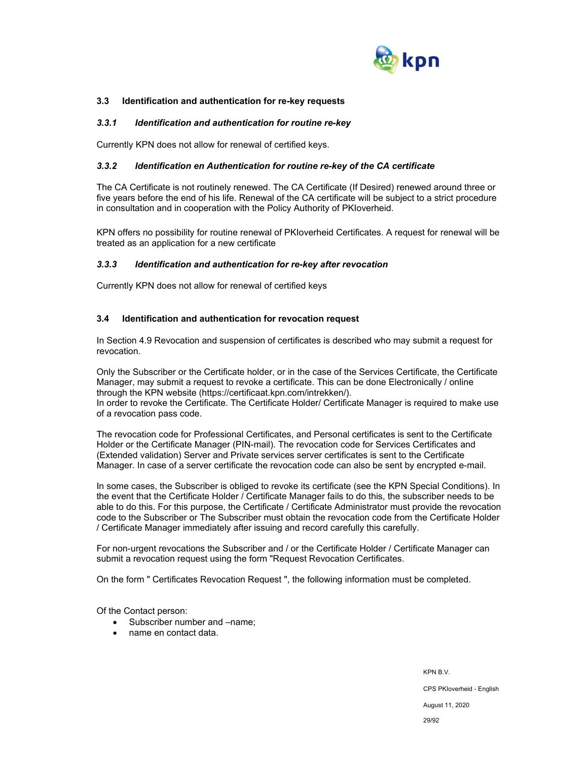## 3.3 Identification and authentication for re-key requests

### *3.3.1 Identification and authentication for routine re-key*

Currently KPN does not allow for renewal of certified keys.

### *3.3.2 Identification en Authentication for routine re-key of the CA certificate*

The CA Certificate is not routinely renewed. The CA Certificate (If Desired) renewed around three or five years before the end of his life. Renewal of the CA certificate will be subject to a strict procedure in consultation and in cooperation with the Policy Authority of PKIoverheid.

KPN offers no possibility for routine renewal of PKIoverheid Certificates. A request for renewal will be treated as an application for a new certificate

### *3.3.3 Identification and authentication for re-key after revocation*

Currently KPN does not allow for renewal of certified keys

## 3.4 Identification and authentication for revocation request

In Section 4.9 Revocation and suspension of certificates is described who may submit a request for revocation.

Only the Subscriber or the Certificate holder, or in the case of the Services Certificate, the Certificate Manager, may submit a request to revoke a certificate. This can be done Electronically / online through the KPN website (https://certificaat.kpn.com/intrekken/).
In order to revoke the Certificate. The Certificate Holder/ Certificate Manager is required to make use of a revocation pass code.

The revocation code for Professional Certificates, and Personal certificates is sent to the Certificate Holder or the Certificate Manager (PIN-mail). The revocation code for Services Certificates and (Extended validation) Server and Private services server certificates is sent to the Certificate Manager. In case of a server certificate the revocation code can also be sent by encrypted e-mail.

In some cases, the Subscriber is obliged to revoke its certificate (see the KPN Special Conditions). In the event that the Certificate Holder / Certificate Manager fails to do this, the subscriber needs to be able to do this. For this purpose, the Certificate / Certificate Administrator must provide the revocation code to the Subscriber or The Subscriber must obtain the revocation code from the Certificate Holder / Certificate Manager immediately after issuing and record carefully this carefully.

For non-urgent revocations the Subscriber and / or the Certificate Holder / Certificate Manager can submit a revocation request using the form "Request Revocation Certificates.

On the form " Certificates Revocation Request ", the following information must be completed.

Of the Contact person:

- Subscriber number and –name;
- name en contact data.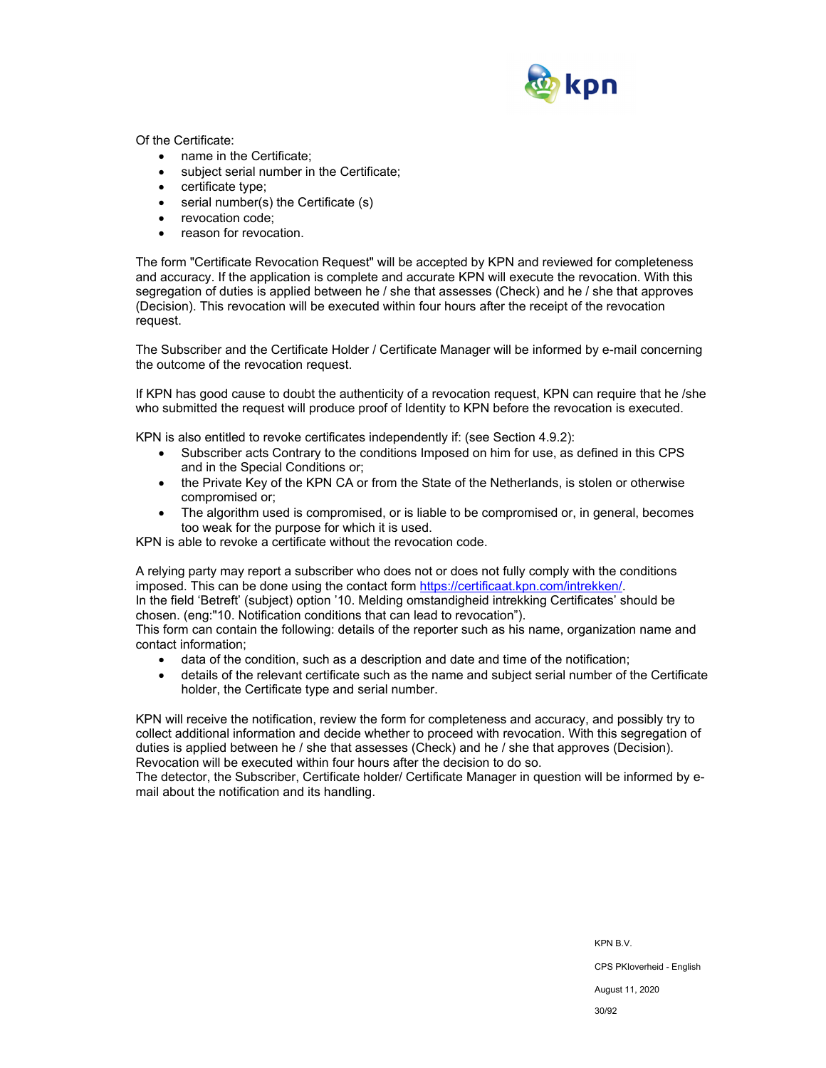Of the Certificate:

- name in the Certificate;
- subject serial number in the Certificate;
- certificate type;
- serial number(s) the Certificate (s)
- revocation code;
- reason for revocation.

The form "Certificate Revocation Request" will be accepted by KPN and reviewed for completeness and accuracy. If the application is complete and accurate KPN will execute the revocation. With this segregation of duties is applied between he / she that assesses (Check) and he / she that approves (Decision). This revocation will be executed within four hours after the receipt of the revocation request.

The Subscriber and the Certificate Holder / Certificate Manager will be informed by e-mail concerning the outcome of the revocation request.

If KPN has good cause to doubt the authenticity of a revocation request, KPN can require that he /she who submitted the request will produce proof of Identity to KPN before the revocation is executed.

KPN is also entitled to revoke certificates independently if: (see Section 4.9.2):

- Subscriber acts Contrary to the conditions Imposed on him for use, as defined in this CPS and in the Special Conditions or;
- the Private Key of the KPN CA or from the State of the Netherlands, is stolen or otherwise compromised or;
- The algorithm used is compromised, or is liable to be compromised or, in general, becomes too weak for the purpose for which it is used.

KPN is able to revoke a certificate without the revocation code.

A relying party may report a subscriber who does not or does not fully comply with the conditions imposed. This can be done using the contact form https://certificaat.kpn.com/intrekken/.
In the field 'Betreft' (subject) option '10. Melding omstandigheid intrekking Certificates' should be chosen. (eng:"10. Notification conditions that can lead to revocation").
This form can contain the following: details of the reporter such as his name, organization name and contact information;

- data of the condition, such as a description and date and time of the notification;
- details of the relevant certificate such as the name and subject serial number of the Certificate holder, the Certificate type and serial number.

KPN will receive the notification, review the form for completeness and accuracy, and possibly try to collect additional information and decide whether to proceed with revocation. With this segregation of duties is applied between he / she that assesses (Check) and he / she that approves (Decision). Revocation will be executed within four hours after the decision to do so.
The detector, the Subscriber, Certificate holder/ Certificate Manager in question will be informed by e-mail about the notification and its handling.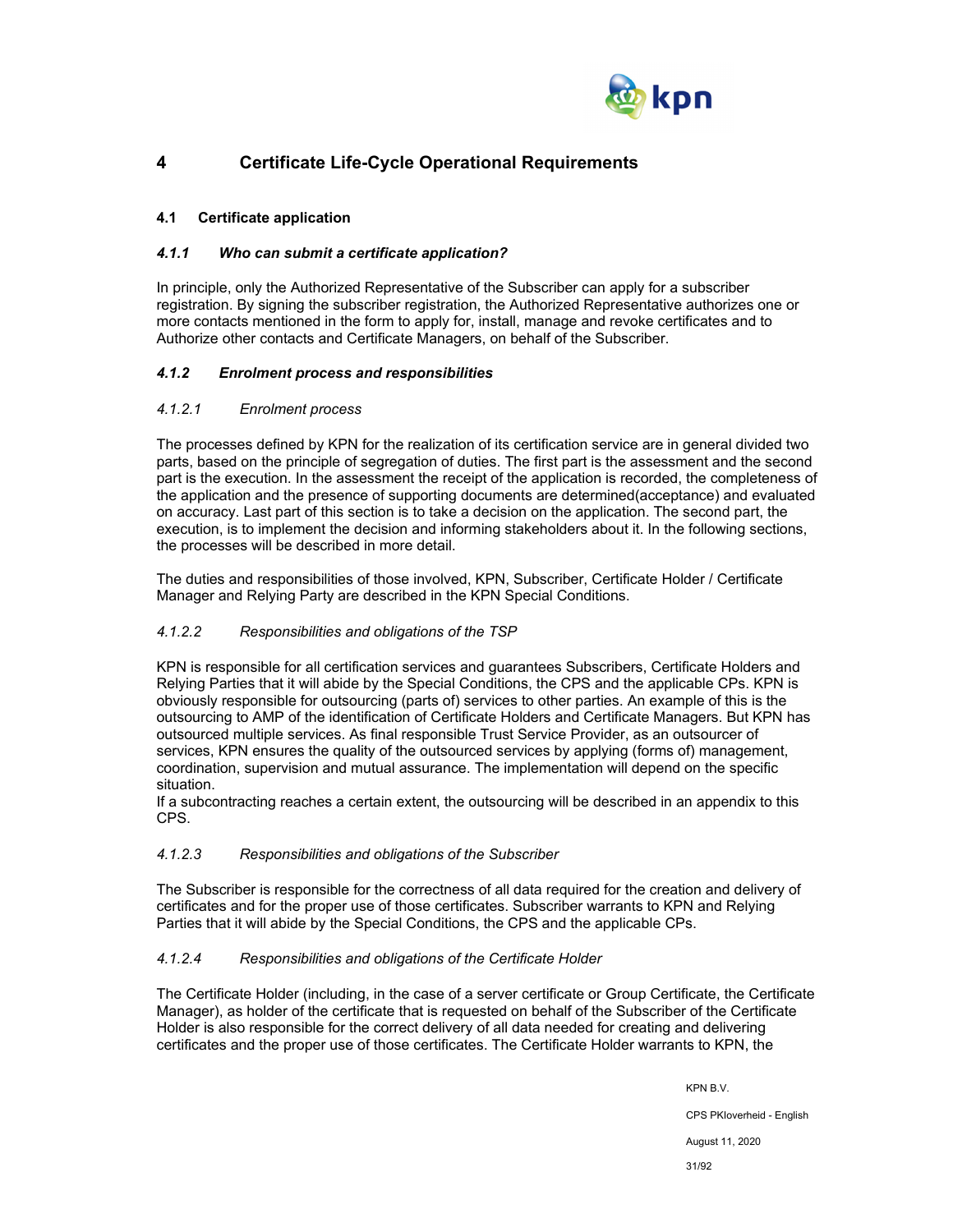# 4 Certificate Life-Cycle Operational Requirements

## 4.1 Certificate application

### *4.1.1 Who can submit a certificate application?*

In principle, only the Authorized Representative of the Subscriber can apply for a subscriber registration. By signing the subscriber registration, the Authorized Representative authorizes one or more contacts mentioned in the form to apply for, install, manage and revoke certificates and to Authorize other contacts and Certificate Managers, on behalf of the Subscriber.

### *4.1.2 Enrolment process and responsibilities*

#### *4.1.2.1 Enrolment process*

The processes defined by KPN for the realization of its certification service are in general divided two parts, based on the principle of segregation of duties. The first part is the assessment and the second part is the execution. In the assessment the receipt of the application is recorded, the completeness of the application and the presence of supporting documents are determined(acceptance) and evaluated on accuracy. Last part of this section is to take a decision on the application. The second part, the execution, is to implement the decision and informing stakeholders about it. In the following sections, the processes will be described in more detail.

The duties and responsibilities of those involved, KPN, Subscriber, Certificate Holder / Certificate Manager and Relying Party are described in the KPN Special Conditions.

#### *4.1.2.2 Responsibilities and obligations of the TSP*

KPN is responsible for all certification services and guarantees Subscribers, Certificate Holders and Relying Parties that it will abide by the Special Conditions, the CPS and the applicable CPs. KPN is obviously responsible for outsourcing (parts of) services to other parties. An example of this is the outsourcing to AMP of the identification of Certificate Holders and Certificate Managers. But KPN has outsourced multiple services. As final responsible Trust Service Provider, as an outsourcer of services, KPN ensures the quality of the outsourced services by applying (forms of) management, coordination, supervision and mutual assurance. The implementation will depend on the specific situation.
If a subcontracting reaches a certain extent, the outsourcing will be described in an appendix to this CPS.

#### *4.1.2.3 Responsibilities and obligations of the Subscriber*

The Subscriber is responsible for the correctness of all data required for the creation and delivery of certificates and for the proper use of those certificates. Subscriber warrants to KPN and Relying Parties that it will abide by the Special Conditions, the CPS and the applicable CPs.

#### *4.1.2.4 Responsibilities and obligations of the Certificate Holder*

The Certificate Holder (including, in the case of a server certificate or Group Certificate, the Certificate Manager), as holder of the certificate that is requested on behalf of the Subscriber of the Certificate Holder is also responsible for the correct delivery of all data needed for creating and delivering certificates and the proper use of those certificates. The Certificate Holder warrants to KPN, the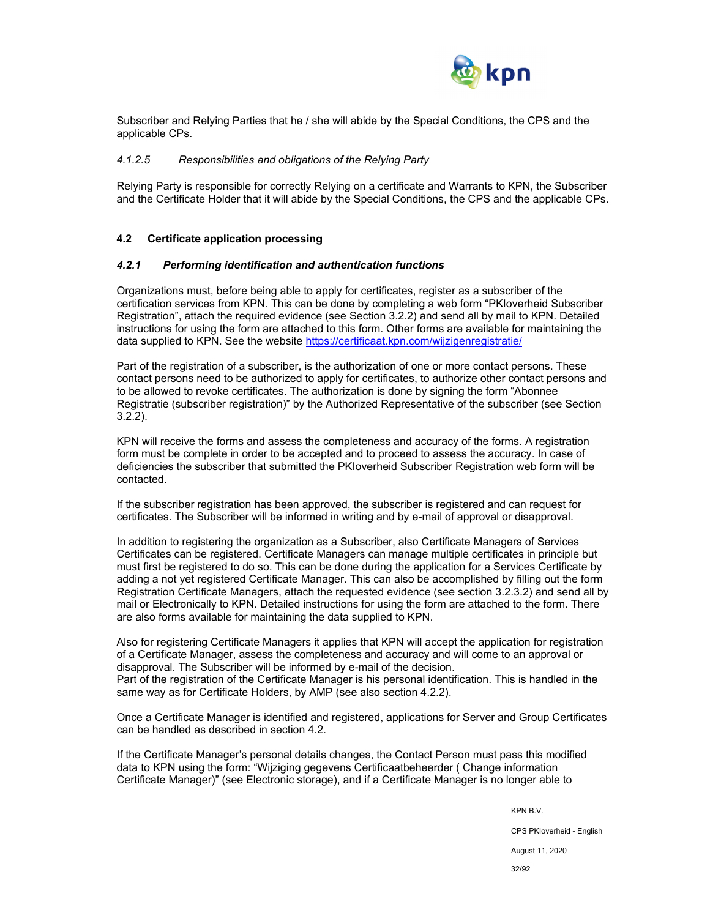Subscriber and Relying Parties that he / she will abide by the Special Conditions, the CPS and the applicable CPs.

#### *4.1.2.5 Responsibilities and obligations of the Relying Party*

Relying Party is responsible for correctly Relying on a certificate and Warrants to KPN, the Subscriber and the Certificate Holder that it will abide by the Special Conditions, the CPS and the applicable CPs.

## 4.2 Certificate application processing

### *4.2.1 Performing identification and authentication functions*

Organizations must, before being able to apply for certificates, register as a subscriber of the certification services from KPN. This can be done by completing a web form "PKIoverheid Subscriber Registration", attach the required evidence (see Section 3.2.2) and send all by mail to KPN. Detailed instructions for using the form are attached to this form. Other forms are available for maintaining the data supplied to KPN. See the website [https://certificaat.kpn.com/wijzigenregistratie/](https://certificaat.kpn.com/wijzigenregistratie/)

Part of the registration of a subscriber, is the authorization of one or more contact persons. These contact persons need to be authorized to apply for certificates, to authorize other contact persons and to be allowed to revoke certificates. The authorization is done by signing the form "Abonnee Registratie (subscriber registration)" by the Authorized Representative of the subscriber (see Section 3.2.2).

KPN will receive the forms and assess the completeness and accuracy of the forms. A registration form must be complete in order to be accepted and to proceed to assess the accuracy. In case of deficiencies the subscriber that submitted the PKIoverheid Subscriber Registration web form will be contacted.

If the subscriber registration has been approved, the subscriber is registered and can request for certificates. The Subscriber will be informed in writing and by e-mail of approval or disapproval.

In addition to registering the organization as a Subscriber, also Certificate Managers of Services Certificates can be registered. Certificate Managers can manage multiple certificates in principle but must first be registered to do so. This can be done during the application for a Services Certificate by adding a not yet registered Certificate Manager. This can also be accomplished by filling out the form Registration Certificate Managers, attach the requested evidence (see section 3.2.3.2) and send all by mail or Electronically to KPN. Detailed instructions for using the form are attached to the form. There are also forms available for maintaining the data supplied to KPN.

Also for registering Certificate Managers it applies that KPN will accept the application for registration of a Certificate Manager, assess the completeness and accuracy and will come to an approval or disapproval. The Subscriber will be informed by e-mail of the decision.
Part of the registration of the Certificate Manager is his personal identification. This is handled in the same way as for Certificate Holders, by AMP (see also section 4.2.2).

Once a Certificate Manager is identified and registered, applications for Server and Group Certificates can be handled as described in section 4.2.

If the Certificate Manager's personal details changes, the Contact Person must pass this modified data to KPN using the form: "Wijziging gegevens Certificaatbeheerder ( Change information Certificate Manager)" (see Electronic storage), and if a Certificate Manager is no longer able to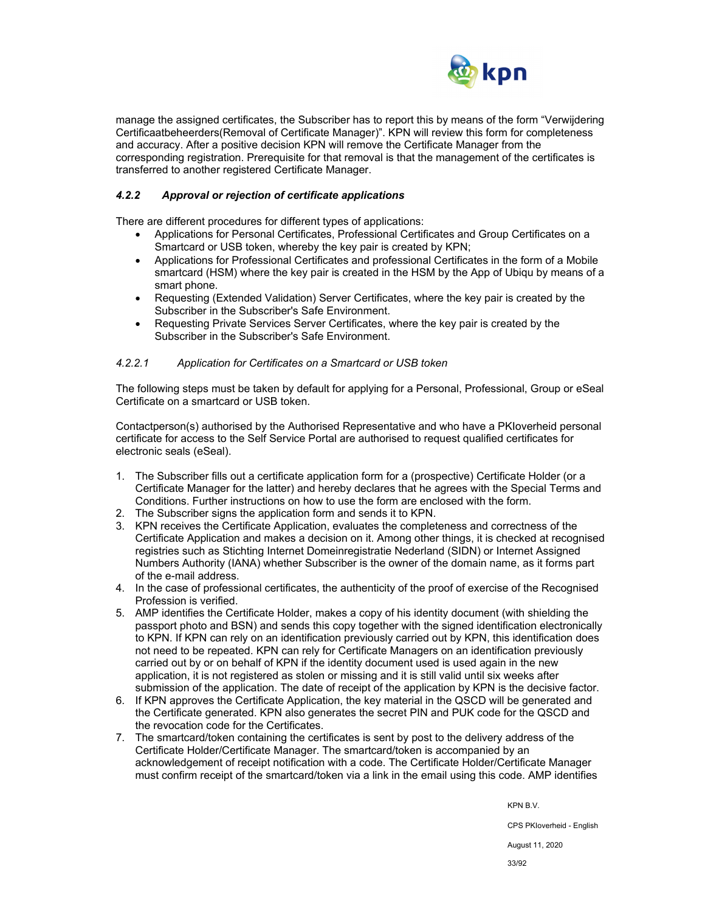manage the assigned certificates, the Subscriber has to report this by means of the form "Verwijdering Certificaatbeheerders(Removal of Certificate Manager)". KPN will review this form for completeness and accuracy. After a positive decision KPN will remove the Certificate Manager from the corresponding registration. Prerequisite for that removal is that the management of the certificates is transferred to another registered Certificate Manager.

### *4.2.2 Approval or rejection of certificate applications*

There are different procedures for different types of applications:

- Applications for Personal Certificates, Professional Certificates and Group Certificates on a Smartcard or USB token, whereby the key pair is created by KPN;
- Applications for Professional Certificates and professional Certificates in the form of a Mobile smartcard (HSM) where the key pair is created in the HSM by the App of Ubiqu by means of a smart phone.
- Requesting (Extended Validation) Server Certificates, where the key pair is created by the Subscriber in the Subscriber's Safe Environment.
- Requesting Private Services Server Certificates, where the key pair is created by the Subscriber in the Subscriber's Safe Environment.

#### *4.2.2.1 Application for Certificates on a Smartcard or USB token*

The following steps must be taken by default for applying for a Personal, Professional, Group or eSeal Certificate on a smartcard or USB token.

Contactperson(s) authorised by the Authorised Representative and who have a PKIoverheid personal certificate for access to the Self Service Portal are authorised to request qualified certificates for electronic seals (eSeal).

1. The Subscriber fills out a certificate application form for a (prospective) Certificate Holder (or a Certificate Manager for the latter) and hereby declares that he agrees with the Special Terms and Conditions. Further instructions on how to use the form are enclosed with the form.
2. The Subscriber signs the application form and sends it to KPN.
3. KPN receives the Certificate Application, evaluates the completeness and correctness of the Certificate Application and makes a decision on it. Among other things, it is checked at recognised registries such as Stichting Internet Domeinregistratie Nederland (SIDN) or Internet Assigned Numbers Authority (IANA) whether Subscriber is the owner of the domain name, as it forms part of the e-mail address.
4. In the case of professional certificates, the authenticity of the proof of exercise of the Recognised Profession is verified.
5. AMP identifies the Certificate Holder, makes a copy of his identity document (with shielding the passport photo and BSN) and sends this copy together with the signed identification electronically to KPN. If KPN can rely on an identification previously carried out by KPN, this identification does not need to be repeated. KPN can rely for Certificate Managers on an identification previously carried out by or on behalf of KPN if the identity document used is used again in the new application, it is not registered as stolen or missing and it is still valid until six weeks after submission of the application. The date of receipt of the application by KPN is the decisive factor.
6. If KPN approves the Certificate Application, the key material in the QSCD will be generated and the Certificate generated. KPN also generates the secret PIN and PUK code for the QSCD and the revocation code for the Certificates.
7. The smartcard/token containing the certificates is sent by post to the delivery address of the Certificate Holder/Certificate Manager. The smartcard/token is accompanied by an acknowledgement of receipt notification with a code. The Certificate Holder/Certificate Manager must confirm receipt of the smartcard/token via a link in the email using this code. AMP identifies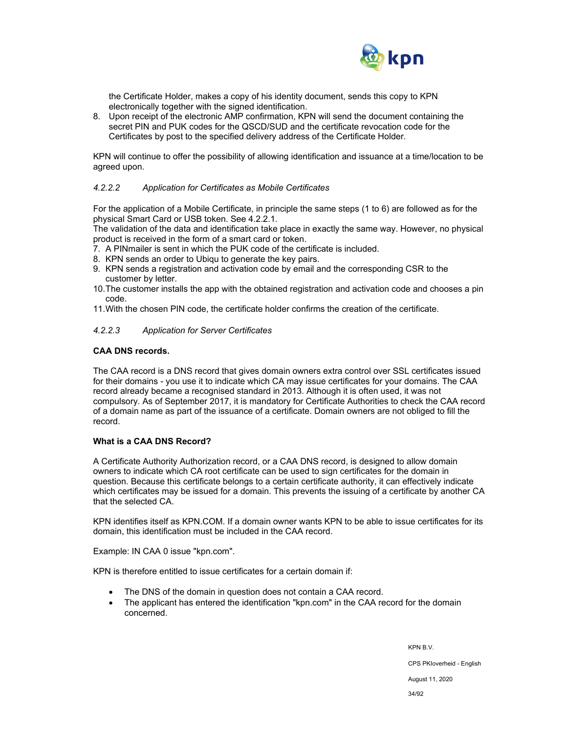the Certificate Holder, makes a copy of his identity document, sends this copy to KPN electronically together with the signed identification.

8. Upon receipt of the electronic AMP confirmation, KPN will send the document containing the secret PIN and PUK codes for the QSCD/SUD and the certificate revocation code for the Certificates by post to the specified delivery address of the Certificate Holder.

KPN will continue to offer the possibility of allowing identification and issuance at a time/location to be agreed upon.

#### *4.2.2.2 Application for Certificates as Mobile Certificates*

For the application of a Mobile Certificate, in principle the same steps (1 to 6) are followed as for the physical Smart Card or USB token. See 4.2.2.1.
The validation of the data and identification take place in exactly the same way. However, no physical product is received in the form of a smart card or token.

7. A PINmailer is sent in which the PUK code of the certificate is included.
8. KPN sends an order to Ubiqu to generate the key pairs.
9. KPN sends a registration and activation code by email and the corresponding CSR to the customer by letter.
10. The customer installs the app with the obtained registration and activation code and chooses a pin code.
11. With the chosen PIN code, the certificate holder confirms the creation of the certificate.

#### *4.2.2.3 Application for Server Certificates*

**CAA DNS records.**

The CAA record is a DNS record that gives domain owners extra control over SSL certificates issued for their domains - you use it to indicate which CA may issue certificates for your domains. The CAA record already became a recognised standard in 2013. Although it is often used, it was not compulsory. As of September 2017, it is mandatory for Certificate Authorities to check the CAA record of a domain name as part of the issuance of a certificate. Domain owners are not obliged to fill the record.

**What is a CAA DNS Record?**

A Certificate Authority Authorization record, or a CAA DNS record, is designed to allow domain owners to indicate which CA root certificate can be used to sign certificates for the domain in question. Because this certificate belongs to a certain certificate authority, it can effectively indicate which certificates may be issued for a domain. This prevents the issuing of a certificate by another CA that the selected CA.

KPN identifies itself as KPN.COM. If a domain owner wants KPN to be able to issue certificates for its domain, this identification must be included in the CAA record.

Example: IN CAA 0 issue "kpn.com".

KPN is therefore entitled to issue certificates for a certain domain if:

- The DNS of the domain in question does not contain a CAA record.
- The applicant has entered the identification "kpn.com" in the CAA record for the domain concerned.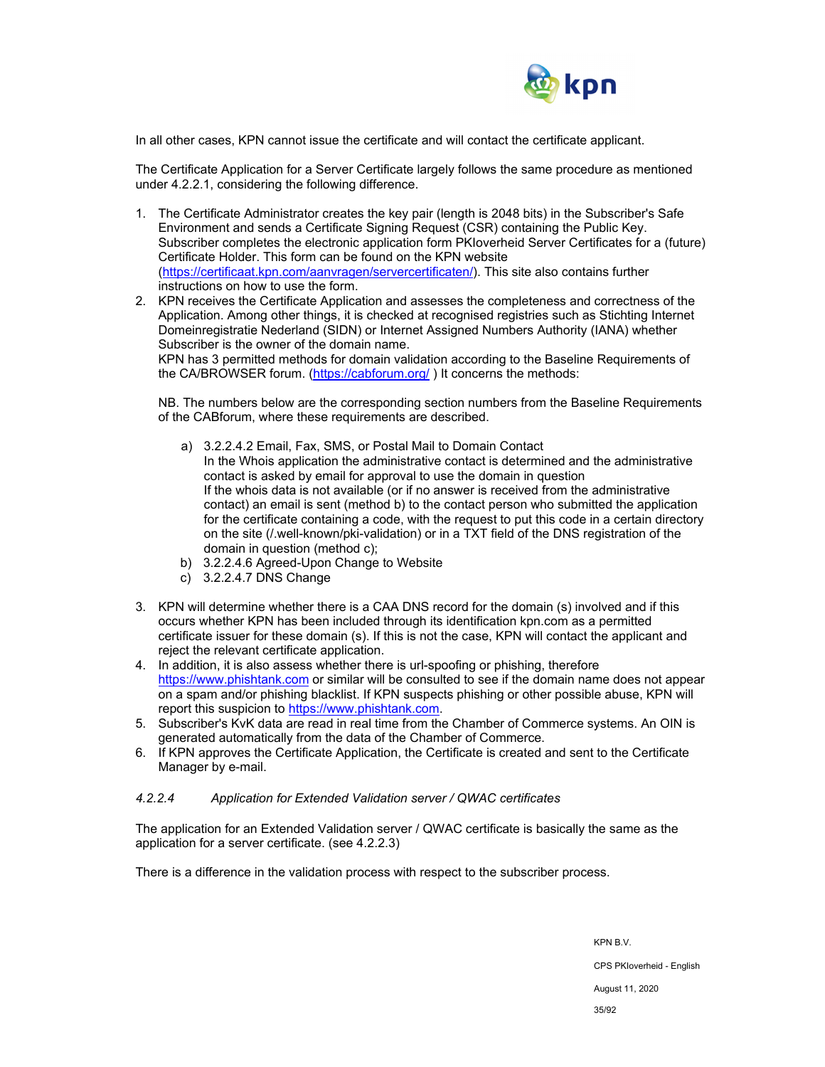In all other cases, KPN cannot issue the certificate and will contact the certificate applicant.

The Certificate Application for a Server Certificate largely follows the same procedure as mentioned under 4.2.2.1, considering the following difference.

1. The Certificate Administrator creates the key pair (length is 2048 bits) in the Subscriber's Safe Environment and sends a Certificate Signing Request (CSR) containing the Public Key. Subscriber completes the electronic application form PKIoverheid Server Certificates for a (future) Certificate Holder. This form can be found on the KPN website (https://certificaat.kpn.com/aanvragen/servercertificaten/). This site also contains further instructions on how to use the form.
2. KPN receives the Certificate Application and assesses the completeness and correctness of the Application. Among other things, it is checked at recognised registries such as Stichting Internet Domeinregistratie Nederland (SIDN) or Internet Assigned Numbers Authority (IANA) whether Subscriber is the owner of the domain name.
   KPN has 3 permitted methods for domain validation according to the Baseline Requirements of the CA/BROWSER forum. (https://cabforum.org/ ) It concerns the methods:

   NB. The numbers below are the corresponding section numbers from the Baseline Requirements of the CABforum, where these requirements are described.

   a) 3.2.2.4.2 Email, Fax, SMS, or Postal Mail to Domain Contact
      In the Whois application the administrative contact is determined and the administrative contact is asked by email for approval to use the domain in question
      If the whois data is not available (or if no answer is received from the administrative contact) an email is sent (method b) to the contact person who submitted the application for the certificate containing a code, with the request to put this code in a certain directory on the site (/.well-known/pki-validation) or in a TXT field of the DNS registration of the domain in question (method c);
   b) 3.2.2.4.6 Agreed-Upon Change to Website
   c) 3.2.2.4.7 DNS Change

3. KPN will determine whether there is a CAA DNS record for the domain (s) involved and if this occurs whether KPN has been included through its identification kpn.com as a permitted certificate issuer for these domain (s). If this is not the case, KPN will contact the applicant and reject the relevant certificate application.
4. In addition, it is also assess whether there is url-spoofing or phishing, therefore https://www.phishtank.com or similar will be consulted to see if the domain name does not appear on a spam and/or phishing blacklist. If KPN suspects phishing or other possible abuse, KPN will report this suspicion to https://www.phishtank.com.
5. Subscriber's KvK data are read in real time from the Chamber of Commerce systems. An OIN is generated automatically from the data of the Chamber of Commerce.
6. If KPN approves the Certificate Application, the Certificate is created and sent to the Certificate Manager by e-mail.

#### *4.2.2.4 Application for Extended Validation server / QWAC certificates*

The application for an Extended Validation server / QWAC certificate is basically the same as the application for a server certificate. (see 4.2.2.3)

There is a difference in the validation process with respect to the subscriber process.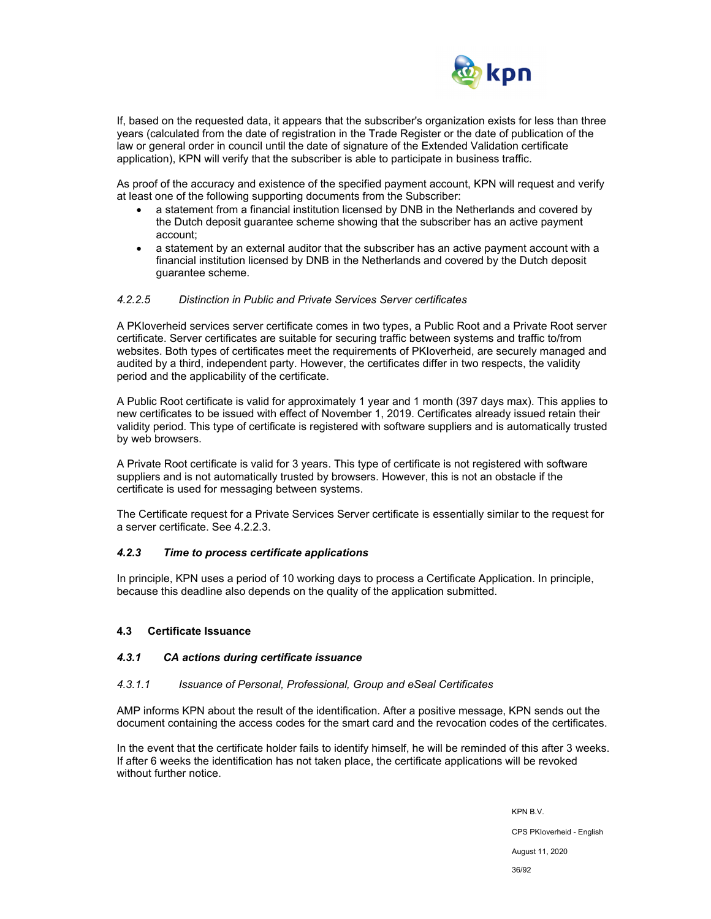If, based on the requested data, it appears that the subscriber's organization exists for less than three years (calculated from the date of registration in the Trade Register or the date of publication of the law or general order in council until the date of signature of the Extended Validation certificate application), KPN will verify that the subscriber is able to participate in business traffic.

As proof of the accuracy and existence of the specified payment account, KPN will request and verify at least one of the following supporting documents from the Subscriber:

- a statement from a financial institution licensed by DNB in the Netherlands and covered by the Dutch deposit guarantee scheme showing that the subscriber has an active payment account;
- a statement by an external auditor that the subscriber has an active payment account with a financial institution licensed by DNB in the Netherlands and covered by the Dutch deposit guarantee scheme.

##### *4.2.2.5 Distinction in Public and Private Services Server certificates*

A PKIoverheid services server certificate comes in two types, a Public Root and a Private Root server certificate. Server certificates are suitable for securing traffic between systems and traffic to/from websites. Both types of certificates meet the requirements of PKIoverheid, are securely managed and audited by a third, independent party. However, the certificates differ in two respects, the validity period and the applicability of the certificate.

A Public Root certificate is valid for approximately 1 year and 1 month (397 days max). This applies to new certificates to be issued with effect of November 1, 2019. Certificates already issued retain their validity period. This type of certificate is registered with software suppliers and is automatically trusted by web browsers.

A Private Root certificate is valid for 3 years. This type of certificate is not registered with software suppliers and is not automatically trusted by browsers. However, this is not an obstacle if the certificate is used for messaging between systems.

The Certificate request for a Private Services Server certificate is essentially similar to the request for a server certificate. See 4.2.2.3.

### *4.2.3 Time to process certificate applications*

In principle, KPN uses a period of 10 working days to process a Certificate Application. In principle, because this deadline also depends on the quality of the application submitted.

## 4.3 Certificate Issuance

### *4.3.1 CA actions during certificate issuance*

#### *4.3.1.1 Issuance of Personal, Professional, Group and eSeal Certificates*

AMP informs KPN about the result of the identification. After a positive message, KPN sends out the document containing the access codes for the smart card and the revocation codes of the certificates.

In the event that the certificate holder fails to identify himself, he will be reminded of this after 3 weeks. If after 6 weeks the identification has not taken place, the certificate applications will be revoked without further notice.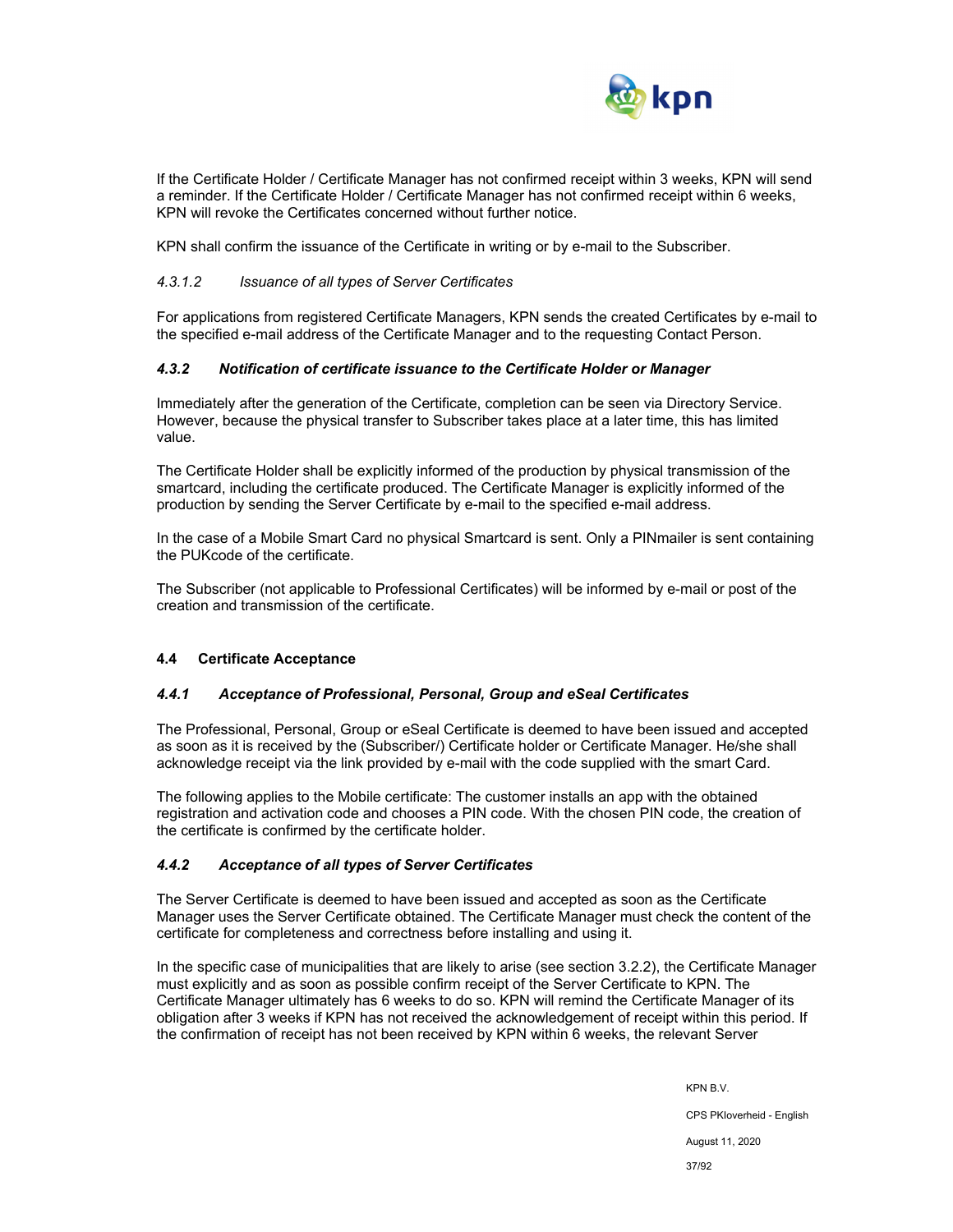If the Certificate Holder / Certificate Manager has not confirmed receipt within 3 weeks, KPN will send a reminder. If the Certificate Holder / Certificate Manager has not confirmed receipt within 6 weeks, KPN will revoke the Certificates concerned without further notice.

KPN shall confirm the issuance of the Certificate in writing or by e-mail to the Subscriber.

#### *4.3.1.2 Issuance of all types of Server Certificates*

For applications from registered Certificate Managers, KPN sends the created Certificates by e-mail to the specified e-mail address of the Certificate Manager and to the requesting Contact Person.

### *4.3.2 Notification of certificate issuance to the Certificate Holder or Manager*

Immediately after the generation of the Certificate, completion can be seen via Directory Service. However, because the physical transfer to Subscriber takes place at a later time, this has limited value.

The Certificate Holder shall be explicitly informed of the production by physical transmission of the smartcard, including the certificate produced. The Certificate Manager is explicitly informed of the production by sending the Server Certificate by e-mail to the specified e-mail address.

In the case of a Mobile Smart Card no physical Smartcard is sent. Only a PINmailer is sent containing the PUKcode of the certificate.

The Subscriber (not applicable to Professional Certificates) will be informed by e-mail or post of the creation and transmission of the certificate.

## 4.4 Certificate Acceptance

### *4.4.1 Acceptance of Professional, Personal, Group and eSeal Certificates*

The Professional, Personal, Group or eSeal Certificate is deemed to have been issued and accepted as soon as it is received by the (Subscriber/) Certificate holder or Certificate Manager. He/she shall acknowledge receipt via the link provided by e-mail with the code supplied with the smart Card.

The following applies to the Mobile certificate: The customer installs an app with the obtained registration and activation code and chooses a PIN code. With the chosen PIN code, the creation of the certificate is confirmed by the certificate holder.

### *4.4.2 Acceptance of all types of Server Certificates*

The Server Certificate is deemed to have been issued and accepted as soon as the Certificate Manager uses the Server Certificate obtained. The Certificate Manager must check the content of the certificate for completeness and correctness before installing and using it.

In the specific case of municipalities that are likely to arise (see section 3.2.2), the Certificate Manager must explicitly and as soon as possible confirm receipt of the Server Certificate to KPN. The Certificate Manager ultimately has 6 weeks to do so. KPN will remind the Certificate Manager of its obligation after 3 weeks if KPN has not received the acknowledgement of receipt within this period. If the confirmation of receipt has not been received by KPN within 6 weeks, the relevant Server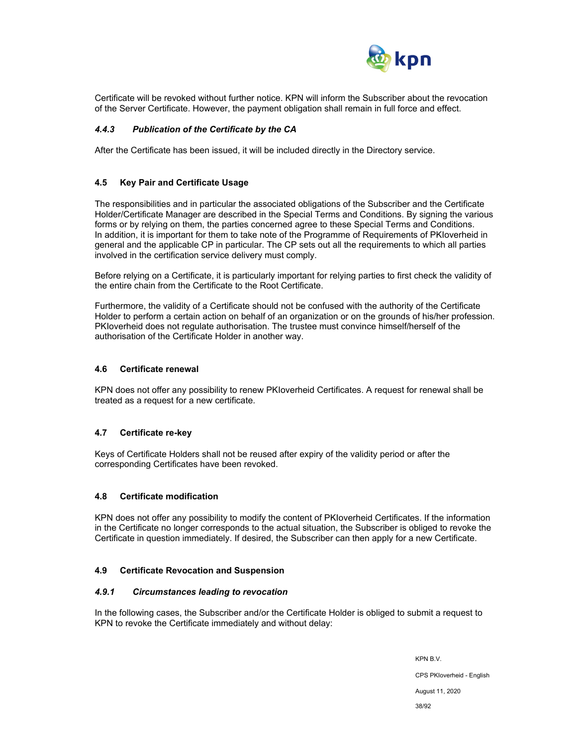Certificate will be revoked without further notice. KPN will inform the Subscriber about the revocation of the Server Certificate. However, the payment obligation shall remain in full force and effect.

#### *4.4.3 Publication of the Certificate by the CA*

After the Certificate has been issued, it will be included directly in the Directory service.

### 4.5 Key Pair and Certificate Usage

The responsibilities and in particular the associated obligations of the Subscriber and the Certificate Holder/Certificate Manager are described in the Special Terms and Conditions. By signing the various forms or by relying on them, the parties concerned agree to these Special Terms and Conditions. In addition, it is important for them to take note of the Programme of Requirements of PKIoverheid in general and the applicable CP in particular. The CP sets out all the requirements to which all parties involved in the certification service delivery must comply.

Before relying on a Certificate, it is particularly important for relying parties to first check the validity of the entire chain from the Certificate to the Root Certificate.

Furthermore, the validity of a Certificate should not be confused with the authority of the Certificate Holder to perform a certain action on behalf of an organization or on the grounds of his/her profession. PKIoverheid does not regulate authorisation. The trustee must convince himself/herself of the authorisation of the Certificate Holder in another way.

### 4.6 Certificate renewal

KPN does not offer any possibility to renew PKIoverheid Certificates. A request for renewal shall be treated as a request for a new certificate.

### 4.7 Certificate re-key

Keys of Certificate Holders shall not be reused after expiry of the validity period or after the corresponding Certificates have been revoked.

### 4.8 Certificate modification

KPN does not offer any possibility to modify the content of PKIoverheid Certificates. If the information in the Certificate no longer corresponds to the actual situation, the Subscriber is obliged to revoke the Certificate in question immediately. If desired, the Subscriber can then apply for a new Certificate.

### 4.9 Certificate Revocation and Suspension

#### *4.9.1 Circumstances leading to revocation*

In the following cases, the Subscriber and/or the Certificate Holder is obliged to submit a request to KPN to revoke the Certificate immediately and without delay: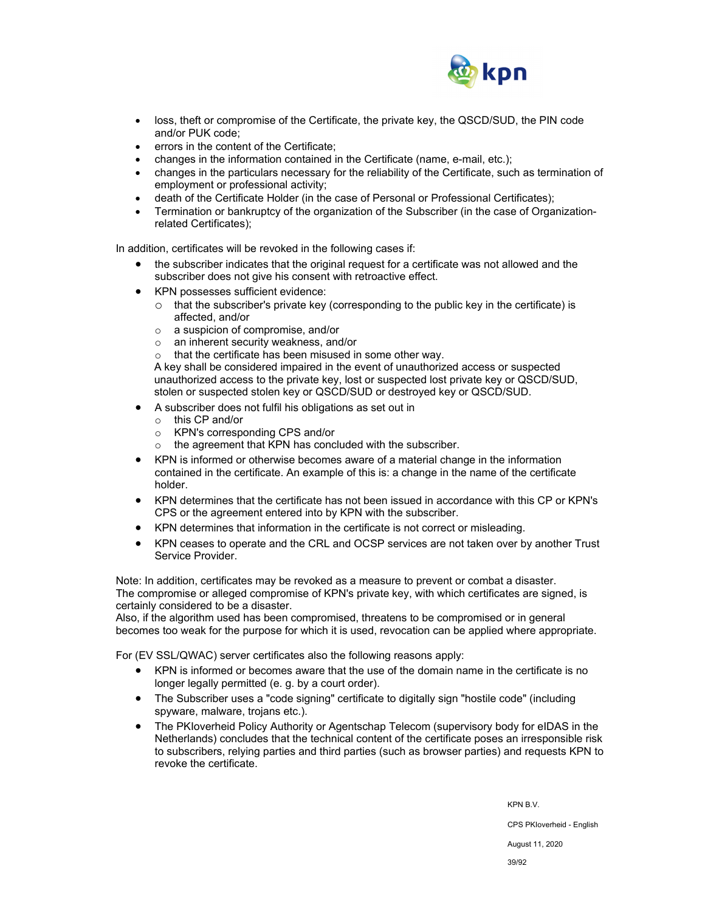- loss, theft or compromise of the Certificate, the private key, the QSCD/SUD, the PIN code and/or PUK code;
- errors in the content of the Certificate;
- changes in the information contained in the Certificate (name, e-mail, etc.);
- changes in the particulars necessary for the reliability of the Certificate, such as termination of employment or professional activity;
- death of the Certificate Holder (in the case of Personal or Professional Certificates);
- Termination or bankruptcy of the organization of the Subscriber (in the case of Organization-related Certificates);

In addition, certificates will be revoked in the following cases if:

- the subscriber indicates that the original request for a certificate was not allowed and the subscriber does not give his consent with retroactive effect.
- KPN possesses sufficient evidence:
  - that the subscriber's private key (corresponding to the public key in the certificate) is affected, and/or
  - a suspicion of compromise, and/or
  - an inherent security weakness, and/or
  - that the certificate has been misused in some other way.

  A key shall be considered impaired in the event of unauthorized access or suspected unauthorized access to the private key, lost or suspected lost private key or QSCD/SUD, stolen or suspected stolen key or QSCD/SUD or destroyed key or QSCD/SUD.
- A subscriber does not fulfil his obligations as set out in
  - this CP and/or
  - KPN's corresponding CPS and/or
  - the agreement that KPN has concluded with the subscriber.
- KPN is informed or otherwise becomes aware of a material change in the information contained in the certificate. An example of this is: a change in the name of the certificate holder.
- KPN determines that the certificate has not been issued in accordance with this CP or KPN's CPS or the agreement entered into by KPN with the subscriber.
- KPN determines that information in the certificate is not correct or misleading.
- KPN ceases to operate and the CRL and OCSP services are not taken over by another Trust Service Provider.

Note: In addition, certificates may be revoked as a measure to prevent or combat a disaster. The compromise or alleged compromise of KPN's private key, with which certificates are signed, is certainly considered to be a disaster.
Also, if the algorithm used has been compromised, threatens to be compromised or in general becomes too weak for the purpose for which it is used, revocation can be applied where appropriate.

For (EV SSL/QWAC) server certificates also the following reasons apply:

- KPN is informed or becomes aware that the use of the domain name in the certificate is no longer legally permitted (e. g. by a court order).
- The Subscriber uses a "code signing" certificate to digitally sign "hostile code" (including spyware, malware, trojans etc.).
- The PKIoverheid Policy Authority or Agentschap Telecom (supervisory body for eIDAS in the Netherlands) concludes that the technical content of the certificate poses an irresponsible risk to subscribers, relying parties and third parties (such as browser parties) and requests KPN to revoke the certificate.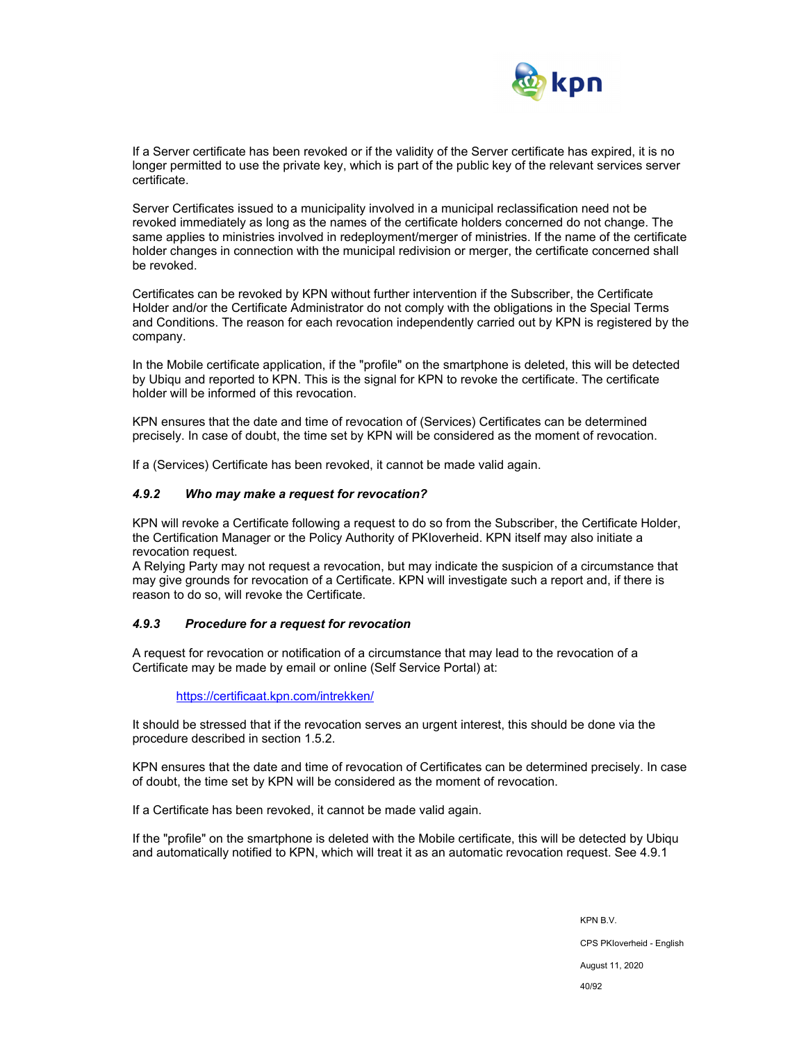If a Server certificate has been revoked or if the validity of the Server certificate has expired, it is no longer permitted to use the private key, which is part of the public key of the relevant services server certificate.

Server Certificates issued to a municipality involved in a municipal reclassification need not be revoked immediately as long as the names of the certificate holders concerned do not change. The same applies to ministries involved in redeployment/merger of ministries. If the name of the certificate holder changes in connection with the municipal redivision or merger, the certificate concerned shall be revoked.

Certificates can be revoked by KPN without further intervention if the Subscriber, the Certificate Holder and/or the Certificate Administrator do not comply with the obligations in the Special Terms and Conditions. The reason for each revocation independently carried out by KPN is registered by the company.

In the Mobile certificate application, if the "profile" on the smartphone is deleted, this will be detected by Ubiqu and reported to KPN. This is the signal for KPN to revoke the certificate. The certificate holder will be informed of this revocation.

KPN ensures that the date and time of revocation of (Services) Certificates can be determined precisely. In case of doubt, the time set by KPN will be considered as the moment of revocation.

If a (Services) Certificate has been revoked, it cannot be made valid again.

### *4.9.2 Who may make a request for revocation?*

KPN will revoke a Certificate following a request to do so from the Subscriber, the Certificate Holder, the Certification Manager or the Policy Authority of PKIoverheid. KPN itself may also initiate a revocation request.
A Relying Party may not request a revocation, but may indicate the suspicion of a circumstance that may give grounds for revocation of a Certificate. KPN will investigate such a report and, if there is reason to do so, will revoke the Certificate.

### *4.9.3 Procedure for a request for revocation*

A request for revocation or notification of a circumstance that may lead to the revocation of a Certificate may be made by email or online (Self Service Portal) at:

> https://certificaat.kpn.com/intrekken/

It should be stressed that if the revocation serves an urgent interest, this should be done via the procedure described in section 1.5.2.

KPN ensures that the date and time of revocation of Certificates can be determined precisely. In case of doubt, the time set by KPN will be considered as the moment of revocation.

If a Certificate has been revoked, it cannot be made valid again.

If the "profile" on the smartphone is deleted with the Mobile certificate, this will be detected by Ubiqu and automatically notified to KPN, which will treat it as an automatic revocation request. See 4.9.1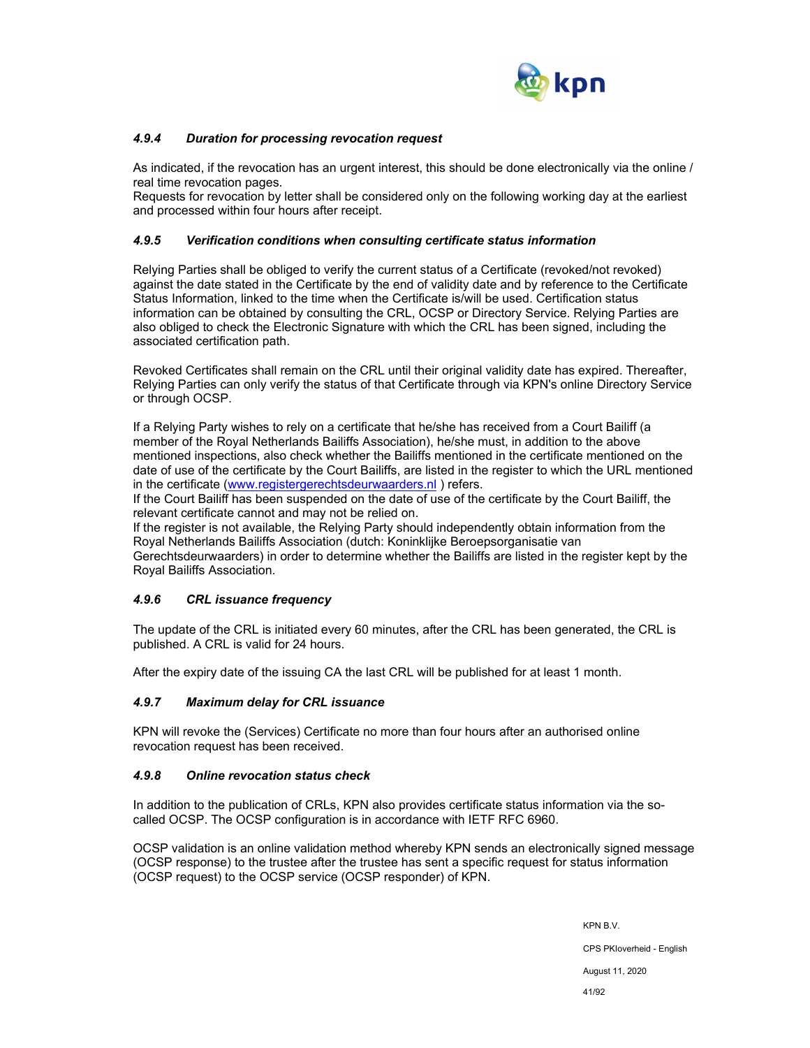#### *4.9.4 Duration for processing revocation request*

As indicated, if the revocation has an urgent interest, this should be done electronically via the online / real time revocation pages.
Requests for revocation by letter shall be considered only on the following working day at the earliest and processed within four hours after receipt.

#### *4.9.5 Verification conditions when consulting certificate status information*

Relying Parties shall be obliged to verify the current status of a Certificate (revoked/not revoked) against the date stated in the Certificate by the end of validity date and by reference to the Certificate Status Information, linked to the time when the Certificate is/will be used. Certification status information can be obtained by consulting the CRL, OCSP or Directory Service. Relying Parties are also obliged to check the Electronic Signature with which the CRL has been signed, including the associated certification path.

Revoked Certificates shall remain on the CRL until their original validity date has expired. Thereafter, Relying Parties can only verify the status of that Certificate through via KPN's online Directory Service or through OCSP.

If a Relying Party wishes to rely on a certificate that he/she has received from a Court Bailiff (a member of the Royal Netherlands Bailiffs Association), he/she must, in addition to the above mentioned inspections, also check whether the Bailiffs mentioned in the certificate mentioned on the date of use of the certificate by the Court Bailiffs, are listed in the register to which the URL mentioned in the certificate ([www.registergerechtsdeurwaarders.nl](http://www.registergerechtsdeurwaarders.nl) ) refers.
If the Court Bailiff has been suspended on the date of use of the certificate by the Court Bailiff, the relevant certificate cannot and may not be relied on.
If the register is not available, the Relying Party should independently obtain information from the Royal Netherlands Bailiffs Association (dutch: Koninklijke Beroepsorganisatie van Gerechtsdeurwaarders) in order to determine whether the Bailiffs are listed in the register kept by the Royal Bailiffs Association.

#### *4.9.6 CRL issuance frequency*

The update of the CRL is initiated every 60 minutes, after the CRL has been generated, the CRL is published. A CRL is valid for 24 hours.

After the expiry date of the issuing CA the last CRL will be published for at least 1 month.

#### *4.9.7 Maximum delay for CRL issuance*

KPN will revoke the (Services) Certificate no more than four hours after an authorised online revocation request has been received.

#### *4.9.8 Online revocation status check*

In addition to the publication of CRLs, KPN also provides certificate status information via the so-called OCSP. The OCSP configuration is in accordance with IETF RFC 6960.

OCSP validation is an online validation method whereby KPN sends an electronically signed message (OCSP response) to the trustee after the trustee has sent a specific request for status information (OCSP request) to the OCSP service (OCSP responder) of KPN.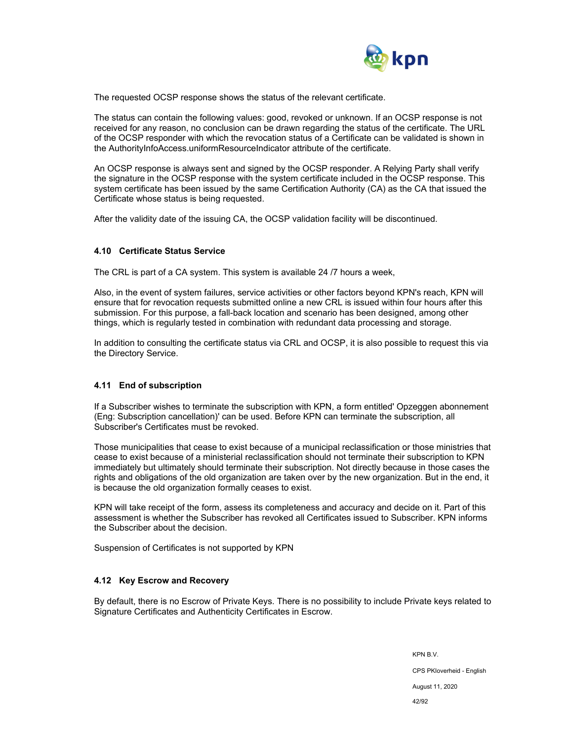The requested OCSP response shows the status of the relevant certificate.

The status can contain the following values: good, revoked or unknown. If an OCSP response is not received for any reason, no conclusion can be drawn regarding the status of the certificate. The URL of the OCSP responder with which the revocation status of a Certificate can be validated is shown in the AuthorityInfoAccess.uniformResourceIndicator attribute of the certificate.

An OCSP response is always sent and signed by the OCSP responder. A Relying Party shall verify the signature in the OCSP response with the system certificate included in the OCSP response. This system certificate has been issued by the same Certification Authority (CA) as the CA that issued the Certificate whose status is being requested.

After the validity date of the issuing CA, the OCSP validation facility will be discontinued.

### 4.10 Certificate Status Service

The CRL is part of a CA system. This system is available 24 /7 hours a week,

Also, in the event of system failures, service activities or other factors beyond KPN's reach, KPN will ensure that for revocation requests submitted online a new CRL is issued within four hours after this submission. For this purpose, a fall-back location and scenario has been designed, among other things, which is regularly tested in combination with redundant data processing and storage.

In addition to consulting the certificate status via CRL and OCSP, it is also possible to request this via the Directory Service.

### 4.11 End of subscription

If a Subscriber wishes to terminate the subscription with KPN, a form entitled' Opzeggen abonnement (Eng: Subscription cancellation)' can be used. Before KPN can terminate the subscription, all Subscriber's Certificates must be revoked.

Those municipalities that cease to exist because of a municipal reclassification or those ministries that cease to exist because of a ministerial reclassification should not terminate their subscription to KPN immediately but ultimately should terminate their subscription. Not directly because in those cases the rights and obligations of the old organization are taken over by the new organization. But in the end, it is because the old organization formally ceases to exist.

KPN will take receipt of the form, assess its completeness and accuracy and decide on it. Part of this assessment is whether the Subscriber has revoked all Certificates issued to Subscriber. KPN informs the Subscriber about the decision.

Suspension of Certificates is not supported by KPN

### 4.12 Key Escrow and Recovery

By default, there is no Escrow of Private Keys. There is no possibility to include Private keys related to Signature Certificates and Authenticity Certificates in Escrow.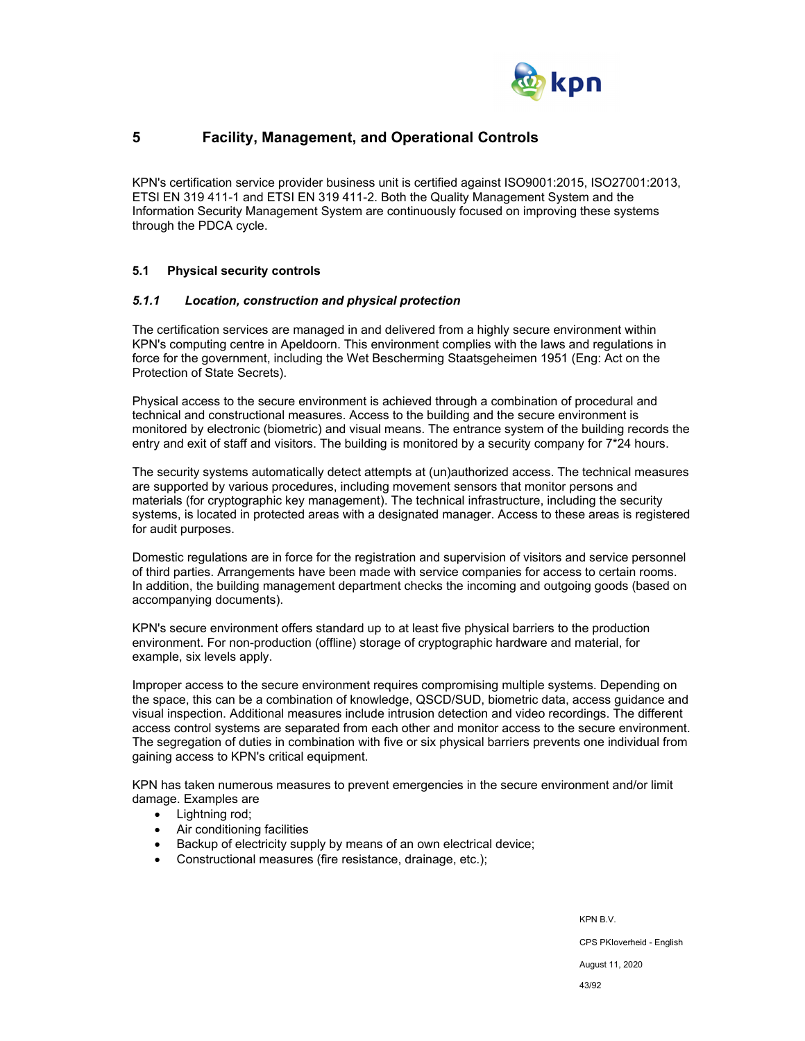# 5 Facility, Management, and Operational Controls

KPN's certification service provider business unit is certified against ISO9001:2015, ISO27001:2013, ETSI EN 319 411-1 and ETSI EN 319 411-2. Both the Quality Management System and the Information Security Management System are continuously focused on improving these systems through the PDCA cycle.

## 5.1 Physical security controls

### *5.1.1 Location, construction and physical protection*

The certification services are managed in and delivered from a highly secure environment within KPN's computing centre in Apeldoorn. This environment complies with the laws and regulations in force for the government, including the Wet Bescherming Staatsgeheimen 1951 (Eng: Act on the Protection of State Secrets).

Physical access to the secure environment is achieved through a combination of procedural and technical and constructional measures. Access to the building and the secure environment is monitored by electronic (biometric) and visual means. The entrance system of the building records the entry and exit of staff and visitors. The building is monitored by a security company for 7*24 hours.

The security systems automatically detect attempts at (un)authorized access. The technical measures are supported by various procedures, including movement sensors that monitor persons and materials (for cryptographic key management). The technical infrastructure, including the security systems, is located in protected areas with a designated manager. Access to these areas is registered for audit purposes.

Domestic regulations are in force for the registration and supervision of visitors and service personnel of third parties. Arrangements have been made with service companies for access to certain rooms. In addition, the building management department checks the incoming and outgoing goods (based on accompanying documents).

KPN's secure environment offers standard up to at least five physical barriers to the production environment. For non-production (offline) storage of cryptographic hardware and material, for example, six levels apply.

Improper access to the secure environment requires compromising multiple systems. Depending on the space, this can be a combination of knowledge, QSCD/SUD, biometric data, access guidance and visual inspection. Additional measures include intrusion detection and video recordings. The different access control systems are separated from each other and monitor access to the secure environment. The segregation of duties in combination with five or six physical barriers prevents one individual from gaining access to KPN's critical equipment.

KPN has taken numerous measures to prevent emergencies in the secure environment and/or limit damage. Examples are

- Lightning rod;
- Air conditioning facilities
- Backup of electricity supply by means of an own electrical device;
- Constructional measures (fire resistance, drainage, etc.);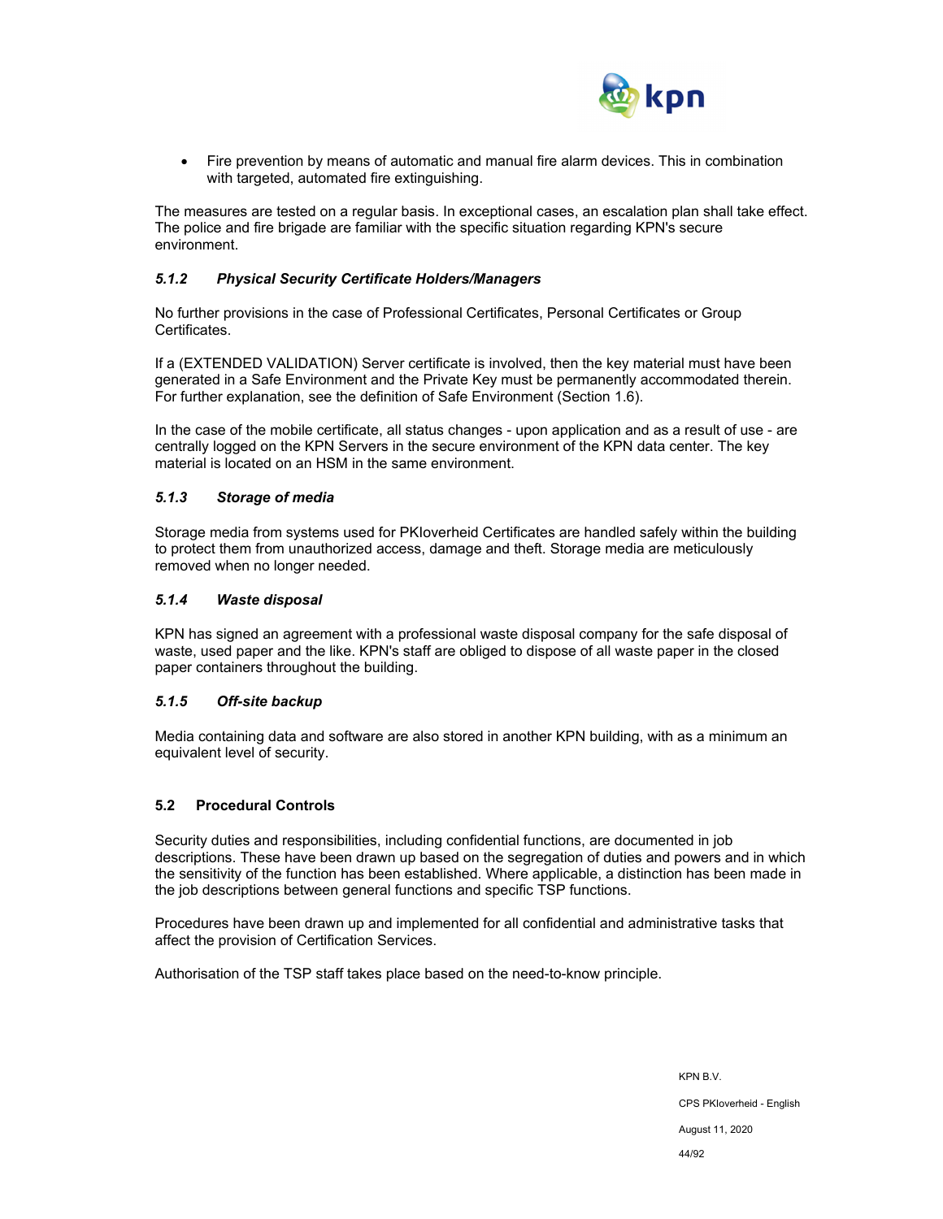- Fire prevention by means of automatic and manual fire alarm devices. This in combination with targeted, automated fire extinguishing.

The measures are tested on a regular basis. In exceptional cases, an escalation plan shall take effect. The police and fire brigade are familiar with the specific situation regarding KPN's secure environment.

#### *5.1.2 Physical Security Certificate Holders/Managers*

No further provisions in the case of Professional Certificates, Personal Certificates or Group Certificates.

If a (EXTENDED VALIDATION) Server certificate is involved, then the key material must have been generated in a Safe Environment and the Private Key must be permanently accommodated therein. For further explanation, see the definition of Safe Environment (Section 1.6).

In the case of the mobile certificate, all status changes - upon application and as a result of use - are centrally logged on the KPN Servers in the secure environment of the KPN data center. The key material is located on an HSM in the same environment.

#### *5.1.3 Storage of media*

Storage media from systems used for PKIoverheid Certificates are handled safely within the building to protect them from unauthorized access, damage and theft. Storage media are meticulously removed when no longer needed.

#### *5.1.4 Waste disposal*

KPN has signed an agreement with a professional waste disposal company for the safe disposal of waste, used paper and the like. KPN's staff are obliged to dispose of all waste paper in the closed paper containers throughout the building.

#### *5.1.5 Off-site backup*

Media containing data and software are also stored in another KPN building, with as a minimum an equivalent level of security.

### 5.2 Procedural Controls

Security duties and responsibilities, including confidential functions, are documented in job descriptions. These have been drawn up based on the segregation of duties and powers and in which the sensitivity of the function has been established. Where applicable, a distinction has been made in the job descriptions between general functions and specific TSP functions.

Procedures have been drawn up and implemented for all confidential and administrative tasks that affect the provision of Certification Services.

Authorisation of the TSP staff takes place based on the need-to-know principle.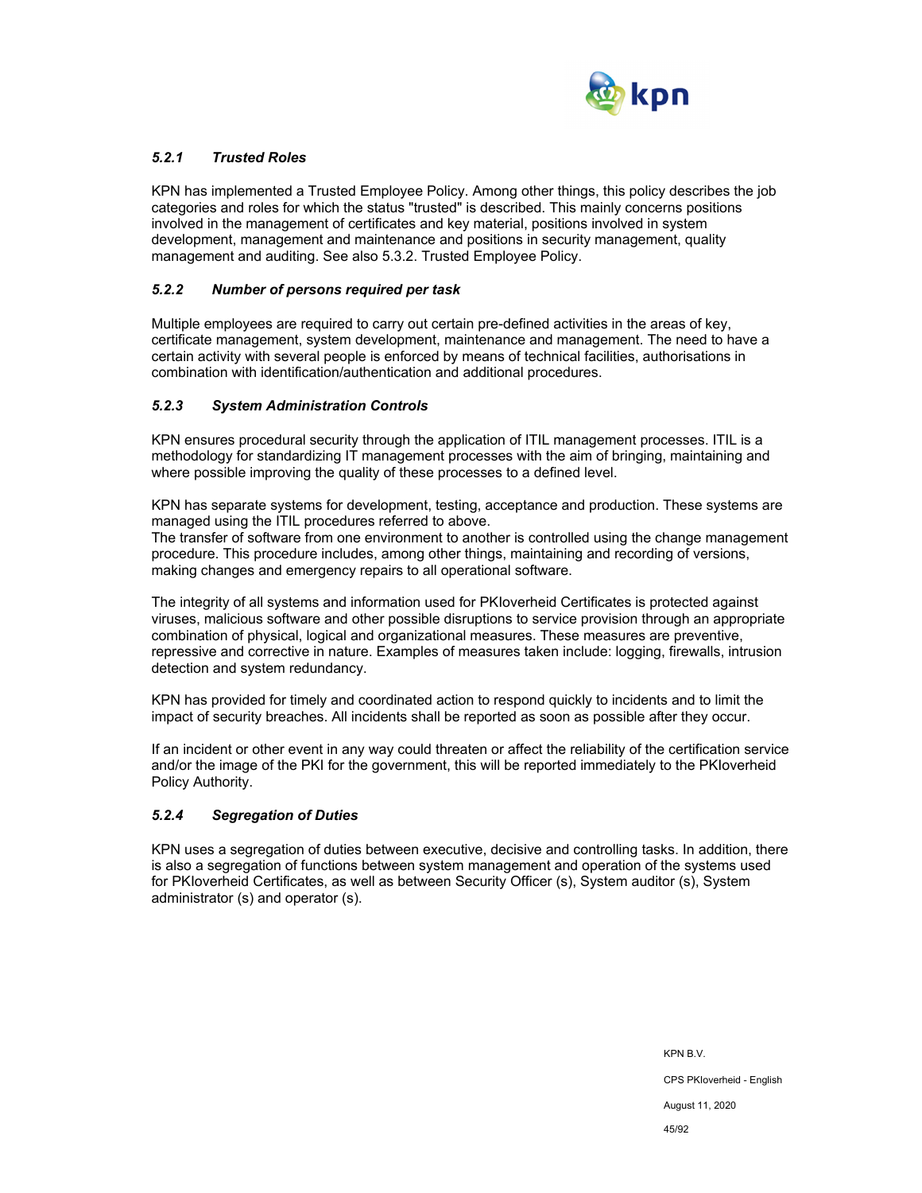### *5.2.1 Trusted Roles*

KPN has implemented a Trusted Employee Policy. Among other things, this policy describes the job categories and roles for which the status "trusted" is described. This mainly concerns positions involved in the management of certificates and key material, positions involved in system development, management and maintenance and positions in security management, quality management and auditing. See also 5.3.2. Trusted Employee Policy.

### *5.2.2 Number of persons required per task*

Multiple employees are required to carry out certain pre-defined activities in the areas of key, certificate management, system development, maintenance and management. The need to have a certain activity with several people is enforced by means of technical facilities, authorisations in combination with identification/authentication and additional procedures.

### *5.2.3 System Administration Controls*

KPN ensures procedural security through the application of ITIL management processes. ITIL is a methodology for standardizing IT management processes with the aim of bringing, maintaining and where possible improving the quality of these processes to a defined level.

KPN has separate systems for development, testing, acceptance and production. These systems are managed using the ITIL procedures referred to above.
The transfer of software from one environment to another is controlled using the change management procedure. This procedure includes, among other things, maintaining and recording of versions, making changes and emergency repairs to all operational software.

The integrity of all systems and information used for PKIoverheid Certificates is protected against viruses, malicious software and other possible disruptions to service provision through an appropriate combination of physical, logical and organizational measures. These measures are preventive, repressive and corrective in nature. Examples of measures taken include: logging, firewalls, intrusion detection and system redundancy.

KPN has provided for timely and coordinated action to respond quickly to incidents and to limit the impact of security breaches. All incidents shall be reported as soon as possible after they occur.

If an incident or other event in any way could threaten or affect the reliability of the certification service and/or the image of the PKI for the government, this will be reported immediately to the PKIoverheid Policy Authority.

### *5.2.4 Segregation of Duties*

KPN uses a segregation of duties between executive, decisive and controlling tasks. In addition, there is also a segregation of functions between system management and operation of the systems used for PKIoverheid Certificates, as well as between Security Officer (s), System auditor (s), System administrator (s) and operator (s).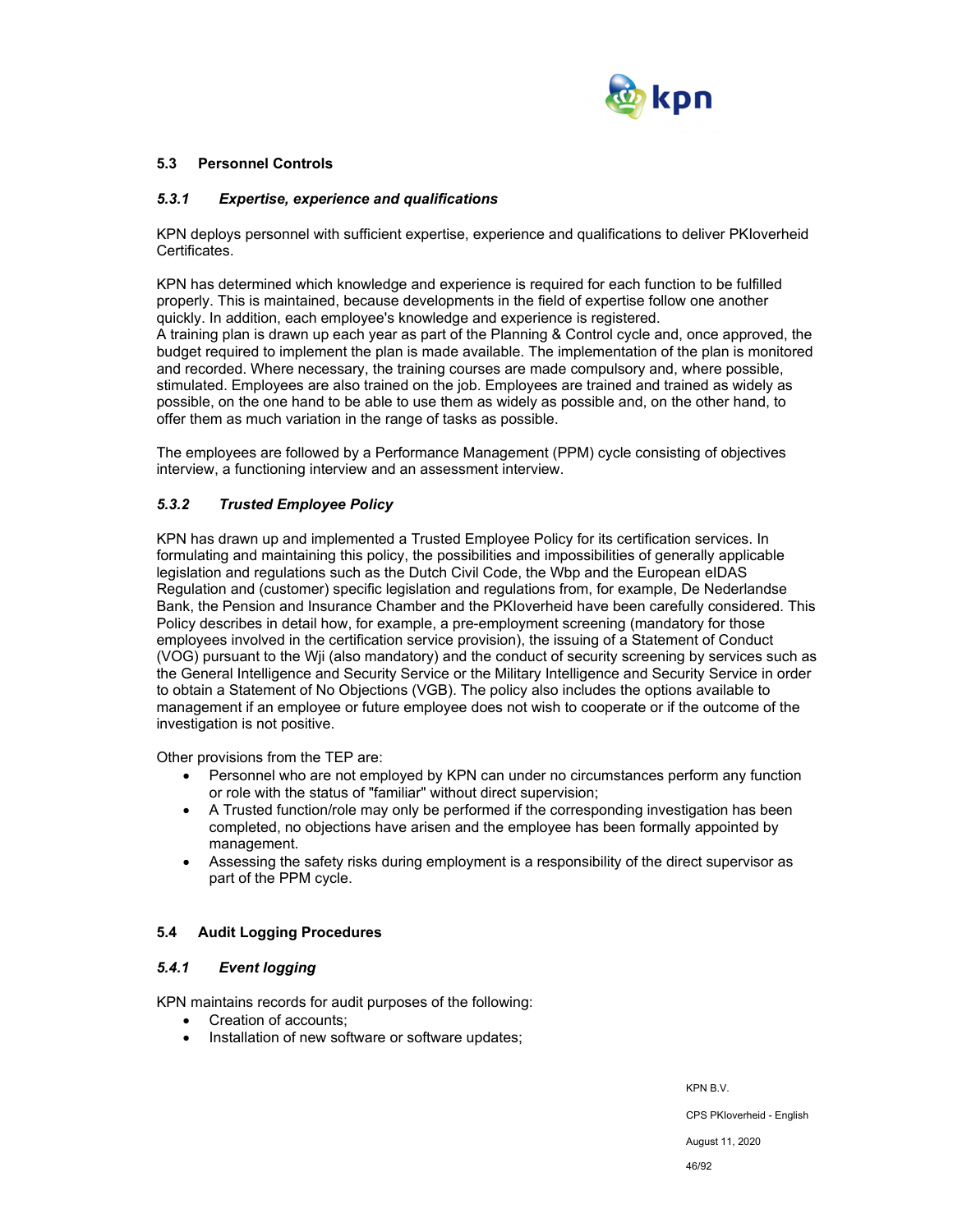## 5.3 Personnel Controls

### *5.3.1 Expertise, experience and qualifications*

KPN deploys personnel with sufficient expertise, experience and qualifications to deliver PKIoverheid Certificates.

KPN has determined which knowledge and experience is required for each function to be fulfilled properly. This is maintained, because developments in the field of expertise follow one another quickly. In addition, each employee's knowledge and experience is registered.
A training plan is drawn up each year as part of the Planning & Control cycle and, once approved, the budget required to implement the plan is made available. The implementation of the plan is monitored and recorded. Where necessary, the training courses are made compulsory and, where possible, stimulated. Employees are also trained on the job. Employees are trained and trained as widely as possible, on the one hand to be able to use them as widely as possible and, on the other hand, to offer them as much variation in the range of tasks as possible.

The employees are followed by a Performance Management (PPM) cycle consisting of objectives interview, a functioning interview and an assessment interview.

### *5.3.2 Trusted Employee Policy*

KPN has drawn up and implemented a Trusted Employee Policy for its certification services. In formulating and maintaining this policy, the possibilities and impossibilities of generally applicable legislation and regulations such as the Dutch Civil Code, the Wbp and the European eIDAS Regulation and (customer) specific legislation and regulations from, for example, De Nederlandse Bank, the Pension and Insurance Chamber and the PKIoverheid have been carefully considered. This Policy describes in detail how, for example, a pre-employment screening (mandatory for those employees involved in the certification service provision), the issuing of a Statement of Conduct (VOG) pursuant to the Wji (also mandatory) and the conduct of security screening by services such as the General Intelligence and Security Service or the Military Intelligence and Security Service in order to obtain a Statement of No Objections (VGB). The policy also includes the options available to management if an employee or future employee does not wish to cooperate or if the outcome of the investigation is not positive.

Other provisions from the TEP are:

- Personnel who are not employed by KPN can under no circumstances perform any function or role with the status of "familiar" without direct supervision;
- A Trusted function/role may only be performed if the corresponding investigation has been completed, no objections have arisen and the employee has been formally appointed by management.
- Assessing the safety risks during employment is a responsibility of the direct supervisor as part of the PPM cycle.

## 5.4 Audit Logging Procedures

### *5.4.1 Event logging*

KPN maintains records for audit purposes of the following:

- Creation of accounts;
- Installation of new software or software updates;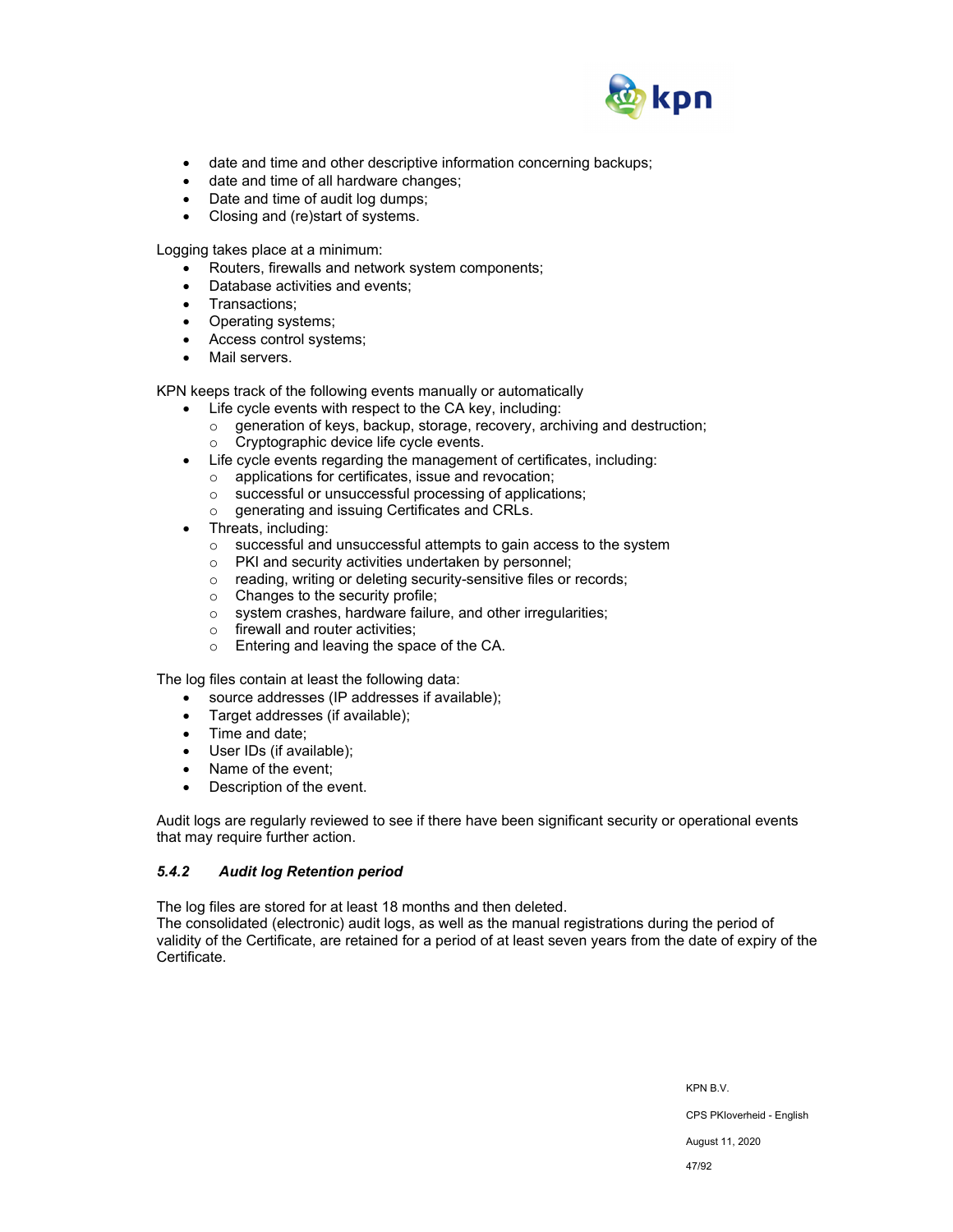- date and time and other descriptive information concerning backups;
- date and time of all hardware changes;
- Date and time of audit log dumps;
- Closing and (re)start of systems.

Logging takes place at a minimum:

- Routers, firewalls and network system components;
- Database activities and events;
- Transactions;
- Operating systems;
- Access control systems;
- Mail servers.

KPN keeps track of the following events manually or automatically

- Life cycle events with respect to the CA key, including:
  - generation of keys, backup, storage, recovery, archiving and destruction;
  - Cryptographic device life cycle events.
- Life cycle events regarding the management of certificates, including:
  - applications for certificates, issue and revocation;
  - successful or unsuccessful processing of applications;
  - generating and issuing Certificates and CRLs.
- Threats, including:
  - successful and unsuccessful attempts to gain access to the system
  - PKI and security activities undertaken by personnel;
  - reading, writing or deleting security-sensitive files or records;
  - Changes to the security profile;
  - system crashes, hardware failure, and other irregularities;
  - firewall and router activities;
  - Entering and leaving the space of the CA.

The log files contain at least the following data:

- source addresses (IP addresses if available);
- Target addresses (if available);
- Time and date;
- User IDs (if available);
- Name of the event;
- Description of the event.

Audit logs are regularly reviewed to see if there have been significant security or operational events that may require further action.

### *5.4.2 Audit log Retention period*

The log files are stored for at least 18 months and then deleted.
The consolidated (electronic) audit logs, as well as the manual registrations during the period of validity of the Certificate, are retained for a period of at least seven years from the date of expiry of the Certificate.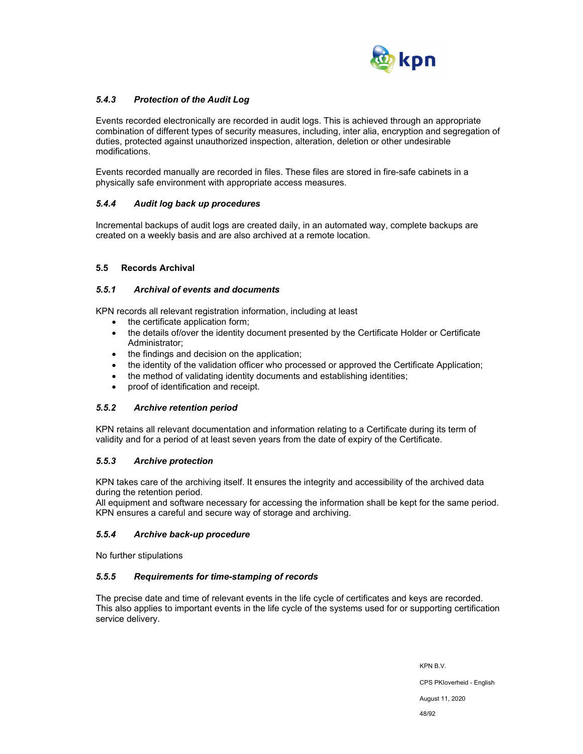### *5.4.3 Protection of the Audit Log*

Events recorded electronically are recorded in audit logs. This is achieved through an appropriate combination of different types of security measures, including, inter alia, encryption and segregation of duties, protected against unauthorized inspection, alteration, deletion or other undesirable modifications.

Events recorded manually are recorded in files. These files are stored in fire-safe cabinets in a physically safe environment with appropriate access measures.

### *5.4.4 Audit log back up procedures*

Incremental backups of audit logs are created daily, in an automated way, complete backups are created on a weekly basis and are also archived at a remote location.

## 5.5 Records Archival

### *5.5.1 Archival of events and documents*

KPN records all relevant registration information, including at least

- the certificate application form;
- the details of/over the identity document presented by the Certificate Holder or Certificate Administrator;
- the findings and decision on the application;
- the identity of the validation officer who processed or approved the Certificate Application;
- the method of validating identity documents and establishing identities;
- proof of identification and receipt.

### *5.5.2 Archive retention period*

KPN retains all relevant documentation and information relating to a Certificate during its term of validity and for a period of at least seven years from the date of expiry of the Certificate.

### *5.5.3 Archive protection*

KPN takes care of the archiving itself. It ensures the integrity and accessibility of the archived data during the retention period.
All equipment and software necessary for accessing the information shall be kept for the same period. KPN ensures a careful and secure way of storage and archiving.

### *5.5.4 Archive back-up procedure*

No further stipulations

### *5.5.5 Requirements for time-stamping of records*

The precise date and time of relevant events in the life cycle of certificates and keys are recorded. This also applies to important events in the life cycle of the systems used for or supporting certification service delivery.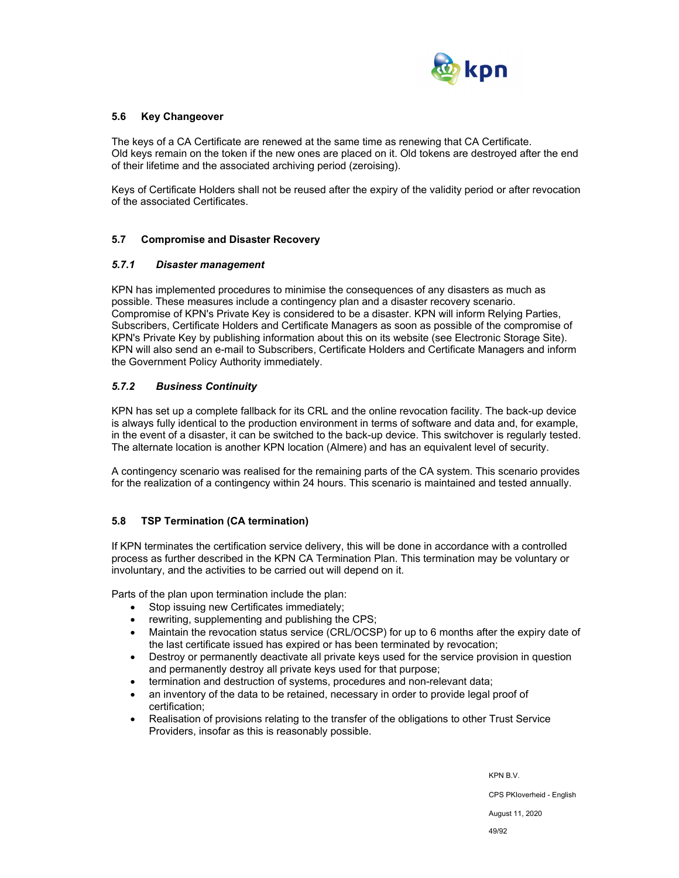## 5.6 Key Changeover

The keys of a CA Certificate are renewed at the same time as renewing that CA Certificate. Old keys remain on the token if the new ones are placed on it. Old tokens are destroyed after the end of their lifetime and the associated archiving period (zeroising).

Keys of Certificate Holders shall not be reused after the expiry of the validity period or after revocation of the associated Certificates.

## 5.7 Compromise and Disaster Recovery

### *5.7.1 Disaster management*

KPN has implemented procedures to minimise the consequences of any disasters as much as possible. These measures include a contingency plan and a disaster recovery scenario. Compromise of KPN's Private Key is considered to be a disaster. KPN will inform Relying Parties, Subscribers, Certificate Holders and Certificate Managers as soon as possible of the compromise of KPN's Private Key by publishing information about this on its website (see Electronic Storage Site). KPN will also send an e-mail to Subscribers, Certificate Holders and Certificate Managers and inform the Government Policy Authority immediately.

### *5.7.2 Business Continuity*

KPN has set up a complete fallback for its CRL and the online revocation facility. The back-up device is always fully identical to the production environment in terms of software and data and, for example, in the event of a disaster, it can be switched to the back-up device. This switchover is regularly tested. The alternate location is another KPN location (Almere) and has an equivalent level of security.

A contingency scenario was realised for the remaining parts of the CA system. This scenario provides for the realization of a contingency within 24 hours. This scenario is maintained and tested annually.

## 5.8 TSP Termination (CA termination)

If KPN terminates the certification service delivery, this will be done in accordance with a controlled process as further described in the KPN CA Termination Plan. This termination may be voluntary or involuntary, and the activities to be carried out will depend on it.

Parts of the plan upon termination include the plan:

- Stop issuing new Certificates immediately;
- rewriting, supplementing and publishing the CPS;
- Maintain the revocation status service (CRL/OCSP) for up to 6 months after the expiry date of the last certificate issued has expired or has been terminated by revocation;
- Destroy or permanently deactivate all private keys used for the service provision in question and permanently destroy all private keys used for that purpose;
- termination and destruction of systems, procedures and non-relevant data;
- an inventory of the data to be retained, necessary in order to provide legal proof of certification;
- Realisation of provisions relating to the transfer of the obligations to other Trust Service Providers, insofar as this is reasonably possible.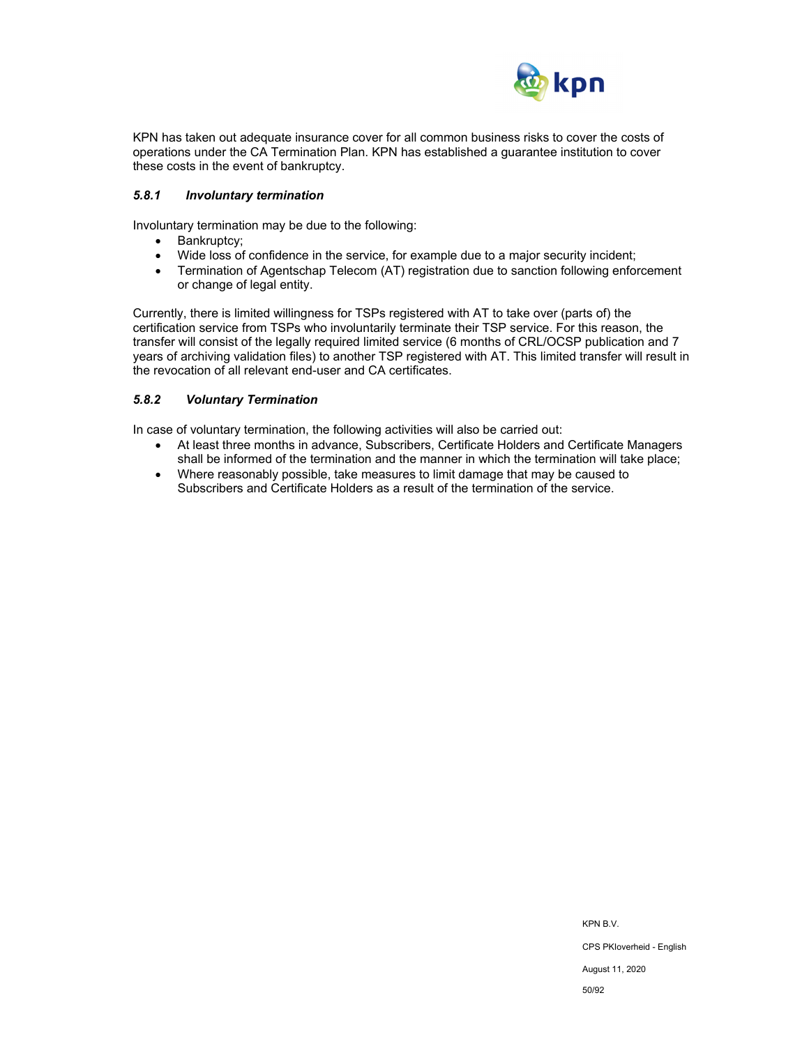KPN has taken out adequate insurance cover for all common business risks to cover the costs of operations under the CA Termination Plan. KPN has established a guarantee institution to cover these costs in the event of bankruptcy.

### *5.8.1 Involuntary termination*

Involuntary termination may be due to the following:

- Bankruptcy;
- Wide loss of confidence in the service, for example due to a major security incident;
- Termination of Agentschap Telecom (AT) registration due to sanction following enforcement or change of legal entity.

Currently, there is limited willingness for TSPs registered with AT to take over (parts of) the certification service from TSPs who involuntarily terminate their TSP service. For this reason, the transfer will consist of the legally required limited service (6 months of CRL/OCSP publication and 7 years of archiving validation files) to another TSP registered with AT. This limited transfer will result in the revocation of all relevant end-user and CA certificates.

### *5.8.2 Voluntary Termination*

In case of voluntary termination, the following activities will also be carried out:

- At least three months in advance, Subscribers, Certificate Holders and Certificate Managers shall be informed of the termination and the manner in which the termination will take place;
- Where reasonably possible, take measures to limit damage that may be caused to Subscribers and Certificate Holders as a result of the termination of the service.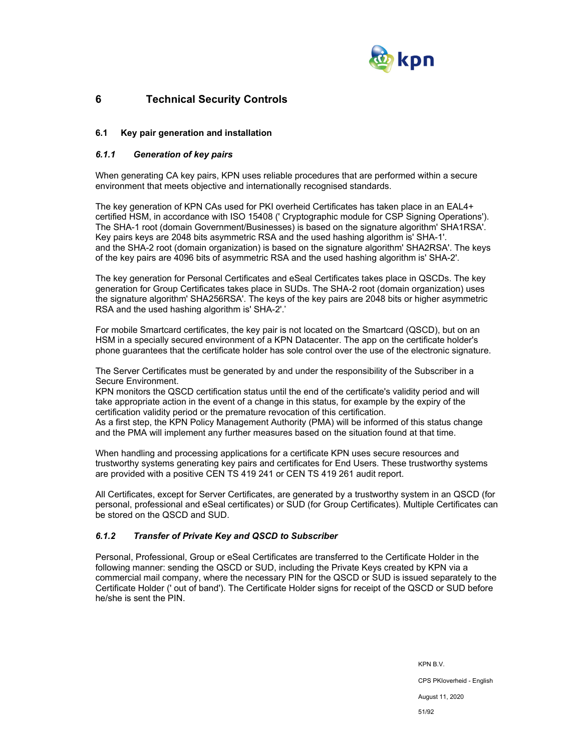# 6 Technical Security Controls

## 6.1 Key pair generation and installation

### *6.1.1 Generation of key pairs*

When generating CA key pairs, KPN uses reliable procedures that are performed within a secure environment that meets objective and internationally recognised standards.

The key generation of KPN CAs used for PKI overheid Certificates has taken place in an EAL4+ certified HSM, in accordance with ISO 15408 (' Cryptographic module for CSP Signing Operations'). The SHA-1 root (domain Government/Businesses) is based on the signature algorithm' SHA1RSA'. Key pairs keys are 2048 bits asymmetric RSA and the used hashing algorithm is' SHA-1'. and the SHA-2 root (domain organization) is based on the signature algorithm' SHA2RSA'. The keys of the key pairs are 4096 bits of asymmetric RSA and the used hashing algorithm is' SHA-2'.

The key generation for Personal Certificates and eSeal Certificates takes place in QSCDs. The key generation for Group Certificates takes place in SUDs. The SHA-2 root (domain organization) uses the signature algorithm' SHA256RSA'. The keys of the key pairs are 2048 bits or higher asymmetric RSA and the used hashing algorithm is' SHA-2'.'

For mobile Smartcard certificates, the key pair is not located on the Smartcard (QSCD), but on an HSM in a specially secured environment of a KPN Datacenter. The app on the certificate holder's phone guarantees that the certificate holder has sole control over the use of the electronic signature.

The Server Certificates must be generated by and under the responsibility of the Subscriber in a Secure Environment.
KPN monitors the QSCD certification status until the end of the certificate's validity period and will take appropriate action in the event of a change in this status, for example by the expiry of the certification validity period or the premature revocation of this certification.
As a first step, the KPN Policy Management Authority (PMA) will be informed of this status change and the PMA will implement any further measures based on the situation found at that time.

When handling and processing applications for a certificate KPN uses secure resources and trustworthy systems generating key pairs and certificates for End Users. These trustworthy systems are provided with a positive CEN TS 419 241 or CEN TS 419 261 audit report.

All Certificates, except for Server Certificates, are generated by a trustworthy system in an QSCD (for personal, professional and eSeal certificates) or SUD (for Group Certificates). Multiple Certificates can be stored on the QSCD and SUD.

### *6.1.2 Transfer of Private Key and QSCD to Subscriber*

Personal, Professional, Group or eSeal Certificates are transferred to the Certificate Holder in the following manner: sending the QSCD or SUD, including the Private Keys created by KPN via a commercial mail company, where the necessary PIN for the QSCD or SUD is issued separately to the Certificate Holder (' out of band'). The Certificate Holder signs for receipt of the QSCD or SUD before he/she is sent the PIN.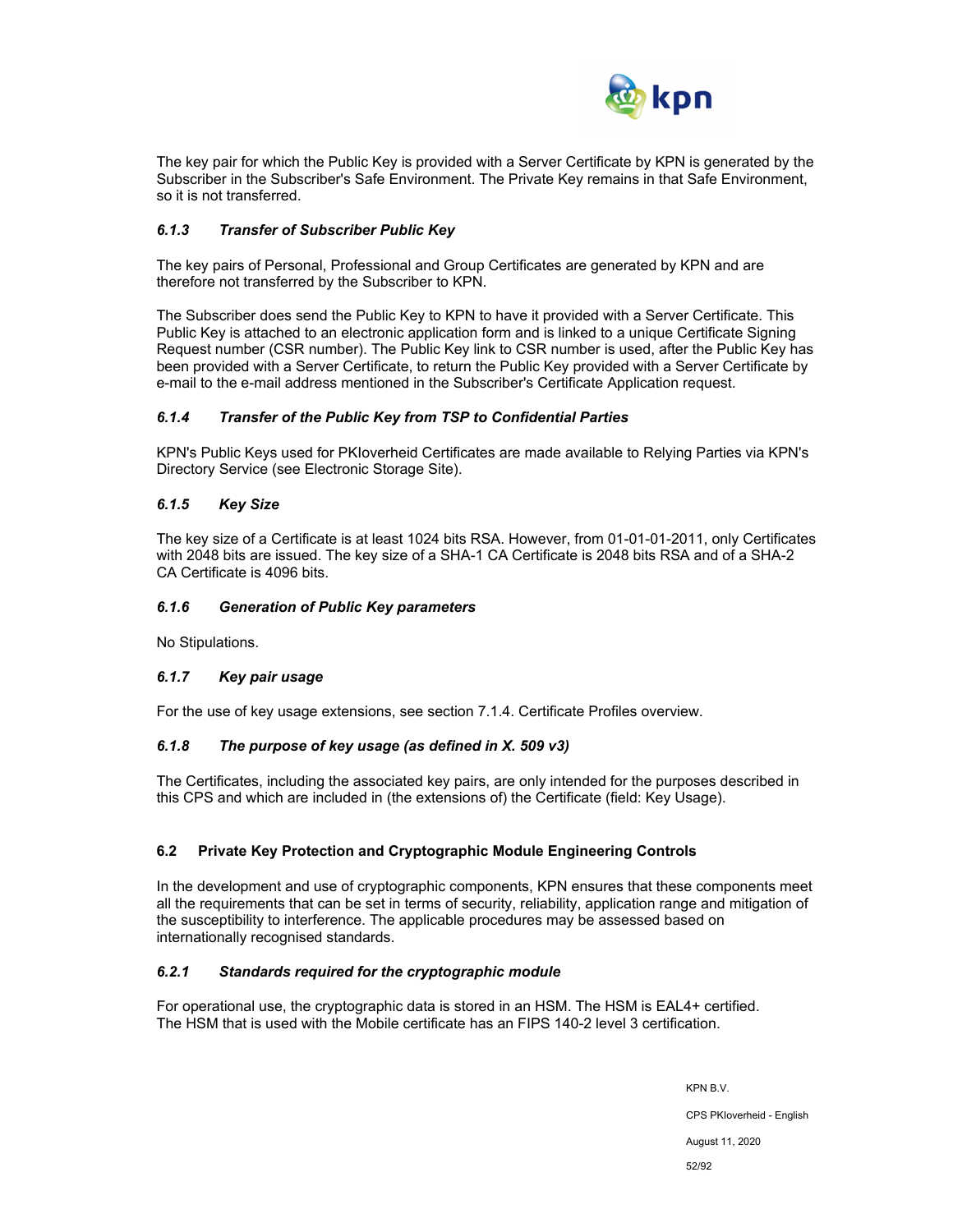The key pair for which the Public Key is provided with a Server Certificate by KPN is generated by the Subscriber in the Subscriber's Safe Environment. The Private Key remains in that Safe Environment, so it is not transferred.

#### *6.1.3 Transfer of Subscriber Public Key*

The key pairs of Personal, Professional and Group Certificates are generated by KPN and are therefore not transferred by the Subscriber to KPN.

The Subscriber does send the Public Key to KPN to have it provided with a Server Certificate. This Public Key is attached to an electronic application form and is linked to a unique Certificate Signing Request number (CSR number). The Public Key link to CSR number is used, after the Public Key has been provided with a Server Certificate, to return the Public Key provided with a Server Certificate by e-mail to the e-mail address mentioned in the Subscriber's Certificate Application request.

#### *6.1.4 Transfer of the Public Key from TSP to Confidential Parties*

KPN's Public Keys used for PKIoverheid Certificates are made available to Relying Parties via KPN's Directory Service (see Electronic Storage Site).

#### *6.1.5 Key Size*

The key size of a Certificate is at least 1024 bits RSA. However, from 01-01-01-2011, only Certificates with 2048 bits are issued. The key size of a SHA-1 CA Certificate is 2048 bits RSA and of a SHA-2 CA Certificate is 4096 bits.

#### *6.1.6 Generation of Public Key parameters*

No Stipulations.

#### *6.1.7 Key pair usage*

For the use of key usage extensions, see section 7.1.4. Certificate Profiles overview.

#### *6.1.8 The purpose of key usage (as defined in X. 509 v3)*

The Certificates, including the associated key pairs, are only intended for the purposes described in this CPS and which are included in (the extensions of) the Certificate (field: Key Usage).

### 6.2 Private Key Protection and Cryptographic Module Engineering Controls

In the development and use of cryptographic components, KPN ensures that these components meet all the requirements that can be set in terms of security, reliability, application range and mitigation of the susceptibility to interference. The applicable procedures may be assessed based on internationally recognised standards.

#### *6.2.1 Standards required for the cryptographic module*

For operational use, the cryptographic data is stored in an HSM. The HSM is EAL4+ certified. The HSM that is used with the Mobile certificate has an FIPS 140-2 level 3 certification.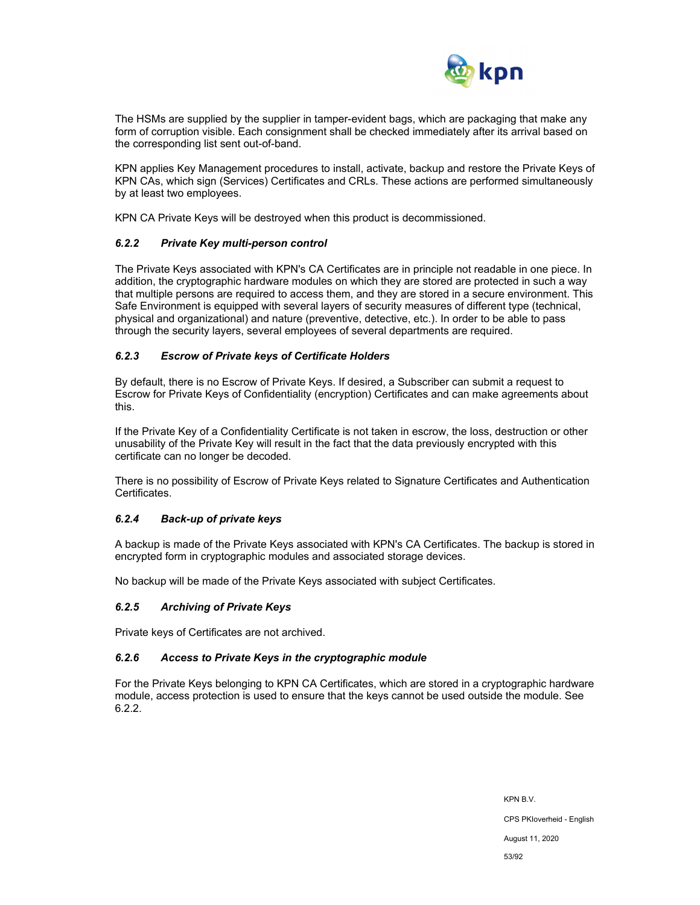The HSMs are supplied by the supplier in tamper-evident bags, which are packaging that make any form of corruption visible. Each consignment shall be checked immediately after its arrival based on the corresponding list sent out-of-band.

KPN applies Key Management procedures to install, activate, backup and restore the Private Keys of KPN CAs, which sign (Services) Certificates and CRLs. These actions are performed simultaneously by at least two employees.

KPN CA Private Keys will be destroyed when this product is decommissioned.

### *6.2.2 Private Key multi-person control*

The Private Keys associated with KPN's CA Certificates are in principle not readable in one piece. In addition, the cryptographic hardware modules on which they are stored are protected in such a way that multiple persons are required to access them, and they are stored in a secure environment. This Safe Environment is equipped with several layers of security measures of different type (technical, physical and organizational) and nature (preventive, detective, etc.). In order to be able to pass through the security layers, several employees of several departments are required.

### *6.2.3 Escrow of Private keys of Certificate Holders*

By default, there is no Escrow of Private Keys. If desired, a Subscriber can submit a request to Escrow for Private Keys of Confidentiality (encryption) Certificates and can make agreements about this.

If the Private Key of a Confidentiality Certificate is not taken in escrow, the loss, destruction or other unusability of the Private Key will result in the fact that the data previously encrypted with this certificate can no longer be decoded.

There is no possibility of Escrow of Private Keys related to Signature Certificates and Authentication Certificates.

### *6.2.4 Back-up of private keys*

A backup is made of the Private Keys associated with KPN's CA Certificates. The backup is stored in encrypted form in cryptographic modules and associated storage devices.

No backup will be made of the Private Keys associated with subject Certificates.

### *6.2.5 Archiving of Private Keys*

Private keys of Certificates are not archived.

### *6.2.6 Access to Private Keys in the cryptographic module*

For the Private Keys belonging to KPN CA Certificates, which are stored in a cryptographic hardware module, access protection is used to ensure that the keys cannot be used outside the module. See 6.2.2.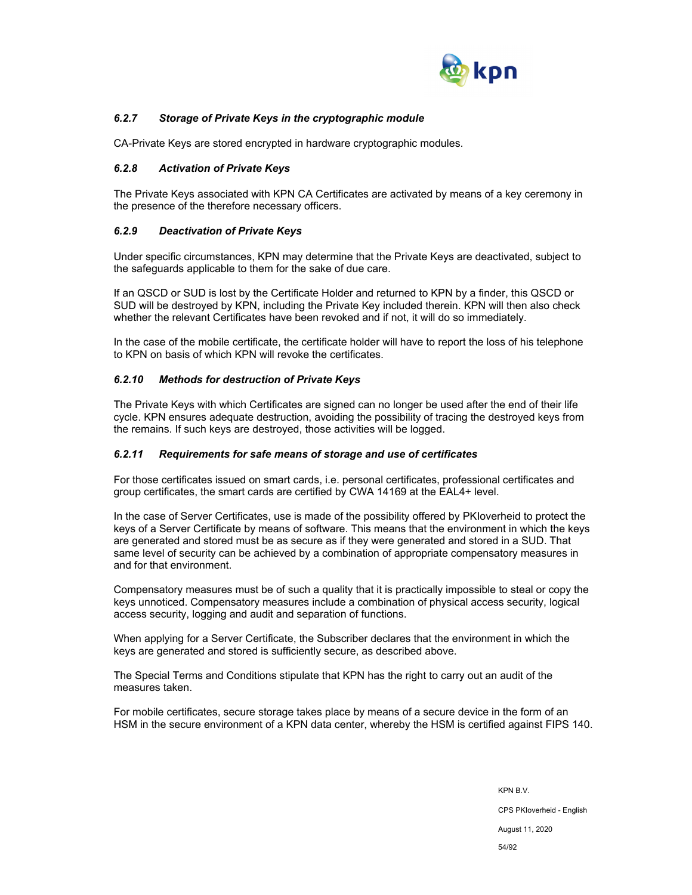### *6.2.7 Storage of Private Keys in the cryptographic module*

CA-Private Keys are stored encrypted in hardware cryptographic modules.

### *6.2.8 Activation of Private Keys*

The Private Keys associated with KPN CA Certificates are activated by means of a key ceremony in the presence of the therefore necessary officers.

### *6.2.9 Deactivation of Private Keys*

Under specific circumstances, KPN may determine that the Private Keys are deactivated, subject to the safeguards applicable to them for the sake of due care.

If an QSCD or SUD is lost by the Certificate Holder and returned to KPN by a finder, this QSCD or SUD will be destroyed by KPN, including the Private Key included therein. KPN will then also check whether the relevant Certificates have been revoked and if not, it will do so immediately.

In the case of the mobile certificate, the certificate holder will have to report the loss of his telephone to KPN on basis of which KPN will revoke the certificates.

### *6.2.10 Methods for destruction of Private Keys*

The Private Keys with which Certificates are signed can no longer be used after the end of their life cycle. KPN ensures adequate destruction, avoiding the possibility of tracing the destroyed keys from the remains. If such keys are destroyed, those activities will be logged.

### *6.2.11 Requirements for safe means of storage and use of certificates*

For those certificates issued on smart cards, i.e. personal certificates, professional certificates and group certificates, the smart cards are certified by CWA 14169 at the EAL4+ level.

In the case of Server Certificates, use is made of the possibility offered by PKIoverheid to protect the keys of a Server Certificate by means of software. This means that the environment in which the keys are generated and stored must be as secure as if they were generated and stored in a SUD. That same level of security can be achieved by a combination of appropriate compensatory measures in and for that environment.

Compensatory measures must be of such a quality that it is practically impossible to steal or copy the keys unnoticed. Compensatory measures include a combination of physical access security, logical access security, logging and audit and separation of functions.

When applying for a Server Certificate, the Subscriber declares that the environment in which the keys are generated and stored is sufficiently secure, as described above.

The Special Terms and Conditions stipulate that KPN has the right to carry out an audit of the measures taken.

For mobile certificates, secure storage takes place by means of a secure device in the form of an HSM in the secure environment of a KPN data center, whereby the HSM is certified against FIPS 140.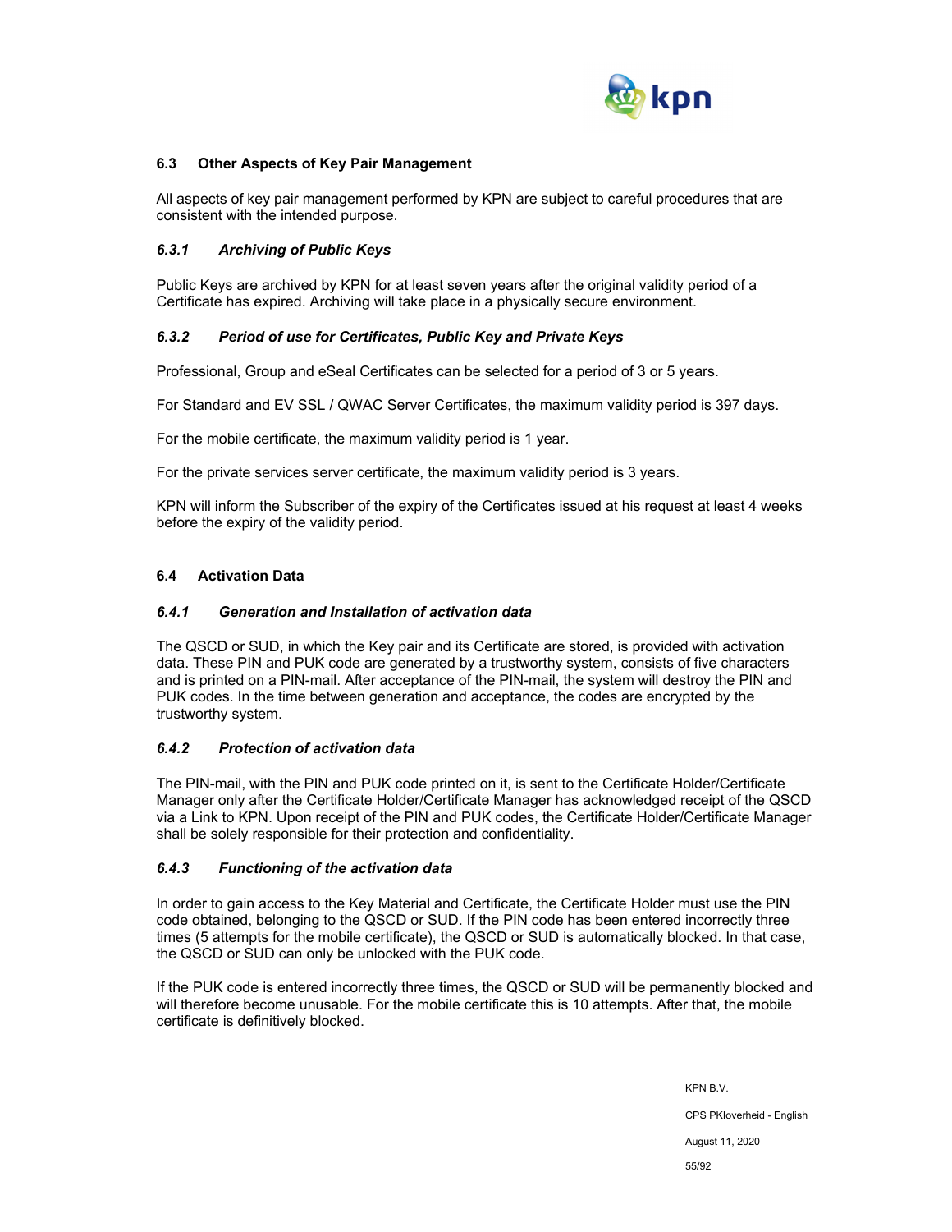## 6.3 Other Aspects of Key Pair Management

All aspects of key pair management performed by KPN are subject to careful procedures that are consistent with the intended purpose.

### *6.3.1 Archiving of Public Keys*

Public Keys are archived by KPN for at least seven years after the original validity period of a Certificate has expired. Archiving will take place in a physically secure environment.

### *6.3.2 Period of use for Certificates, Public Key and Private Keys*

Professional, Group and eSeal Certificates can be selected for a period of 3 or 5 years.

For Standard and EV SSL / QWAC Server Certificates, the maximum validity period is 397 days.

For the mobile certificate, the maximum validity period is 1 year.

For the private services server certificate, the maximum validity period is 3 years.

KPN will inform the Subscriber of the expiry of the Certificates issued at his request at least 4 weeks before the expiry of the validity period.

## 6.4 Activation Data

### *6.4.1 Generation and Installation of activation data*

The QSCD or SUD, in which the Key pair and its Certificate are stored, is provided with activation data. These PIN and PUK code are generated by a trustworthy system, consists of five characters and is printed on a PIN-mail. After acceptance of the PIN-mail, the system will destroy the PIN and PUK codes. In the time between generation and acceptance, the codes are encrypted by the trustworthy system.

### *6.4.2 Protection of activation data*

The PIN-mail, with the PIN and PUK code printed on it, is sent to the Certificate Holder/Certificate Manager only after the Certificate Holder/Certificate Manager has acknowledged receipt of the QSCD via a Link to KPN. Upon receipt of the PIN and PUK codes, the Certificate Holder/Certificate Manager shall be solely responsible for their protection and confidentiality.

### *6.4.3 Functioning of the activation data*

In order to gain access to the Key Material and Certificate, the Certificate Holder must use the PIN code obtained, belonging to the QSCD or SUD. If the PIN code has been entered incorrectly three times (5 attempts for the mobile certificate), the QSCD or SUD is automatically blocked. In that case, the QSCD or SUD can only be unlocked with the PUK code.

If the PUK code is entered incorrectly three times, the QSCD or SUD will be permanently blocked and will therefore become unusable. For the mobile certificate this is 10 attempts. After that, the mobile certificate is definitively blocked.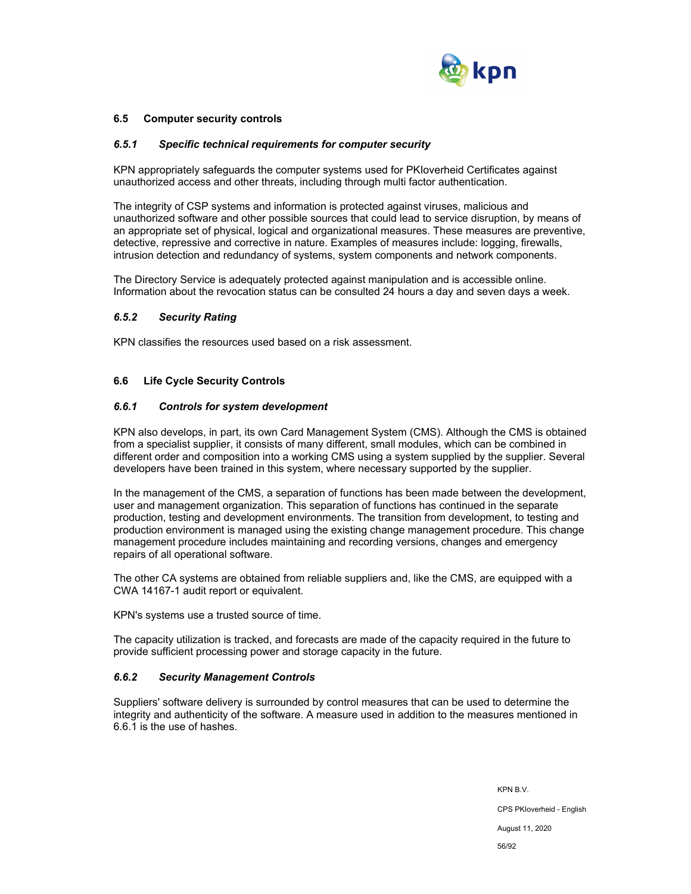### 6.5 Computer security controls

#### *6.5.1 Specific technical requirements for computer security*

KPN appropriately safeguards the computer systems used for PKIoverheid Certificates against unauthorized access and other threats, including through multi factor authentication.

The integrity of CSP systems and information is protected against viruses, malicious and unauthorized software and other possible sources that could lead to service disruption, by means of an appropriate set of physical, logical and organizational measures. These measures are preventive, detective, repressive and corrective in nature. Examples of measures include: logging, firewalls, intrusion detection and redundancy of systems, system components and network components.

The Directory Service is adequately protected against manipulation and is accessible online. Information about the revocation status can be consulted 24 hours a day and seven days a week.

#### *6.5.2 Security Rating*

KPN classifies the resources used based on a risk assessment.

### 6.6 Life Cycle Security Controls

#### *6.6.1 Controls for system development*

KPN also develops, in part, its own Card Management System (CMS). Although the CMS is obtained from a specialist supplier, it consists of many different, small modules, which can be combined in different order and composition into a working CMS using a system supplied by the supplier. Several developers have been trained in this system, where necessary supported by the supplier.

In the management of the CMS, a separation of functions has been made between the development, user and management organization. This separation of functions has continued in the separate production, testing and development environments. The transition from development, to testing and production environment is managed using the existing change management procedure. This change management procedure includes maintaining and recording versions, changes and emergency repairs of all operational software.

The other CA systems are obtained from reliable suppliers and, like the CMS, are equipped with a CWA 14167-1 audit report or equivalent.

KPN's systems use a trusted source of time.

The capacity utilization is tracked, and forecasts are made of the capacity required in the future to provide sufficient processing power and storage capacity in the future.

#### *6.6.2 Security Management Controls*

Suppliers' software delivery is surrounded by control measures that can be used to determine the integrity and authenticity of the software. A measure used in addition to the measures mentioned in 6.6.1 is the use of hashes.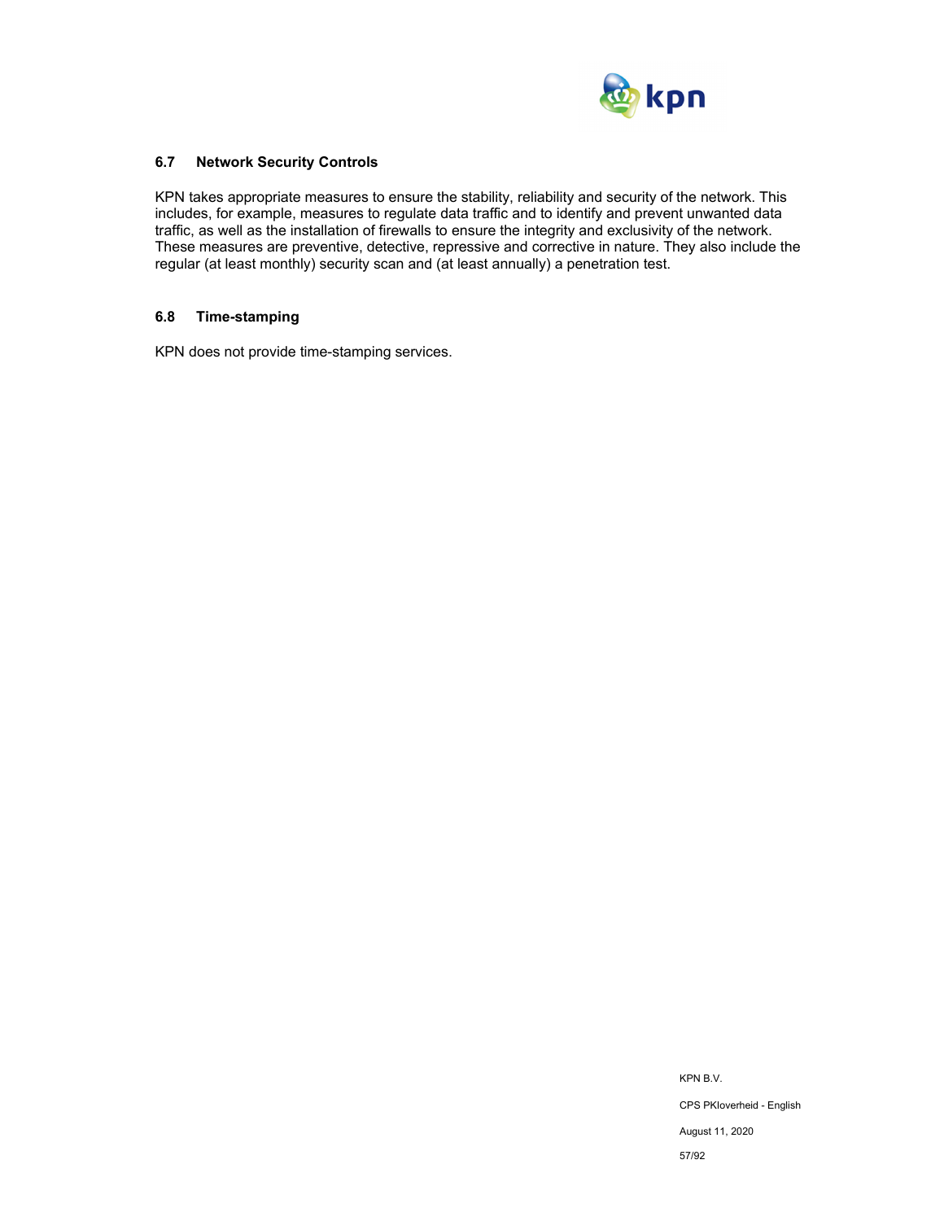### 6.7 Network Security Controls

KPN takes appropriate measures to ensure the stability, reliability and security of the network. This includes, for example, measures to regulate data traffic and to identify and prevent unwanted data traffic, as well as the installation of firewalls to ensure the integrity and exclusivity of the network. These measures are preventive, detective, repressive and corrective in nature. They also include the regular (at least monthly) security scan and (at least annually) a penetration test.

### 6.8 Time-stamping

KPN does not provide time-stamping services.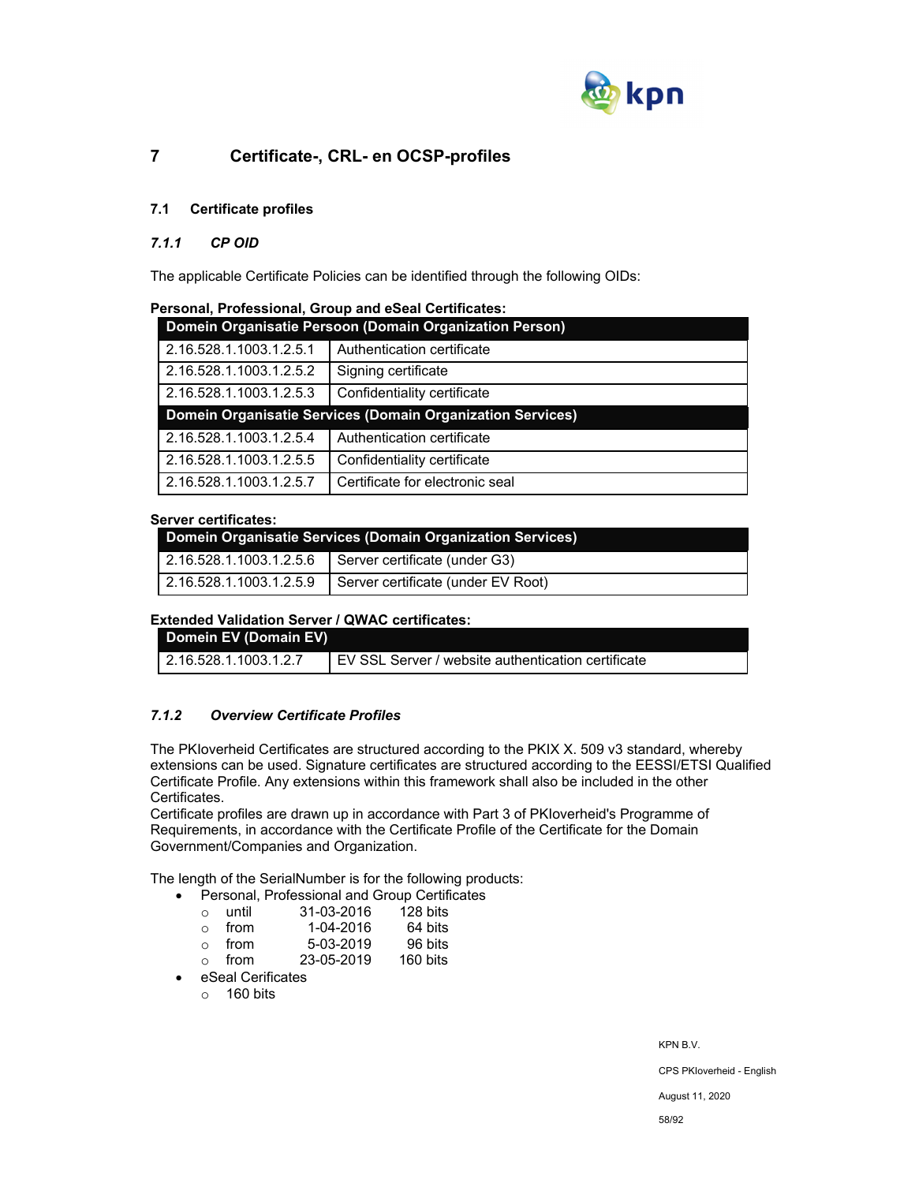# 7 Certificate-, CRL- en OCSP-profiles

## 7.1 Certificate profiles

### *7.1.1 CP OID*

The applicable Certificate Policies can be identified through the following OIDs:

**Personal, Professional, Group and eSeal Certificates:**

| Domein Organisatie Persoon (Domain Organization Person) | |
|---|---|
| 2.16.528.1.1003.1.2.5.1 | Authentication certificate |
| 2.16.528.1.1003.1.2.5.2 | Signing certificate |
| 2.16.528.1.1003.1.2.5.3 | Confidentiality certificate |
| **Domein Organisatie Services (Domain Organization Services)** | |
| 2.16.528.1.1003.1.2.5.4 | Authentication certificate |
| 2.16.528.1.1003.1.2.5.5 | Confidentiality certificate |
| 2.16.528.1.1003.1.2.5.7 | Certificate for electronic seal |

**Server certificates:**

| Domein Organisatie Services (Domain Organization Services) | |
|---|---|
| 2.16.528.1.1003.1.2.5.6 | Server certificate (under G3) |
| 2.16.528.1.1003.1.2.5.9 | Server certificate (under EV Root) |

**Extended Validation Server / QWAC certificates:**

| Domein EV (Domain EV) | |
|---|---|
| 2.16.528.1.1003.1.2.7 | EV SSL Server / website authentication certificate |

### *7.1.2 Overview Certificate Profiles*

The PKIoverheid Certificates are structured according to the PKIX X. 509 v3 standard, whereby extensions can be used. Signature certificates are structured according to the EESSI/ETSI Qualified Certificate Profile. Any extensions within this framework shall also be included in the other Certificates.
Certificate profiles are drawn up in accordance with Part 3 of PKIoverheid's Programme of Requirements, in accordance with the Certificate Profile of the Certificate for the Domain Government/Companies and Organization.

The length of the SerialNumber is for the following products:

- Personal, Professional and Group Certificates
  - until 31-03-2016 128 bits
  - from 1-04-2016 64 bits
  - from 5-03-2019 96 bits
  - from 23-05-2019 160 bits
- eSeal Cerificates
  - 160 bits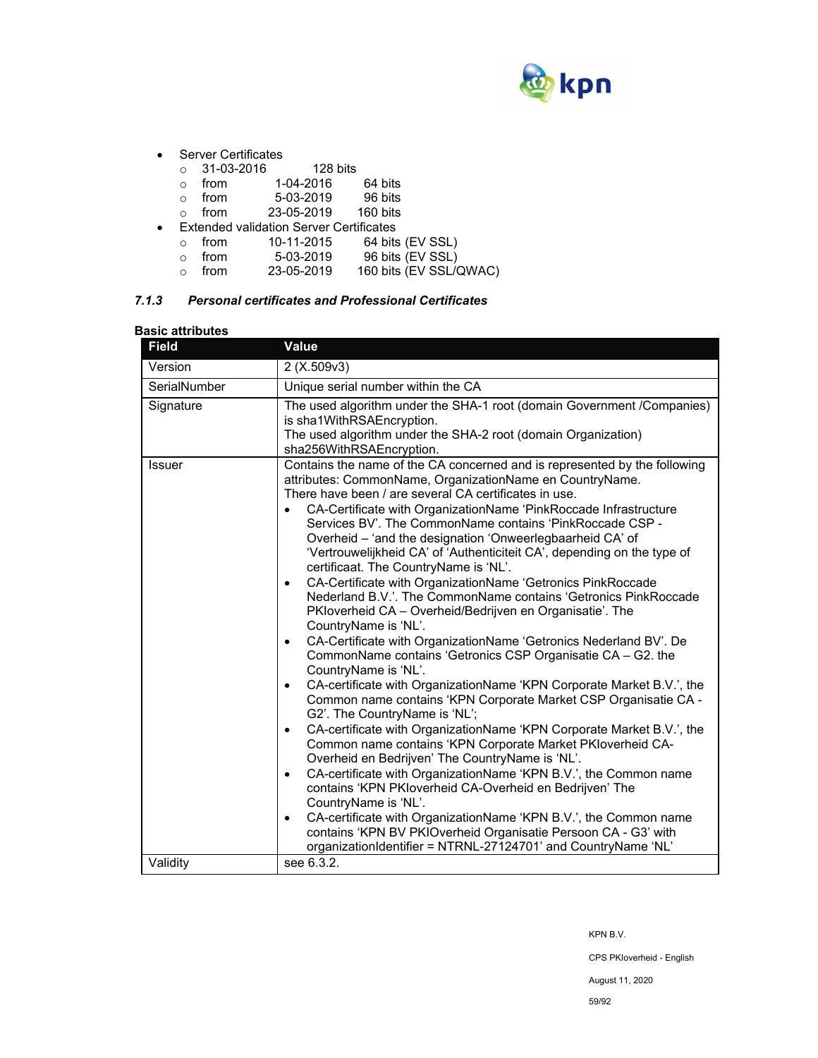- Server Certificates
  - 31-03-2016 128 bits
  - from 1-04-2016 64 bits
  - from 5-03-2019 96 bits
  - from 23-05-2019 160 bits
- Extended validation Server Certificates
  - from 10-11-2015 64 bits (EV SSL)
  - from 5-03-2019 96 bits (EV SSL)
  - from 23-05-2019 160 bits (EV SSL/QWAC)

### *7.1.3 Personal certificates and Professional Certificates*

**Basic attributes**

| Field | Value |
|---|---|
| Version | 2 (X.509v3) |
| SerialNumber | Unique serial number within the CA |
| Signature | The used algorithm under the SHA-1 root (domain Government /Companies) is sha1WithRSAEncryption.<br>The used algorithm under the SHA-2 root (domain Organization) sha256WithRSAEncryption. |
| Issuer | Contains the name of the CA concerned and is represented by the following attributes: CommonName, OrganizationName en CountryName.<br>There have been / are several CA certificates in use.<br>• CA-Certificate with OrganizationName 'PinkRoccade Infrastructure Services BV'. The CommonName contains 'PinkRoccade CSP - Overheid – 'and the designation 'Onweerlegbaarheid CA' of 'Vertrouwelijkheid CA' of 'Authenticiteit CA', depending on the type of certificaat. The CountryName is 'NL'.<br>• CA-Certificate with OrganizationName 'Getronics PinkRoccade Nederland B.V.'. The CommonName contains 'Getronics PinkRoccade PKIoverheid CA – Overheid/Bedrijven en Organisatie'. The CountryName is 'NL'.<br>• CA-Certificate with OrganizationName 'Getronics Nederland BV'. De CommonName contains 'Getronics CSP Organisatie CA – G2. the CountryName is 'NL'.<br>• CA-certificate with OrganizationName 'KPN Corporate Market B.V.', the Common name contains 'KPN Corporate Market CSP Organisatie CA - G2'. The CountryName is 'NL';<br>• CA-certificate with OrganizationName 'KPN Corporate Market B.V.', the Common name contains 'KPN Corporate Market PKIoverheid CA-Overheid en Bedrijven' The CountryName is 'NL'.<br>• CA-certificate with OrganizationName 'KPN B.V.', the Common name contains 'KPN PKIoverheid CA-Overheid en Bedrijven' The CountryName is 'NL'.<br>• CA-certificate with OrganizationName 'KPN B.V.', the Common name contains 'KPN BV PKIOverheid Organisatie Persoon CA - G3' with organizationIdentifier = NTRNL-27124701' and CountryName 'NL' |
| Validity | see 6.3.2. |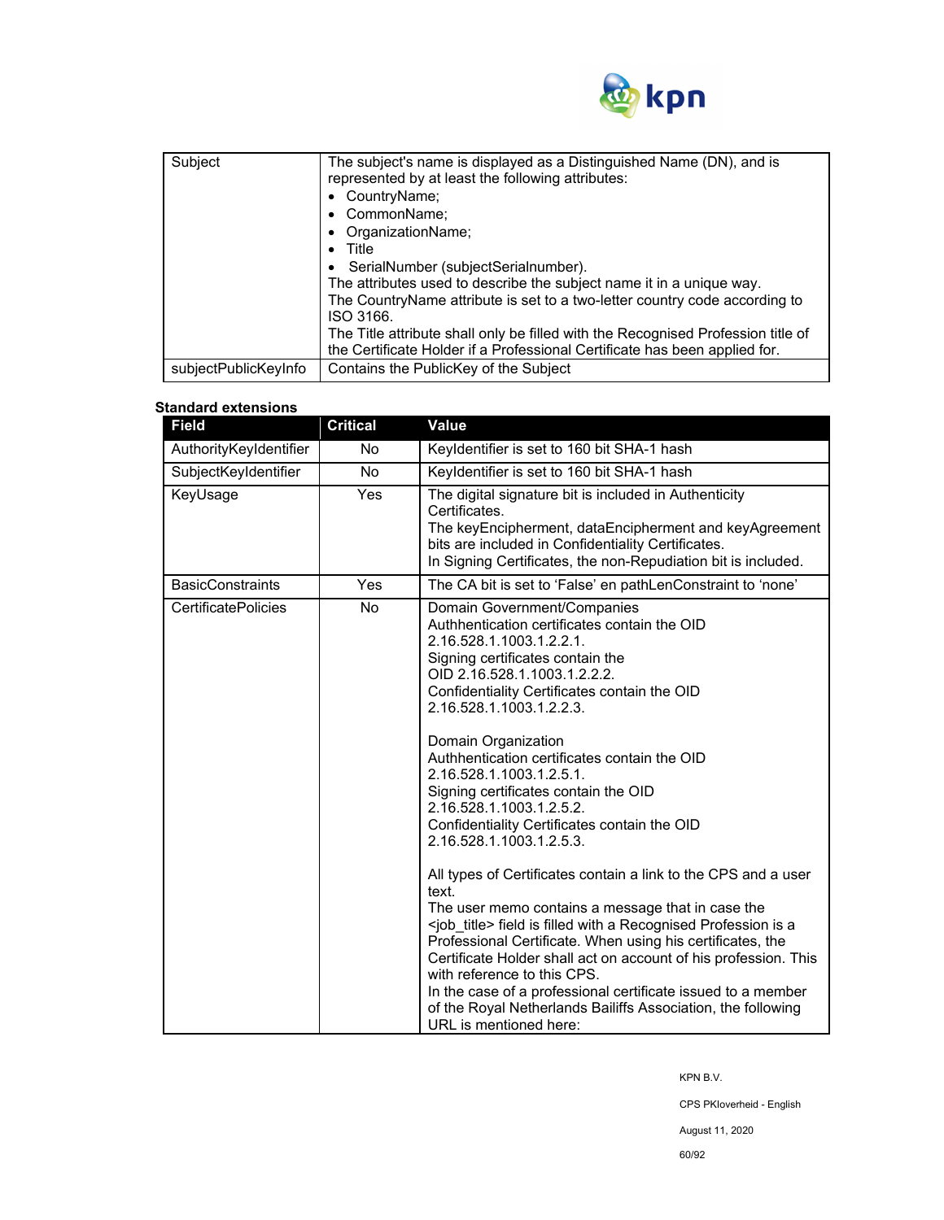| | |
|---|---|
| Subject | The subject's name is displayed as a Distinguished Name (DN), and is represented by at least the following attributes:<br>• CountryName;<br>• CommonName;<br>• OrganizationName;<br>• Title<br>• SerialNumber (subjectSerialnumber).<br>The attributes used to describe the subject name it in a unique way.<br>The CountryName attribute is set to a two-letter country code according to ISO 3166.<br>The Title attribute shall only be filled with the Recognised Profession title of the Certificate Holder if a Professional Certificate has been applied for. |
| subjectPublicKeyInfo | Contains the PublicKey of the Subject |

**Standard extensions**

| Field | Critical | Value |
|---|---|---|
| AuthorityKeyIdentifier | No | KeyIdentifier is set to 160 bit SHA-1 hash |
| SubjectKeyIdentifier | No | KeyIdentifier is set to 160 bit SHA-1 hash |
| KeyUsage | Yes | The digital signature bit is included in Authenticity Certificates.<br>The keyEncipherment, dataEncipherment and keyAgreement bits are included in Confidentiality Certificates.<br>In Signing Certificates, the non-Repudiation bit is included. |
| BasicConstraints | Yes | The CA bit is set to 'False' en pathLenConstraint to 'none' |
| CertificatePolicies | No | Domain Government/Companies<br>Authhentication certificates contain the OID 2.16.528.1.1003.1.2.2.1.<br>Signing certificates contain the OID 2.16.528.1.1003.1.2.2.2.<br>Confidentiality Certificates contain the OID 2.16.528.1.1003.1.2.2.3.<br><br>Domain Organization<br>Authhentication certificates contain the OID 2.16.528.1.1003.1.2.5.1.<br>Signing certificates contain the OID 2.16.528.1.1003.1.2.5.2.<br>Confidentiality Certificates contain the OID 2.16.528.1.1003.1.2.5.3.<br><br>All types of Certificates contain a link to the CPS and a user text.<br>The user memo contains a message that in case the <job_title> field is filled with a Recognised Profession is a Professional Certificate. When using his certificates, the Certificate Holder shall act on account of his profession. This with reference to this CPS.<br>In the case of a professional certificate issued to a member of the Royal Netherlands Bailiffs Association, the following URL is mentioned here: |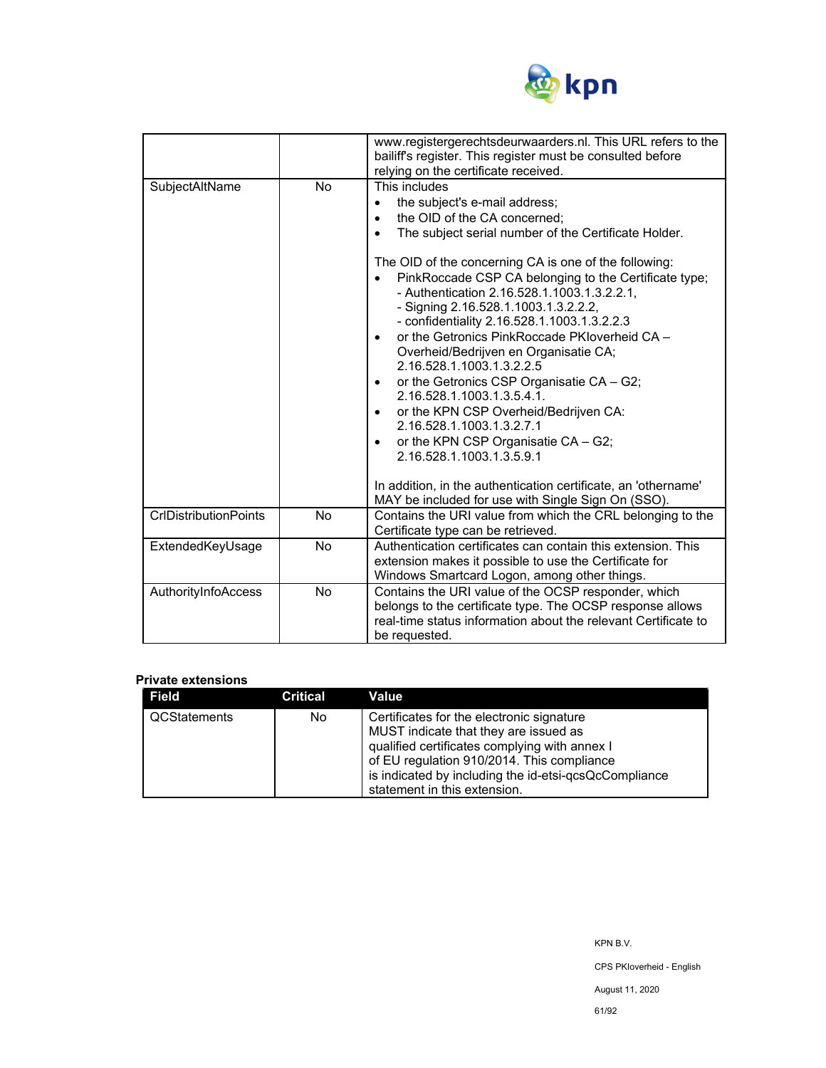| | | |
|---|---|---|
| | | www.registergerechtsdeurwaarders.nl. This URL refers to the bailiff's register. This register must be consulted before relying on the certificate received. |
| SubjectAltName | No | This includes<br>• the subject's e-mail address;<br>• the OID of the CA concerned;<br>• The subject serial number of the Certificate Holder.<br><br>The OID of the concerning CA is one of the following:<br>• PinkRoccade CSP CA belonging to the Certificate type;<br>- Authentication 2.16.528.1.1003.1.3.2.2.1,<br>- Signing 2.16.528.1.1003.1.3.2.2.2,<br>- confidentiality 2.16.528.1.1003.1.3.2.2.3<br>• or the Getronics PinkRoccade PKIoverheid CA – Overheid/Bedrijven en Organisatie CA; 2.16.528.1.1003.1.3.2.2.5<br>• or the Getronics CSP Organisatie CA – G2; 2.16.528.1.1003.1.3.5.4.1.<br>• or the KPN CSP Overheid/Bedrijven CA: 2.16.528.1.1003.1.3.2.7.1<br>• or the KPN CSP Organisatie CA – G2; 2.16.528.1.1003.1.3.5.9.1<br><br>In addition, in the authentication certificate, an 'othername' MAY be included for use with Single Sign On (SSO). |
| CrlDistributionPoints | No | Contains the URI value from which the CRL belonging to the Certificate type can be retrieved. |
| ExtendedKeyUsage | No | Authentication certificates can contain this extension. This extension makes it possible to use the Certificate for Windows Smartcard Logon, among other things. |
| AuthorityInfoAccess | No | Contains the URI value of the OCSP responder, which belongs to the certificate type. The OCSP response allows real-time status information about the relevant Certificate to be requested. |

**Private extensions**

| Field | Critical | Value |
|---|---|---|
| QCStatements | No | Certificates for the electronic signature MUST indicate that they are issued as qualified certificates complying with annex I of EU regulation 910/2014. This compliance is indicated by including the id-etsi-qcsQcCompliance statement in this extension. |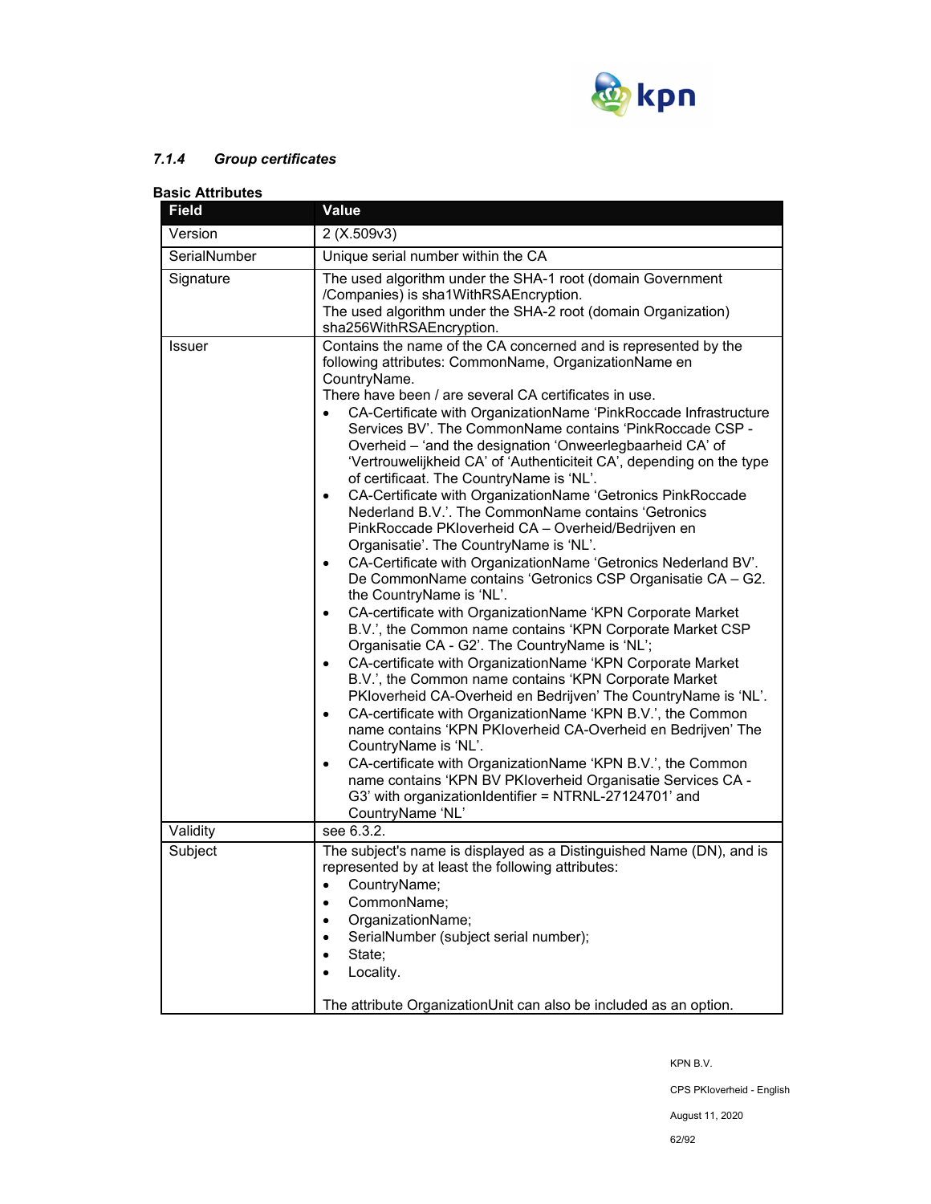### *7.1.4 Group certificates*

**Basic Attributes**

| Field | Value |
|---|---|
| Version | 2 (X.509v3) |
| SerialNumber | Unique serial number within the CA |
| Signature | The used algorithm under the SHA-1 root (domain Government /Companies) is sha1WithRSAEncryption.<br>The used algorithm under the SHA-2 root (domain Organization) sha256WithRSAEncryption. |
| Issuer | Contains the name of the CA concerned and is represented by the following attributes: CommonName, OrganizationName en CountryName.<br>There have been / are several CA certificates in use.<br>• CA-Certificate with OrganizationName 'PinkRoccade Infrastructure Services BV'. The CommonName contains 'PinkRoccade CSP - Overheid – 'and the designation 'Onweerlegbaarheid CA' of 'Vertrouwelijkheid CA' of 'Authenticiteit CA', depending on the type of certificaat. The CountryName is 'NL'.<br>• CA-Certificate with OrganizationName 'Getronics PinkRoccade Nederland B.V.'. The CommonName contains 'Getronics PinkRoccade PKIoverheid CA – Overheid/Bedrijven en Organisatie'. The CountryName is 'NL'.<br>• CA-Certificate with OrganizationName 'Getronics Nederland BV'. De CommonName contains 'Getronics CSP Organisatie CA – G2. the CountryName is 'NL'.<br>• CA-certificate with OrganizationName 'KPN Corporate Market B.V.', the Common name contains 'KPN Corporate Market CSP Organisatie CA - G2'. The CountryName is 'NL';<br>• CA-certificate with OrganizationName 'KPN Corporate Market B.V.', the Common name contains 'KPN Corporate Market PKIoverheid CA-Overheid en Bedrijven' The CountryName is 'NL'.<br>• CA-certificate with OrganizationName 'KPN B.V.', the Common name contains 'KPN PKIoverheid CA-Overheid en Bedrijven' The CountryName is 'NL'.<br>• CA-certificate with OrganizationName 'KPN B.V.', the Common name contains 'KPN BV PKIoverheid Organisatie Services CA - G3' with organizationIdentifier = NTRNL-27124701' and CountryName 'NL' |
| Validity | see 6.3.2. |
| Subject | The subject's name is displayed as a Distinguished Name (DN), and is represented by at least the following attributes:<br>• CountryName;<br>• CommonName;<br>• OrganizationName;<br>• SerialNumber (subject serial number);<br>• State;<br>• Locality.<br><br>The attribute OrganizationUnit can also be included as an option. |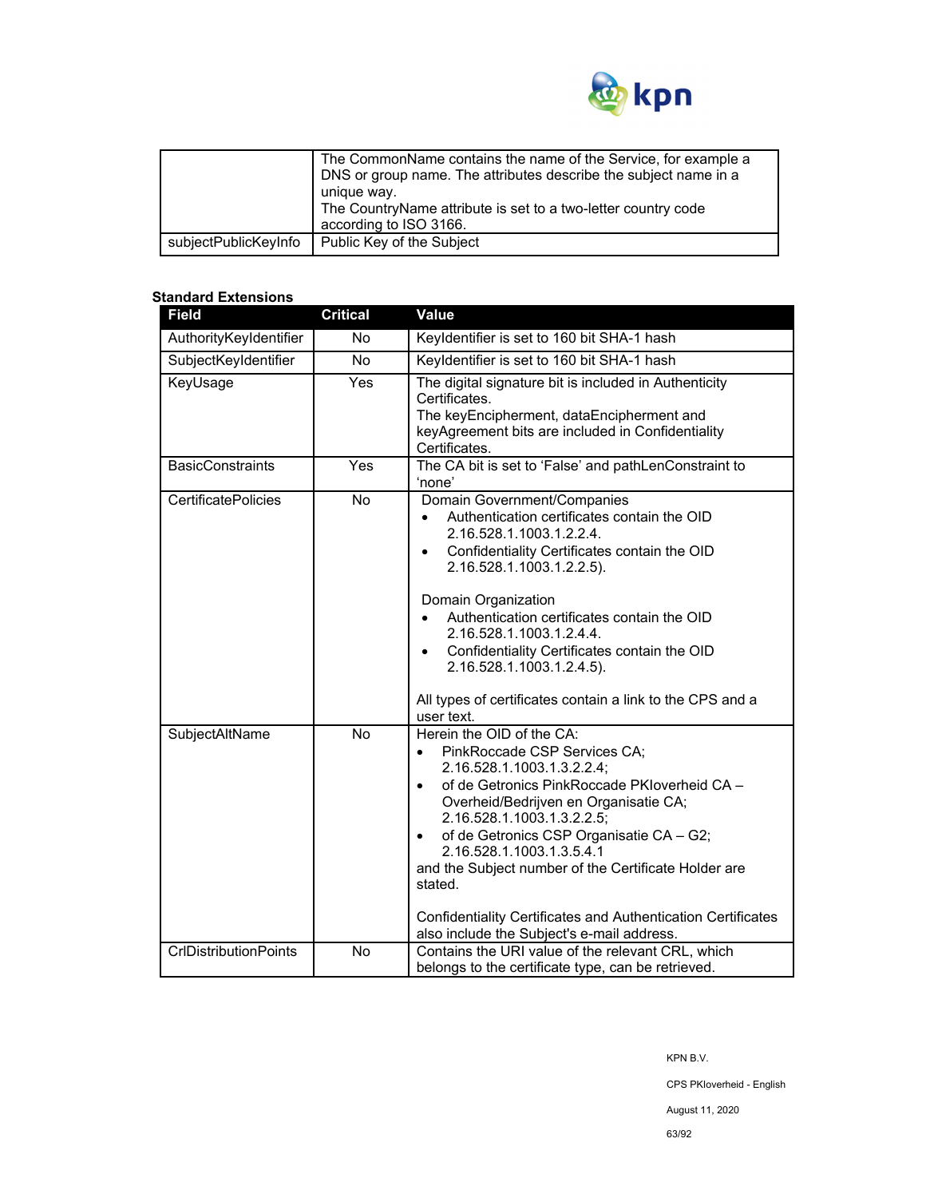| | |
|---|---|
| | The CommonName contains the name of the Service, for example a DNS or group name. The attributes describe the subject name in a unique way.<br>The CountryName attribute is set to a two-letter country code according to ISO 3166. |
| subjectPublicKeyInfo | Public Key of the Subject |

**Standard Extensions**

| Field | Critical | Value |
|---|---|---|
| AuthorityKeyIdentifier | No | KeyIdentifier is set to 160 bit SHA-1 hash |
| SubjectKeyIdentifier | No | KeyIdentifier is set to 160 bit SHA-1 hash |
| KeyUsage | Yes | The digital signature bit is included in Authenticity Certificates.<br>The keyEncipherment, dataEncipherment and keyAgreement bits are included in Confidentiality Certificates. |
| BasicConstraints | Yes | The CA bit is set to 'False' and pathLenConstraint to 'none' |
| CertificatePolicies | No | Domain Government/Companies<br>• Authentication certificates contain the OID 2.16.528.1.1003.1.2.2.4.<br>• Confidentiality Certificates contain the OID 2.16.528.1.1003.1.2.2.5).<br><br>Domain Organization<br>• Authentication certificates contain the OID 2.16.528.1.1003.1.2.4.4.<br>• Confidentiality Certificates contain the OID 2.16.528.1.1003.1.2.4.5).<br><br>All types of certificates contain a link to the CPS and a user text. |
| SubjectAltName | No | Herein the OID of the CA:<br>• PinkRoccade CSP Services CA; 2.16.528.1.1003.1.3.2.2.4;<br>• of de Getronics PinkRoccade PKIoverheid CA – Overheid/Bedrijven en Organisatie CA; 2.16.528.1.1003.1.3.2.2.5;<br>• of de Getronics CSP Organisatie CA – G2; 2.16.528.1.1003.1.3.5.4.1<br>and the Subject number of the Certificate Holder are stated.<br><br>Confidentiality Certificates and Authentication Certificates also include the Subject's e-mail address. |
| CrlDistributionPoints | No | Contains the URI value of the relevant CRL, which belongs to the certificate type, can be retrieved. |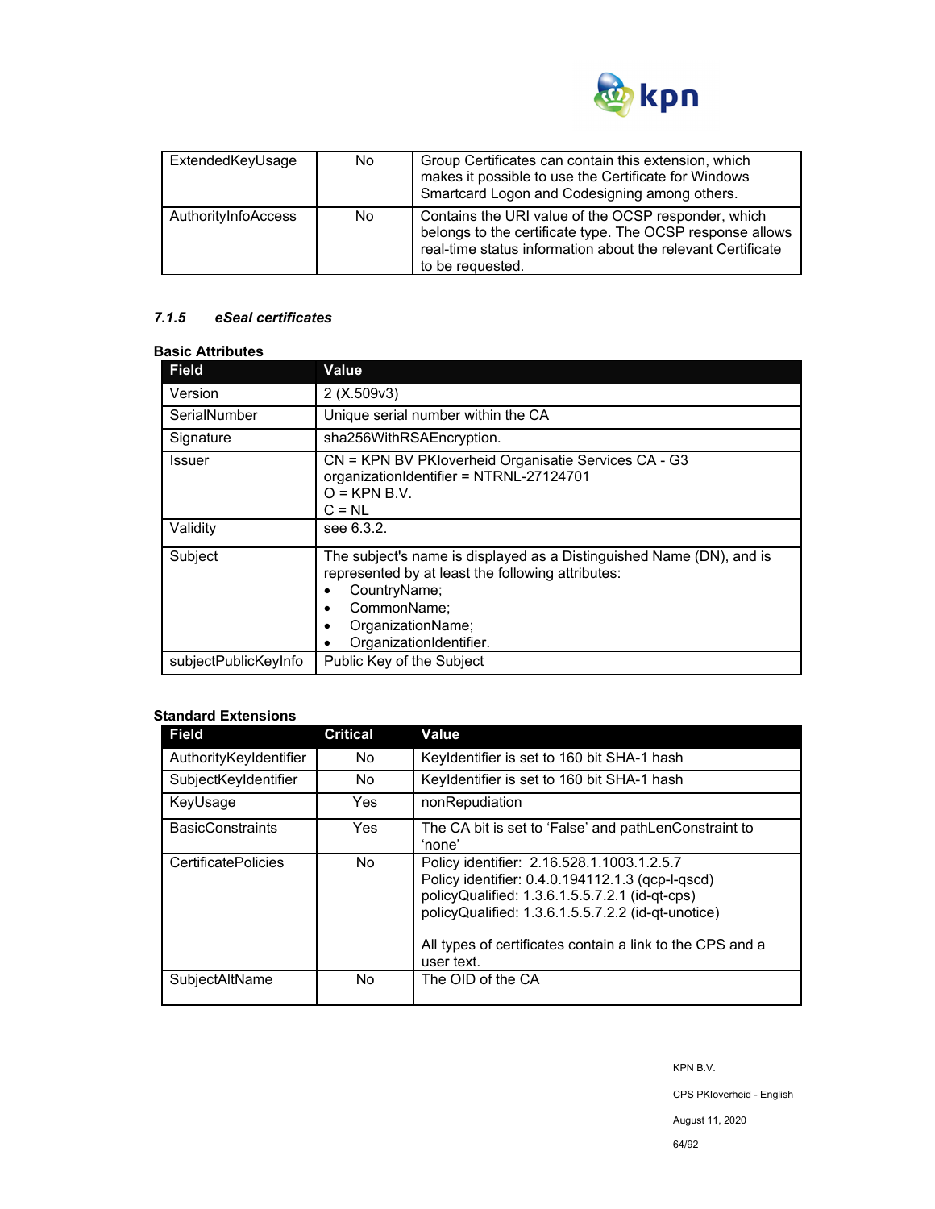| ExtendedKeyUsage | No | Group Certificates can contain this extension, which makes it possible to use the Certificate for Windows Smartcard Logon and Codesigning among others. |
|---|---|---|
| AuthorityInfoAccess | No | Contains the URI value of the OCSP responder, which belongs to the certificate type. The OCSP response allows real-time status information about the relevant Certificate to be requested. |

### *7.1.5 eSeal certificates*

**Basic Attributes**

| Field | Value |
|---|---|
| Version | 2 (X.509v3) |
| SerialNumber | Unique serial number within the CA |
| Signature | sha256WithRSAEncryption. |
| Issuer | CN = KPN BV PKIoverheid Organisatie Services CA - G3<br>organizationIdentifier = NTRNL-27124701<br>O = KPN B.V.<br>C = NL |
| Validity | see 6.3.2. |
| Subject | The subject's name is displayed as a Distinguished Name (DN), and is represented by at least the following attributes:<br>• CountryName;<br>• CommonName;<br>• OrganizationName;<br>• OrganizationIdentifier. |
| subjectPublicKeyInfo | Public Key of the Subject |

**Standard Extensions**

| Field | Critical | Value |
|---|---|---|
| AuthorityKeyIdentifier | No | KeyIdentifier is set to 160 bit SHA-1 hash |
| SubjectKeyIdentifier | No | KeyIdentifier is set to 160 bit SHA-1 hash |
| KeyUsage | Yes | nonRepudiation |
| BasicConstraints | Yes | The CA bit is set to 'False' and pathLenConstraint to 'none' |
| CertificatePolicies | No | Policy identifier: 2.16.528.1.1003.1.2.5.7<br>Policy identifier: 0.4.0.194112.1.3 (qcp-l-qscd)<br>policyQualified: 1.3.6.1.5.5.7.2.1 (id-qt-cps)<br>policyQualified: 1.3.6.1.5.5.7.2.2 (id-qt-unotice)<br><br>All types of certificates contain a link to the CPS and a user text. |
| SubjectAltName | No | The OID of the CA |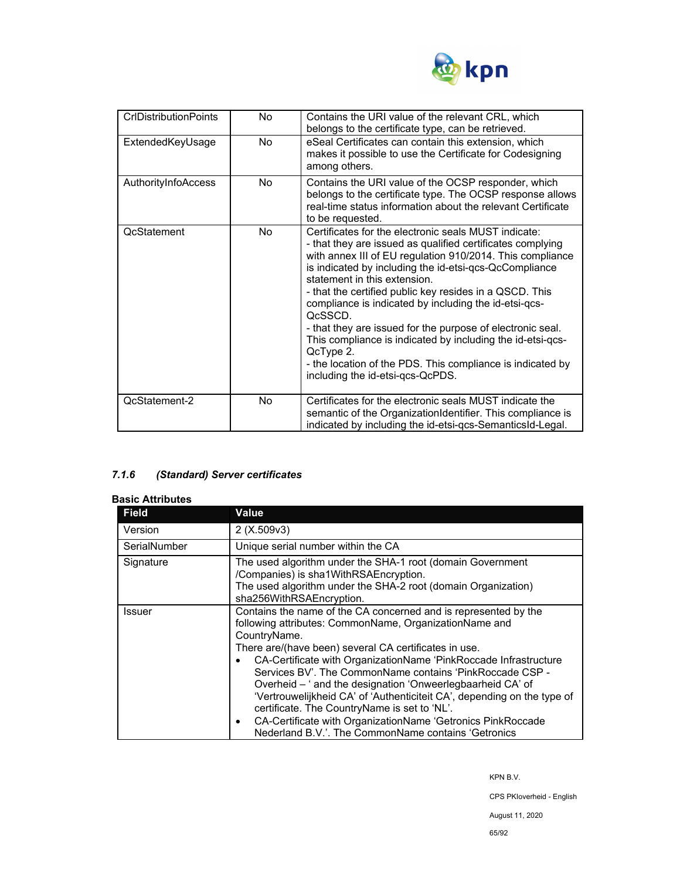| CrlDistributionPoints | No | Contains the URI value of the relevant CRL, which belongs to the certificate type, can be retrieved. |
|---|---|---|
| ExtendedKeyUsage | No | eSeal Certificates can contain this extension, which makes it possible to use the Certificate for Codesigning among others. |
| AuthorityInfoAccess | No | Contains the URI value of the OCSP responder, which belongs to the certificate type. The OCSP response allows real-time status information about the relevant Certificate to be requested. |
| QcStatement | No | Certificates for the electronic seals MUST indicate:<br>- that they are issued as qualified certificates complying with annex III of EU regulation 910/2014. This compliance is indicated by including the id-etsi-qcs-QcCompliance statement in this extension.<br>- that the certified public key resides in a QSCD. This compliance is indicated by including the id-etsi-qcs-QcSSCD.<br>- that they are issued for the purpose of electronic seal. This compliance is indicated by including the id-etsi-qcs-QcType 2.<br>- the location of the PDS. This compliance is indicated by including the id-etsi-qcs-QcPDS. |
| QcStatement-2 | No | Certificates for the electronic seals MUST indicate the semantic of the OrganizationIdentifier. This compliance is indicated by including the id-etsi-qcs-SemanticsId-Legal. |

### *7.1.6 (Standard) Server certificates*

**Basic Attributes**

| Field | Value |
|---|---|
| Version | 2 (X.509v3) |
| SerialNumber | Unique serial number within the CA |
| Signature | The used algorithm under the SHA-1 root (domain Government /Companies) is sha1WithRSAEncryption.<br>The used algorithm under the SHA-2 root (domain Organization) sha256WithRSAEncryption. |
| Issuer | Contains the name of the CA concerned and is represented by the following attributes: CommonName, OrganizationName and CountryName.<br>There are/(have been) several CA certificates in use.<br>• CA-Certificate with OrganizationName 'PinkRoccade Infrastructure Services BV'. The CommonName contains 'PinkRoccade CSP - Overheid – ' and the designation 'Onweerlegbaarheid CA' of 'Vertrouwelijkheid CA' of 'Authenticiteit CA', depending on the type of certificate. The CountryName is set to 'NL'.<br>• CA-Certificate with OrganizationName 'Getronics PinkRoccade Nederland B.V.'. The CommonName contains 'Getronics |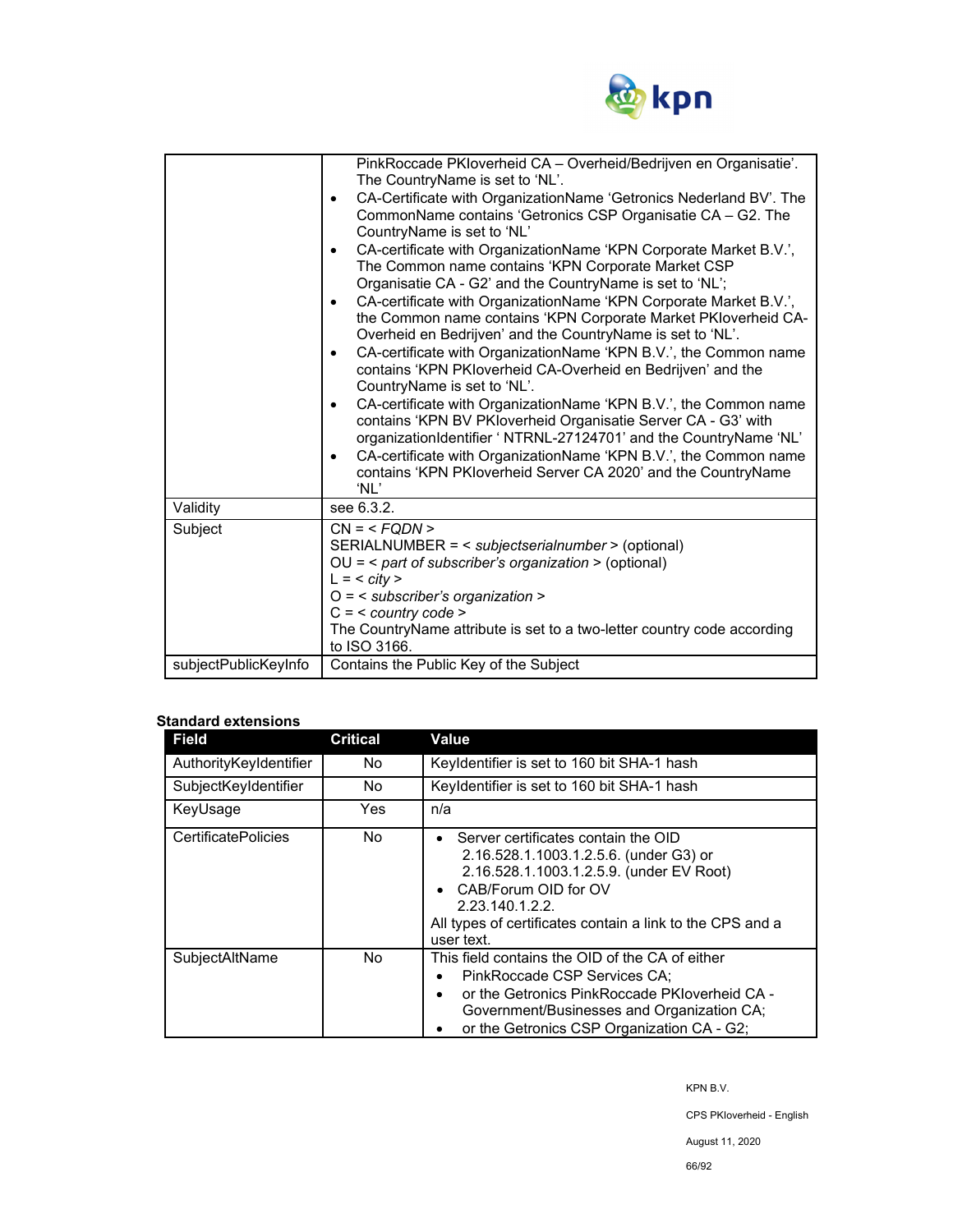|  |  |
|---|---|
|  | PinkRoccade PKIoverheid CA – Overheid/Bedrijven en Organisatie'. The CountryName is set to 'NL'.<br>• CA-Certificate with OrganizationName 'Getronics Nederland BV'. The CommonName contains 'Getronics CSP Organisatie CA – G2. The CountryName is set to 'NL'<br>• CA-certificate with OrganizationName 'KPN Corporate Market B.V.', The Common name contains 'KPN Corporate Market CSP Organisatie CA - G2' and the CountryName is set to 'NL';<br>• CA-certificate with OrganizationName 'KPN Corporate Market B.V.', the Common name contains 'KPN Corporate Market PKIoverheid CA-Overheid en Bedrijven' and the CountryName is set to 'NL'.<br>• CA-certificate with OrganizationName 'KPN B.V.', the Common name contains 'KPN PKIoverheid CA-Overheid en Bedrijven' and the CountryName is set to 'NL'.<br>• CA-certificate with OrganizationName 'KPN B.V.', the Common name contains 'KPN BV PKIoverheid Organisatie Server CA - G3' with organizationIdentifier ' NTRNL-27124701' and the CountryName 'NL'<br>• CA-certificate with OrganizationName 'KPN B.V.', the Common name contains 'KPN PKIoverheid Server CA 2020' and the CountryName 'NL' |
| Validity | see 6.3.2. |
| Subject | CN = < *FQDN* ><br>SERIALNUMBER = < *subjectserialnumber* > (optional)<br>OU = < *part of subscriber's organization* > (optional)<br>L = < *city* ><br>O = < *subscriber's organization* ><br>C = < *country code* ><br>The CountryName attribute is set to a two-letter country code according to ISO 3166. |
| subjectPublicKeyInfo | Contains the Public Key of the Subject |

**Standard extensions**

| Field | Critical | Value |
|---|---|---|
| AuthorityKeyIdentifier | No | KeyIdentifier is set to 160 bit SHA-1 hash |
| SubjectKeyIdentifier | No | KeyIdentifier is set to 160 bit SHA-1 hash |
| KeyUsage | Yes | n/a |
| CertificatePolicies | No | • Server certificates contain the OID 2.16.528.1.1003.1.2.5.6. (under G3) or 2.16.528.1.1003.1.2.5.9. (under EV Root)<br>• CAB/Forum OID for OV 2.23.140.1.2.2.<br>All types of certificates contain a link to the CPS and a user text. |
| SubjectAltName | No | This field contains the OID of the CA of either<br>• PinkRoccade CSP Services CA;<br>• or the Getronics PinkRoccade PKIoverheid CA - Government/Businesses and Organization CA;<br>• or the Getronics CSP Organization CA - G2; |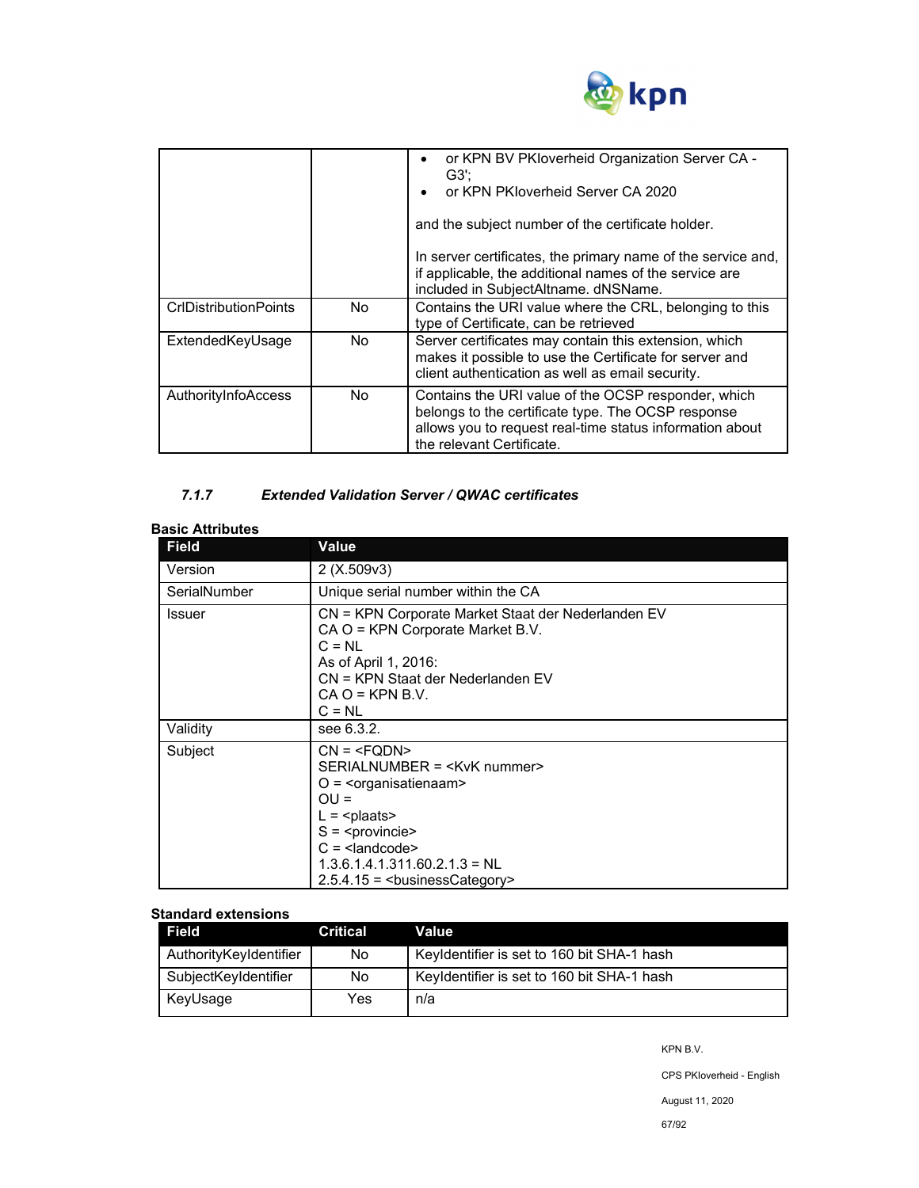| | | • or KPN BV PKIoverheid Organization Server CA - G3';<br>• or KPN PKIoverheid Server CA 2020<br><br>and the subject number of the certificate holder.<br><br>In server certificates, the primary name of the service and, if applicable, the additional names of the service are included in SubjectAltname. dNSName. |
|---|---|---|
| CrlDistributionPoints | No | Contains the URI value where the CRL, belonging to this type of Certificate, can be retrieved |
| ExtendedKeyUsage | No | Server certificates may contain this extension, which makes it possible to use the Certificate for server and client authentication as well as email security. |
| AuthorityInfoAccess | No | Contains the URI value of the OCSP responder, which belongs to the certificate type. The OCSP response allows you to request real-time status information about the relevant Certificate. |

#### *7.1.7 Extended Validation Server / QWAC certificates*

**Basic Attributes**

| Field | Value |
|---|---|
| Version | 2 (X.509v3) |
| SerialNumber | Unique serial number within the CA |
| Issuer | CN = KPN Corporate Market Staat der Nederlanden EV<br>CA O = KPN Corporate Market B.V.<br>C = NL<br>As of April 1, 2016:<br>CN = KPN Staat der Nederlanden EV<br>CA O = KPN B.V.<br>C = NL |
| Validity | see 6.3.2. |
| Subject | CN = <FQDN><br>SERIALNUMBER = <KvK nummer><br>O = <organisatienaam><br>OU =<br>L = <plaats><br>S = <provincie><br>C = <landcode><br>1.3.6.1.4.1.311.60.2.1.3 = NL<br>2.5.4.15 = <businessCategory> |

**Standard extensions**

| Field | Critical | Value |
|---|---|---|
| AuthorityKeyIdentifier | No | KeyIdentifier is set to 160 bit SHA-1 hash |
| SubjectKeyIdentifier | No | KeyIdentifier is set to 160 bit SHA-1 hash |
| KeyUsage | Yes | n/a |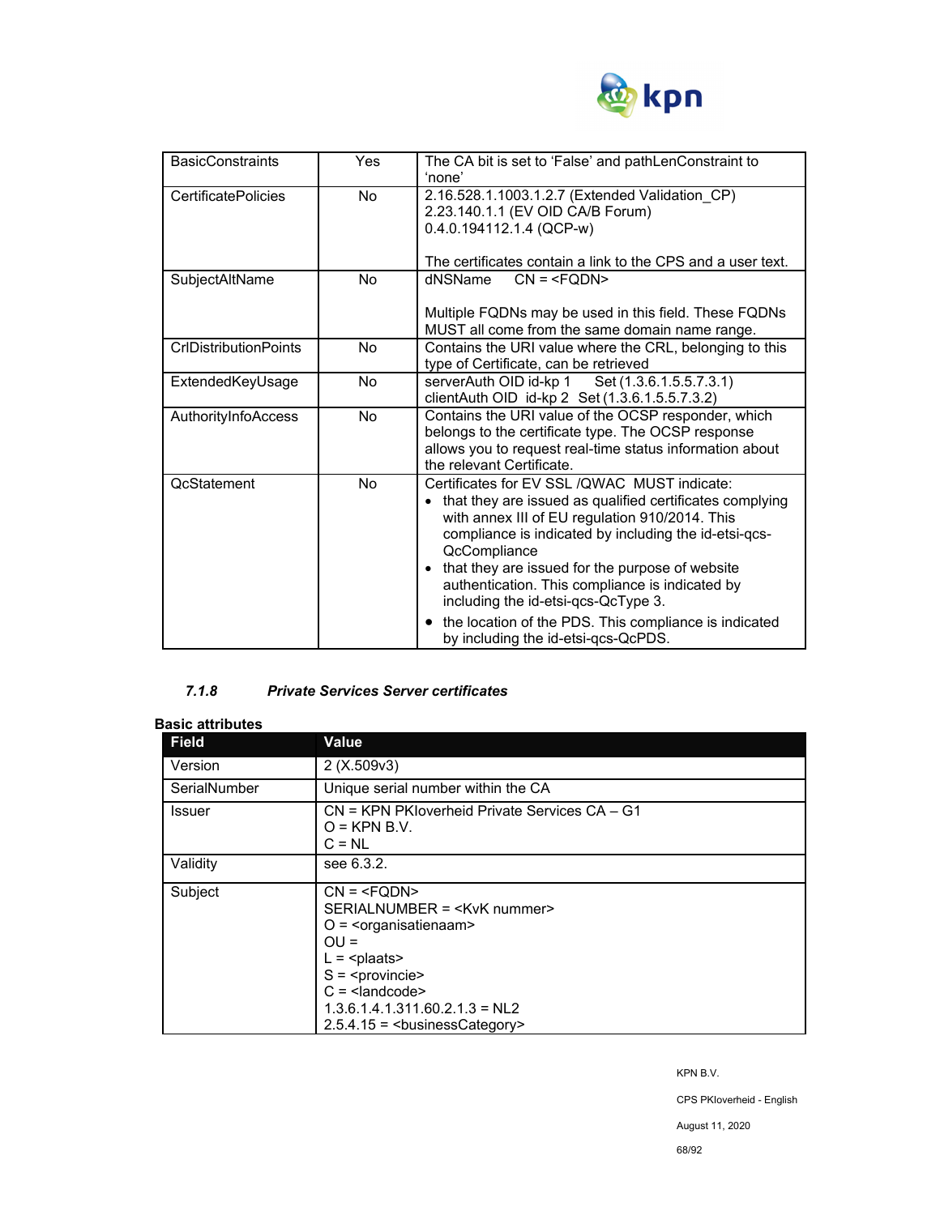| | | |
|---|---|---|
| BasicConstraints | Yes | The CA bit is set to 'False' and pathLenConstraint to 'none' |
| CertificatePolicies | No | 2.16.528.1.1003.1.2.7 (Extended Validation_CP)<br>2.23.140.1.1 (EV OID CA/B Forum)<br>0.4.0.194112.1.4 (QCP-w)<br><br>The certificates contain a link to the CPS and a user text. |
| SubjectAltName | No | dNSName CN = <FQDN><br><br>Multiple FQDNs may be used in this field. These FQDNs MUST all come from the same domain name range. |
| CrlDistributionPoints | No | Contains the URI value where the CRL, belonging to this type of Certificate, can be retrieved |
| ExtendedKeyUsage | No | serverAuth OID id-kp 1 Set (1.3.6.1.5.5.7.3.1)<br>clientAuth OID id-kp 2 Set (1.3.6.1.5.5.7.3.2) |
| AuthorityInfoAccess | No | Contains the URI value of the OCSP responder, which belongs to the certificate type. The OCSP response allows you to request real-time status information about the relevant Certificate. |
| QcStatement | No | Certificates for EV SSL /QWAC MUST indicate:<br>• that they are issued as qualified certificates complying with annex III of EU regulation 910/2014. This compliance is indicated by including the id-etsi-qcs-QcCompliance<br>• that they are issued for the purpose of website authentication. This compliance is indicated by including the id-etsi-qcs-QcType 3.<br>• the location of the PDS. This compliance is indicated by including the id-etsi-qcs-QcPDS. |

### *7.1.8 Private Services Server certificates*

**Basic attributes**

| Field | Value |
|---|---|
| Version | 2 (X.509v3) |
| SerialNumber | Unique serial number within the CA |
| Issuer | CN = KPN PKIoverheid Private Services CA – G1<br>O = KPN B.V.<br>C = NL |
| Validity | see 6.3.2. |
| Subject | CN = <FQDN><br>SERIALNUMBER = <KvK nummer><br>O = <organisatienaam><br>OU =<br>L = <plaats><br>S = <provincie><br>C = <landcode><br>1.3.6.1.4.1.311.60.2.1.3 = NL2<br>2.5.4.15 = <businessCategory> |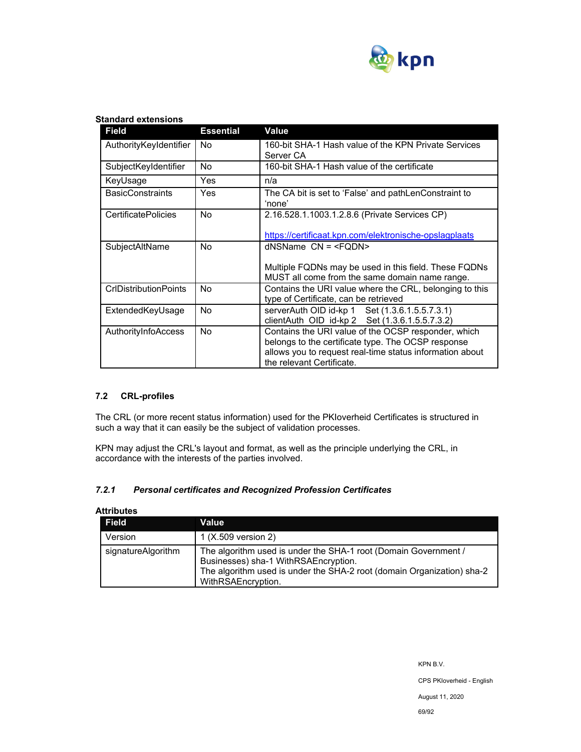**Standard extensions**

| Field | Essential | Value |
|---|---|---|
| AuthorityKeyIdentifier | No | 160-bit SHA-1 Hash value of the KPN Private Services Server CA |
| SubjectKeyIdentifier | No | 160-bit SHA-1 Hash value of the certificate |
| KeyUsage | Yes | n/a |
| BasicConstraints | Yes | The CA bit is set to 'False' and pathLenConstraint to 'none' |
| CertificatePolicies | No | 2.16.528.1.1003.1.2.8.6 (Private Services CP)<br><br>https://certificaat.kpn.com/elektronische-opslagplaats |
| SubjectAltName | No | dNSName CN = <FQDN><br><br>Multiple FQDNs may be used in this field. These FQDNs MUST all come from the same domain name range. |
| CrlDistributionPoints | No | Contains the URI value where the CRL, belonging to this type of Certificate, can be retrieved |
| ExtendedKeyUsage | No | serverAuth OID id-kp 1 Set (1.3.6.1.5.5.7.3.1)<br>clientAuth OID id-kp 2 Set (1.3.6.1.5.5.7.3.2) |
| AuthorityInfoAccess | No | Contains the URI value of the OCSP responder, which belongs to the certificate type. The OCSP response allows you to request real-time status information about the relevant Certificate. |

## 7.2 CRL-profiles

The CRL (or more recent status information) used for the PKIoverheid Certificates is structured in such a way that it can easily be the subject of validation processes.

KPN may adjust the CRL's layout and format, as well as the principle underlying the CRL, in accordance with the interests of the parties involved.

### *7.2.1 Personal certificates and Recognized Profession Certificates*

**Attributes**

| Field | Value |
|---|---|
| Version | 1 (X.509 version 2) |
| signatureAlgorithm | The algorithm used is under the SHA-1 root (Domain Government / Businesses) sha-1 WithRSAEncryption.<br>The algorithm used is under the SHA-2 root (domain Organization) sha-2 WithRSAEncryption. |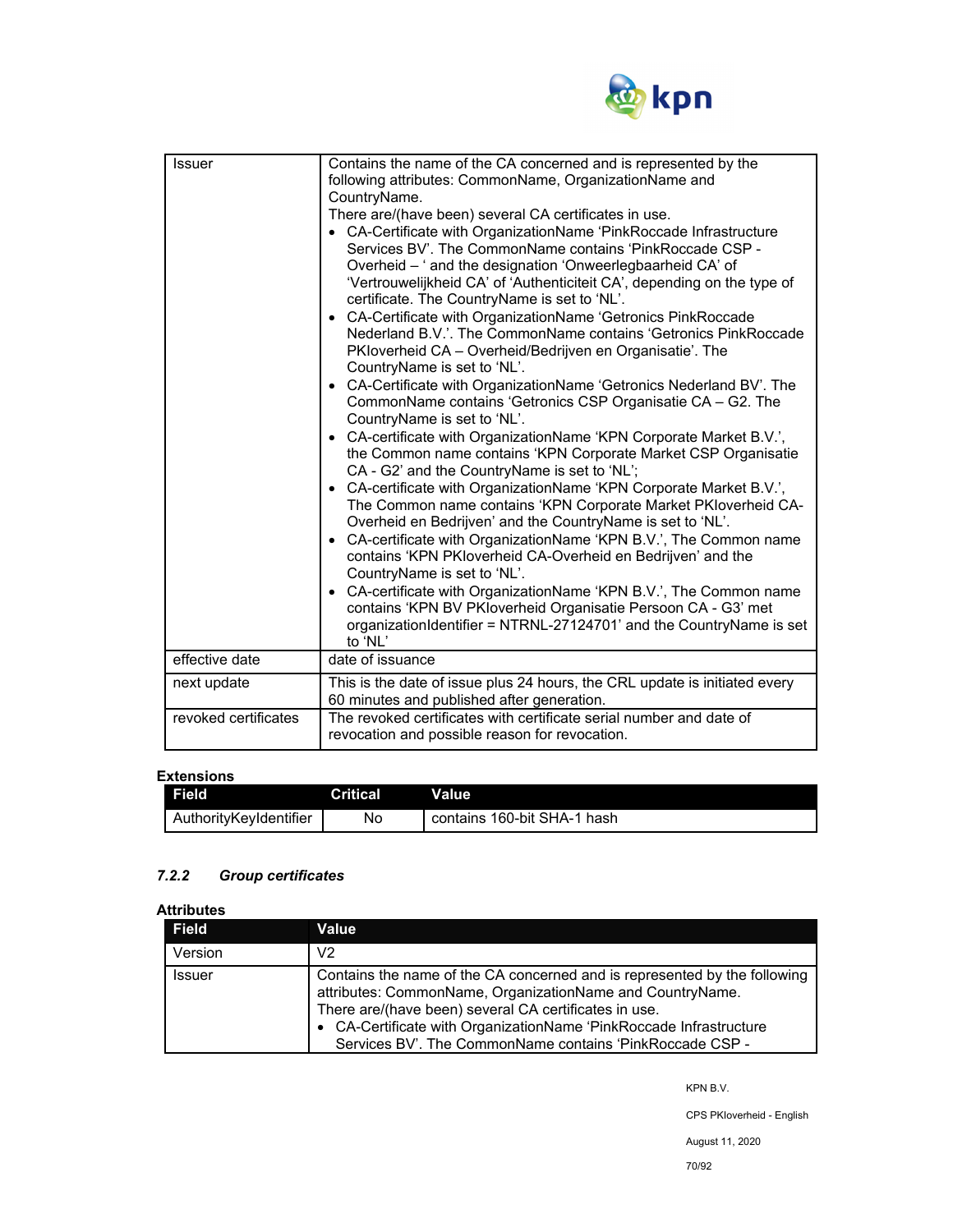| | |
|---|---|
| Issuer | Contains the name of the CA concerned and is represented by the following attributes: CommonName, OrganizationName and CountryName.<br>There are/(have been) several CA certificates in use.<br>• CA-Certificate with OrganizationName 'PinkRoccade Infrastructure Services BV'. The CommonName contains 'PinkRoccade CSP - Overheid – ' and the designation 'Onweerlegbaarheid CA' of 'Vertrouwelijkheid CA' of 'Authenticiteit CA', depending on the type of certificate. The CountryName is set to 'NL'.<br>• CA-Certificate with OrganizationName 'Getronics PinkRoccade Nederland B.V.'. The CommonName contains 'Getronics PinkRoccade PKIoverheid CA – Overheid/Bedrijven en Organisatie'. The CountryName is set to 'NL'.<br>• CA-Certificate with OrganizationName 'Getronics Nederland BV'. The CommonName contains 'Getronics CSP Organisatie CA – G2. The CountryName is set to 'NL'.<br>• CA-certificate with OrganizationName 'KPN Corporate Market B.V.', the Common name contains 'KPN Corporate Market CSP Organisatie CA - G2' and the CountryName is set to 'NL';<br>• CA-certificate with OrganizationName 'KPN Corporate Market B.V.', The Common name contains 'KPN Corporate Market PKIoverheid CA-Overheid en Bedrijven' and the CountryName is set to 'NL'.<br>• CA-certificate with OrganizationName 'KPN B.V.', The Common name contains 'KPN PKIoverheid CA-Overheid en Bedrijven' and the CountryName is set to 'NL'.<br>• CA-certificate with OrganizationName 'KPN B.V.', The Common name contains 'KPN BV PKIoverheid Organisatie Persoon CA - G3' met organizationIdentifier = NTRNL-27124701' and the CountryName is set to 'NL' |
| effective date | date of issuance |
| next update | This is the date of issue plus 24 hours, the CRL update is initiated every 60 minutes and published after generation. |
| revoked certificates | The revoked certificates with certificate serial number and date of revocation and possible reason for revocation. |

**Extensions**

| Field | Critical | Value |
|---|---|---|
| AuthorityKeyIdentifier | No | contains 160-bit SHA-1 hash |

### *7.2.2 Group certificates*

**Attributes**

| Field | Value |
|---|---|
| Version | V2 |
| Issuer | Contains the name of the CA concerned and is represented by the following attributes: CommonName, OrganizationName and CountryName.<br>There are/(have been) several CA certificates in use.<br>• CA-Certificate with OrganizationName 'PinkRoccade Infrastructure Services BV'. The CommonName contains 'PinkRoccade CSP - |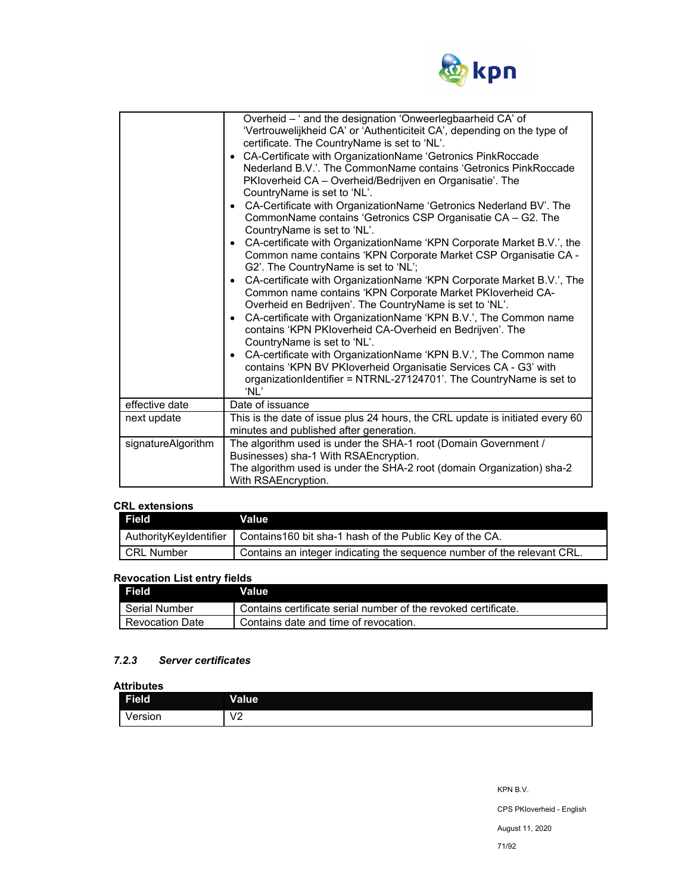| | |
|---|---|
| | Overheid – ' and the designation 'Onweerlegbaarheid CA' of 'Vertrouwelijkheid CA' or 'Authenticiteit CA', depending on the type of certificate. The CountryName is set to 'NL'.<br>• CA-Certificate with OrganizationName 'Getronics PinkRoccade Nederland B.V.'. The CommonName contains 'Getronics PinkRoccade PKIoverheid CA – Overheid/Bedrijven en Organisatie'. The CountryName is set to 'NL'.<br>• CA-Certificate with OrganizationName 'Getronics Nederland BV'. The CommonName contains 'Getronics CSP Organisatie CA – G2. The CountryName is set to 'NL'.<br>• CA-certificate with OrganizationName 'KPN Corporate Market B.V.', the Common name contains 'KPN Corporate Market CSP Organisatie CA - G2'. The CountryName is set to 'NL';<br>• CA-certificate with OrganizationName 'KPN Corporate Market B.V.', The Common name contains 'KPN Corporate Market PKIoverheid CA-Overheid en Bedrijven'. The CountryName is set to 'NL'.<br>• CA-certificate with OrganizationName 'KPN B.V.', The Common name contains 'KPN PKIoverheid CA-Overheid en Bedrijven'. The CountryName is set to 'NL'.<br>• CA-certificate with OrganizationName 'KPN B.V.', The Common name contains 'KPN BV PKIoverheid Organisatie Services CA - G3' with organizationIdentifier = NTRNL-27124701'. The CountryName is set to 'NL' |
| effective date | Date of issuance |
| next update | This is the date of issue plus 24 hours, the CRL update is initiated every 60 minutes and published after generation. |
| signatureAlgorithm | The algorithm used is under the SHA-1 root (Domain Government / Businesses) sha-1 With RSAEncryption.<br>The algorithm used is under the SHA-2 root (domain Organization) sha-2 With RSAEncryption. |

**CRL extensions**

| Field | Value |
|---|---|
| AuthorityKeyIdentifier | Contains160 bit sha-1 hash of the Public Key of the CA. |
| CRL Number | Contains an integer indicating the sequence number of the relevant CRL. |

**Revocation List entry fields**

| Field | Value |
|---|---|
| Serial Number | Contains certificate serial number of the revoked certificate. |
| Revocation Date | Contains date and time of revocation. |

### *7.2.3 Server certificates*

**Attributes**

| Field | Value |
|---|---|
| Version | V2 |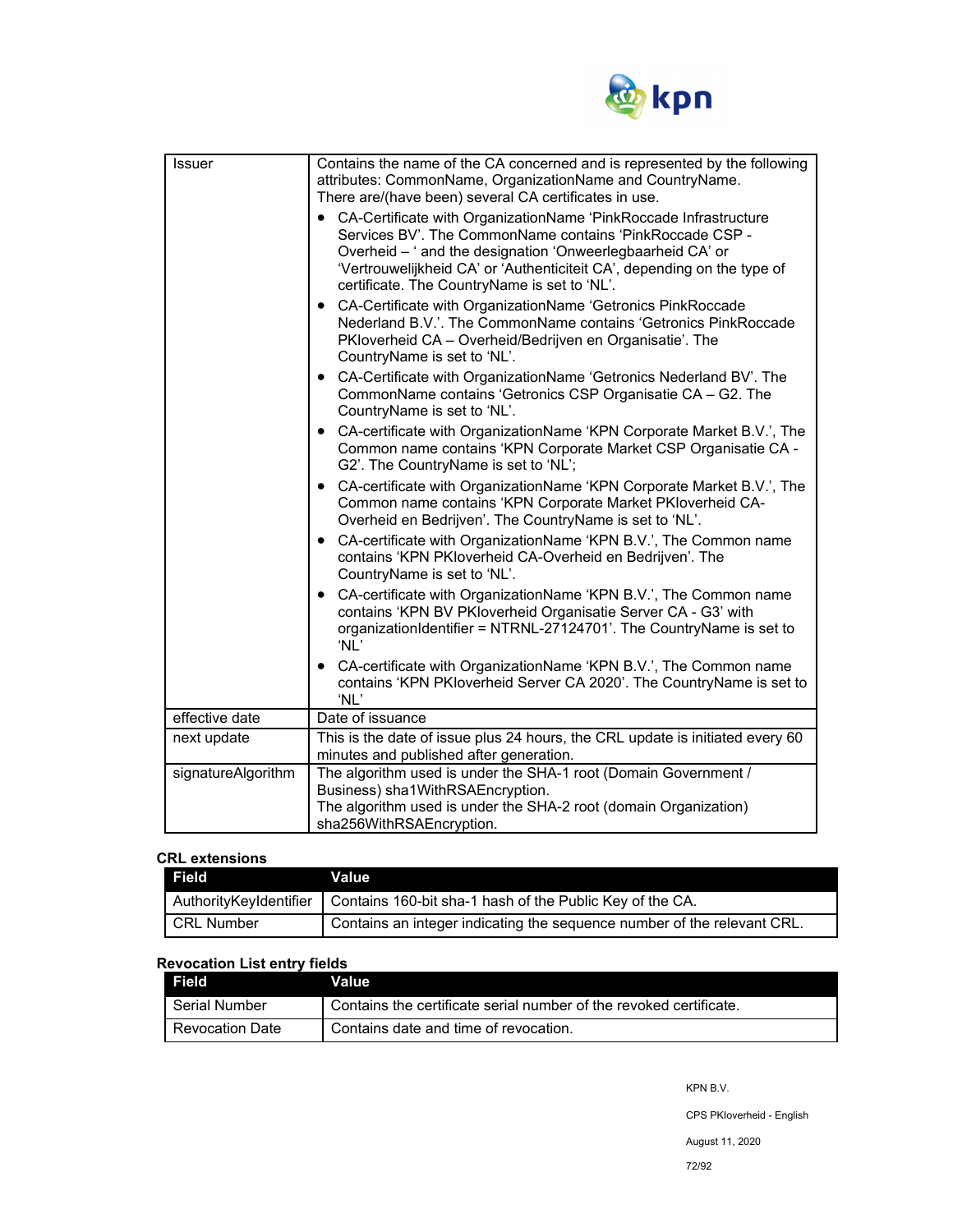| | |
|---|---|
| Issuer | Contains the name of the CA concerned and is represented by the following attributes: CommonName, OrganizationName and CountryName.<br>There are/(have been) several CA certificates in use.<br>• CA-Certificate with OrganizationName 'PinkRoccade Infrastructure Services BV'. The CommonName contains 'PinkRoccade CSP - Overheid – ' and the designation 'Onweerlegbaarheid CA' or 'Vertrouwelijkheid CA' or 'Authenticiteit CA', depending on the type of certificate. The CountryName is set to 'NL'.<br>• CA-Certificate with OrganizationName 'Getronics PinkRoccade Nederland B.V.'. The CommonName contains 'Getronics PinkRoccade PKIoverheid CA – Overheid/Bedrijven en Organisatie'. The CountryName is set to 'NL'.<br>• CA-Certificate with OrganizationName 'Getronics Nederland BV'. The CommonName contains 'Getronics CSP Organisatie CA – G2. The CountryName is set to 'NL'.<br>• CA-certificate with OrganizationName 'KPN Corporate Market B.V.', The Common name contains 'KPN Corporate Market CSP Organisatie CA - G2'. The CountryName is set to 'NL';<br>• CA-certificate with OrganizationName 'KPN Corporate Market B.V.', The Common name contains 'KPN Corporate Market PKIoverheid CA-Overheid en Bedrijven'. The CountryName is set to 'NL'.<br>• CA-certificate with OrganizationName 'KPN B.V.', The Common name contains 'KPN PKIoverheid CA-Overheid en Bedrijven'. The CountryName is set to 'NL'.<br>• CA-certificate with OrganizationName 'KPN B.V.', The Common name contains 'KPN BV PKIoverheid Organisatie Server CA - G3' with organizationIdentifier = NTRNL-27124701'. The CountryName is set to 'NL'<br>• CA-certificate with OrganizationName 'KPN B.V.', The Common name contains 'KPN PKIoverheid Server CA 2020'. The CountryName is set to 'NL' |
| effective date | Date of issuance |
| next update | This is the date of issue plus 24 hours, the CRL update is initiated every 60 minutes and published after generation. |
| signatureAlgorithm | The algorithm used is under the SHA-1 root (Domain Government / Business) sha1WithRSAEncryption.<br>The algorithm used is under the SHA-2 root (domain Organization) sha256WithRSAEncryption. |

**CRL extensions**

| Field | Value |
|---|---|
| AuthorityKeyIdentifier | Contains 160-bit sha-1 hash of the Public Key of the CA. |
| CRL Number | Contains an integer indicating the sequence number of the relevant CRL. |

**Revocation List entry fields**

| Field | Value |
|---|---|
| Serial Number | Contains the certificate serial number of the revoked certificate. |
| Revocation Date | Contains date and time of revocation. |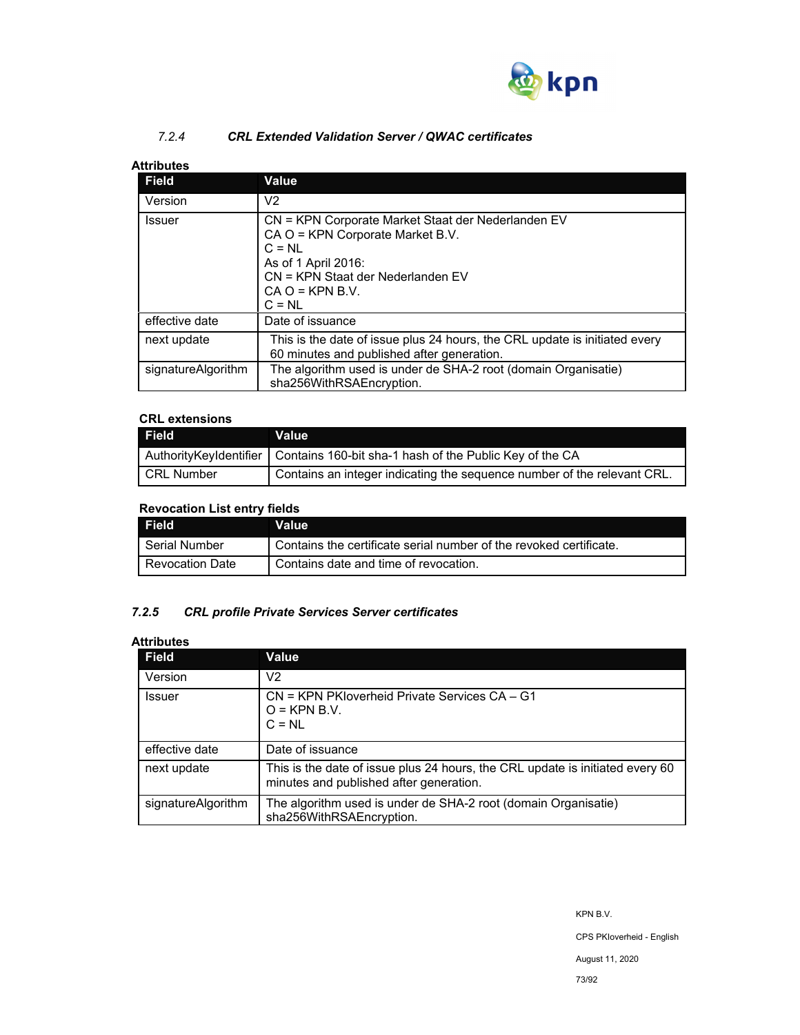#### *7.2.4 CRL Extended Validation Server / QWAC certificates*

**Attributes**

| Field | Value |
|---|---|
| Version | V2 |
| Issuer | CN = KPN Corporate Market Staat der Nederlanden EV<br>CA O = KPN Corporate Market B.V.<br>C = NL<br>As of 1 April 2016:<br>CN = KPN Staat der Nederlanden EV<br>CA O = KPN B.V.<br>C = NL |
| effective date | Date of issuance |
| next update | This is the date of issue plus 24 hours, the CRL update is initiated every 60 minutes and published after generation. |
| signatureAlgorithm | The algorithm used is under de SHA-2 root (domain Organisatie) sha256WithRSAEncryption. |

**CRL extensions**

| Field | Value |
|---|---|
| AuthorityKeyIdentifier | Contains 160-bit sha-1 hash of the Public Key of the CA |
| CRL Number | Contains an integer indicating the sequence number of the relevant CRL. |

**Revocation List entry fields**

| Field | Value |
|---|---|
| Serial Number | Contains the certificate serial number of the revoked certificate. |
| Revocation Date | Contains date and time of revocation. |

#### *7.2.5 CRL profile Private Services Server certificates*

**Attributes**

| Field | Value |
|---|---|
| Version | V2 |
| Issuer | CN = KPN PKIoverheid Private Services CA – G1<br>O = KPN B.V.<br>C = NL |
| effective date | Date of issuance |
| next update | This is the date of issue plus 24 hours, the CRL update is initiated every 60 minutes and published after generation. |
| signatureAlgorithm | The algorithm used is under de SHA-2 root (domain Organisatie) sha256WithRSAEncryption. |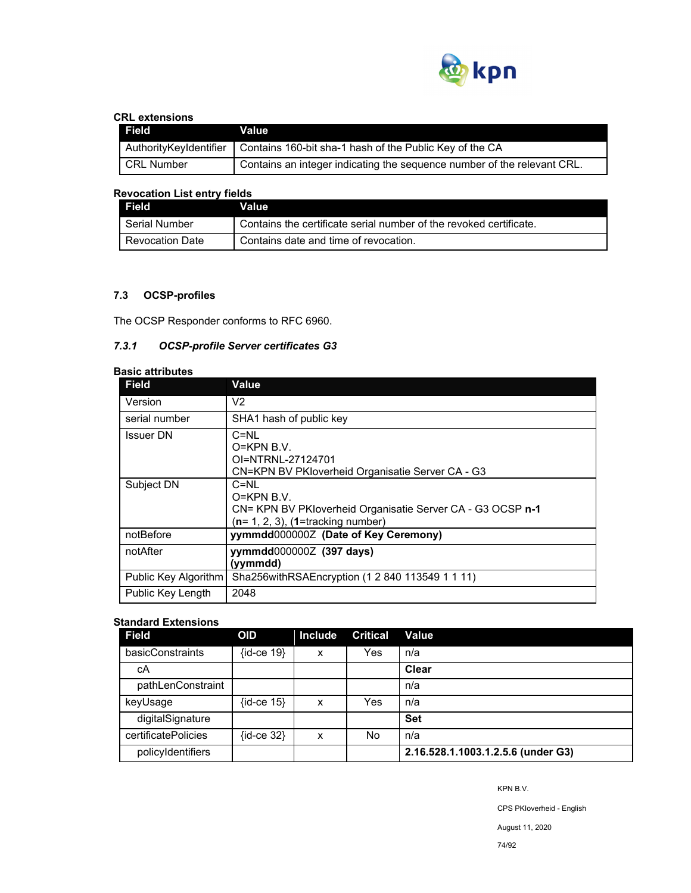**CRL extensions**

| Field | Value |
|---|---|
| AuthorityKeyIdentifier | Contains 160-bit sha-1 hash of the Public Key of the CA |
| CRL Number | Contains an integer indicating the sequence number of the relevant CRL. |

**Revocation List entry fields**

| Field | Value |
|---|---|
| Serial Number | Contains the certificate serial number of the revoked certificate. |
| Revocation Date | Contains date and time of revocation. |

### 7.3 OCSP-profiles

The OCSP Responder conforms to RFC 6960.

#### *7.3.1 OCSP-profile Server certificates G3*

**Basic attributes**

| Field | Value |
|---|---|
| Version | V2 |
| serial number | SHA1 hash of public key |
| Issuer DN | C=NL<br>O=KPN B.V.<br>OI=NTRNL-27124701<br>CN=KPN BV PKIoverheid Organisatie Server CA - G3 |
| Subject DN | C=NL<br>O=KPN B.V.<br>CN= KPN BV PKIoverheid Organisatie Server CA - G3 OCSP **n-1**<br>(**n**= 1, 2, 3), (**1**=tracking number) |
| notBefore | **yymmdd**000000Z **(Date of Key Ceremony)** |
| notAfter | **yymmdd**000000Z **(397 days)**<br>**(yymmdd)** |
| Public Key Algorithm | Sha256withRSAEncryption (1 2 840 113549 1 1 11) |
| Public Key Length | 2048 |

**Standard Extensions**

| Field | OID | Include | Critical | Value |
|---|---|---|---|---|
| basicConstraints | {id-ce 19} | x | Yes | n/a |
| cA | | | | **Clear** |
| pathLenConstraint | | | | n/a |
| keyUsage | {id-ce 15} | x | Yes | n/a |
| digitalSignature | | | | **Set** |
| certificatePolicies | {id-ce 32} | x | No | n/a |
| policyIdentifiers | | | | **2.16.528.1.1003.1.2.5.6 (under G3)** |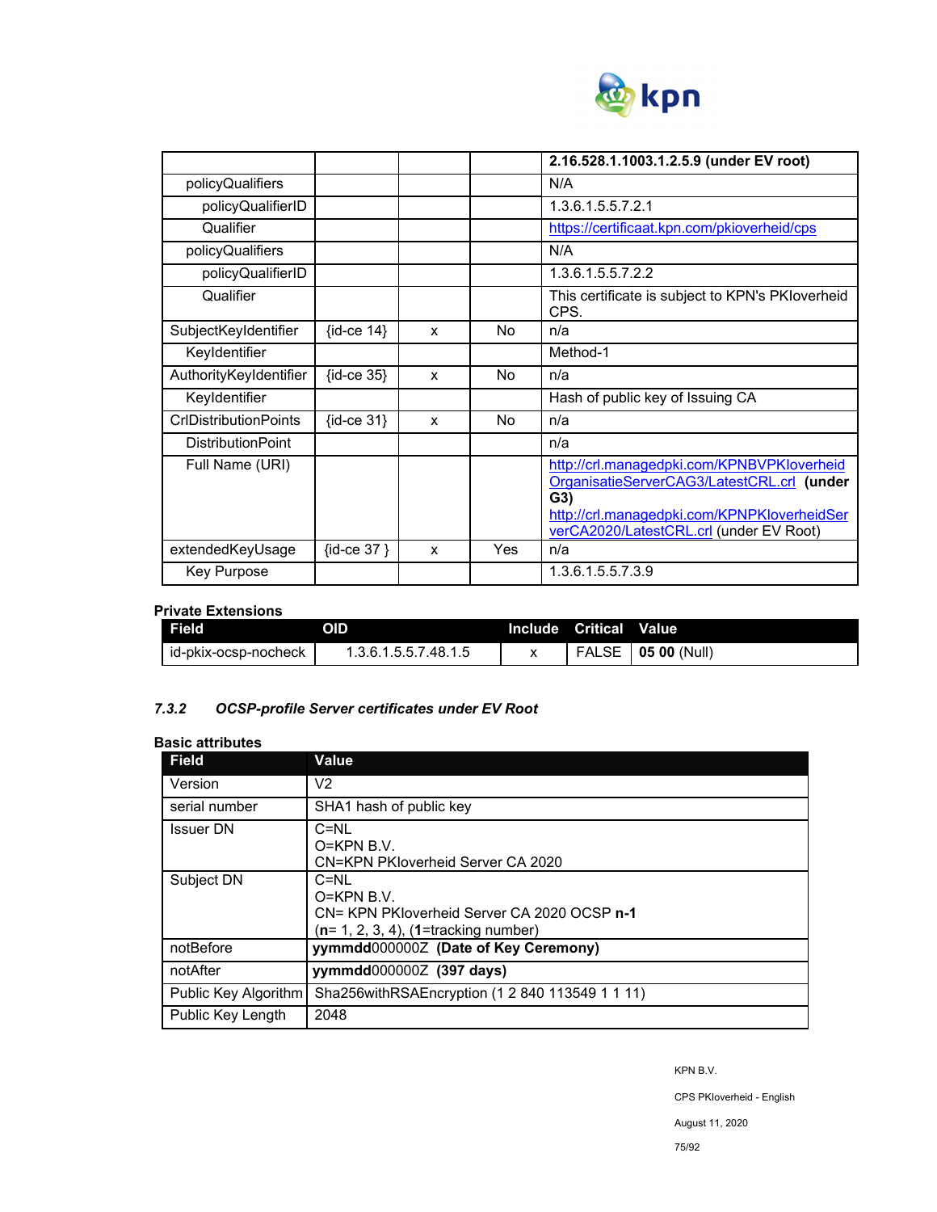| | | | | |
|---|---|---|---|---|
| | | | | **2.16.528.1.1003.1.2.5.9 (under EV root)** |
| policyQualifiers | | | | N/A |
| policyQualifierID | | | | 1.3.6.1.5.5.7.2.1 |
| Qualifier | | | | https://certificaat.kpn.com/pkioverheid/cps |
| policyQualifiers | | | | N/A |
| policyQualifierID | | | | 1.3.6.1.5.5.7.2.2 |
| Qualifier | | | | This certificate is subject to KPN's PKIoverheid CPS. |
| SubjectKeyIdentifier | {id-ce 14} | x | No | n/a |
| KeyIdentifier | | | | Method-1 |
| AuthorityKeyIdentifier | {id-ce 35} | x | No | n/a |
| KeyIdentifier | | | | Hash of public key of Issuing CA |
| CrlDistributionPoints | {id-ce 31} | x | No | n/a |
| DistributionPoint | | | | n/a |
| Full Name (URI) | | | | http://crl.managedpki.com/KPNBVPKIoverheidOrganisatieServerCAG3/LatestCRL.crl **(under G3)** http://crl.managedpki.com/KPNPKIoverheidServerCA2020/LatestCRL.crl (under EV Root) |
| extendedKeyUsage | {id-ce 37 } | x | Yes | n/a |
| Key Purpose | | | | 1.3.6.1.5.5.7.3.9 |

**Private Extensions**

| Field | OID | Include | Critical | Value |
|---|---|---|---|---|
| id-pkix-ocsp-nocheck | 1.3.6.1.5.5.7.48.1.5 | x | FALSE | **05 00** (Null) |

### *7.3.2 OCSP-profile Server certificates under EV Root*

**Basic attributes**

| Field | Value |
|---|---|
| Version | V2 |
| serial number | SHA1 hash of public key |
| Issuer DN | C=NL<br>O=KPN B.V.<br>CN=KPN PKIoverheid Server CA 2020 |
| Subject DN | C=NL<br>O=KPN B.V.<br>CN= KPN PKIoverheid Server CA 2020 OCSP **n-1**<br>(**n**= 1, 2, 3, 4), (**1**=tracking number) |
| notBefore | **yymmdd**000000Z **(Date of Key Ceremony)** |
| notAfter | **yymmdd**000000Z **(397 days)** |
| Public Key Algorithm | Sha256withRSAEncryption (1 2 840 113549 1 1 11) |
| Public Key Length | 2048 |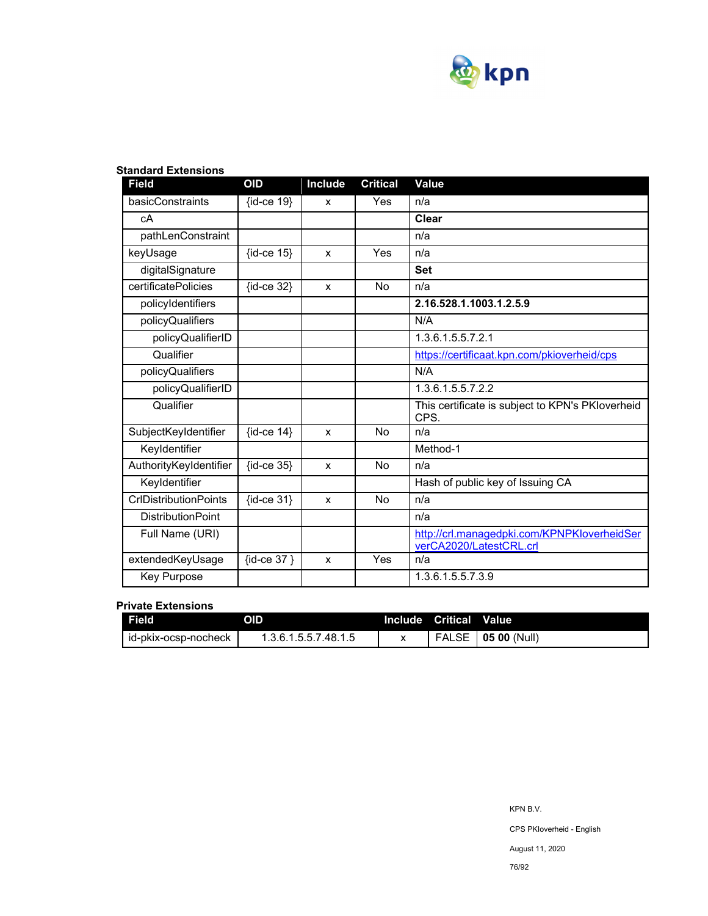**Standard Extensions**

| Field | OID | Include | Critical | Value |
|---|---|---|---|---|
| basicConstraints | {id-ce 19} | x | Yes | n/a |
| cA | | | | **Clear** |
| pathLenConstraint | | | | n/a |
| keyUsage | {id-ce 15} | x | Yes | n/a |
| digitalSignature | | | | **Set** |
| certificatePolicies | {id-ce 32} | x | No | n/a |
| policyIdentifiers | | | | **2.16.528.1.1003.1.2.5.9** |
| policyQualifiers | | | | N/A |
| policyQualifierID | | | | 1.3.6.1.5.5.7.2.1 |
| Qualifier | | | | https://certificaat.kpn.com/pkioverheid/cps |
| policyQualifiers | | | | N/A |
| policyQualifierID | | | | 1.3.6.1.5.5.7.2.2 |
| Qualifier | | | | This certificate is subject to KPN's PKIoverheid CPS. |
| SubjectKeyIdentifier | {id-ce 14} | x | No | n/a |
| KeyIdentifier | | | | Method-1 |
| AuthorityKeyIdentifier | {id-ce 35} | x | No | n/a |
| KeyIdentifier | | | | Hash of public key of Issuing CA |
| CrlDistributionPoints | {id-ce 31} | x | No | n/a |
| DistributionPoint | | | | n/a |
| Full Name (URI) | | | | http://crl.managedpki.com/KPNPKIoverheidServerCA2020/LatestCRL.crl |
| extendedKeyUsage | {id-ce 37 } | x | Yes | n/a |
| Key Purpose | | | | 1.3.6.1.5.5.7.3.9 |

**Private Extensions**

| Field | OID | Include | Critical | Value |
|---|---|---|---|---|
| id-pkix-ocsp-nocheck | 1.3.6.1.5.5.7.48.1.5 | x | FALSE | **05 00** (Null) |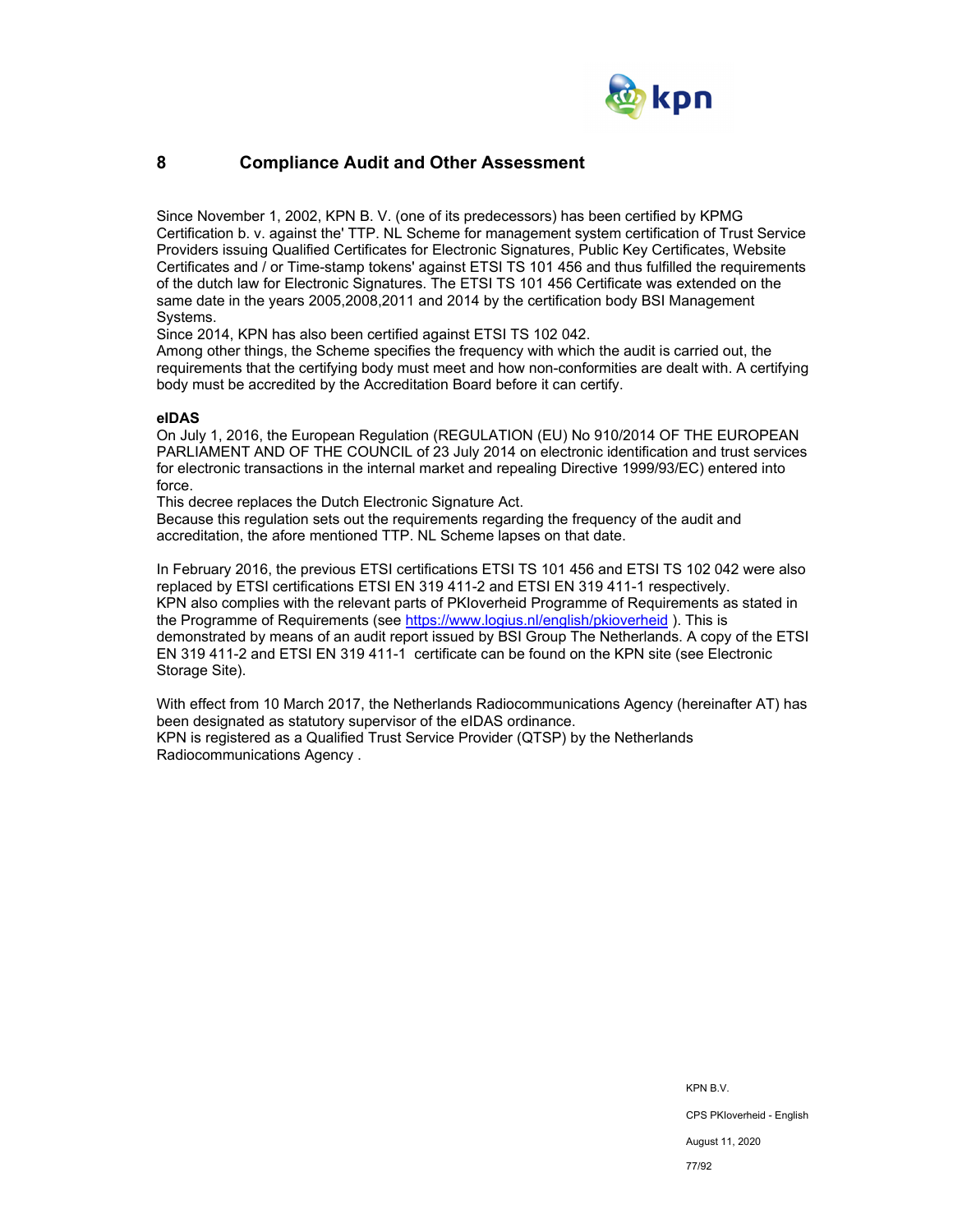# 8 Compliance Audit and Other Assessment

Since November 1, 2002, KPN B. V. (one of its predecessors) has been certified by KPMG Certification b. v. against the' TTP. NL Scheme for management system certification of Trust Service Providers issuing Qualified Certificates for Electronic Signatures, Public Key Certificates, Website Certificates and / or Time-stamp tokens' against ETSI TS 101 456 and thus fulfilled the requirements of the dutch law for Electronic Signatures. The ETSI TS 101 456 Certificate was extended on the same date in the years 2005,2008,2011 and 2014 by the certification body BSI Management Systems.
Since 2014, KPN has also been certified against ETSI TS 102 042.
Among other things, the Scheme specifies the frequency with which the audit is carried out, the requirements that the certifying body must meet and how non-conformities are dealt with. A certifying body must be accredited by the Accreditation Board before it can certify.

**eIDAS**
On July 1, 2016, the European Regulation (REGULATION (EU) No 910/2014 OF THE EUROPEAN PARLIAMENT AND OF THE COUNCIL of 23 July 2014 on electronic identification and trust services for electronic transactions in the internal market and repealing Directive 1999/93/EC) entered into force.
This decree replaces the Dutch Electronic Signature Act.
Because this regulation sets out the requirements regarding the frequency of the audit and accreditation, the afore mentioned TTP. NL Scheme lapses on that date.

In February 2016, the previous ETSI certifications ETSI TS 101 456 and ETSI TS 102 042 were also replaced by ETSI certifications ETSI EN 319 411-2 and ETSI EN 319 411-1 respectively.
KPN also complies with the relevant parts of PKIoverheid Programme of Requirements as stated in the Programme of Requirements (see https://www.logius.nl/english/pkioverheid ). This is demonstrated by means of an audit report issued by BSI Group The Netherlands. A copy of the ETSI EN 319 411-2 and ETSI EN 319 411-1 certificate can be found on the KPN site (see Electronic Storage Site).

With effect from 10 March 2017, the Netherlands Radiocommunications Agency (hereinafter AT) has been designated as statutory supervisor of the eIDAS ordinance.
KPN is registered as a Qualified Trust Service Provider (QTSP) by the Netherlands Radiocommunications Agency .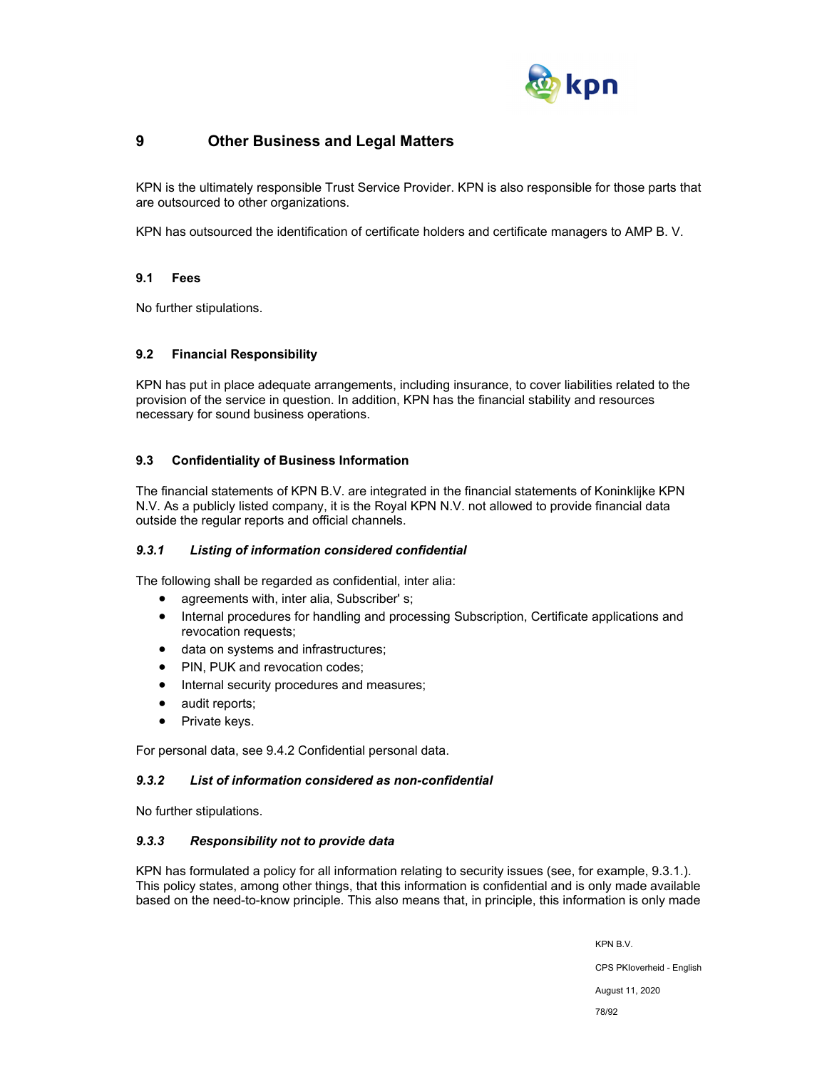# 9 Other Business and Legal Matters

KPN is the ultimately responsible Trust Service Provider. KPN is also responsible for those parts that are outsourced to other organizations.

KPN has outsourced the identification of certificate holders and certificate managers to AMP B. V.

## 9.1 Fees

No further stipulations.

## 9.2 Financial Responsibility

KPN has put in place adequate arrangements, including insurance, to cover liabilities related to the provision of the service in question. In addition, KPN has the financial stability and resources necessary for sound business operations.

## 9.3 Confidentiality of Business Information

The financial statements of KPN B.V. are integrated in the financial statements of Koninklijke KPN N.V. As a publicly listed company, it is the Royal KPN N.V. not allowed to provide financial data outside the regular reports and official channels.

### *9.3.1 Listing of information considered confidential*

The following shall be regarded as confidential, inter alia:

- agreements with, inter alia, Subscriber' s;
- Internal procedures for handling and processing Subscription, Certificate applications and revocation requests;
- data on systems and infrastructures;
- PIN, PUK and revocation codes;
- Internal security procedures and measures;
- audit reports;
- Private keys.

For personal data, see 9.4.2 Confidential personal data.

### *9.3.2 List of information considered as non-confidential*

No further stipulations.

### *9.3.3 Responsibility not to provide data*

KPN has formulated a policy for all information relating to security issues (see, for example, 9.3.1.). This policy states, among other things, that this information is confidential and is only made available based on the need-to-know principle. This also means that, in principle, this information is only made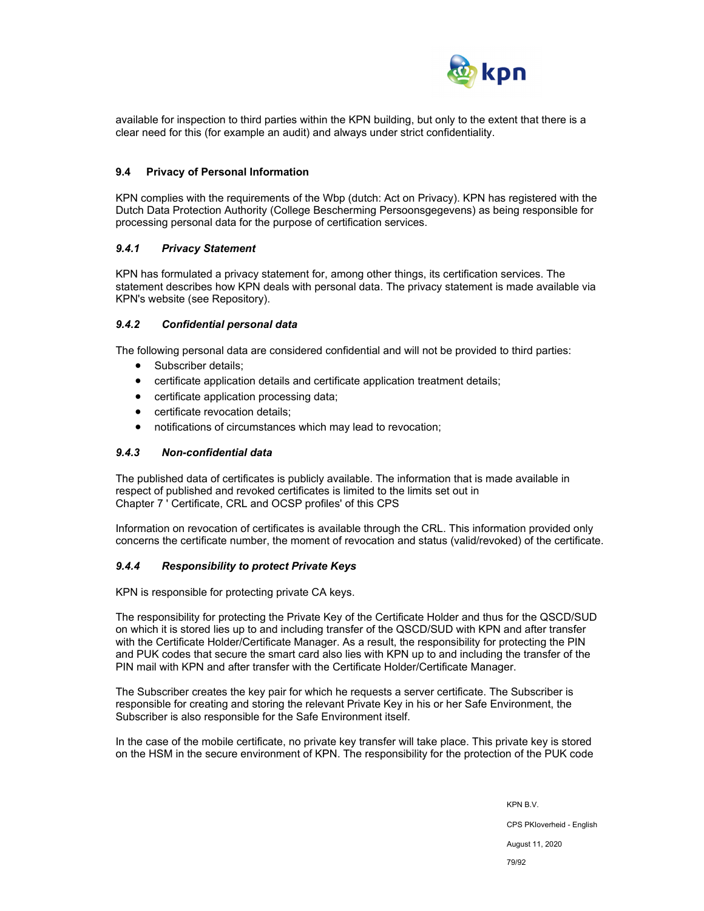available for inspection to third parties within the KPN building, but only to the extent that there is a clear need for this (for example an audit) and always under strict confidentiality.

## 9.4 Privacy of Personal Information

KPN complies with the requirements of the Wbp (dutch: Act on Privacy). KPN has registered with the Dutch Data Protection Authority (College Bescherming Persoonsgegevens) as being responsible for processing personal data for the purpose of certification services.

### *9.4.1 Privacy Statement*

KPN has formulated a privacy statement for, among other things, its certification services. The statement describes how KPN deals with personal data. The privacy statement is made available via KPN's website (see Repository).

### *9.4.2 Confidential personal data*

The following personal data are considered confidential and will not be provided to third parties:

- Subscriber details;
- certificate application details and certificate application treatment details;
- certificate application processing data;
- certificate revocation details;
- notifications of circumstances which may lead to revocation;

### *9.4.3 Non-confidential data*

The published data of certificates is publicly available. The information that is made available in respect of published and revoked certificates is limited to the limits set out in Chapter 7 ' Certificate, CRL and OCSP profiles' of this CPS

Information on revocation of certificates is available through the CRL. This information provided only concerns the certificate number, the moment of revocation and status (valid/revoked) of the certificate.

### *9.4.4 Responsibility to protect Private Keys*

KPN is responsible for protecting private CA keys.

The responsibility for protecting the Private Key of the Certificate Holder and thus for the QSCD/SUD on which it is stored lies up to and including transfer of the QSCD/SUD with KPN and after transfer with the Certificate Holder/Certificate Manager. As a result, the responsibility for protecting the PIN and PUK codes that secure the smart card also lies with KPN up to and including the transfer of the PIN mail with KPN and after transfer with the Certificate Holder/Certificate Manager.

The Subscriber creates the key pair for which he requests a server certificate. The Subscriber is responsible for creating and storing the relevant Private Key in his or her Safe Environment, the Subscriber is also responsible for the Safe Environment itself.

In the case of the mobile certificate, no private key transfer will take place. This private key is stored on the HSM in the secure environment of KPN. The responsibility for the protection of the PUK code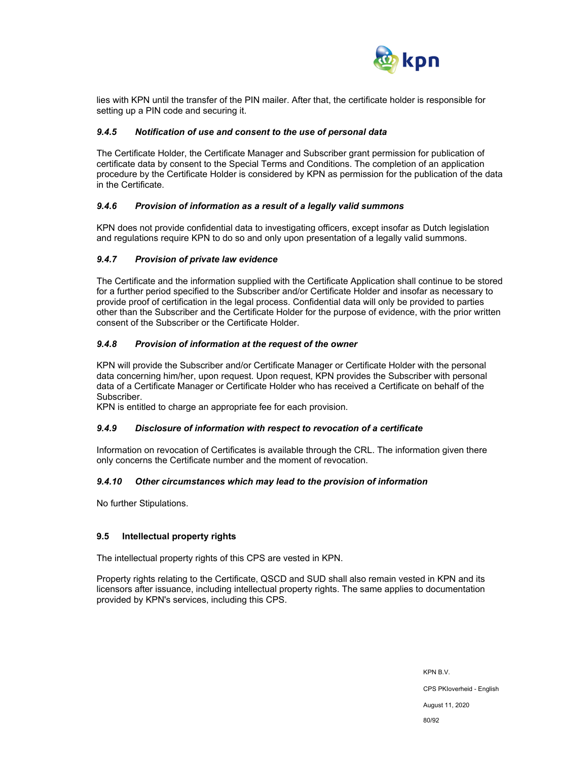lies with KPN until the transfer of the PIN mailer. After that, the certificate holder is responsible for setting up a PIN code and securing it.

#### *9.4.5 Notification of use and consent to the use of personal data*

The Certificate Holder, the Certificate Manager and Subscriber grant permission for publication of certificate data by consent to the Special Terms and Conditions. The completion of an application procedure by the Certificate Holder is considered by KPN as permission for the publication of the data in the Certificate.

#### *9.4.6 Provision of information as a result of a legally valid summons*

KPN does not provide confidential data to investigating officers, except insofar as Dutch legislation and regulations require KPN to do so and only upon presentation of a legally valid summons.

#### *9.4.7 Provision of private law evidence*

The Certificate and the information supplied with the Certificate Application shall continue to be stored for a further period specified to the Subscriber and/or Certificate Holder and insofar as necessary to provide proof of certification in the legal process. Confidential data will only be provided to parties other than the Subscriber and the Certificate Holder for the purpose of evidence, with the prior written consent of the Subscriber or the Certificate Holder.

#### *9.4.8 Provision of information at the request of the owner*

KPN will provide the Subscriber and/or Certificate Manager or Certificate Holder with the personal data concerning him/her, upon request. Upon request, KPN provides the Subscriber with personal data of a Certificate Manager or Certificate Holder who has received a Certificate on behalf of the Subscriber.
KPN is entitled to charge an appropriate fee for each provision.

#### *9.4.9 Disclosure of information with respect to revocation of a certificate*

Information on revocation of Certificates is available through the CRL. The information given there only concerns the Certificate number and the moment of revocation.

#### *9.4.10 Other circumstances which may lead to the provision of information*

No further Stipulations.

### 9.5 Intellectual property rights

The intellectual property rights of this CPS are vested in KPN.

Property rights relating to the Certificate, QSCD and SUD shall also remain vested in KPN and its licensors after issuance, including intellectual property rights. The same applies to documentation provided by KPN's services, including this CPS.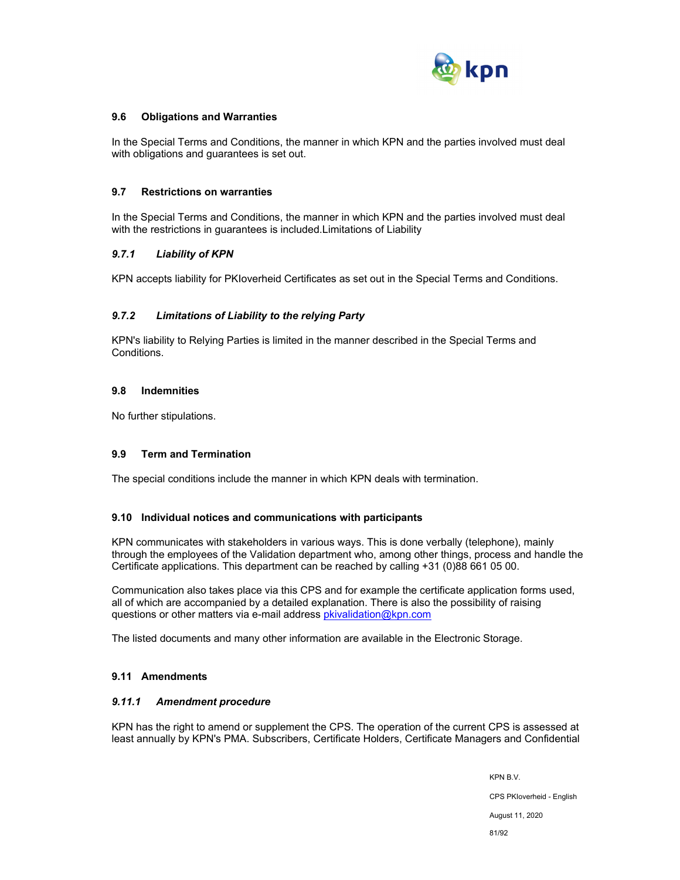### 9.6 Obligations and Warranties

In the Special Terms and Conditions, the manner in which KPN and the parties involved must deal with obligations and guarantees is set out.

### 9.7 Restrictions on warranties

In the Special Terms and Conditions, the manner in which KPN and the parties involved must deal with the restrictions in guarantees is included.Limitations of Liability

#### *9.7.1 Liability of KPN*

KPN accepts liability for PKIoverheid Certificates as set out in the Special Terms and Conditions.

#### *9.7.2 Limitations of Liability to the relying Party*

KPN's liability to Relying Parties is limited in the manner described in the Special Terms and Conditions.

### 9.8 Indemnities

No further stipulations.

### 9.9 Term and Termination

The special conditions include the manner in which KPN deals with termination.

### 9.10 Individual notices and communications with participants

KPN communicates with stakeholders in various ways. This is done verbally (telephone), mainly through the employees of the Validation department who, among other things, process and handle the Certificate applications. This department can be reached by calling +31 (0)88 661 05 00.

Communication also takes place via this CPS and for example the certificate application forms used, all of which are accompanied by a detailed explanation. There is also the possibility of raising questions or other matters via e-mail address pkivalidation@kpn.com

The listed documents and many other information are available in the Electronic Storage.

### 9.11 Amendments

#### *9.11.1 Amendment procedure*

KPN has the right to amend or supplement the CPS. The operation of the current CPS is assessed at least annually by KPN's PMA. Subscribers, Certificate Holders, Certificate Managers and Confidential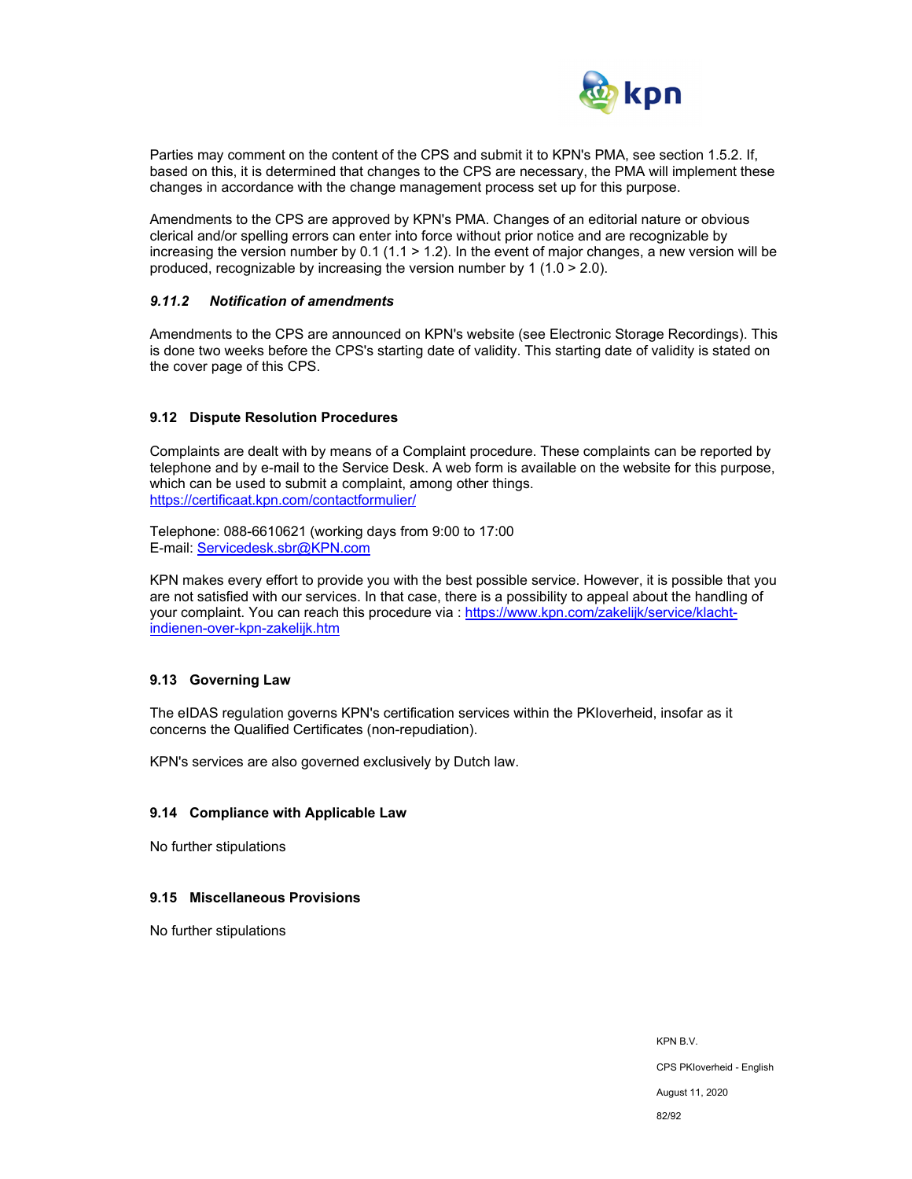Parties may comment on the content of the CPS and submit it to KPN's PMA, see section 1.5.2. If, based on this, it is determined that changes to the CPS are necessary, the PMA will implement these changes in accordance with the change management process set up for this purpose.

Amendments to the CPS are approved by KPN's PMA. Changes of an editorial nature or obvious clerical and/or spelling errors can enter into force without prior notice and are recognizable by increasing the version number by 0.1 (1.1 > 1.2). In the event of major changes, a new version will be produced, recognizable by increasing the version number by 1 (1.0 > 2.0).

#### *9.11.2 Notification of amendments*

Amendments to the CPS are announced on KPN's website (see Electronic Storage Recordings). This is done two weeks before the CPS's starting date of validity. This starting date of validity is stated on the cover page of this CPS.

### 9.12 Dispute Resolution Procedures

Complaints are dealt with by means of a Complaint procedure. These complaints can be reported by telephone and by e-mail to the Service Desk. A web form is available on the website for this purpose, which can be used to submit a complaint, among other things.
https://certificaat.kpn.com/contactformulier/

Telephone: 088-6610621 (working days from 9:00 to 17:00
E-mail: Servicedesk.sbr@KPN.com

KPN makes every effort to provide you with the best possible service. However, it is possible that you are not satisfied with our services. In that case, there is a possibility to appeal about the handling of your complaint. You can reach this procedure via : https://www.kpn.com/zakelijk/service/klacht-indienen-over-kpn-zakelijk.htm

### 9.13 Governing Law

The eIDAS regulation governs KPN's certification services within the PKIoverheid, insofar as it concerns the Qualified Certificates (non-repudiation).

KPN's services are also governed exclusively by Dutch law.

### 9.14 Compliance with Applicable Law

No further stipulations

### 9.15 Miscellaneous Provisions

No further stipulations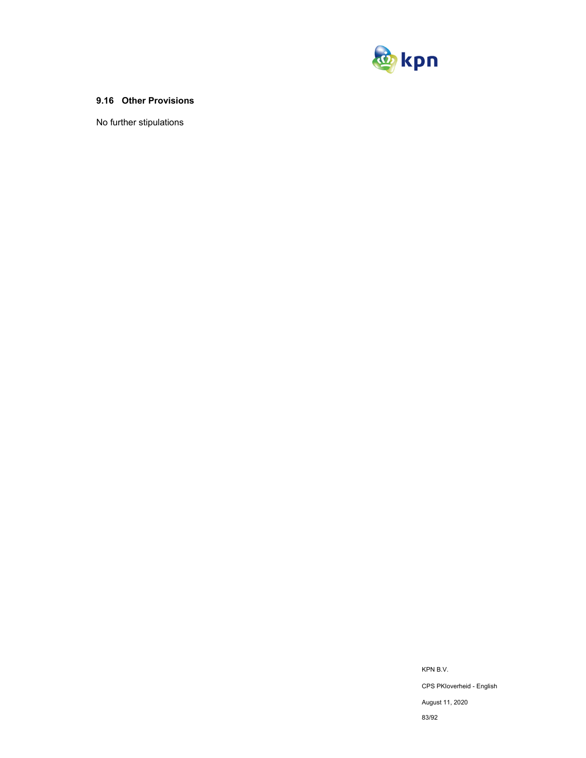### 9.16 Other Provisions

No further stipulations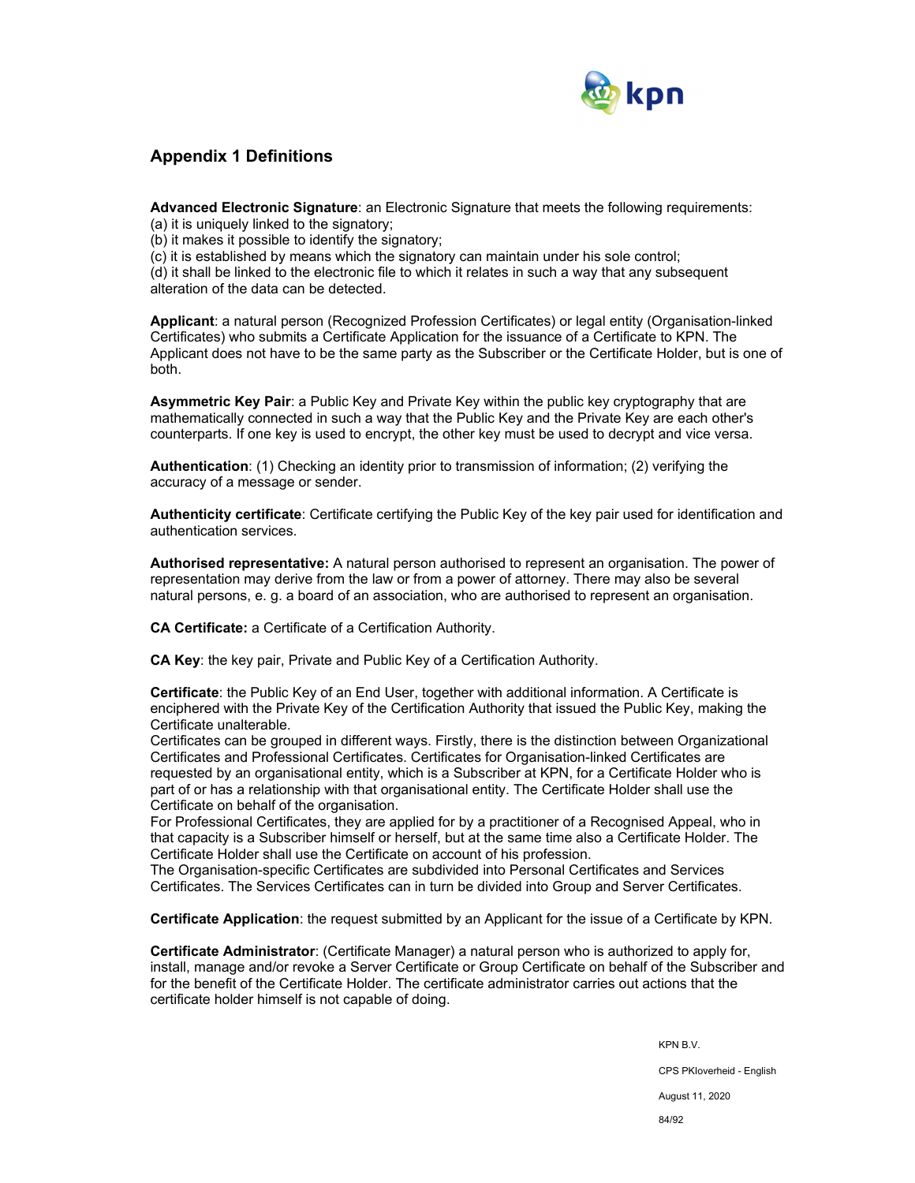## Appendix 1 Definitions

**Advanced Electronic Signature**: an Electronic Signature that meets the following requirements:
(a) it is uniquely linked to the signatory;
(b) it makes it possible to identify the signatory;
(c) it is established by means which the signatory can maintain under his sole control;
(d) it shall be linked to the electronic file to which it relates in such a way that any subsequent alteration of the data can be detected.

**Applicant**: a natural person (Recognized Profession Certificates) or legal entity (Organisation-linked Certificates) who submits a Certificate Application for the issuance of a Certificate to KPN. The Applicant does not have to be the same party as the Subscriber or the Certificate Holder, but is one of both.

**Asymmetric Key Pair**: a Public Key and Private Key within the public key cryptography that are mathematically connected in such a way that the Public Key and the Private Key are each other's counterparts. If one key is used to encrypt, the other key must be used to decrypt and vice versa.

**Authentication**: (1) Checking an identity prior to transmission of information; (2) verifying the accuracy of a message or sender.

**Authenticity certificate**: Certificate certifying the Public Key of the key pair used for identification and authentication services.

**Authorised representative:** A natural person authorised to represent an organisation. The power of representation may derive from the law or from a power of attorney. There may also be several natural persons, e. g. a board of an association, who are authorised to represent an organisation.

**CA Certificate:** a Certificate of a Certification Authority.

**CA Key**: the key pair, Private and Public Key of a Certification Authority.

**Certificate**: the Public Key of an End User, together with additional information. A Certificate is enciphered with the Private Key of the Certification Authority that issued the Public Key, making the Certificate unalterable.
Certificates can be grouped in different ways. Firstly, there is the distinction between Organizational Certificates and Professional Certificates. Certificates for Organisation-linked Certificates are requested by an organisational entity, which is a Subscriber at KPN, for a Certificate Holder who is part of or has a relationship with that organisational entity. The Certificate Holder shall use the Certificate on behalf of the organisation.
For Professional Certificates, they are applied for by a practitioner of a Recognised Appeal, who in that capacity is a Subscriber himself or herself, but at the same time also a Certificate Holder. The Certificate Holder shall use the Certificate on account of his profession.
The Organisation-specific Certificates are subdivided into Personal Certificates and Services Certificates. The Services Certificates can in turn be divided into Group and Server Certificates.

**Certificate Application**: the request submitted by an Applicant for the issue of a Certificate by KPN.

**Certificate Administrator**: (Certificate Manager) a natural person who is authorized to apply for, install, manage and/or revoke a Server Certificate or Group Certificate on behalf of the Subscriber and for the benefit of the Certificate Holder. The certificate administrator carries out actions that the certificate holder himself is not capable of doing.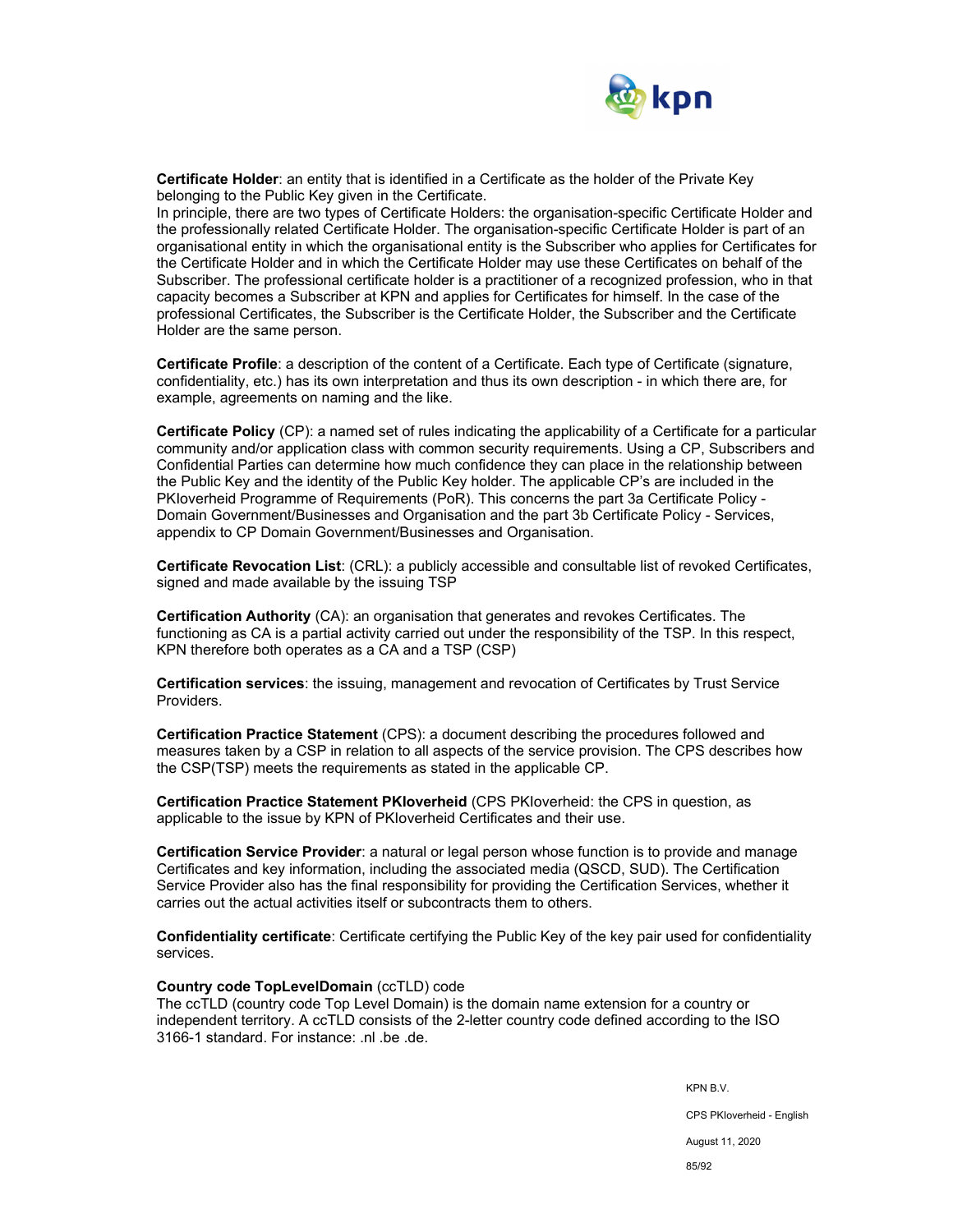**Certificate Holder**: an entity that is identified in a Certificate as the holder of the Private Key belonging to the Public Key given in the Certificate.
In principle, there are two types of Certificate Holders: the organisation-specific Certificate Holder and the professionally related Certificate Holder. The organisation-specific Certificate Holder is part of an organisational entity in which the organisational entity is the Subscriber who applies for Certificates for the Certificate Holder and in which the Certificate Holder may use these Certificates on behalf of the Subscriber. The professional certificate holder is a practitioner of a recognized profession, who in that capacity becomes a Subscriber at KPN and applies for Certificates for himself. In the case of the professional Certificates, the Subscriber is the Certificate Holder, the Subscriber and the Certificate Holder are the same person.

**Certificate Profile**: a description of the content of a Certificate. Each type of Certificate (signature, confidentiality, etc.) has its own interpretation and thus its own description - in which there are, for example, agreements on naming and the like.

**Certificate Policy** (CP): a named set of rules indicating the applicability of a Certificate for a particular community and/or application class with common security requirements. Using a CP, Subscribers and Confidential Parties can determine how much confidence they can place in the relationship between the Public Key and the identity of the Public Key holder. The applicable CP's are included in the PKIoverheid Programme of Requirements (PoR). This concerns the part 3a Certificate Policy - Domain Government/Businesses and Organisation and the part 3b Certificate Policy - Services, appendix to CP Domain Government/Businesses and Organisation.

**Certificate Revocation List**: (CRL): a publicly accessible and consultable list of revoked Certificates, signed and made available by the issuing TSP

**Certification Authority** (CA): an organisation that generates and revokes Certificates. The functioning as CA is a partial activity carried out under the responsibility of the TSP. In this respect, KPN therefore both operates as a CA and a TSP (CSP)

**Certification services**: the issuing, management and revocation of Certificates by Trust Service Providers.

**Certification Practice Statement** (CPS): a document describing the procedures followed and measures taken by a CSP in relation to all aspects of the service provision. The CPS describes how the CSP(TSP) meets the requirements as stated in the applicable CP.

**Certification Practice Statement PKIoverheid** (CPS PKIoverheid: the CPS in question, as applicable to the issue by KPN of PKIoverheid Certificates and their use.

**Certification Service Provider**: a natural or legal person whose function is to provide and manage Certificates and key information, including the associated media (QSCD, SUD). The Certification Service Provider also has the final responsibility for providing the Certification Services, whether it carries out the actual activities itself or subcontracts them to others.

**Confidentiality certificate**: Certificate certifying the Public Key of the key pair used for confidentiality services.

**Country code TopLevelDomain** (ccTLD) code
The ccTLD (country code Top Level Domain) is the domain name extension for a country or independent territory. A ccTLD consists of the 2-letter country code defined according to the ISO 3166-1 standard. For instance: .nl .be .de.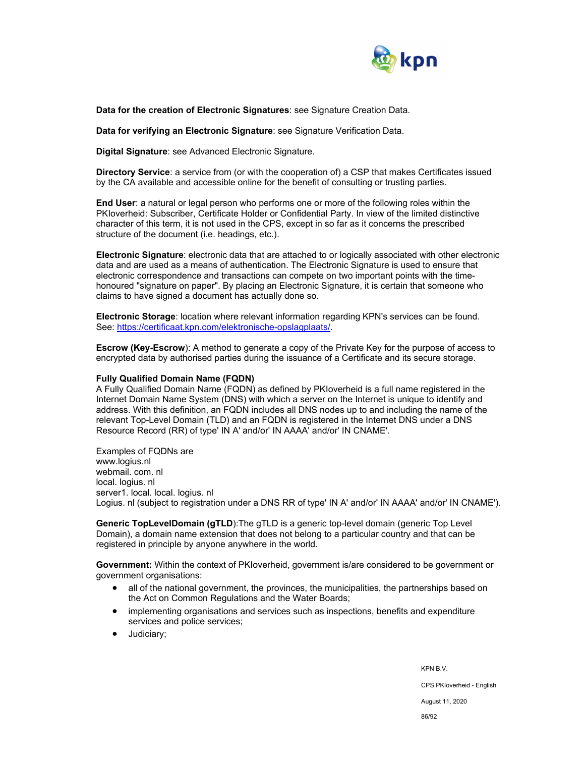**Data for the creation of Electronic Signatures**: see Signature Creation Data.

**Data for verifying an Electronic Signature**: see Signature Verification Data.

**Digital Signature**: see Advanced Electronic Signature.

**Directory Service**: a service from (or with the cooperation of) a CSP that makes Certificates issued by the CA available and accessible online for the benefit of consulting or trusting parties.

**End User**: a natural or legal person who performs one or more of the following roles within the PKIoverheid: Subscriber, Certificate Holder or Confidential Party. In view of the limited distinctive character of this term, it is not used in the CPS, except in so far as it concerns the prescribed structure of the document (i.e. headings, etc.).

**Electronic Signature**: electronic data that are attached to or logically associated with other electronic data and are used as a means of authentication. The Electronic Signature is used to ensure that electronic correspondence and transactions can compete on two important points with the time-honoured "signature on paper". By placing an Electronic Signature, it is certain that someone who claims to have signed a document has actually done so.

**Electronic Storage**: location where relevant information regarding KPN's services can be found. See: [https://certificaat.kpn.com/elektronische-opslagplaats/](https://certificaat.kpn.com/elektronische-opslagplaats/).

**Escrow (Key-Escrow**): A method to generate a copy of the Private Key for the purpose of access to encrypted data by authorised parties during the issuance of a Certificate and its secure storage.

**Fully Qualified Domain Name (FQDN)**
A Fully Qualified Domain Name (FQDN) as defined by PKIoverheid is a full name registered in the Internet Domain Name System (DNS) with which a server on the Internet is unique to identify and address. With this definition, an FQDN includes all DNS nodes up to and including the name of the relevant Top-Level Domain (TLD) and an FQDN is registered in the Internet DNS under a DNS Resource Record (RR) of type' IN A' and/or' IN AAAA' and/or' IN CNAME'.

Examples of FQDNs are
www.logius.nl
webmail. com. nl
local. logius. nl
server1. local. local. logius. nl
Logius. nl (subject to registration under a DNS RR of type' IN A' and/or' IN AAAA' and/or' IN CNAME').

**Generic TopLevelDomain (gTLD**):The gTLD is a generic top-level domain (generic Top Level Domain), a domain name extension that does not belong to a particular country and that can be registered in principle by anyone anywhere in the world.

**Government:** Within the context of PKIoverheid, government is/are considered to be government or government organisations:

- all of the national government, the provinces, the municipalities, the partnerships based on the Act on Common Regulations and the Water Boards;
- implementing organisations and services such as inspections, benefits and expenditure services and police services;
- Judiciary;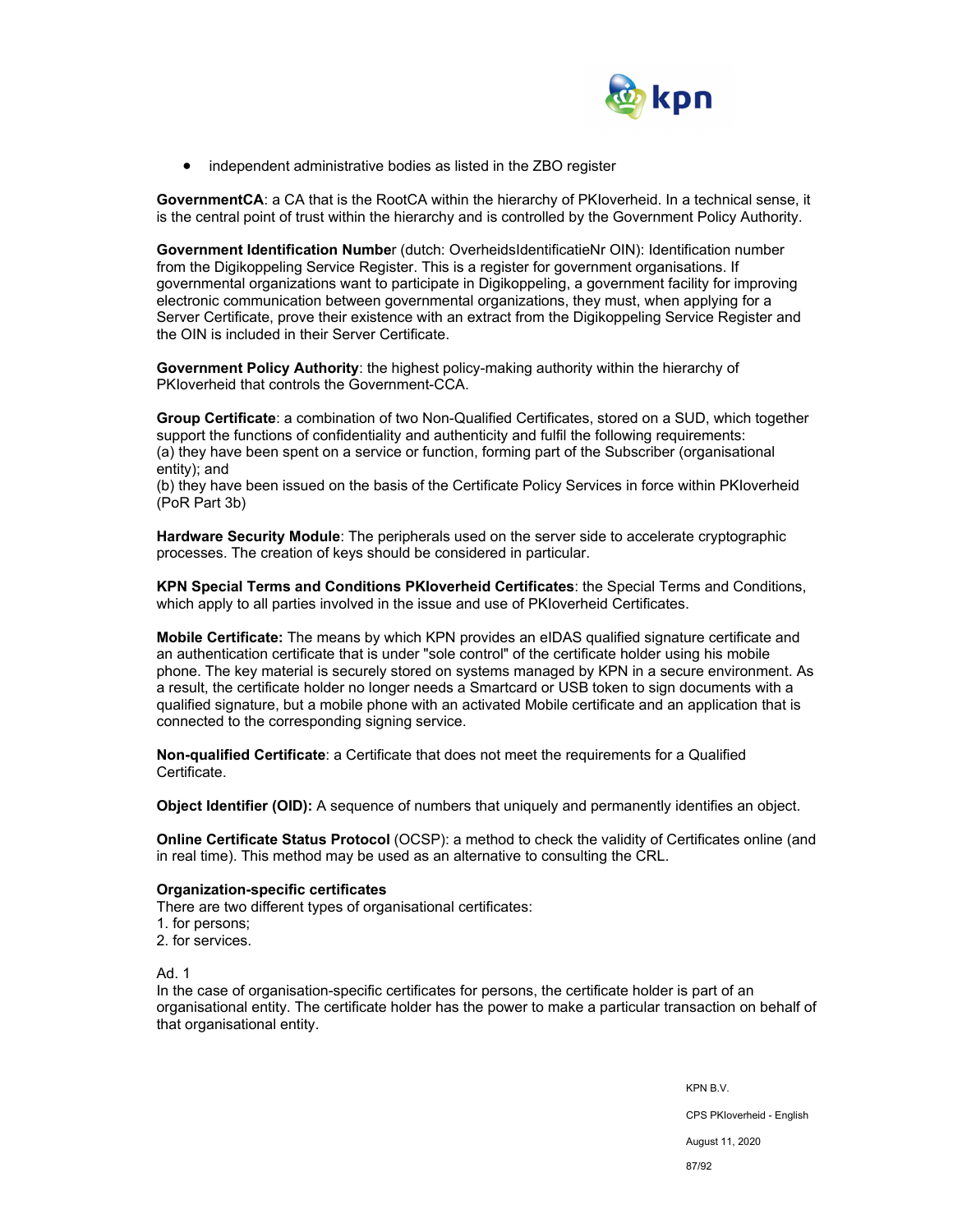- independent administrative bodies as listed in the ZBO register

**GovernmentCA**: a CA that is the RootCA within the hierarchy of PKIoverheid. In a technical sense, it is the central point of trust within the hierarchy and is controlled by the Government Policy Authority.

**Government Identification Numbe**r (dutch: OverheidsIdentificatieNr OIN): Identification number from the Digikoppeling Service Register. This is a register for government organisations. If governmental organizations want to participate in Digikoppeling, a government facility for improving electronic communication between governmental organizations, they must, when applying for a Server Certificate, prove their existence with an extract from the Digikoppeling Service Register and the OIN is included in their Server Certificate.

**Government Policy Authority**: the highest policy-making authority within the hierarchy of PKIoverheid that controls the Government-CCA.

**Group Certificate**: a combination of two Non-Qualified Certificates, stored on a SUD, which together support the functions of confidentiality and authenticity and fulfil the following requirements:
(a) they have been spent on a service or function, forming part of the Subscriber (organisational entity); and
(b) they have been issued on the basis of the Certificate Policy Services in force within PKIoverheid (PoR Part 3b)

**Hardware Security Module**: The peripherals used on the server side to accelerate cryptographic processes. The creation of keys should be considered in particular.

**KPN Special Terms and Conditions PKIoverheid Certificates**: the Special Terms and Conditions, which apply to all parties involved in the issue and use of PKIoverheid Certificates.

**Mobile Certificate:** The means by which KPN provides an eIDAS qualified signature certificate and an authentication certificate that is under "sole control" of the certificate holder using his mobile phone. The key material is securely stored on systems managed by KPN in a secure environment. As a result, the certificate holder no longer needs a Smartcard or USB token to sign documents with a qualified signature, but a mobile phone with an activated Mobile certificate and an application that is connected to the corresponding signing service.

**Non-qualified Certificate**: a Certificate that does not meet the requirements for a Qualified Certificate.

**Object Identifier (OID):** A sequence of numbers that uniquely and permanently identifies an object.

**Online Certificate Status Protocol** (OCSP): a method to check the validity of Certificates online (and in real time). This method may be used as an alternative to consulting the CRL.

**Organization-specific certificates**
There are two different types of organisational certificates:
1. for persons;
2. for services.

Ad. 1
In the case of organisation-specific certificates for persons, the certificate holder is part of an organisational entity. The certificate holder has the power to make a particular transaction on behalf of that organisational entity.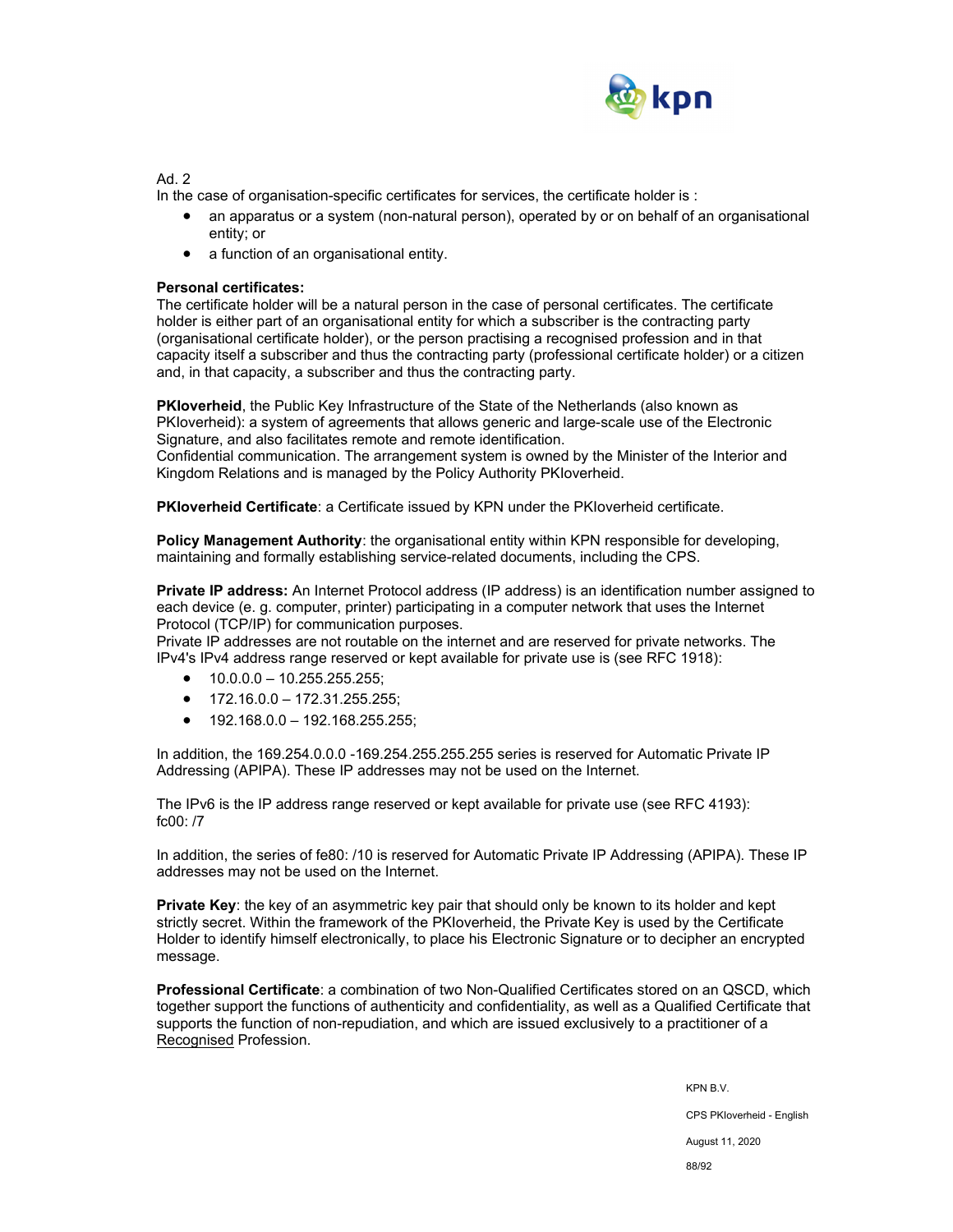Ad. 2

In the case of organisation-specific certificates for services, the certificate holder is :

- an apparatus or a system (non-natural person), operated by or on behalf of an organisational entity; or
- a function of an organisational entity.

**Personal certificates:**

The certificate holder will be a natural person in the case of personal certificates. The certificate holder is either part of an organisational entity for which a subscriber is the contracting party (organisational certificate holder), or the person practising a recognised profession and in that capacity itself a subscriber and thus the contracting party (professional certificate holder) or a citizen and, in that capacity, a subscriber and thus the contracting party.

**PKIoverheid**, the Public Key Infrastructure of the State of the Netherlands (also known as PKIoverheid): a system of agreements that allows generic and large-scale use of the Electronic Signature, and also facilitates remote and remote identification.
Confidential communication. The arrangement system is owned by the Minister of the Interior and Kingdom Relations and is managed by the Policy Authority PKIoverheid.

**PKIoverheid Certificate**: a Certificate issued by KPN under the PKIoverheid certificate.

**Policy Management Authority**: the organisational entity within KPN responsible for developing, maintaining and formally establishing service-related documents, including the CPS.

**Private IP address:** An Internet Protocol address (IP address) is an identification number assigned to each device (e. g. computer, printer) participating in a computer network that uses the Internet Protocol (TCP/IP) for communication purposes.
Private IP addresses are not routable on the internet and are reserved for private networks. The IPv4's IPv4 address range reserved or kept available for private use is (see RFC 1918):

- 10.0.0.0 – 10.255.255.255;
- 172.16.0.0 – 172.31.255.255;
- 192.168.0.0 – 192.168.255.255;

In addition, the 169.254.0.0.0 -169.254.255.255.255 series is reserved for Automatic Private IP Addressing (APIPA). These IP addresses may not be used on the Internet.

The IPv6 is the IP address range reserved or kept available for private use (see RFC 4193): fc00: /7

In addition, the series of fe80: /10 is reserved for Automatic Private IP Addressing (APIPA). These IP addresses may not be used on the Internet.

**Private Key**: the key of an asymmetric key pair that should only be known to its holder and kept strictly secret. Within the framework of the PKIoverheid, the Private Key is used by the Certificate Holder to identify himself electronically, to place his Electronic Signature or to decipher an encrypted message.

**Professional Certificate**: a combination of two Non-Qualified Certificates stored on an QSCD, which together support the functions of authenticity and confidentiality, as well as a Qualified Certificate that supports the function of non-repudiation, and which are issued exclusively to a practitioner of a Recognised Profession.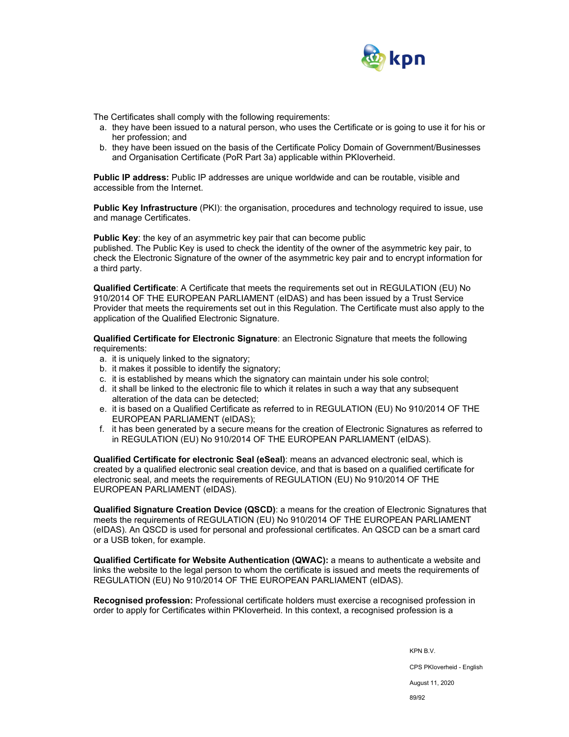The Certificates shall comply with the following requirements:

a. they have been issued to a natural person, who uses the Certificate or is going to use it for his or her profession; and
b. they have been issued on the basis of the Certificate Policy Domain of Government/Businesses and Organisation Certificate (PoR Part 3a) applicable within PKIoverheid.

**Public IP address:** Public IP addresses are unique worldwide and can be routable, visible and accessible from the Internet.

**Public Key Infrastructure** (PKI): the organisation, procedures and technology required to issue, use and manage Certificates.

**Public Key**: the key of an asymmetric key pair that can become public published. The Public Key is used to check the identity of the owner of the asymmetric key pair, to check the Electronic Signature of the owner of the asymmetric key pair and to encrypt information for a third party.

**Qualified Certificate**: A Certificate that meets the requirements set out in REGULATION (EU) No 910/2014 OF THE EUROPEAN PARLIAMENT (eIDAS) and has been issued by a Trust Service Provider that meets the requirements set out in this Regulation. The Certificate must also apply to the application of the Qualified Electronic Signature.

**Qualified Certificate for Electronic Signature**: an Electronic Signature that meets the following requirements:

a. it is uniquely linked to the signatory;
b. it makes it possible to identify the signatory;
c. it is established by means which the signatory can maintain under his sole control;
d. it shall be linked to the electronic file to which it relates in such a way that any subsequent alteration of the data can be detected;
e. it is based on a Qualified Certificate as referred to in REGULATION (EU) No 910/2014 OF THE EUROPEAN PARLIAMENT (eIDAS);
f. it has been generated by a secure means for the creation of Electronic Signatures as referred to in REGULATION (EU) No 910/2014 OF THE EUROPEAN PARLIAMENT (eIDAS).

**Qualified Certificate for electronic Seal (eSeal)**: means an advanced electronic seal, which is created by a qualified electronic seal creation device, and that is based on a qualified certificate for electronic seal, and meets the requirements of REGULATION (EU) No 910/2014 OF THE EUROPEAN PARLIAMENT (eIDAS).

**Qualified Signature Creation Device (QSCD)**: a means for the creation of Electronic Signatures that meets the requirements of REGULATION (EU) No 910/2014 OF THE EUROPEAN PARLIAMENT (eIDAS). An QSCD is used for personal and professional certificates. An QSCD can be a smart card or a USB token, for example.

**Qualified Certificate for Website Authentication (QWAC):** a means to authenticate a website and links the website to the legal person to whom the certificate is issued and meets the requirements of REGULATION (EU) No 910/2014 OF THE EUROPEAN PARLIAMENT (eIDAS).

**Recognised profession:** Professional certificate holders must exercise a recognised profession in order to apply for Certificates within PKIoverheid. In this context, a recognised profession is a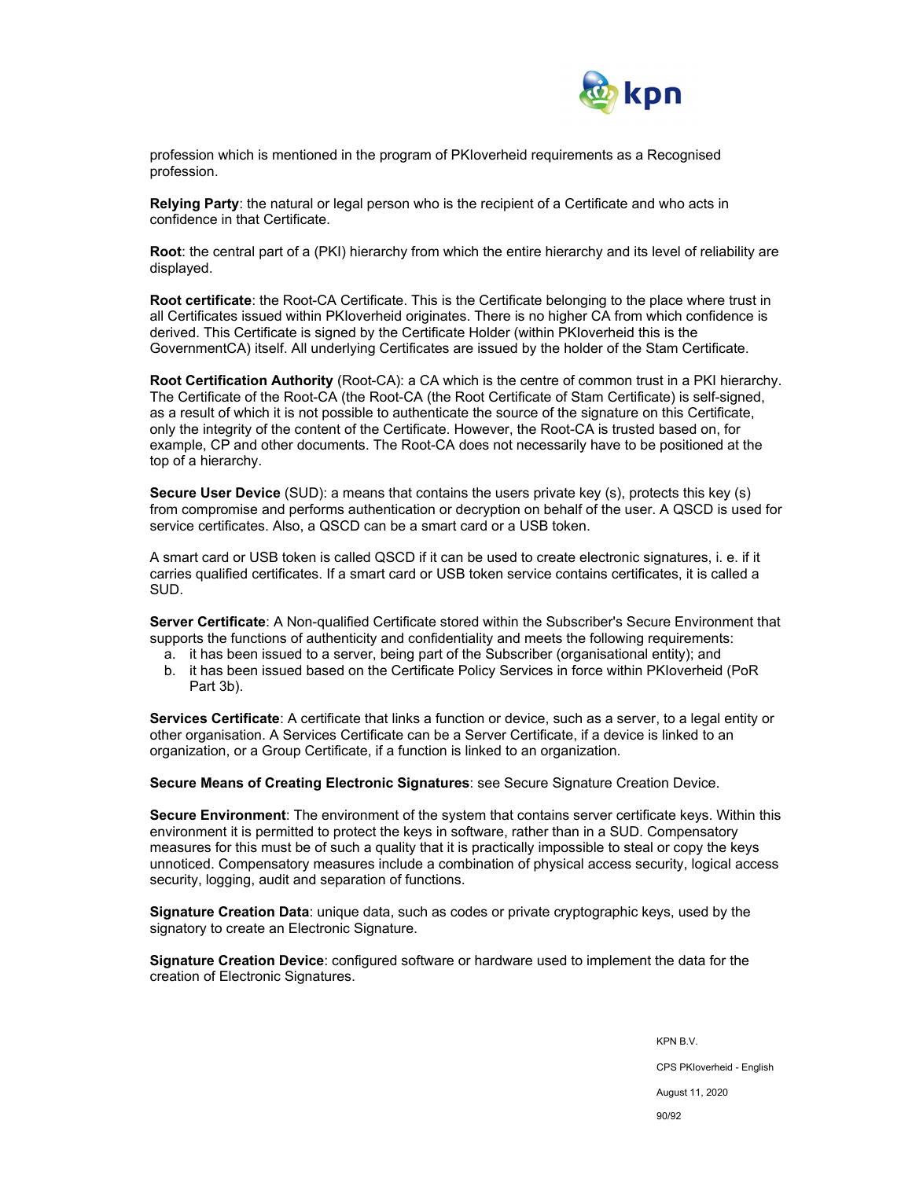profession which is mentioned in the program of PKIoverheid requirements as a Recognised profession.

**Relying Party**: the natural or legal person who is the recipient of a Certificate and who acts in confidence in that Certificate.

**Root**: the central part of a (PKI) hierarchy from which the entire hierarchy and its level of reliability are displayed.

**Root certificate**: the Root-CA Certificate. This is the Certificate belonging to the place where trust in all Certificates issued within PKIoverheid originates. There is no higher CA from which confidence is derived. This Certificate is signed by the Certificate Holder (within PKIoverheid this is the GovernmentCA) itself. All underlying Certificates are issued by the holder of the Stam Certificate.

**Root Certification Authority** (Root-CA): a CA which is the centre of common trust in a PKI hierarchy. The Certificate of the Root-CA (the Root-CA (the Root Certificate of Stam Certificate) is self-signed, as a result of which it is not possible to authenticate the source of the signature on this Certificate, only the integrity of the content of the Certificate. However, the Root-CA is trusted based on, for example, CP and other documents. The Root-CA does not necessarily have to be positioned at the top of a hierarchy.

**Secure User Device** (SUD): a means that contains the users private key (s), protects this key (s) from compromise and performs authentication or decryption on behalf of the user. A QSCD is used for service certificates. Also, a QSCD can be a smart card or a USB token.

A smart card or USB token is called QSCD if it can be used to create electronic signatures, i. e. if it carries qualified certificates. If a smart card or USB token service contains certificates, it is called a SUD.

**Server Certificate**: A Non-qualified Certificate stored within the Subscriber's Secure Environment that supports the functions of authenticity and confidentiality and meets the following requirements:

a. it has been issued to a server, being part of the Subscriber (organisational entity); and
b. it has been issued based on the Certificate Policy Services in force within PKIoverheid (PoR Part 3b).

**Services Certificate**: A certificate that links a function or device, such as a server, to a legal entity or other organisation. A Services Certificate can be a Server Certificate, if a device is linked to an organization, or a Group Certificate, if a function is linked to an organization.

**Secure Means of Creating Electronic Signatures**: see Secure Signature Creation Device.

**Secure Environment**: The environment of the system that contains server certificate keys. Within this environment it is permitted to protect the keys in software, rather than in a SUD. Compensatory measures for this must be of such a quality that it is practically impossible to steal or copy the keys unnoticed. Compensatory measures include a combination of physical access security, logical access security, logging, audit and separation of functions.

**Signature Creation Data**: unique data, such as codes or private cryptographic keys, used by the signatory to create an Electronic Signature.

**Signature Creation Device**: configured software or hardware used to implement the data for the creation of Electronic Signatures.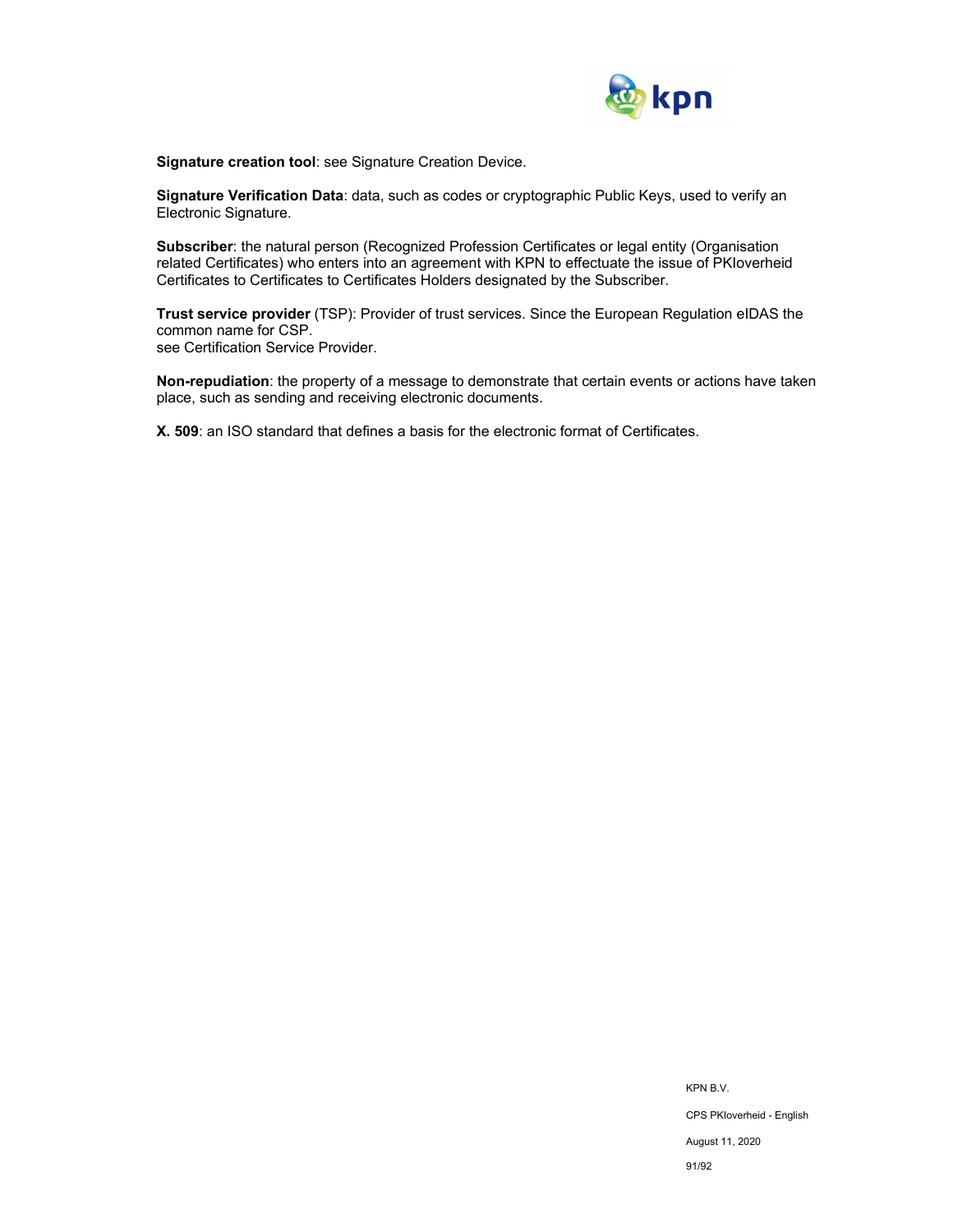**Signature creation tool**: see Signature Creation Device.

**Signature Verification Data**: data, such as codes or cryptographic Public Keys, used to verify an Electronic Signature.

**Subscriber**: the natural person (Recognized Profession Certificates or legal entity (Organisation related Certificates) who enters into an agreement with KPN to effectuate the issue of PKIoverheid Certificates to Certificates to Certificates Holders designated by the Subscriber.

**Trust service provider** (TSP): Provider of trust services. Since the European Regulation eIDAS the common name for CSP.
see Certification Service Provider.

**Non-repudiation**: the property of a message to demonstrate that certain events or actions have taken place, such as sending and receiving electronic documents.

**X. 509**: an ISO standard that defines a basis for the electronic format of Certificates.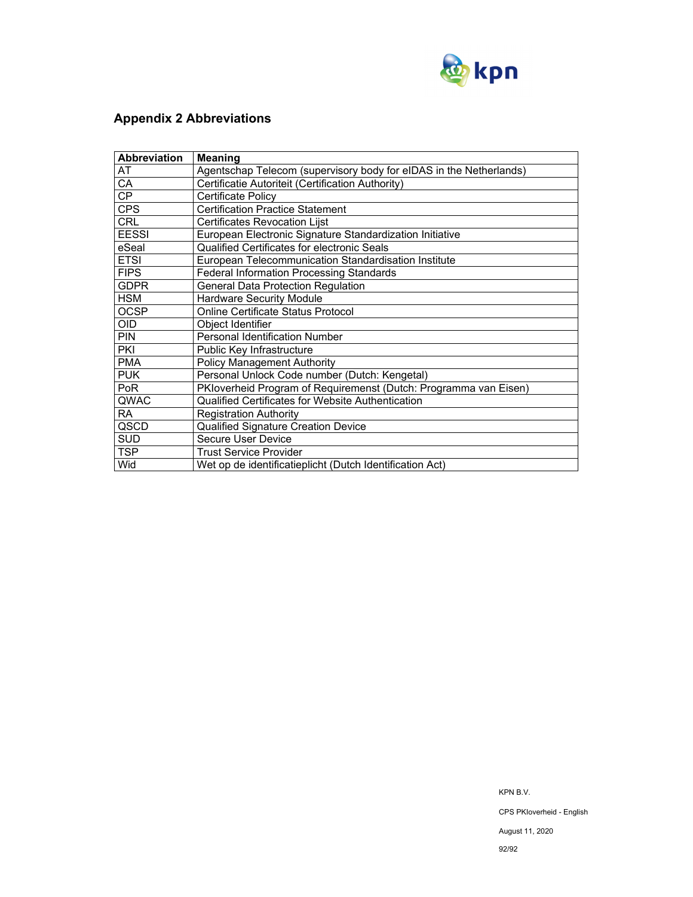## Appendix 2 Abbreviations

| Abbreviation | Meaning |
|---|---|
| AT | Agentschap Telecom (supervisory body for eIDAS in the Netherlands) |
| CA | Certificatie Autoriteit (Certification Authority) |
| CP | Certificate Policy |
| CPS | Certification Practice Statement |
| CRL | Certificates Revocation Lijst |
| EESSI | European Electronic Signature Standardization Initiative |
| eSeal | Qualified Certificates for electronic Seals |
| ETSI | European Telecommunication Standardisation Institute |
| FIPS | Federal Information Processing Standards |
| GDPR | General Data Protection Regulation |
| HSM | Hardware Security Module |
| OCSP | Online Certificate Status Protocol |
| OID | Object Identifier |
| PIN | Personal Identification Number |
| PKI | Public Key Infrastructure |
| PMA | Policy Management Authority |
| PUK | Personal Unlock Code number (Dutch: Kengetal) |
| PoR | PKIoverheid Program of Requiremenst (Dutch: Programma van Eisen) |
| QWAC | Qualified Certificates for Website Authentication |
| RA | Registration Authority |
| QSCD | Qualified Signature Creation Device |
| SUD | Secure User Device |
| TSP | Trust Service Provider |
| Wid | Wet op de identificatieplicht (Dutch Identification Act) |